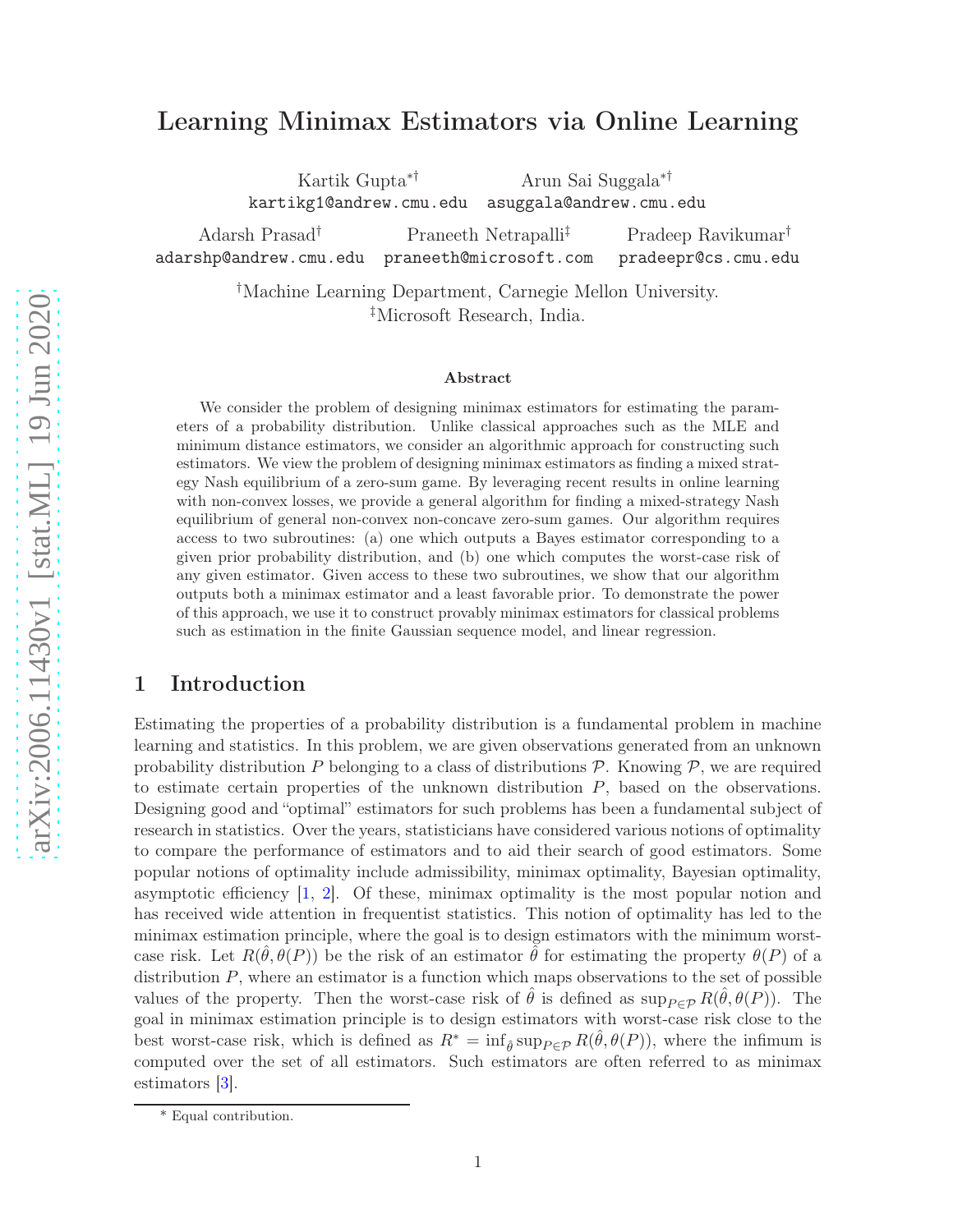# Learning Minimax Estimators via Online Learning

Kartik Gupta*† (kartikg1@andrew.cmu.edu)
Arun Sai Suggala*† (asuggala@andrew.cmu.edu)

Adarsh Prasad† (adarshp@andrew.cmu.edu)
Praneeth Netrapalli‡ (praneeth@microsoft.com)
Pradeep Ravikumar† (pradeepr@cs.cmu.edu)

†Machine Learning Department, Carnegie Mellon University.
‡Microsoft Research, India.

### Abstract

We consider the problem of designing minimax estimators for estimating the parameters of a probability distribution. Unlike classical approaches such as the MLE and minimum distance estimators, we consider an algorithmic approach for constructing such estimators. We view the problem of designing minimax estimators as finding a mixed strategy Nash equilibrium of a zero-sum game. By leveraging recent results in online learning with non-convex losses, we provide a general algorithm for finding a mixed-strategy Nash equilibrium of general non-convex non-concave zero-sum games. Our algorithm requires access to two subroutines: (a) one which outputs a Bayes estimator corresponding to a given prior probability distribution, and (b) one which computes the worst-case risk of any given estimator. Given access to these two subroutines, we show that our algorithm outputs both a minimax estimator and a least favorable prior. To demonstrate the power of this approach, we use it to construct provably minimax estimators for classical problems such as estimation in the finite Gaussian sequence model, and linear regression.

## 1 Introduction

Estimating the properties of a probability distribution is a fundamental problem in machine learning and statistics. In this problem, we are given observations generated from an unknown probability distribution $P$ belonging to a class of distributions $\mathcal{P}$. Knowing $\mathcal{P}$, we are required to estimate certain properties of the unknown distribution $P$, based on the observations. Designing good and "optimal" estimators for such problems has been a fundamental subject of research in statistics. Over the years, statisticians have considered various notions of optimality to compare the performance of estimators and to aid their search of good estimators. Some popular notions of optimality include admissibility, minimax optimality, Bayesian optimality, asymptotic efficiency [1, 2]. Of these, minimax optimality is the most popular notion and has received wide attention in frequentist statistics. This notion of optimality has led to the minimax estimation principle, where the goal is to design estimators with the minimum worst-case risk. Let $R(\hat{\theta}, \theta(P))$ be the risk of an estimator $\hat{\theta}$ for estimating the property $\theta(P)$ of a distribution $P$, where an estimator is a function which maps observations to the set of possible values of the property. Then the worst-case risk of $\hat{\theta}$ is defined as $\sup_{P\in\mathcal{P}} R(\hat{\theta}, \theta(P))$. The goal in minimax estimation principle is to design estimators with worst-case risk close to the best worst-case risk, which is defined as $R^* = \inf_{\hat{\theta}} \sup_{P\in\mathcal{P}} R(\hat{\theta}, \theta(P))$, where the infimum is computed over the set of all estimators. Such estimators are often referred to as minimax estimators [3].

* Equal contribution.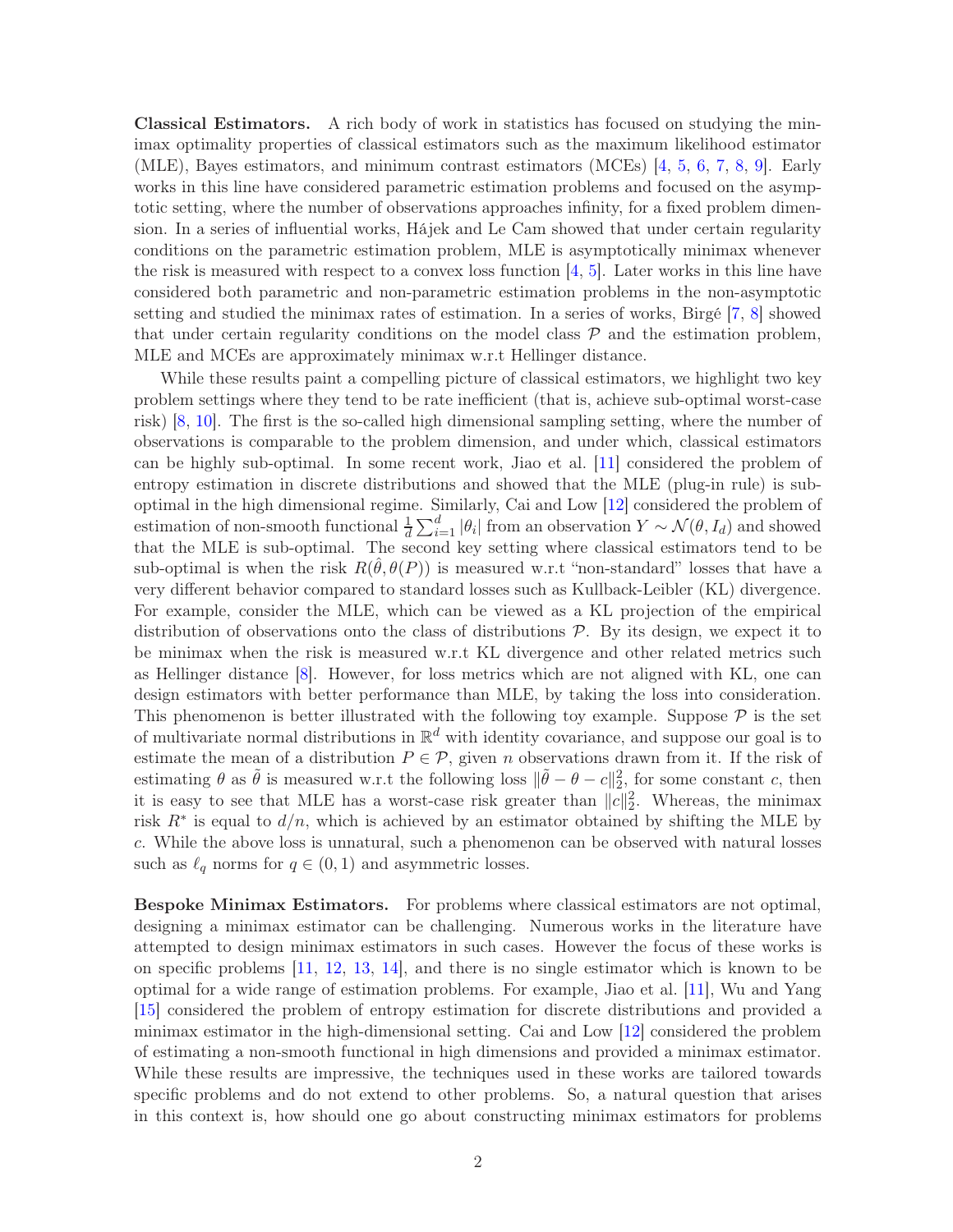**Classical Estimators.** A rich body of work in statistics has focused on studying the minimax optimality properties of classical estimators such as the maximum likelihood estimator (MLE), Bayes estimators, and minimum contrast estimators (MCEs) [4, 5, 6, 7, 8, 9]. Early works in this line have considered parametric estimation problems and focused on the asymptotic setting, where the number of observations approaches infinity, for a fixed problem dimension. In a series of influential works, Hájek and Le Cam showed that under certain regularity conditions on the parametric estimation problem, MLE is asymptotically minimax whenever the risk is measured with respect to a convex loss function [4, 5]. Later works in this line have considered both parametric and non-parametric estimation problems in the non-asymptotic setting and studied the minimax rates of estimation. In a series of works, Birgé [7, 8] showed that under certain regularity conditions on the model class $\mathcal{P}$ and the estimation problem, MLE and MCEs are approximately minimax w.r.t Hellinger distance.

While these results paint a compelling picture of classical estimators, we highlight two key problem settings where they tend to be rate inefficient (that is, achieve sub-optimal worst-case risk) [8, 10]. The first is the so-called high dimensional sampling setting, where the number of observations is comparable to the problem dimension, and under which, classical estimators can be highly sub-optimal. In some recent work, Jiao et al. [11] considered the problem of entropy estimation in discrete distributions and showed that the MLE (plug-in rule) is sub-optimal in the high dimensional regime. Similarly, Cai and Low [12] considered the problem of estimation of non-smooth functional $\frac{1}{d}\sum_{i=1}^{d}|\theta_i|$ from an observation $Y \sim \mathcal{N}(\theta, I_d)$ and showed that the MLE is sub-optimal. The second key setting where classical estimators tend to be sub-optimal is when the risk $R(\hat{\theta}, \theta(P))$ is measured w.r.t "non-standard" losses that have a very different behavior compared to standard losses such as Kullback-Leibler (KL) divergence. For example, consider the MLE, which can be viewed as a KL projection of the empirical distribution of observations onto the class of distributions $\mathcal{P}$. By its design, we expect it to be minimax when the risk is measured w.r.t KL divergence and other related metrics such as Hellinger distance [8]. However, for loss metrics which are not aligned with KL, one can design estimators with better performance than MLE, by taking the loss into consideration. This phenomenon is better illustrated with the following toy example. Suppose $\mathcal{P}$ is the set of multivariate normal distributions in $\mathbb{R}^d$ with identity covariance, and suppose our goal is to estimate the mean of a distribution $P \in \mathcal{P}$, given $n$ observations drawn from it. If the risk of estimating $\theta$ as $\tilde{\theta}$ is measured w.r.t the following loss $\|\tilde{\theta} - \theta - c\|_2^2$, for some constant $c$, then it is easy to see that MLE has a worst-case risk greater than $\|c\|_2^2$. Whereas, the minimax risk $R^*$ is equal to $d/n$, which is achieved by an estimator obtained by shifting the MLE by $c$. While the above loss is unnatural, such a phenomenon can be observed with natural losses such as $\ell_q$ norms for $q \in (0, 1)$ and asymmetric losses.

**Bespoke Minimax Estimators.** For problems where classical estimators are not optimal, designing a minimax estimator can be challenging. Numerous works in the literature have attempted to design minimax estimators in such cases. However the focus of these works is on specific problems [11, 12, 13, 14], and there is no single estimator which is known to be optimal for a wide range of estimation problems. For example, Jiao et al. [11], Wu and Yang [15] considered the problem of entropy estimation for discrete distributions and provided a minimax estimator in the high-dimensional setting. Cai and Low [12] considered the problem of estimating a non-smooth functional in high dimensions and provided a minimax estimator. While these results are impressive, the techniques used in these works are tailored towards specific problems and do not extend to other problems. So, a natural question that arises in this context is, how should one go about constructing minimax estimators for problems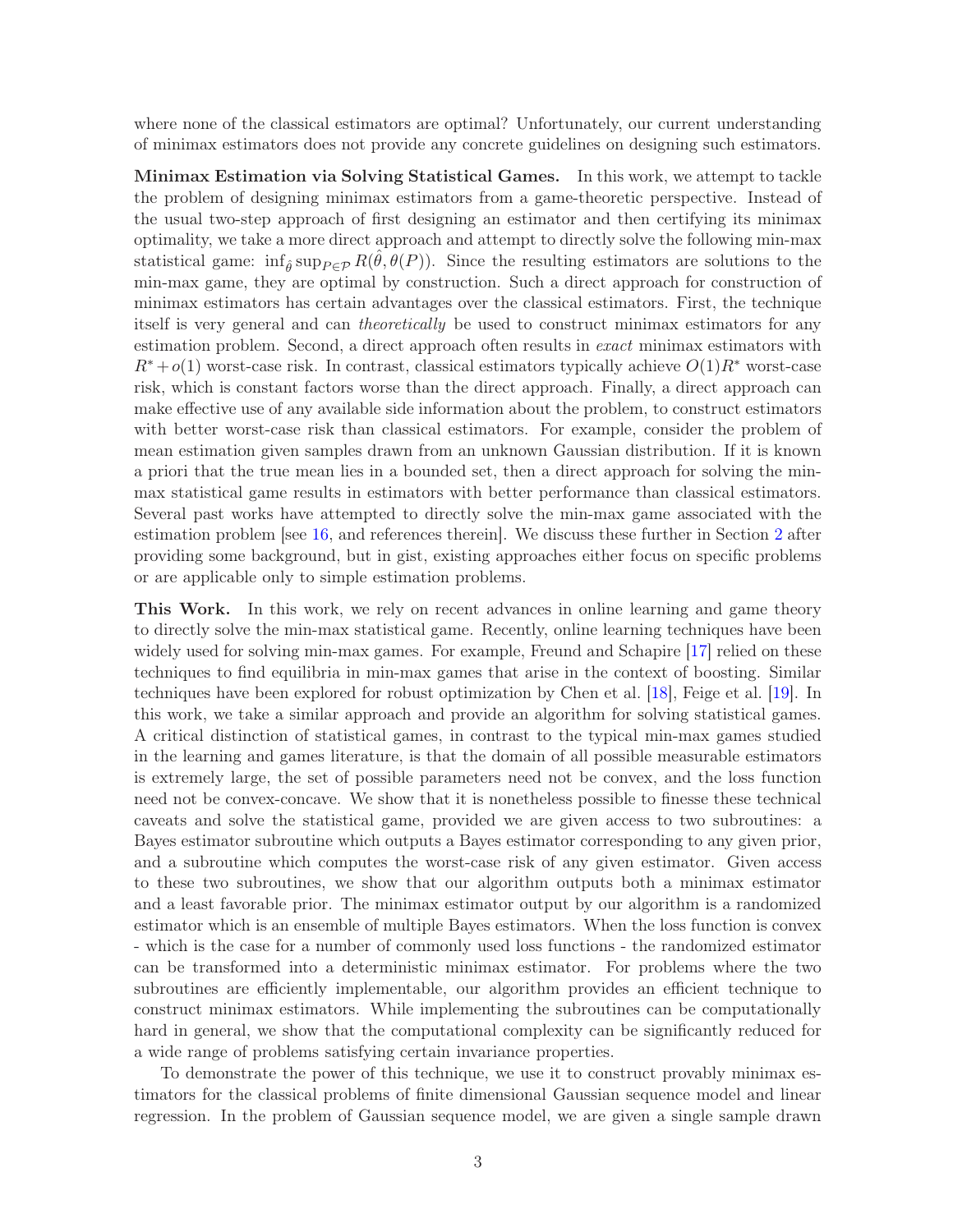where none of the classical estimators are optimal? Unfortunately, our current understanding of minimax estimators does not provide any concrete guidelines on designing such estimators.

**Minimax Estimation via Solving Statistical Games.** In this work, we attempt to tackle the problem of designing minimax estimators from a game-theoretic perspective. Instead of the usual two-step approach of first designing an estimator and then certifying its minimax optimality, we take a more direct approach and attempt to directly solve the following min-max statistical game: $\inf_{\hat{\theta}} \sup_{P \in \mathcal{P}} R(\hat{\theta}, \theta(P))$. Since the resulting estimators are solutions to the min-max game, they are optimal by construction. Such a direct approach for construction of minimax estimators has certain advantages over the classical estimators. First, the technique itself is very general and can *theoretically* be used to construct minimax estimators for any estimation problem. Second, a direct approach often results in *exact* minimax estimators with $R^* + o(1)$ worst-case risk. In contrast, classical estimators typically achieve $O(1)R^*$ worst-case risk, which is constant factors worse than the direct approach. Finally, a direct approach can make effective use of any available side information about the problem, to construct estimators with better worst-case risk than classical estimators. For example, consider the problem of mean estimation given samples drawn from an unknown Gaussian distribution. If it is known a priori that the true mean lies in a bounded set, then a direct approach for solving the min-max statistical game results in estimators with better performance than classical estimators. Several past works have attempted to directly solve the min-max game associated with the estimation problem [see 16, and references therein]. We discuss these further in Section 2 after providing some background, but in gist, existing approaches either focus on specific problems or are applicable only to simple estimation problems.

**This Work.** In this work, we rely on recent advances in online learning and game theory to directly solve the min-max statistical game. Recently, online learning techniques have been widely used for solving min-max games. For example, Freund and Schapire [17] relied on these techniques to find equilibria in min-max games that arise in the context of boosting. Similar techniques have been explored for robust optimization by Chen et al. [18], Feige et al. [19]. In this work, we take a similar approach and provide an algorithm for solving statistical games. A critical distinction of statistical games, in contrast to the typical min-max games studied in the learning and games literature, is that the domain of all possible measurable estimators is extremely large, the set of possible parameters need not be convex, and the loss function need not be convex-concave. We show that it is nonetheless possible to finesse these technical caveats and solve the statistical game, provided we are given access to two subroutines: a Bayes estimator subroutine which outputs a Bayes estimator corresponding to any given prior, and a subroutine which computes the worst-case risk of any given estimator. Given access to these two subroutines, we show that our algorithm outputs both a minimax estimator and a least favorable prior. The minimax estimator output by our algorithm is a randomized estimator which is an ensemble of multiple Bayes estimators. When the loss function is convex - which is the case for a number of commonly used loss functions - the randomized estimator can be transformed into a deterministic minimax estimator. For problems where the two subroutines are efficiently implementable, our algorithm provides an efficient technique to construct minimax estimators. While implementing the subroutines can be computationally hard in general, we show that the computational complexity can be significantly reduced for a wide range of problems satisfying certain invariance properties.

To demonstrate the power of this technique, we use it to construct provably minimax estimators for the classical problems of finite dimensional Gaussian sequence model and linear regression. In the problem of Gaussian sequence model, we are given a single sample drawn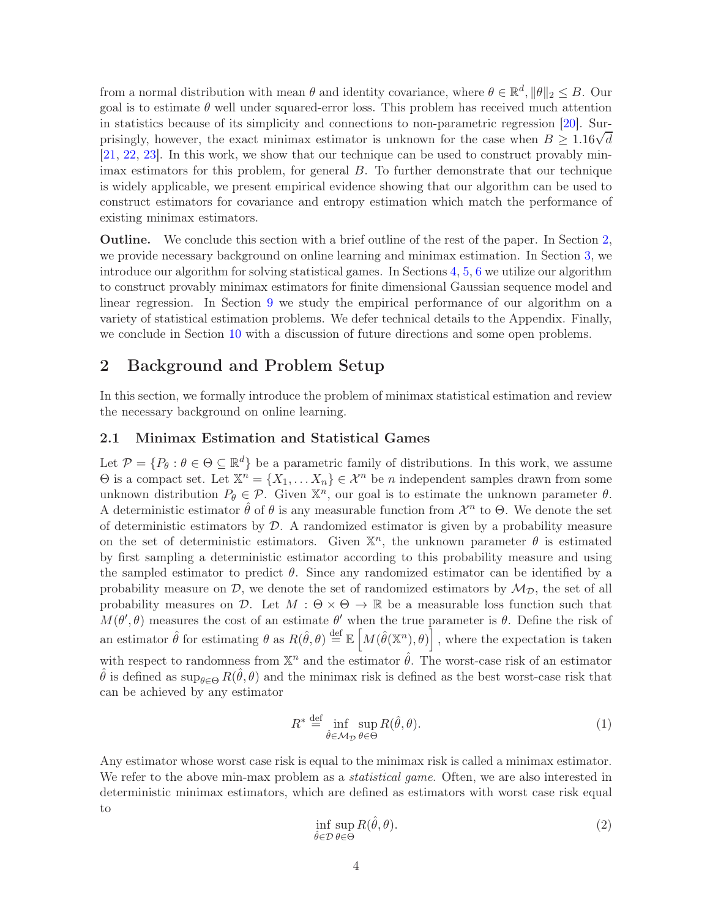from a normal distribution with mean $\theta$ and identity covariance, where $\theta \in \mathbb{R}^d, \|\theta\|_2 \leq B$. Our goal is to estimate $\theta$ well under squared-error loss. This problem has received much attention in statistics because of its simplicity and connections to non-parametric regression [20]. Surprisingly, however, the exact minimax estimator is unknown for the case when $B \geq 1.16\sqrt{d}$ [21, 22, 23]. In this work, we show that our technique can be used to construct provably minimax estimators for this problem, for general $B$. To further demonstrate that our technique is widely applicable, we present empirical evidence showing that our algorithm can be used to construct estimators for covariance and entropy estimation which match the performance of existing minimax estimators.

**Outline.** We conclude this section with a brief outline of the rest of the paper. In Section 2, we provide necessary background on online learning and minimax estimation. In Section 3, we introduce our algorithm for solving statistical games. In Sections 4, 5, 6 we utilize our algorithm to construct provably minimax estimators for finite dimensional Gaussian sequence model and linear regression. In Section 9 we study the empirical performance of our algorithm on a variety of statistical estimation problems. We defer technical details to the Appendix. Finally, we conclude in Section 10 with a discussion of future directions and some open problems.

## 2 Background and Problem Setup

In this section, we formally introduce the problem of minimax statistical estimation and review the necessary background on online learning.

### 2.1 Minimax Estimation and Statistical Games

Let $\mathcal{P} = \{P_\theta : \theta \in \Theta \subseteq \mathbb{R}^d\}$ be a parametric family of distributions. In this work, we assume $\Theta$ is a compact set. Let $\mathbb{X}^n = \{X_1, \dots X_n\} \in \mathcal{X}^n$ be $n$ independent samples drawn from some unknown distribution $P_\theta \in \mathcal{P}$. Given $\mathbb{X}^n$, our goal is to estimate the unknown parameter $\theta$. A deterministic estimator $\hat{\theta}$ of $\theta$ is any measurable function from $\mathcal{X}^n$ to $\Theta$. We denote the set of deterministic estimators by $\mathcal{D}$. A randomized estimator is given by a probability measure on the set of deterministic estimators. Given $\mathbb{X}^n$, the unknown parameter $\theta$ is estimated by first sampling a deterministic estimator according to this probability measure and using the sampled estimator to predict $\theta$. Since any randomized estimator can be identified by a probability measure on $\mathcal{D}$, we denote the set of randomized estimators by $\mathcal{M}_{\mathcal{D}}$, the set of all probability measures on $\mathcal{D}$. Let $M : \Theta \times \Theta \to \mathbb{R}$ be a measurable loss function such that $M(\theta', \theta)$ measures the cost of an estimate $\theta'$ when the true parameter is $\theta$. Define the risk of an estimator $\hat{\theta}$ for estimating $\theta$ as $R(\hat{\theta}, \theta) \stackrel{\text{def}}{=} \mathbb{E}\left[M(\hat{\theta}(\mathbb{X}^n), \theta)\right]$, where the expectation is taken with respect to randomness from $\mathbb{X}^n$ and the estimator $\hat{\theta}$. The worst-case risk of an estimator $\hat{\theta}$ is defined as $\sup_{\theta \in \Theta} R(\hat{\theta}, \theta)$ and the minimax risk is defined as the best worst-case risk that can be achieved by any estimator

$$R^* \stackrel{\text{def}}{=} \inf_{\hat{\theta} \in \mathcal{M}_{\mathcal{D}}} \sup_{\theta \in \Theta} R(\hat{\theta}, \theta). \tag{1}$$

Any estimator whose worst case risk is equal to the minimax risk is called a minimax estimator. We refer to the above min-max problem as a *statistical game*. Often, we are also interested in deterministic minimax estimators, which are defined as estimators with worst case risk equal to

$$\inf_{\hat{\theta} \in \mathcal{D}} \sup_{\theta \in \Theta} R(\hat{\theta}, \theta). \tag{2}$$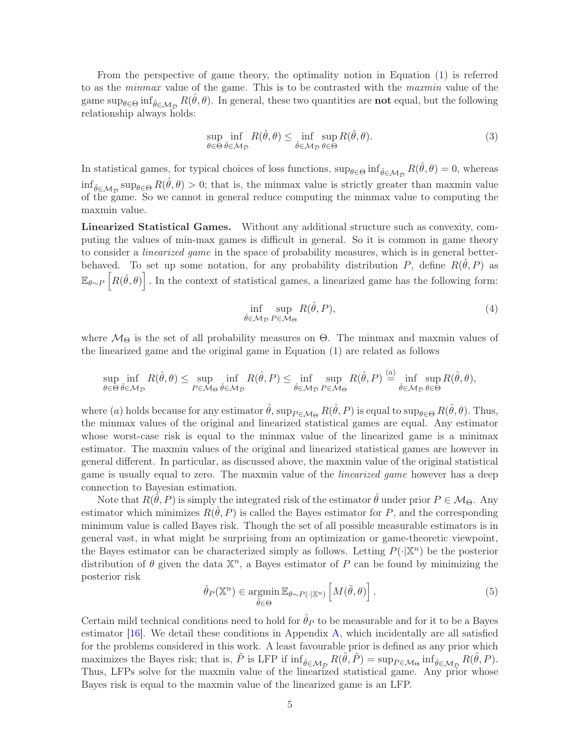From the perspective of game theory, the optimality notion in Equation (1) is referred to as the *minmax* value of the game. This is to be contrasted with the *maxmin* value of the game $\sup_{\theta\in\Theta}\inf_{\hat{\theta}\in\mathcal{M}_\mathcal{D}} R(\hat{\theta},\theta)$. In general, these two quantities are **not** equal, but the following relationship always holds:

$$\sup_{\theta\in\Theta}\inf_{\hat{\theta}\in\mathcal{M}_\mathcal{D}} R(\hat{\theta},\theta) \leq \inf_{\hat{\theta}\in\mathcal{M}_\mathcal{D}}\sup_{\theta\in\Theta} R(\hat{\theta},\theta). \tag{3}$$

In statistical games, for typical choices of loss functions, $\sup_{\theta\in\Theta}\inf_{\hat{\theta}\in\mathcal{M}_\mathcal{D}} R(\hat{\theta},\theta) = 0$, whereas $\inf_{\hat{\theta}\in\mathcal{M}_\mathcal{D}}\sup_{\theta\in\Theta} R(\hat{\theta},\theta) > 0$; that is, the minmax value is strictly greater than maxmin value of the game. So we cannot in general reduce computing the minmax value to computing the maxmin value.

**Linearized Statistical Games.** Without any additional structure such as convexity, computing the values of min-max games is difficult in general. So it is common in game theory to consider a *linearized game* in the space of probability measures, which is in general better-behaved. To set up some notation, for any probability distribution $P$, define $R(\hat{\theta},P)$ as $\mathbb{E}_{\theta\sim P}\left[R(\hat{\theta},\theta)\right]$. In the context of statistical games, a linearized game has the following form:

$$\inf_{\hat{\theta}\in\mathcal{M}_\mathcal{D}}\sup_{P\in\mathcal{M}_\Theta} R(\hat{\theta},P), \tag{4}$$

where $\mathcal{M}_\Theta$ is the set of all probability measures on $\Theta$. The minmax and maxmin values of the linearized game and the original game in Equation (1) are related as follows

$$\sup_{\theta\in\Theta}\inf_{\hat{\theta}\in\mathcal{M}_\mathcal{D}} R(\hat{\theta},\theta) \leq \sup_{P\in\mathcal{M}_\Theta}\inf_{\hat{\theta}\in\mathcal{M}_\mathcal{D}} R(\hat{\theta},P) \leq \inf_{\hat{\theta}\in\mathcal{M}_\mathcal{D}}\sup_{P\in\mathcal{M}_\Theta} R(\hat{\theta},P) \stackrel{(a)}{=} \inf_{\hat{\theta}\in\mathcal{M}_\mathcal{D}}\sup_{\theta\in\Theta} R(\hat{\theta},\theta),$$

where $(a)$ holds because for any estimator $\hat{\theta}$, $\sup_{P\in\mathcal{M}_\Theta} R(\hat{\theta},P)$ is equal to $\sup_{\theta\in\Theta} R(\hat{\theta},\theta)$. Thus, the minmax values of the original and linearized statistical games are equal. Any estimator whose worst-case risk is equal to the minmax value of the linearized game is a minimax estimator. The maxmin values of the original and linearized statistical games are however in general different. In particular, as discussed above, the maxmin value of the original statistical game is usually equal to zero. The maxmin value of the *linearized game* however has a deep connection to Bayesian estimation.

Note that $R(\hat{\theta},P)$ is simply the integrated risk of the estimator $\hat{\theta}$ under prior $P\in\mathcal{M}_\Theta$. Any estimator which minimizes $R(\hat{\theta},P)$ is called the Bayes estimator for $P$, and the corresponding minimum value is called Bayes risk. Though the set of all possible measurable estimators is in general vast, in what might be surprising from an optimization or game-theoretic viewpoint, the Bayes estimator can be characterized simply as follows. Letting $P(\cdot|\mathbb{X}^n)$ be the posterior distribution of $\theta$ given the data $\mathbb{X}^n$, a Bayes estimator of $P$ can be found by minimizing the posterior risk

$$\hat{\theta}_P(\mathbb{X}^n) \in \operatorname*{argmin}_{\tilde{\theta}\in\Theta} \mathbb{E}_{\theta\sim P(\cdot|\mathbb{X}^n)}\left[M(\tilde{\theta},\theta)\right]. \tag{5}$$

Certain mild technical conditions need to hold for $\hat{\theta}_P$ to be measurable and for it to be a Bayes estimator [16]. We detail these conditions in Appendix A, which incidentally are all satisfied for the problems considered in this work. A least favourable prior is defined as any prior which maximizes the Bayes risk; that is, $\tilde{P}$ is LFP if $\inf_{\hat{\theta}\in\mathcal{M}_\mathcal{D}} R(\hat{\theta},\tilde{P}) = \sup_{P\in\mathcal{M}_\Theta}\inf_{\hat{\theta}\in\mathcal{M}_\mathcal{D}} R(\hat{\theta},P)$. Thus, LFPs solve for the maxmin value of the linearized statistical game. Any prior whose Bayes risk is equal to the maxmin value of the linearized game is an LFP.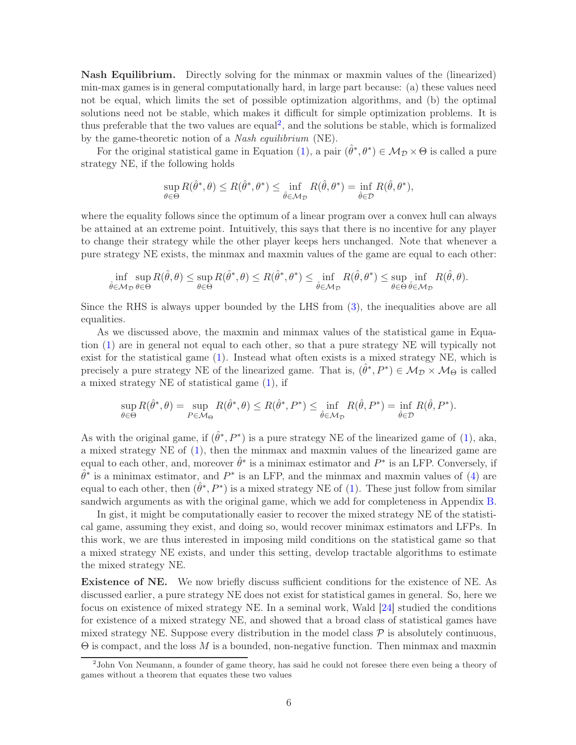**Nash Equilibrium.** Directly solving for the minmax or maxmin values of the (linearized) min-max games is in general computationally hard, in large part because: (a) these values need not be equal, which limits the set of possible optimization algorithms, and (b) the optimal solutions need not be stable, which makes it difficult for simple optimization problems. It is thus preferable that the two values are equal[2], and the solutions be stable, which is formalized by the game-theoretic notion of a *Nash equilibrium* (NE).

For the original statistical game in Equation (1), a pair $(\hat{\theta}^*, \theta^*) \in \mathcal{M}_{\mathcal{D}} \times \Theta$ is called a pure strategy NE, if the following holds

$$\sup_{\theta \in \Theta} R(\hat{\theta}^*, \theta) \leq R(\hat{\theta}^*, \theta^*) \leq \inf_{\hat{\theta} \in \mathcal{M}_{\mathcal{D}}} R(\hat{\theta}, \theta^*) = \inf_{\hat{\theta} \in \mathcal{D}} R(\hat{\theta}, \theta^*),$$

where the equality follows since the optimum of a linear program over a convex hull can always be attained at an extreme point. Intuitively, this says that there is no incentive for any player to change their strategy while the other player keeps hers unchanged. Note that whenever a pure strategy NE exists, the minmax and maxmin values of the game are equal to each other:

$$\inf_{\hat{\theta} \in \mathcal{M}_{\mathcal{D}}} \sup_{\theta \in \Theta} R(\hat{\theta}, \theta) \leq \sup_{\theta \in \Theta} R(\hat{\theta}^*, \theta) \leq R(\hat{\theta}^*, \theta^*) \leq \inf_{\hat{\theta} \in \mathcal{M}_{\mathcal{D}}} R(\hat{\theta}, \theta^*) \leq \sup_{\theta \in \Theta} \inf_{\hat{\theta} \in \mathcal{M}_{\mathcal{D}}} R(\hat{\theta}, \theta).$$

Since the RHS is always upper bounded by the LHS from (3), the inequalities above are all equalities.

As we discussed above, the maxmin and minmax values of the statistical game in Equation (1) are in general not equal to each other, so that a pure strategy NE will typically not exist for the statistical game (1). Instead what often exists is a mixed strategy NE, which is precisely a pure strategy NE of the linearized game. That is, $(\hat{\theta}^*, P^*) \in \mathcal{M}_{\mathcal{D}} \times \mathcal{M}_{\Theta}$ is called a mixed strategy NE of statistical game (1), if

$$\sup_{\theta \in \Theta} R(\hat{\theta}^*, \theta) = \sup_{P \in \mathcal{M}_{\Theta}} R(\hat{\theta}^*, \theta) \leq R(\hat{\theta}^*, P^*) \leq \inf_{\hat{\theta} \in \mathcal{M}_{\mathcal{D}}} R(\hat{\theta}, P^*) = \inf_{\hat{\theta} \in \mathcal{D}} R(\hat{\theta}, P^*).$$

As with the original game, if $(\hat{\theta}^*, P^*)$ is a pure strategy NE of the linearized game of (1), aka, a mixed strategy NE of (1), then the minmax and maxmin values of the linearized game are equal to each other, and, moreover $\hat{\theta}^*$ is a minimax estimator and $P^*$ is an LFP. Conversely, if $\hat{\theta}^*$ is a minimax estimator, and $P^*$ is an LFP, and the minmax and maxmin values of (4) are equal to each other, then $(\hat{\theta}^*, P^*)$ is a mixed strategy NE of (1). These just follow from similar sandwich arguments as with the original game, which we add for completeness in Appendix B.

In gist, it might be computationally easier to recover the mixed strategy NE of the statistical game, assuming they exist, and doing so, would recover minimax estimators and LFPs. In this work, we are thus interested in imposing mild conditions on the statistical game so that a mixed strategy NE exists, and under this setting, develop tractable algorithms to estimate the mixed strategy NE.

**Existence of NE.** We now briefly discuss sufficient conditions for the existence of NE. As discussed earlier, a pure strategy NE does not exist for statistical games in general. So, here we focus on existence of mixed strategy NE. In a seminal work, Wald [24] studied the conditions for existence of a mixed strategy NE, and showed that a broad class of statistical games have mixed strategy NE. Suppose every distribution in the model class $\mathcal{P}$ is absolutely continuous, $\Theta$ is compact, and the loss $M$ is a bounded, non-negative function. Then minmax and maxmin

[2] John Von Neumann, a founder of game theory, has said he could not foresee there even being a theory of games without a theorem that equates these two values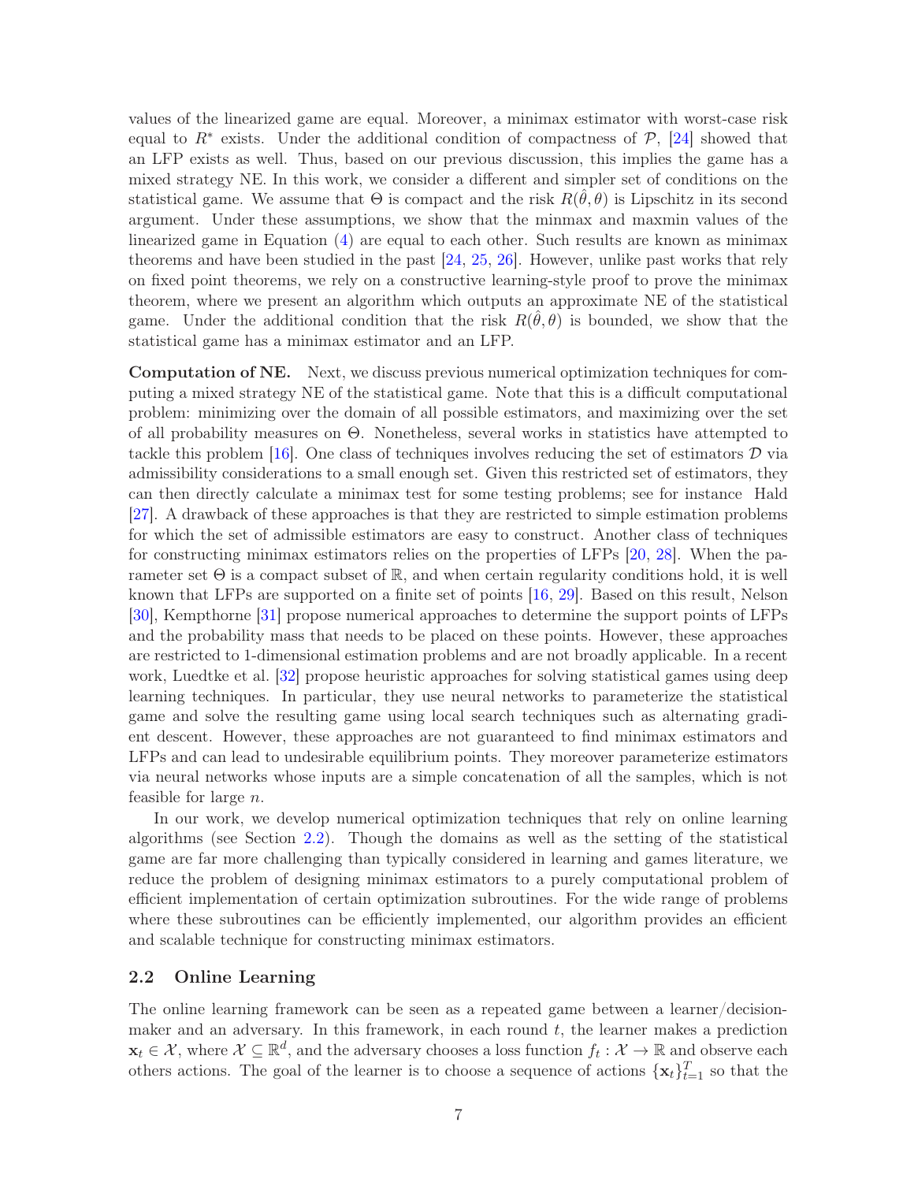values of the linearized game are equal. Moreover, a minimax estimator with worst-case risk equal to $R^*$ exists. Under the additional condition of compactness of $\mathcal{P}$, [24] showed that an LFP exists as well. Thus, based on our previous discussion, this implies the game has a mixed strategy NE. In this work, we consider a different and simpler set of conditions on the statistical game. We assume that $\Theta$ is compact and the risk $R(\hat{\theta}, \theta)$ is Lipschitz in its second argument. Under these assumptions, we show that the minmax and maxmin values of the linearized game in Equation (4) are equal to each other. Such results are known as minimax theorems and have been studied in the past [24, 25, 26]. However, unlike past works that rely on fixed point theorems, we rely on a constructive learning-style proof to prove the minimax theorem, where we present an algorithm which outputs an approximate NE of the statistical game. Under the additional condition that the risk $R(\hat{\theta}, \theta)$ is bounded, we show that the statistical game has a minimax estimator and an LFP.

**Computation of NE.** Next, we discuss previous numerical optimization techniques for computing a mixed strategy NE of the statistical game. Note that this is a difficult computational problem: minimizing over the domain of all possible estimators, and maximizing over the set of all probability measures on $\Theta$. Nonetheless, several works in statistics have attempted to tackle this problem [16]. One class of techniques involves reducing the set of estimators $\mathcal{D}$ via admissibility considerations to a small enough set. Given this restricted set of estimators, they can then directly calculate a minimax test for some testing problems; see for instance Hald [27]. A drawback of these approaches is that they are restricted to simple estimation problems for which the set of admissible estimators are easy to construct. Another class of techniques for constructing minimax estimators relies on the properties of LFPs [20, 28]. When the parameter set $\Theta$ is a compact subset of $\mathbb{R}$, and when certain regularity conditions hold, it is well known that LFPs are supported on a finite set of points [16, 29]. Based on this result, Nelson [30], Kempthorne [31] propose numerical approaches to determine the support points of LFPs and the probability mass that needs to be placed on these points. However, these approaches are restricted to 1-dimensional estimation problems and are not broadly applicable. In a recent work, Luedtke et al. [32] propose heuristic approaches for solving statistical games using deep learning techniques. In particular, they use neural networks to parameterize the statistical game and solve the resulting game using local search techniques such as alternating gradient descent. However, these approaches are not guaranteed to find minimax estimators and LFPs and can lead to undesirable equilibrium points. They moreover parameterize estimators via neural networks whose inputs are a simple concatenation of all the samples, which is not feasible for large $n$.

In our work, we develop numerical optimization techniques that rely on online learning algorithms (see Section 2.2). Though the domains as well as the setting of the statistical game are far more challenging than typically considered in learning and games literature, we reduce the problem of designing minimax estimators to a purely computational problem of efficient implementation of certain optimization subroutines. For the wide range of problems where these subroutines can be efficiently implemented, our algorithm provides an efficient and scalable technique for constructing minimax estimators.

## 2.2 Online Learning

The online learning framework can be seen as a repeated game between a learner/decision-maker and an adversary. In this framework, in each round $t$, the learner makes a prediction $\mathbf{x}_t \in \mathcal{X}$, where $\mathcal{X} \subseteq \mathbb{R}^d$, and the adversary chooses a loss function $f_t : \mathcal{X} \to \mathbb{R}$ and observe each others actions. The goal of the learner is to choose a sequence of actions $\{\mathbf{x}_t\}_{t=1}^T$ so that the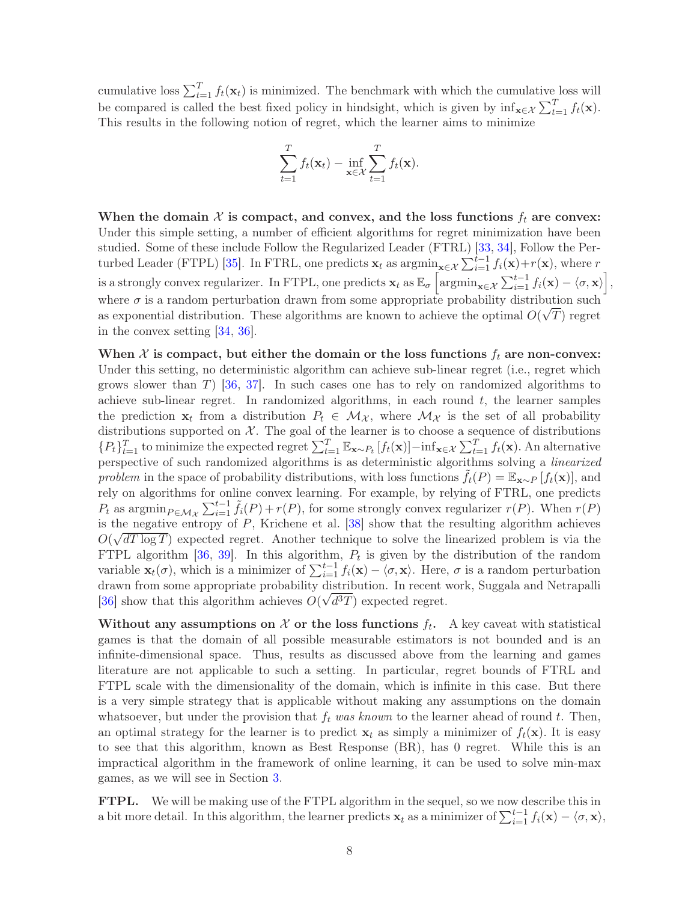cumulative loss $\sum_{t=1}^{T} f_t(\mathbf{x}_t)$ is minimized. The benchmark with which the cumulative loss will be compared is called the best fixed policy in hindsight, which is given by $\inf_{\mathbf{x}\in\mathcal{X}} \sum_{t=1}^{T} f_t(\mathbf{x})$. This results in the following notion of regret, which the learner aims to minimize

$$\sum_{t=1}^{T} f_t(\mathbf{x}_t) - \inf_{\mathbf{x}\in\mathcal{X}} \sum_{t=1}^{T} f_t(\mathbf{x}).$$

**When the domain $\mathcal{X}$ is compact, and convex, and the loss functions $f_t$ are convex:** Under this simple setting, a number of efficient algorithms for regret minimization have been studied. Some of these include Follow the Regularized Leader (FTRL) [33, 34], Follow the Perturbed Leader (FTPL) [35]. In FTRL, one predicts $\mathbf{x}_t$ as $\text{argmin}_{\mathbf{x}\in\mathcal{X}} \sum_{i=1}^{t-1} f_i(\mathbf{x}) + r(\mathbf{x})$, where $r$ is a strongly convex regularizer. In FTPL, one predicts $\mathbf{x}_t$ as $\mathbb{E}_\sigma \left[ \text{argmin}_{\mathbf{x}\in\mathcal{X}} \sum_{i=1}^{t-1} f_i(\mathbf{x}) - \langle \sigma, \mathbf{x} \rangle \right]$, where $\sigma$ is a random perturbation drawn from some appropriate probability distribution such as exponential distribution. These algorithms are known to achieve the optimal $O(\sqrt{T})$ regret in the convex setting [34, 36].

**When $\mathcal{X}$ is compact, but either the domain or the loss functions $f_t$ are non-convex:** Under this setting, no deterministic algorithm can achieve sub-linear regret (i.e., regret which grows slower than $T$) [36, 37]. In such cases one has to rely on randomized algorithms to achieve sub-linear regret. In randomized algorithms, in each round $t$, the learner samples the prediction $\mathbf{x}_t$ from a distribution $P_t \in \mathcal{M}_{\mathcal{X}}$, where $\mathcal{M}_{\mathcal{X}}$ is the set of all probability distributions supported on $\mathcal{X}$. The goal of the learner is to choose a sequence of distributions $\{P_t\}_{t=1}^{T}$ to minimize the expected regret $\sum_{t=1}^{T} \mathbb{E}_{\mathbf{x}\sim P_t}[f_t(\mathbf{x})] - \inf_{\mathbf{x}\in\mathcal{X}} \sum_{t=1}^{T} f_t(\mathbf{x})$. An alternative perspective of such randomized algorithms is as deterministic algorithms solving a *linearized problem* in the space of probability distributions, with loss functions $\tilde{f}_t(P) = \mathbb{E}_{\mathbf{x}\sim P}[f_t(\mathbf{x})]$, and rely on algorithms for online convex learning. For example, by relying of FTRL, one predicts $P_t$ as $\text{argmin}_{P\in\mathcal{M}_{\mathcal{X}}} \sum_{i=1}^{t-1} \tilde{f}_i(P) + r(P)$, for some strongly convex regularizer $r(P)$. When $r(P)$ is the negative entropy of $P$, Krichene et al. [38] show that the resulting algorithm achieves $O(\sqrt{dT\log T})$ expected regret. Another technique to solve the linearized problem is via the FTPL algorithm [36, 39]. In this algorithm, $P_t$ is given by the distribution of the random variable $\mathbf{x}_t(\sigma)$, which is a minimizer of $\sum_{i=1}^{t-1} f_i(\mathbf{x}) - \langle \sigma, \mathbf{x} \rangle$. Here, $\sigma$ is a random perturbation drawn from some appropriate probability distribution. In recent work, Suggala and Netrapalli [36] show that this algorithm achieves $O(\sqrt{d^3 T})$ expected regret.

**Without any assumptions on $\mathcal{X}$ or the loss functions $f_t$.** A key caveat with statistical games is that the domain of all possible measurable estimators is not bounded and is an infinite-dimensional space. Thus, results as discussed above from the learning and games literature are not applicable to such a setting. In particular, regret bounds of FTRL and FTPL scale with the dimensionality of the domain, which is infinite in this case. But there is a very simple strategy that is applicable without making any assumptions on the domain whatsoever, but under the provision that $f_t$ *was known* to the learner ahead of round $t$. Then, an optimal strategy for the learner is to predict $\mathbf{x}_t$ as simply a minimizer of $f_t(\mathbf{x})$. It is easy to see that this algorithm, known as Best Response (BR), has 0 regret. While this is an impractical algorithm in the framework of online learning, it can be used to solve min-max games, as we will see in Section 3.

**FTPL.** We will be making use of the FTPL algorithm in the sequel, so we now describe this in a bit more detail. In this algorithm, the learner predicts $\mathbf{x}_t$ as a minimizer of $\sum_{i=1}^{t-1} f_i(\mathbf{x}) - \langle \sigma, \mathbf{x} \rangle$,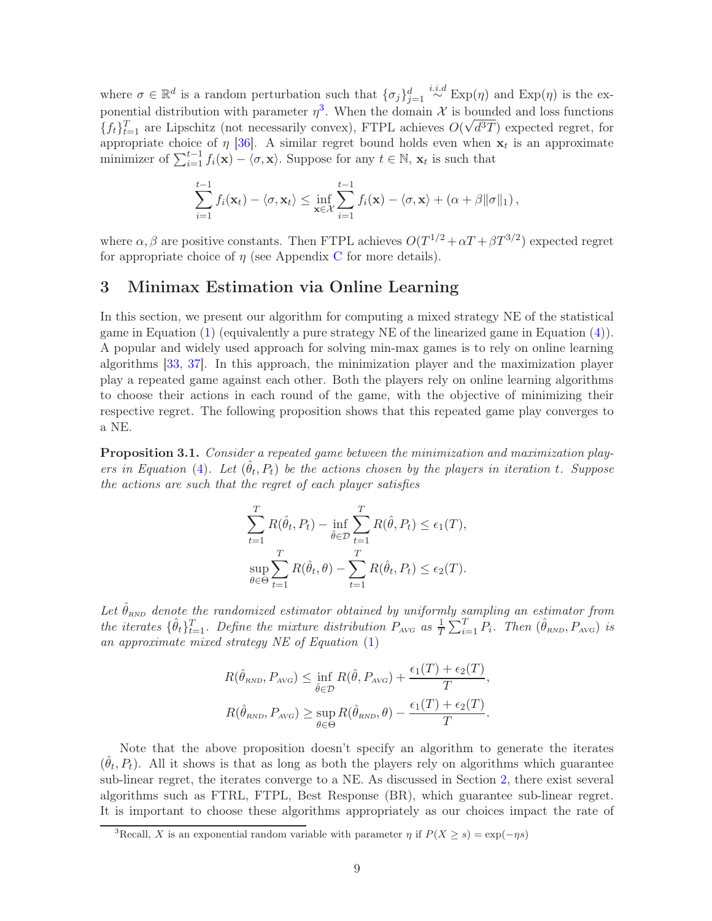where $\sigma \in \mathbb{R}^d$ is a random perturbation such that $\{\sigma_j\}_{j=1}^d \overset{i.i.d}{\sim} \text{Exp}(\eta)$ and $\text{Exp}(\eta)$ is the exponential distribution with parameter $\eta$[3]. When the domain $\mathcal{X}$ is bounded and loss functions $\{f_t\}_{t=1}^T$ are Lipschitz (not necessarily convex), FTPL achieves $O(\sqrt{d^3T})$ expected regret, for appropriate choice of $\eta$ [36]. A similar regret bound holds even when $\mathbf{x}_t$ is an approximate minimizer of $\sum_{i=1}^{t-1} f_i(\mathbf{x}) - \langle \sigma, \mathbf{x}\rangle$. Suppose for any $t \in \mathbb{N}$, $\mathbf{x}_t$ is such that

$$\sum_{i=1}^{t-1} f_i(\mathbf{x}_t) - \langle \sigma, \mathbf{x}_t\rangle \leq \inf_{\mathbf{x}\in\mathcal{X}} \sum_{i=1}^{t-1} f_i(\mathbf{x}) - \langle \sigma, \mathbf{x}\rangle + (\alpha + \beta\|\sigma\|_1),$$

where $\alpha, \beta$ are positive constants. Then FTPL achieves $O(T^{1/2} + \alpha T + \beta T^{3/2})$ expected regret for appropriate choice of $\eta$ (see Appendix C for more details).

## 3 Minimax Estimation via Online Learning

In this section, we present our algorithm for computing a mixed strategy NE of the statistical game in Equation (1) (equivalently a pure strategy NE of the linearized game in Equation (4)). A popular and widely used approach for solving min-max games is to rely on online learning algorithms [33, 37]. In this approach, the minimization player and the maximization player play a repeated game against each other. Both the players rely on online learning algorithms to choose their actions in each round of the game, with the objective of minimizing their respective regret. The following proposition shows that this repeated game play converges to a NE.

**Proposition 3.1.** *Consider a repeated game between the minimization and maximization players in Equation (4). Let $(\hat{\theta}_t, P_t)$ be the actions chosen by the players in iteration $t$. Suppose the actions are such that the regret of each player satisfies*

$$\sum_{t=1}^T R(\hat{\theta}_t, P_t) - \inf_{\hat{\theta}\in\mathcal{D}} \sum_{t=1}^T R(\hat{\theta}, P_t) \leq \epsilon_1(T),$$
$$\sup_{\theta\in\Theta} \sum_{t=1}^T R(\hat{\theta}_t, \theta) - \sum_{t=1}^T R(\hat{\theta}_t, P_t) \leq \epsilon_2(T).$$

*Let $\hat{\theta}_{\text{RND}}$ denote the randomized estimator obtained by uniformly sampling an estimator from the iterates $\{\hat{\theta}_t\}_{t=1}^T$. Define the mixture distribution $P_{\text{AVG}}$ as $\frac{1}{T}\sum_{i=1}^T P_i$. Then $(\hat{\theta}_{\text{RND}}, P_{\text{AVG}})$ is an approximate mixed strategy NE of Equation (1)*

$$R(\hat{\theta}_{\text{RND}}, P_{\text{AVG}}) \leq \inf_{\hat{\theta}\in\mathcal{D}} R(\hat{\theta}, P_{\text{AVG}}) + \frac{\epsilon_1(T) + \epsilon_2(T)}{T},$$
$$R(\hat{\theta}_{\text{RND}}, P_{\text{AVG}}) \geq \sup_{\theta\in\Theta} R(\hat{\theta}_{\text{RND}}, \theta) - \frac{\epsilon_1(T) + \epsilon_2(T)}{T}.$$

Note that the above proposition doesn't specify an algorithm to generate the iterates $(\hat{\theta}_t, P_t)$. All it shows is that as long as both the players rely on algorithms which guarantee sub-linear regret, the iterates converge to a NE. As discussed in Section 2, there exist several algorithms such as FTRL, FTPL, Best Response (BR), which guarantee sub-linear regret. It is important to choose these algorithms appropriately as our choices impact the rate of

[3]Recall, $X$ is an exponential random variable with parameter $\eta$ if $P(X \geq s) = \exp(-\eta s)$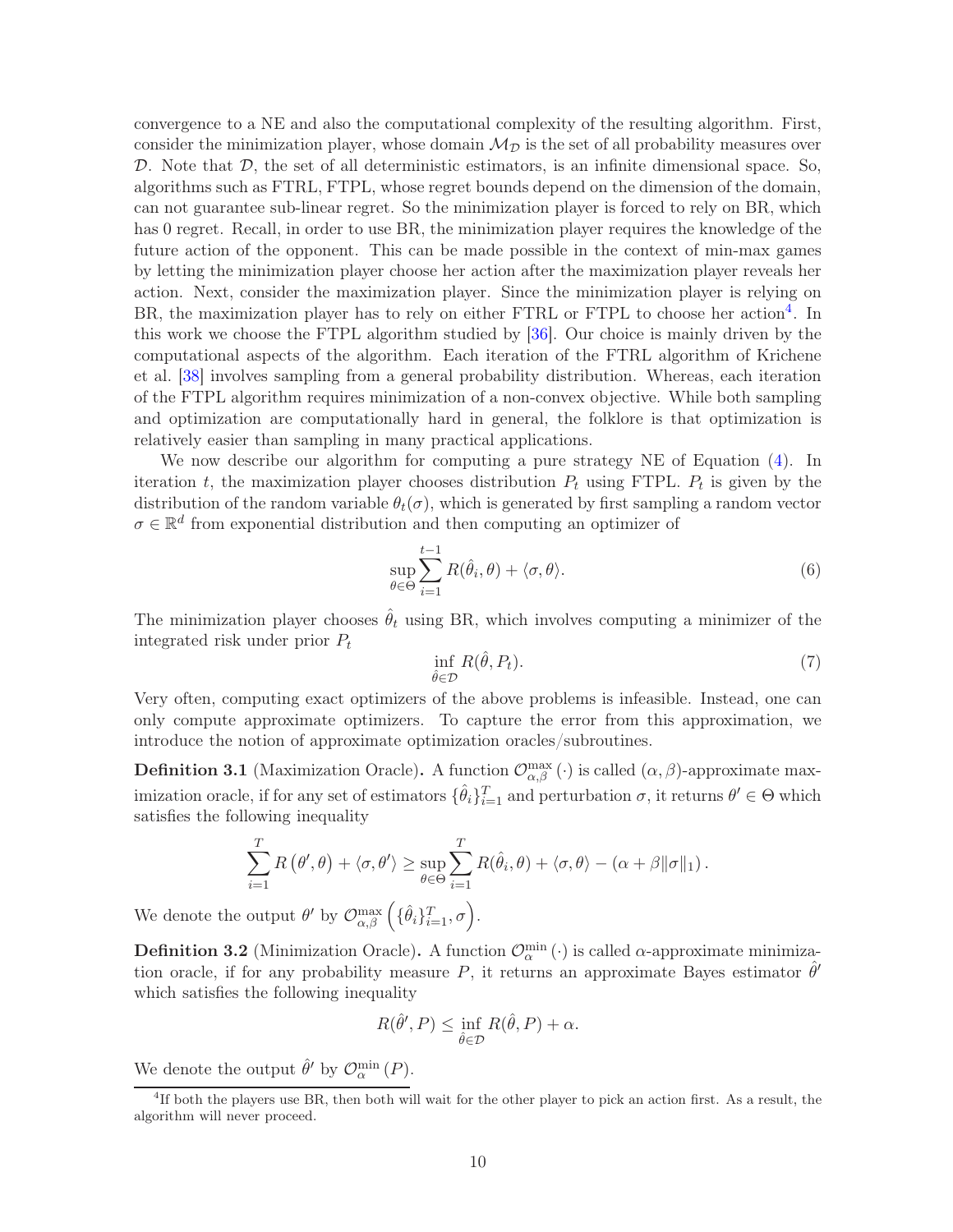convergence to a NE and also the computational complexity of the resulting algorithm. First, consider the minimization player, whose domain $\mathcal{M}_{\mathcal{D}}$ is the set of all probability measures over $\mathcal{D}$. Note that $\mathcal{D}$, the set of all deterministic estimators, is an infinite dimensional space. So, algorithms such as FTRL, FTPL, whose regret bounds depend on the dimension of the domain, can not guarantee sub-linear regret. So the minimization player is forced to rely on BR, which has 0 regret. Recall, in order to use BR, the minimization player requires the knowledge of the future action of the opponent. This can be made possible in the context of min-max games by letting the minimization player choose her action after the maximization player reveals her action. Next, consider the maximization player. Since the minimization player is relying on BR, the maximization player has to rely on either FTRL or FTPL to choose her action[4]. In this work we choose the FTPL algorithm studied by [36]. Our choice is mainly driven by the computational aspects of the algorithm. Each iteration of the FTRL algorithm of Krichene et al. [38] involves sampling from a general probability distribution. Whereas, each iteration of the FTPL algorithm requires minimization of a non-convex objective. While both sampling and optimization are computationally hard in general, the folklore is that optimization is relatively easier than sampling in many practical applications.

We now describe our algorithm for computing a pure strategy NE of Equation (4). In iteration $t$, the maximization player chooses distribution $P_t$ using FTPL. $P_t$ is given by the distribution of the random variable $\theta_t(\sigma)$, which is generated by first sampling a random vector $\sigma \in \mathbb{R}^d$ from exponential distribution and then computing an optimizer of

$$\sup_{\theta \in \Theta} \sum_{i=1}^{t-1} R(\hat{\theta}_i, \theta) + \langle \sigma, \theta \rangle. \tag{6}$$

The minimization player chooses $\hat{\theta}_t$ using BR, which involves computing a minimizer of the integrated risk under prior $P_t$

$$\inf_{\hat{\theta} \in \mathcal{D}} R(\hat{\theta}, P_t). \tag{7}$$

Very often, computing exact optimizers of the above problems is infeasible. Instead, one can only compute approximate optimizers. To capture the error from this approximation, we introduce the notion of approximate optimization oracles/subroutines.

**Definition 3.1** (Maximization Oracle)**.** A function $\mathcal{O}^{\max}_{\alpha,\beta}(\cdot)$ is called $(\alpha, \beta)$-approximate maximization oracle, if for any set of estimators $\{\hat{\theta}_i\}_{i=1}^T$ and perturbation $\sigma$, it returns $\theta' \in \Theta$ which satisfies the following inequality

$$\sum_{i=1}^{T} R\left(\theta', \theta\right) + \langle \sigma, \theta' \rangle \geq \sup_{\theta \in \Theta} \sum_{i=1}^{T} R(\hat{\theta}_i, \theta) + \langle \sigma, \theta \rangle - \left(\alpha + \beta \|\sigma\|_1\right).$$

We denote the output $\theta'$ by $\mathcal{O}^{\max}_{\alpha,\beta}\left(\{\hat{\theta}_i\}_{i=1}^T, \sigma\right)$.

**Definition 3.2** (Minimization Oracle)**.** A function $\mathcal{O}^{\min}_{\alpha}(\cdot)$ is called $\alpha$-approximate minimization oracle, if for any probability measure $P$, it returns an approximate Bayes estimator $\hat{\theta}'$ which satisfies the following inequality

$$R(\hat{\theta}', P) \leq \inf_{\hat{\theta} \in \mathcal{D}} R(\hat{\theta}, P) + \alpha.$$

We denote the output $\hat{\theta}'$ by $\mathcal{O}^{\min}_{\alpha}(P)$.

[4] If both the players use BR, then both will wait for the other player to pick an action first. As a result, the algorithm will never proceed.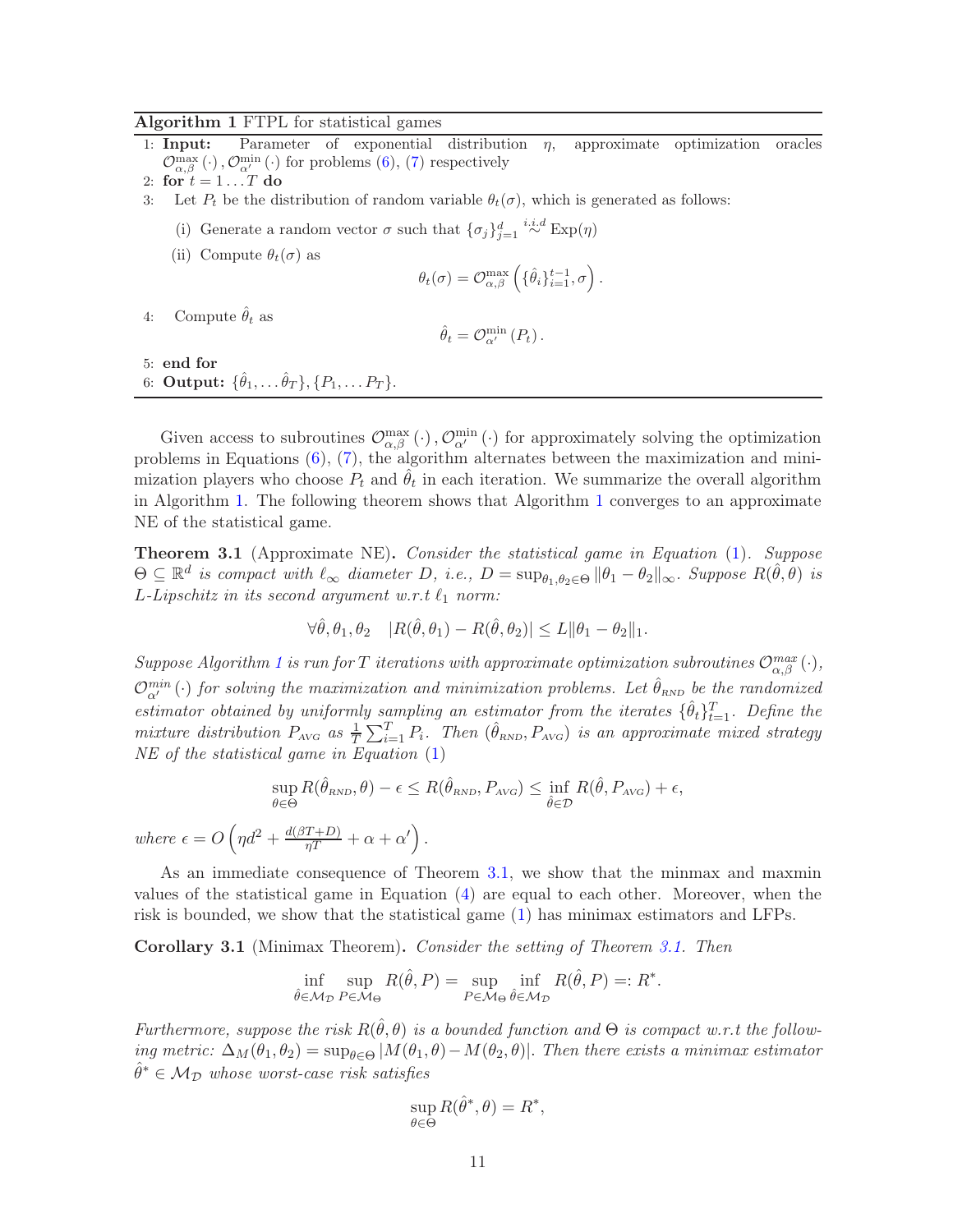**Algorithm 1** FTPL for statistical games

1: **Input:** Parameter of exponential distribution $\eta$, approximate optimization oracles $\mathcal{O}^{\max}_{\alpha,\beta}(\cdot), \mathcal{O}^{\min}_{\alpha'}(\cdot)$ for problems (6), (7) respectively

2: **for** $t = 1 \dots T$ **do**

3: Let $P_t$ be the distribution of random variable $\theta_t(\sigma)$, which is generated as follows:

(i) Generate a random vector $\sigma$ such that $\{\sigma_j\}_{j=1}^d \overset{i.i.d}{\sim} \text{Exp}(\eta)$

(ii) Compute $\theta_t(\sigma)$ as

$$\theta_t(\sigma) = \mathcal{O}^{\max}_{\alpha,\beta}\left(\{\hat{\theta}_i\}_{i=1}^{t-1}, \sigma\right).$$

4: Compute $\hat{\theta}_t$ as

$$\hat{\theta}_t = \mathcal{O}^{\min}_{\alpha'}(P_t).$$

5: **end for**

6: **Output:** $\{\hat{\theta}_1, \dots \hat{\theta}_T\}, \{P_1, \dots P_T\}$.

Given access to subroutines $\mathcal{O}^{\max}_{\alpha,\beta}(\cdot), \mathcal{O}^{\min}_{\alpha'}(\cdot)$ for approximately solving the optimization problems in Equations (6), (7), the algorithm alternates between the maximization and minimization players who choose $P_t$ and $\hat{\theta}_t$ in each iteration. We summarize the overall algorithm in Algorithm 1. The following theorem shows that Algorithm 1 converges to an approximate NE of the statistical game.

**Theorem 3.1** (Approximate NE)**.** *Consider the statistical game in Equation* (1)*. Suppose $\Theta \subseteq \mathbb{R}^d$ is compact with $\ell_\infty$ diameter $D$, i.e., $D = \sup_{\theta_1,\theta_2\in\Theta} \|\theta_1 - \theta_2\|_\infty$. Suppose $R(\hat{\theta}, \theta)$ is $L$-Lipschitz in its second argument w.r.t $\ell_1$ norm:*

$$\forall \hat{\theta}, \theta_1, \theta_2 \quad |R(\hat{\theta}, \theta_1) - R(\hat{\theta}, \theta_2)| \le L\|\theta_1 - \theta_2\|_1.$$

*Suppose Algorithm 1 is run for $T$ iterations with approximate optimization subroutines $\mathcal{O}^{max}_{\alpha,\beta}(\cdot)$, $\mathcal{O}^{min}_{\alpha'}(\cdot)$ for solving the maximization and minimization problems. Let $\hat{\theta}_{\text{RND}}$ be the randomized estimator obtained by uniformly sampling an estimator from the iterates $\{\hat{\theta}_t\}_{t=1}^T$. Define the mixture distribution $P_{\text{AVG}}$ as $\frac{1}{T}\sum_{i=1}^T P_i$. Then $(\hat{\theta}_{\text{RND}}, P_{\text{AVG}})$ is an approximate mixed strategy NE of the statistical game in Equation* (1)

$$\sup_{\theta\in\Theta} R(\hat{\theta}_{\text{RND}}, \theta) - \epsilon \le R(\hat{\theta}_{\text{RND}}, P_{\text{AVG}}) \le \inf_{\hat{\theta}\in\mathcal{D}} R(\hat{\theta}, P_{\text{AVG}}) + \epsilon,$$

*where* $\epsilon = O\left(\eta d^2 + \frac{d(\beta T + D)}{\eta T} + \alpha + \alpha'\right)$.

As an immediate consequence of Theorem 3.1, we show that the minmax and maxmin values of the statistical game in Equation (4) are equal to each other. Moreover, when the risk is bounded, we show that the statistical game (1) has minimax estimators and LFPs.

**Corollary 3.1** (Minimax Theorem)**.** *Consider the setting of Theorem 3.1. Then*

$$\inf_{\hat{\theta}\in\mathcal{M}_\mathcal{D}} \sup_{P\in\mathcal{M}_\Theta} R(\hat{\theta}, P) = \sup_{P\in\mathcal{M}_\Theta} \inf_{\hat{\theta}\in\mathcal{M}_\mathcal{D}} R(\hat{\theta}, P) =: R^*.$$

*Furthermore, suppose the risk $R(\hat{\theta}, \theta)$ is a bounded function and $\Theta$ is compact w.r.t the following metric: $\Delta_M(\theta_1, \theta_2) = \sup_{\theta\in\Theta} |M(\theta_1, \theta) - M(\theta_2, \theta)|$. Then there exists a minimax estimator $\hat{\theta}^* \in \mathcal{M}_\mathcal{D}$ whose worst-case risk satisfies*

$$\sup_{\theta\in\Theta} R(\hat{\theta}^*, \theta) = R^*,$$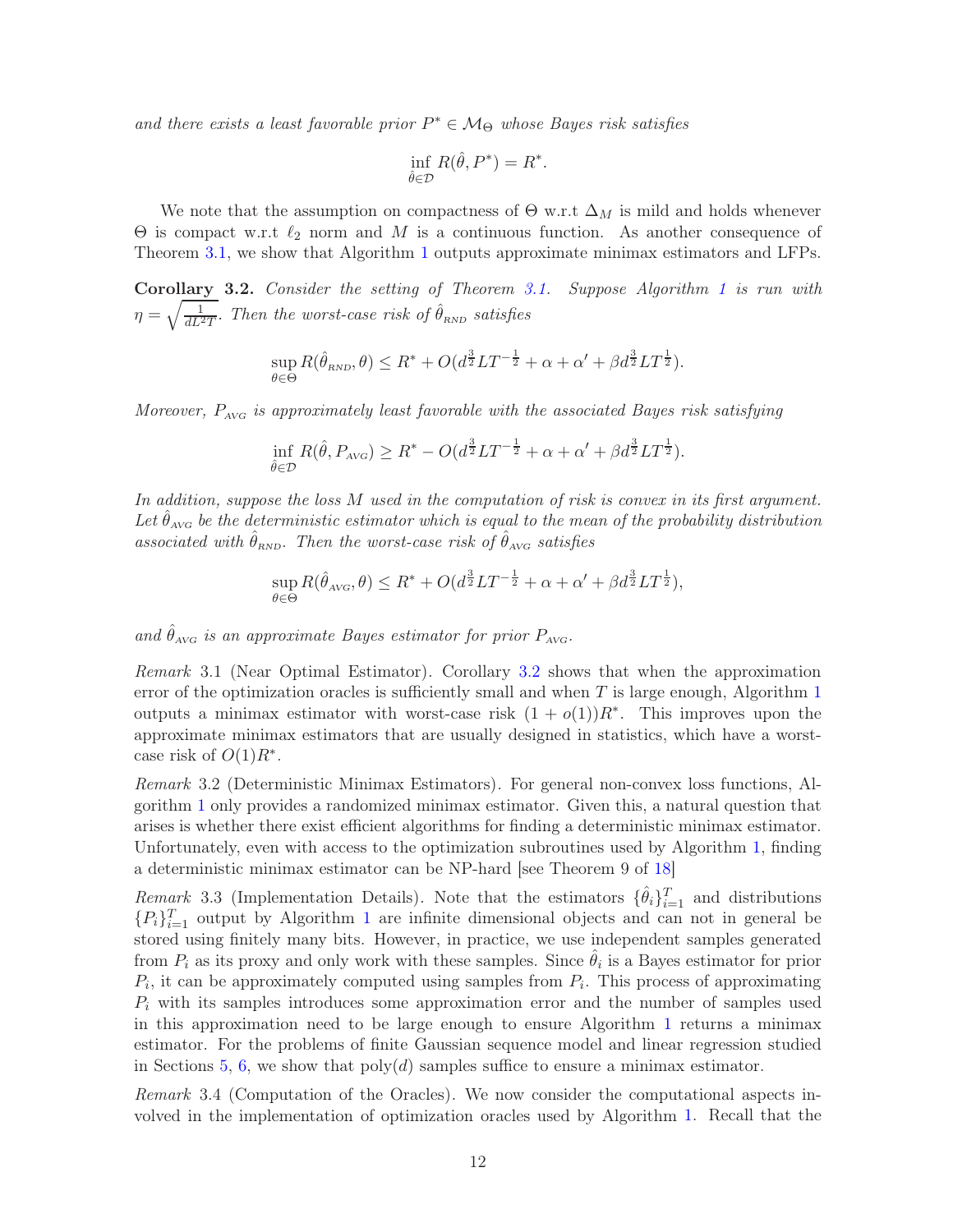*and there exists a least favorable prior $P^* \in \mathcal{M}_\Theta$ whose Bayes risk satisfies*

$$\inf_{\hat{\theta} \in \mathcal{D}} R(\hat{\theta}, P^*) = R^*.$$

We note that the assumption on compactness of $\Theta$ w.r.t $\Delta_M$ is mild and holds whenever $\Theta$ is compact w.r.t $\ell_2$ norm and $M$ is a continuous function. As another consequence of Theorem 3.1, we show that Algorithm 1 outputs approximate minimax estimators and LFPs.

**Corollary 3.2.** *Consider the setting of Theorem 3.1. Suppose Algorithm 1 is run with $\eta = \sqrt{\frac{1}{dL^2T}}$. Then the worst-case risk of $\hat{\theta}_{\text{RND}}$ satisfies*

$$\sup_{\theta \in \Theta} R(\hat{\theta}_{\text{RND}}, \theta) \leq R^* + O(d^{\frac{3}{2}} L T^{-\frac{1}{2}} + \alpha + \alpha' + \beta d^{\frac{3}{2}} L T^{\frac{1}{2}}).$$

*Moreover, $P_{\text{AVG}}$ is approximately least favorable with the associated Bayes risk satisfying*

$$\inf_{\hat{\theta} \in \mathcal{D}} R(\hat{\theta}, P_{\text{AVG}}) \geq R^* - O(d^{\frac{3}{2}} L T^{-\frac{1}{2}} + \alpha + \alpha' + \beta d^{\frac{3}{2}} L T^{\frac{1}{2}}).$$

*In addition, suppose the loss $M$ used in the computation of risk is convex in its first argument. Let $\hat{\theta}_{\text{AVG}}$ be the deterministic estimator which is equal to the mean of the probability distribution associated with $\hat{\theta}_{\text{RND}}$. Then the worst-case risk of $\hat{\theta}_{\text{AVG}}$ satisfies*

$$\sup_{\theta \in \Theta} R(\hat{\theta}_{\text{AVG}}, \theta) \leq R^* + O(d^{\frac{3}{2}} L T^{-\frac{1}{2}} + \alpha + \alpha' + \beta d^{\frac{3}{2}} L T^{\frac{1}{2}}),$$

*and $\hat{\theta}_{\text{AVG}}$ is an approximate Bayes estimator for prior $P_{\text{AVG}}$.*

*Remark* 3.1 (Near Optimal Estimator). Corollary 3.2 shows that when the approximation error of the optimization oracles is sufficiently small and when $T$ is large enough, Algorithm 1 outputs a minimax estimator with worst-case risk $(1 + o(1))R^*$. This improves upon the approximate minimax estimators that are usually designed in statistics, which have a worst-case risk of $O(1)R^*$.

*Remark* 3.2 (Deterministic Minimax Estimators). For general non-convex loss functions, Algorithm 1 only provides a randomized minimax estimator. Given this, a natural question that arises is whether there exist efficient algorithms for finding a deterministic minimax estimator. Unfortunately, even with access to the optimization subroutines used by Algorithm 1, finding a deterministic minimax estimator can be NP-hard [see Theorem 9 of 18]

*Remark* 3.3 (Implementation Details). Note that the estimators $\{\hat{\theta}_i\}_{i=1}^T$ and distributions $\{P_i\}_{i=1}^T$ output by Algorithm 1 are infinite dimensional objects and can not in general be stored using finitely many bits. However, in practice, we use independent samples generated from $P_i$ as its proxy and only work with these samples. Since $\hat{\theta}_i$ is a Bayes estimator for prior $P_i$, it can be approximately computed using samples from $P_i$. This process of approximating $P_i$ with its samples introduces some approximation error and the number of samples used in this approximation need to be large enough to ensure Algorithm 1 returns a minimax estimator. For the problems of finite Gaussian sequence model and linear regression studied in Sections 5, 6, we show that poly($d$) samples suffice to ensure a minimax estimator.

*Remark* 3.4 (Computation of the Oracles). We now consider the computational aspects involved in the implementation of optimization oracles used by Algorithm 1. Recall that the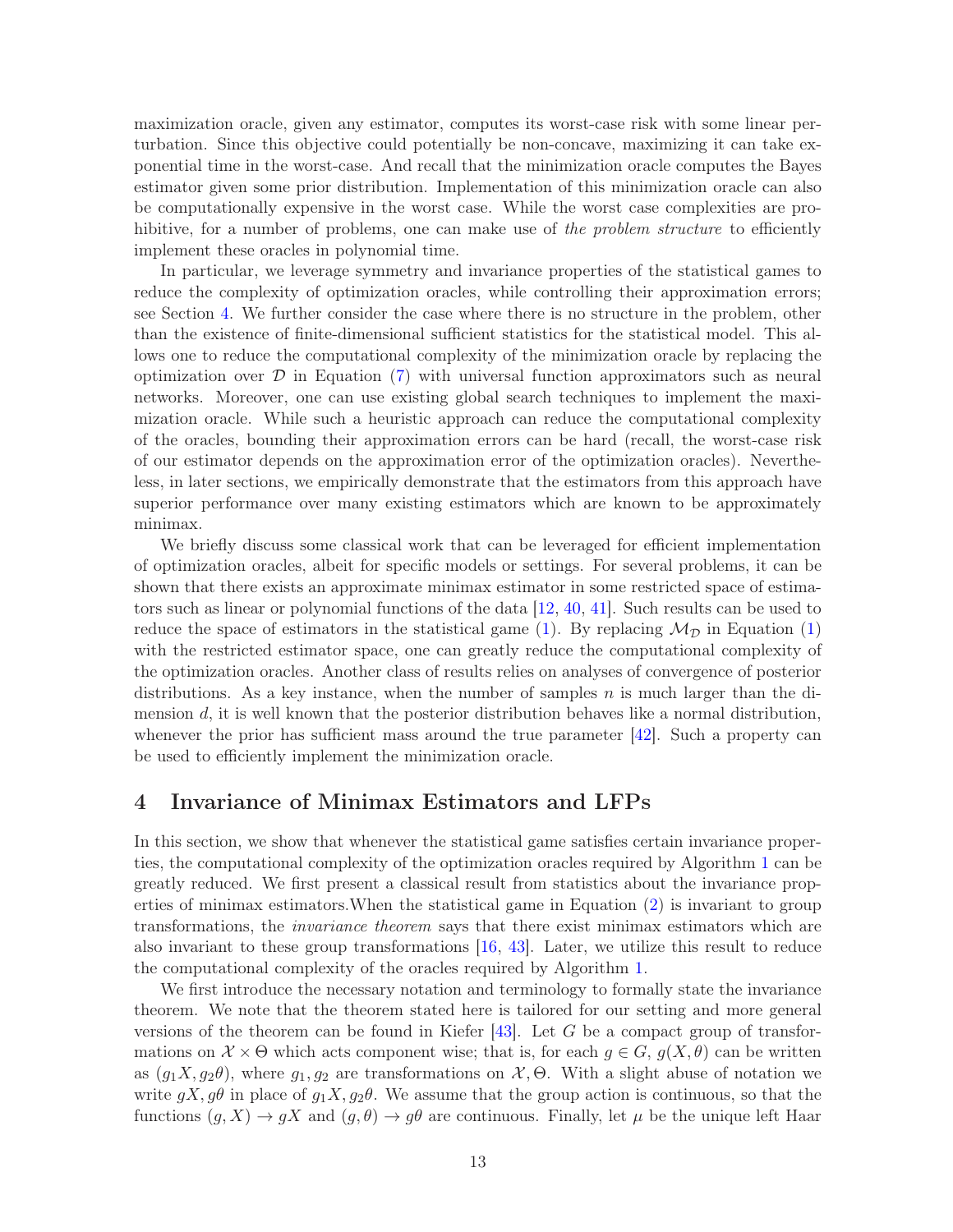maximization oracle, given any estimator, computes its worst-case risk with some linear perturbation. Since this objective could potentially be non-concave, maximizing it can take exponential time in the worst-case. And recall that the minimization oracle computes the Bayes estimator given some prior distribution. Implementation of this minimization oracle can also be computationally expensive in the worst case. While the worst case complexities are prohibitive, for a number of problems, one can make use of *the problem structure* to efficiently implement these oracles in polynomial time.

In particular, we leverage symmetry and invariance properties of the statistical games to reduce the complexity of optimization oracles, while controlling their approximation errors; see Section 4. We further consider the case where there is no structure in the problem, other than the existence of finite-dimensional sufficient statistics for the statistical model. This allows one to reduce the computational complexity of the minimization oracle by replacing the optimization over $\mathcal{D}$ in Equation (7) with universal function approximators such as neural networks. Moreover, one can use existing global search techniques to implement the maximization oracle. While such a heuristic approach can reduce the computational complexity of the oracles, bounding their approximation errors can be hard (recall, the worst-case risk of our estimator depends on the approximation error of the optimization oracles). Nevertheless, in later sections, we empirically demonstrate that the estimators from this approach have superior performance over many existing estimators which are known to be approximately minimax.

We briefly discuss some classical work that can be leveraged for efficient implementation of optimization oracles, albeit for specific models or settings. For several problems, it can be shown that there exists an approximate minimax estimator in some restricted space of estimators such as linear or polynomial functions of the data [12, 40, 41]. Such results can be used to reduce the space of estimators in the statistical game (1). By replacing $\mathcal{M}_{\mathcal{D}}$ in Equation (1) with the restricted estimator space, one can greatly reduce the computational complexity of the optimization oracles. Another class of results relies on analyses of convergence of posterior distributions. As a key instance, when the number of samples $n$ is much larger than the dimension $d$, it is well known that the posterior distribution behaves like a normal distribution, whenever the prior has sufficient mass around the true parameter [42]. Such a property can be used to efficiently implement the minimization oracle.

# 4 Invariance of Minimax Estimators and LFPs

In this section, we show that whenever the statistical game satisfies certain invariance properties, the computational complexity of the optimization oracles required by Algorithm 1 can be greatly reduced. We first present a classical result from statistics about the invariance properties of minimax estimators.When the statistical game in Equation (2) is invariant to group transformations, the *invariance theorem* says that there exist minimax estimators which are also invariant to these group transformations [16, 43]. Later, we utilize this result to reduce the computational complexity of the oracles required by Algorithm 1.

We first introduce the necessary notation and terminology to formally state the invariance theorem. We note that the theorem stated here is tailored for our setting and more general versions of the theorem can be found in Kiefer [43]. Let $G$ be a compact group of transformations on $\mathcal{X} \times \Theta$ which acts component wise; that is, for each $g \in G$, $g(X, \theta)$ can be written as $(g_1 X, g_2 \theta)$, where $g_1, g_2$ are transformations on $\mathcal{X}, \Theta$. With a slight abuse of notation we write $gX, g\theta$ in place of $g_1 X, g_2 \theta$. We assume that the group action is continuous, so that the functions $(g, X) \to gX$ and $(g, \theta) \to g\theta$ are continuous. Finally, let $\mu$ be the unique left Haar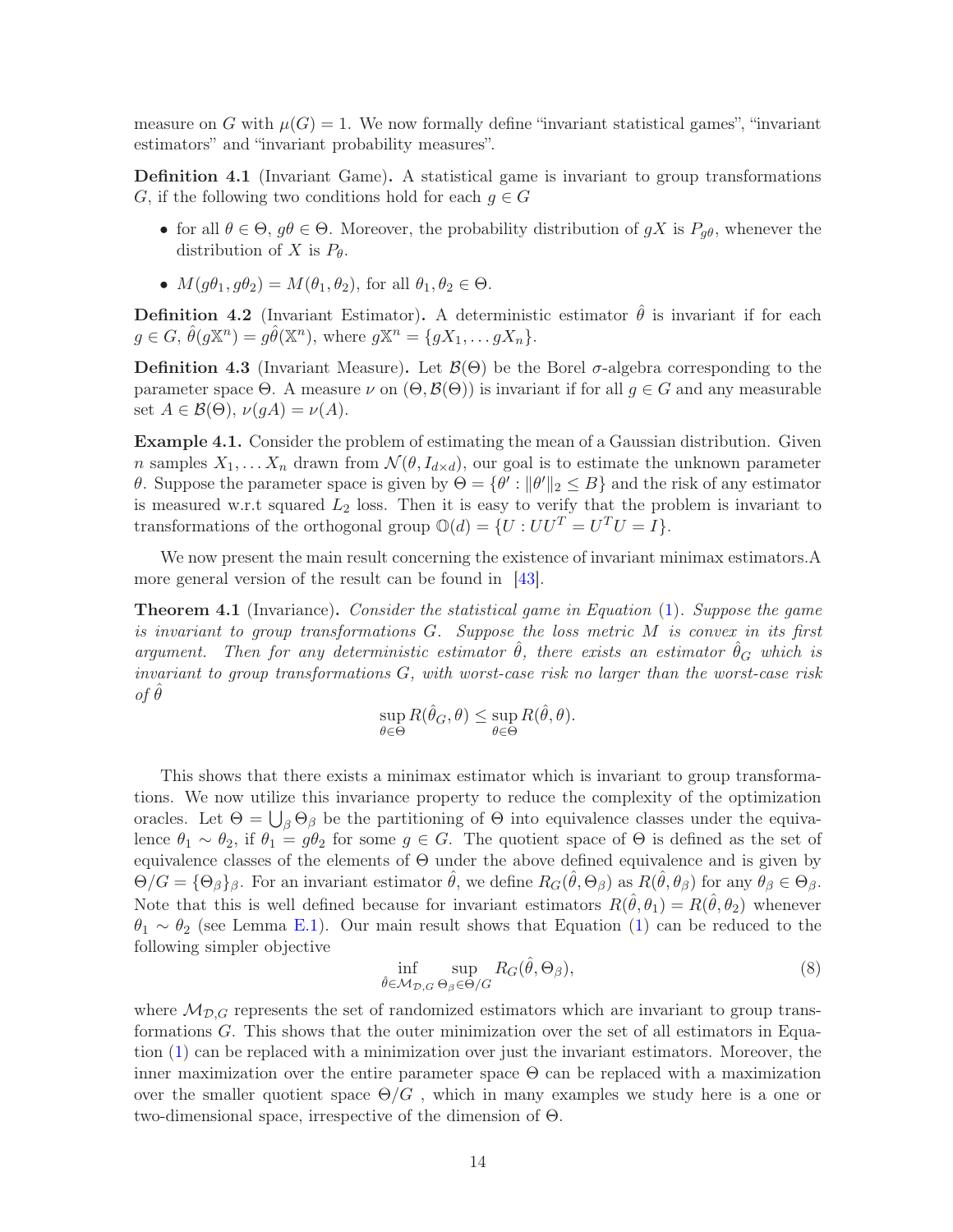measure on $G$ with $\mu(G) = 1$. We now formally define "invariant statistical games", "invariant estimators" and "invariant probability measures".

**Definition 4.1** (Invariant Game)**.** A statistical game is invariant to group transformations $G$, if the following two conditions hold for each $g \in G$

- for all $\theta \in \Theta$, $g\theta \in \Theta$. Moreover, the probability distribution of $gX$ is $P_{g\theta}$, whenever the distribution of $X$ is $P_\theta$.
- $M(g\theta_1, g\theta_2) = M(\theta_1, \theta_2)$, for all $\theta_1, \theta_2 \in \Theta$.

**Definition 4.2** (Invariant Estimator)**.** A deterministic estimator $\hat{\theta}$ is invariant if for each $g \in G$, $\hat{\theta}(g\mathbb{X}^n) = g\hat{\theta}(\mathbb{X}^n)$, where $g\mathbb{X}^n = \{gX_1, \dots gX_n\}$.

**Definition 4.3** (Invariant Measure)**.** Let $\mathcal{B}(\Theta)$ be the Borel $\sigma$-algebra corresponding to the parameter space $\Theta$. A measure $\nu$ on $(\Theta, \mathcal{B}(\Theta))$ is invariant if for all $g \in G$ and any measurable set $A \in \mathcal{B}(\Theta)$, $\nu(gA) = \nu(A)$.

**Example 4.1.** Consider the problem of estimating the mean of a Gaussian distribution. Given $n$ samples $X_1, \dots X_n$ drawn from $\mathcal{N}(\theta, I_{d\times d})$, our goal is to estimate the unknown parameter $\theta$. Suppose the parameter space is given by $\Theta = \{\theta' : \|\theta'\|_2 \leq B\}$ and the risk of any estimator is measured w.r.t squared $L_2$ loss. Then it is easy to verify that the problem is invariant to transformations of the orthogonal group $\mathbb{O}(d) = \{U : UU^T = U^TU = I\}$.

We now present the main result concerning the existence of invariant minimax estimators.A more general version of the result can be found in [43].

**Theorem 4.1** (Invariance)**.** *Consider the statistical game in Equation (1). Suppose the game is invariant to group transformations $G$. Suppose the loss metric $M$ is convex in its first argument. Then for any deterministic estimator $\hat{\theta}$, there exists an estimator $\hat{\theta}_G$ which is invariant to group transformations $G$, with worst-case risk no larger than the worst-case risk of $\hat{\theta}$*

$$\sup_{\theta \in \Theta} R(\hat{\theta}_G, \theta) \leq \sup_{\theta \in \Theta} R(\hat{\theta}, \theta).$$

This shows that there exists a minimax estimator which is invariant to group transformations. We now utilize this invariance property to reduce the complexity of the optimization oracles. Let $\Theta = \bigcup_\beta \Theta_\beta$ be the partitioning of $\Theta$ into equivalence classes under the equivalence $\theta_1 \sim \theta_2$, if $\theta_1 = g\theta_2$ for some $g \in G$. The quotient space of $\Theta$ is defined as the set of equivalence classes of the elements of $\Theta$ under the above defined equivalence and is given by $\Theta/G = \{\Theta_\beta\}_\beta$. For an invariant estimator $\hat{\theta}$, we define $R_G(\hat{\theta}, \Theta_\beta)$ as $R(\hat{\theta}, \theta_\beta)$ for any $\theta_\beta \in \Theta_\beta$. Note that this is well defined because for invariant estimators $R(\hat{\theta}, \theta_1) = R(\hat{\theta}, \theta_2)$ whenever $\theta_1 \sim \theta_2$ (see Lemma E.1). Our main result shows that Equation (1) can be reduced to the following simpler objective

$$\inf_{\hat{\theta} \in \mathcal{M}_{\mathcal{D},G}} \sup_{\Theta_\beta \in \Theta/G} R_G(\hat{\theta}, \Theta_\beta), \tag{8}$$

where $\mathcal{M}_{\mathcal{D},G}$ represents the set of randomized estimators which are invariant to group transformations $G$. This shows that the outer minimization over the set of all estimators in Equation (1) can be replaced with a minimization over just the invariant estimators. Moreover, the inner maximization over the entire parameter space $\Theta$ can be replaced with a maximization over the smaller quotient space $\Theta/G$ , which in many examples we study here is a one or two-dimensional space, irrespective of the dimension of $\Theta$.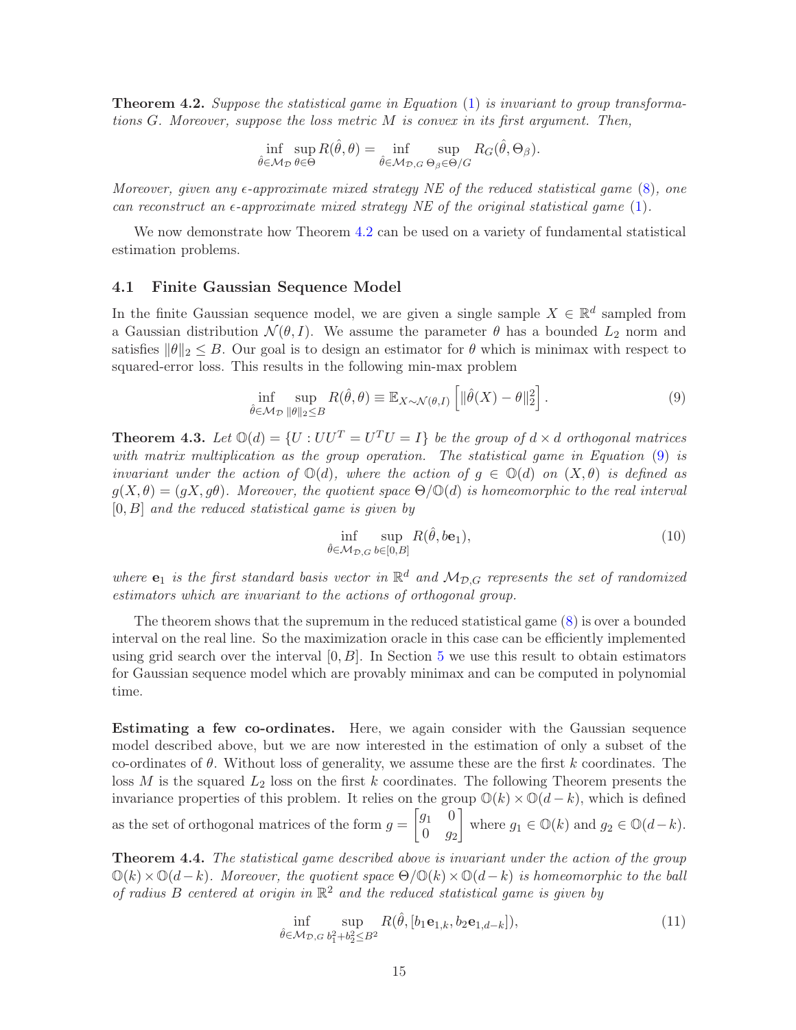**Theorem 4.2.** *Suppose the statistical game in Equation (1) is invariant to group transformations $G$. Moreover, suppose the loss metric $M$ is convex in its first argument. Then,*

$$\inf_{\hat{\theta} \in \mathcal{M}_{\mathcal{D}}} \sup_{\theta \in \Theta} R(\hat{\theta}, \theta) = \inf_{\hat{\theta} \in \mathcal{M}_{\mathcal{D},G}} \sup_{\Theta_\beta \in \Theta/G} R_G(\hat{\theta}, \Theta_\beta).$$

*Moreover, given any $\epsilon$-approximate mixed strategy NE of the reduced statistical game (8), one can reconstruct an $\epsilon$-approximate mixed strategy NE of the original statistical game (1).*

We now demonstrate how Theorem 4.2 can be used on a variety of fundamental statistical estimation problems.

### 4.1 Finite Gaussian Sequence Model

In the finite Gaussian sequence model, we are given a single sample $X \in \mathbb{R}^d$ sampled from a Gaussian distribution $\mathcal{N}(\theta, I)$. We assume the parameter $\theta$ has a bounded $L_2$ norm and satisfies $\|\theta\|_2 \leq B$. Our goal is to design an estimator for $\theta$ which is minimax with respect to squared-error loss. This results in the following min-max problem

$$\inf_{\hat{\theta} \in \mathcal{M}_{\mathcal{D}}} \sup_{\|\theta\|_2 \leq B} R(\hat{\theta}, \theta) \equiv \mathbb{E}_{X \sim \mathcal{N}(\theta, I)} \left[ \|\hat{\theta}(X) - \theta\|_2^2 \right]. \tag{9}$$

**Theorem 4.3.** *Let $\mathbb{O}(d) = \{U : UU^T = U^T U = I\}$ be the group of $d \times d$ orthogonal matrices with matrix multiplication as the group operation. The statistical game in Equation (9) is invariant under the action of $\mathbb{O}(d)$, where the action of $g \in \mathbb{O}(d)$ on $(X, \theta)$ is defined as $g(X, \theta) = (gX, g\theta)$. Moreover, the quotient space $\Theta/\mathbb{O}(d)$ is homeomorphic to the real interval $[0, B]$ and the reduced statistical game is given by*

$$\inf_{\hat{\theta} \in \mathcal{M}_{\mathcal{D},G}} \sup_{b \in [0,B]} R(\hat{\theta}, b\mathbf{e}_1), \tag{10}$$

*where $\mathbf{e}_1$ is the first standard basis vector in $\mathbb{R}^d$ and $\mathcal{M}_{\mathcal{D},G}$ represents the set of randomized estimators which are invariant to the actions of orthogonal group.*

The theorem shows that the supremum in the reduced statistical game (8) is over a bounded interval on the real line. So the maximization oracle in this case can be efficiently implemented using grid search over the interval $[0, B]$. In Section 5 we use this result to obtain estimators for Gaussian sequence model which are provably minimax and can be computed in polynomial time.

**Estimating a few co-ordinates.** Here, we again consider with the Gaussian sequence model described above, but we are now interested in the estimation of only a subset of the co-ordinates of $\theta$. Without loss of generality, we assume these are the first $k$ coordinates. The loss $M$ is the squared $L_2$ loss on the first $k$ coordinates. The following Theorem presents the invariance properties of this problem. It relies on the group $\mathbb{O}(k) \times \mathbb{O}(d-k)$, which is defined as the set of orthogonal matrices of the form $g = \begin{bmatrix} g_1 & 0 \\ 0 & g_2 \end{bmatrix}$ where $g_1 \in \mathbb{O}(k)$ and $g_2 \in \mathbb{O}(d-k)$.

**Theorem 4.4.** *The statistical game described above is invariant under the action of the group $\mathbb{O}(k) \times \mathbb{O}(d-k)$. Moreover, the quotient space $\Theta/\mathbb{O}(k) \times \mathbb{O}(d-k)$ is homeomorphic to the ball of radius $B$ centered at origin in $\mathbb{R}^2$ and the reduced statistical game is given by*

$$\inf_{\hat{\theta} \in \mathcal{M}_{\mathcal{D},G}} \sup_{b_1^2 + b_2^2 \leq B^2} R(\hat{\theta}, [b_1 \mathbf{e}_{1,k}, b_2 \mathbf{e}_{1,d-k}]), \tag{11}$$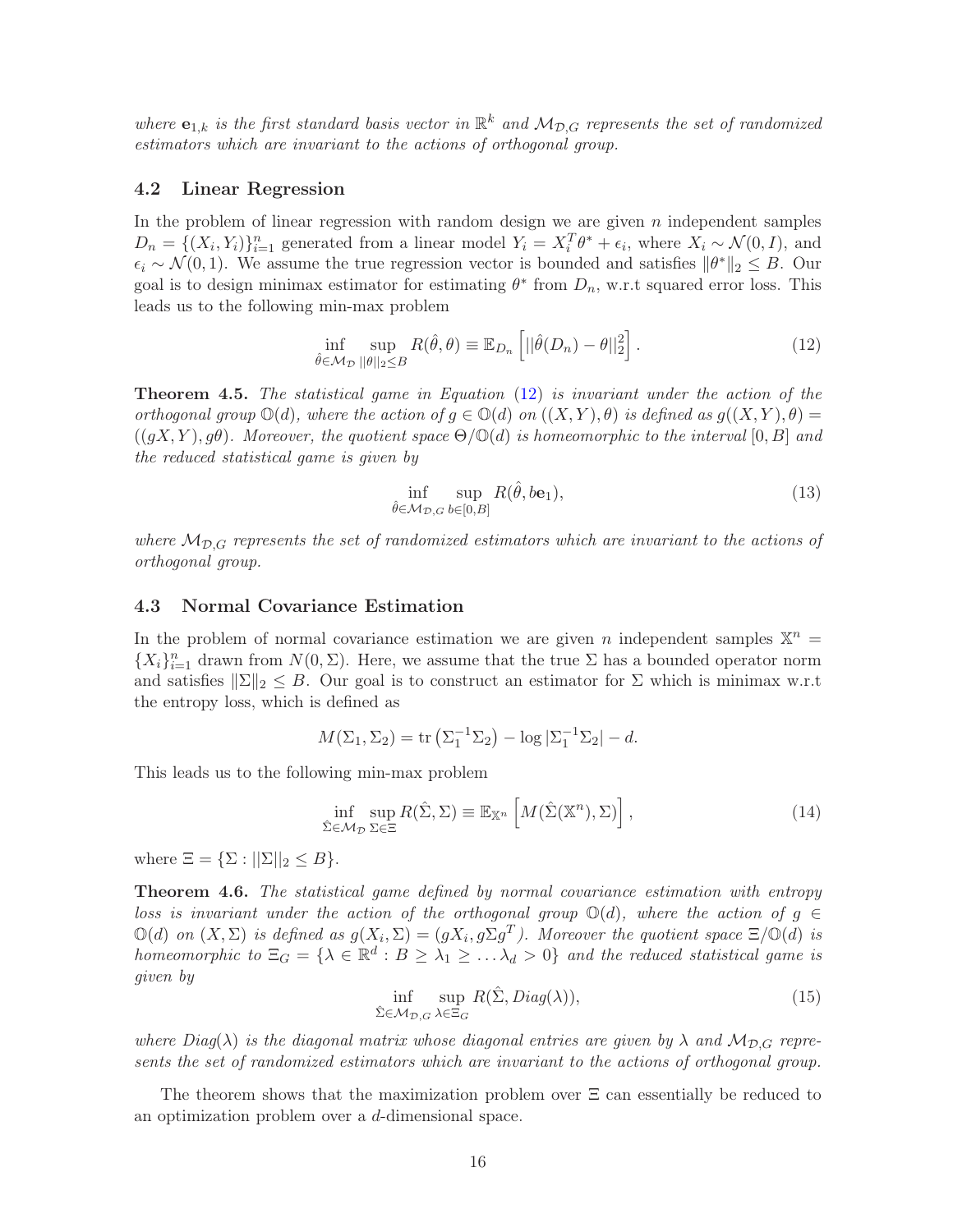*where $\mathbf{e}_{1,k}$ is the first standard basis vector in $\mathbb{R}^k$ and $\mathcal{M}_{\mathcal{D},G}$ represents the set of randomized estimators which are invariant to the actions of orthogonal group.*

### 4.2 Linear Regression

In the problem of linear regression with random design we are given $n$ independent samples $D_n = \{(X_i, Y_i)\}_{i=1}^n$ generated from a linear model $Y_i = X_i^T\theta^* + \epsilon_i$, where $X_i \sim \mathcal{N}(0, I)$, and $\epsilon_i \sim \mathcal{N}(0, 1)$. We assume the true regression vector is bounded and satisfies $\|\theta^*\|_2 \leq B$. Our goal is to design minimax estimator for estimating $\theta^*$ from $D_n$, w.r.t squared error loss. This leads us to the following min-max problem

$$\inf_{\hat{\theta} \in \mathcal{M}_{\mathcal{D}}} \sup_{||\theta||_2 \leq B} R(\hat{\theta}, \theta) \equiv \mathbb{E}_{D_n}\left[||\hat{\theta}(D_n) - \theta||_2^2\right]. \tag{12}$$

**Theorem 4.5.** *The statistical game in Equation (12) is invariant under the action of the orthogonal group $\mathbb{O}(d)$, where the action of $g \in \mathbb{O}(d)$ on $((X, Y), \theta)$ is defined as $g((X, Y), \theta) = ((gX, Y), g\theta)$. Moreover, the quotient space $\Theta/\mathbb{O}(d)$ is homeomorphic to the interval $[0, B]$ and the reduced statistical game is given by*

$$\inf_{\hat{\theta} \in \mathcal{M}_{\mathcal{D},G}} \sup_{b \in [0,B]} R(\hat{\theta}, b\mathbf{e}_1), \tag{13}$$

*where $\mathcal{M}_{\mathcal{D},G}$ represents the set of randomized estimators which are invariant to the actions of orthogonal group.*

### 4.3 Normal Covariance Estimation

In the problem of normal covariance estimation we are given $n$ independent samples $\mathbb{X}^n = \{X_i\}_{i=1}^n$ drawn from $N(0, \Sigma)$. Here, we assume that the true $\Sigma$ has a bounded operator norm and satisfies $\|\Sigma\|_2 \leq B$. Our goal is to construct an estimator for $\Sigma$ which is minimax w.r.t the entropy loss, which is defined as

$$M(\Sigma_1, \Sigma_2) = \mathrm{tr}\left(\Sigma_1^{-1}\Sigma_2\right) - \log|\Sigma_1^{-1}\Sigma_2| - d.$$

This leads us to the following min-max problem

$$\inf_{\hat{\Sigma} \in \mathcal{M}_{\mathcal{D}}} \sup_{\Sigma \in \Xi} R(\hat{\Sigma}, \Sigma) \equiv \mathbb{E}_{\mathbb{X}^n}\left[M(\hat{\Sigma}(\mathbb{X}^n), \Sigma)\right], \tag{14}$$

where $\Xi = \{\Sigma : ||\Sigma||_2 \leq B\}$.

**Theorem 4.6.** *The statistical game defined by normal covariance estimation with entropy loss is invariant under the action of the orthogonal group $\mathbb{O}(d)$, where the action of $g \in \mathbb{O}(d)$ on $(X, \Sigma)$ is defined as $g(X_i, \Sigma) = (gX_i, g\Sigma g^T)$. Moreover the quotient space $\Xi/\mathbb{O}(d)$ is homeomorphic to $\Xi_G = \{\lambda \in \mathbb{R}^d : B \geq \lambda_1 \geq \dots \lambda_d > 0\}$ and the reduced statistical game is given by*

$$\inf_{\hat{\Sigma} \in \mathcal{M}_{\mathcal{D},G}} \sup_{\lambda \in \Xi_G} R(\hat{\Sigma}, Diag(\lambda)), \tag{15}$$

*where $Diag(\lambda)$ is the diagonal matrix whose diagonal entries are given by $\lambda$ and $\mathcal{M}_{\mathcal{D},G}$ represents the set of randomized estimators which are invariant to the actions of orthogonal group.*

The theorem shows that the maximization problem over $\Xi$ can essentially be reduced to an optimization problem over a $d$-dimensional space.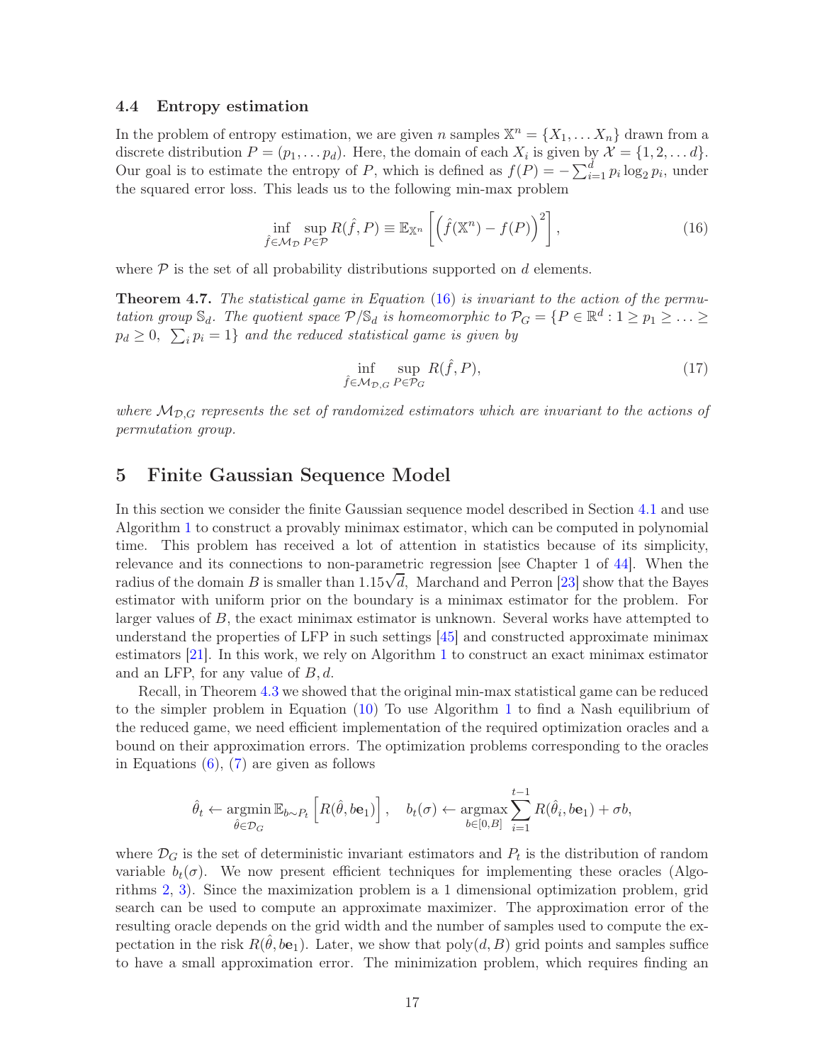### 4.4 Entropy estimation

In the problem of entropy estimation, we are given $n$ samples $\mathbb{X}^n = \{X_1, \ldots X_n\}$ drawn from a discrete distribution $P = (p_1, \ldots p_d)$. Here, the domain of each $X_i$ is given by $\mathcal{X} = \{1, 2, \ldots d\}$. Our goal is to estimate the entropy of $P$, which is defined as $f(P) = -\sum_{i=1}^{d} p_i \log_2 p_i$, under the squared error loss. This leads us to the following min-max problem

$$\inf_{\hat{f} \in \mathcal{M}_{\mathcal{D}}} \sup_{P \in \mathcal{P}} R(\hat{f}, P) \equiv \mathbb{E}_{\mathbb{X}^n}\left[\left(\hat{f}(\mathbb{X}^n) - f(P)\right)^2\right], \tag{16}$$

where $\mathcal{P}$ is the set of all probability distributions supported on $d$ elements.

**Theorem 4.7.** *The statistical game in Equation (16) is invariant to the action of the permutation group $\mathbb{S}_d$. The quotient space $\mathcal{P}/\mathbb{S}_d$ is homeomorphic to $\mathcal{P}_G = \{P \in \mathbb{R}^d : 1 \geq p_1 \geq \ldots \geq p_d \geq 0,\ \sum_i p_i = 1\}$ and the reduced statistical game is given by*

$$\inf_{\hat{f} \in \mathcal{M}_{\mathcal{D},G}} \sup_{P \in \mathcal{P}_G} R(\hat{f}, P), \tag{17}$$

*where $\mathcal{M}_{\mathcal{D},G}$ represents the set of randomized estimators which are invariant to the actions of permutation group.*

## 5 Finite Gaussian Sequence Model

In this section we consider the finite Gaussian sequence model described in Section 4.1 and use Algorithm 1 to construct a provably minimax estimator, which can be computed in polynomial time. This problem has received a lot of attention in statistics because of its simplicity, relevance and its connections to non-parametric regression [see Chapter 1 of 44]. When the radius of the domain $B$ is smaller than $1.15\sqrt{d}$, Marchand and Perron [23] show that the Bayes estimator with uniform prior on the boundary is a minimax estimator for the problem. For larger values of $B$, the exact minimax estimator is unknown. Several works have attempted to understand the properties of LFP in such settings [45] and constructed approximate minimax estimators [21]. In this work, we rely on Algorithm 1 to construct an exact minimax estimator and an LFP, for any value of $B, d$.

Recall, in Theorem 4.3 we showed that the original min-max statistical game can be reduced to the simpler problem in Equation (10) To use Algorithm 1 to find a Nash equilibrium of the reduced game, we need efficient implementation of the required optimization oracles and a bound on their approximation errors. The optimization problems corresponding to the oracles in Equations (6), (7) are given as follows

$$\hat{\theta}_t \leftarrow \mathop{\mathrm{argmin}}_{\hat{\theta} \in \mathcal{D}_G} \mathbb{E}_{b \sim P_t}\left[R(\hat{\theta}, b\mathbf{e}_1)\right], \quad b_t(\sigma) \leftarrow \mathop{\mathrm{argmax}}_{b \in [0,B]} \sum_{i=1}^{t-1} R(\hat{\theta}_i, b\mathbf{e}_1) + \sigma b,$$

where $\mathcal{D}_G$ is the set of deterministic invariant estimators and $P_t$ is the distribution of random variable $b_t(\sigma)$. We now present efficient techniques for implementing these oracles (Algorithms 2, 3). Since the maximization problem is a 1 dimensional optimization problem, grid search can be used to compute an approximate maximizer. The approximation error of the resulting oracle depends on the grid width and the number of samples used to compute the expectation in the risk $R(\hat{\theta}, b\mathbf{e}_1)$. Later, we show that poly$(d, B)$ grid points and samples suffice to have a small approximation error. The minimization problem, which requires finding an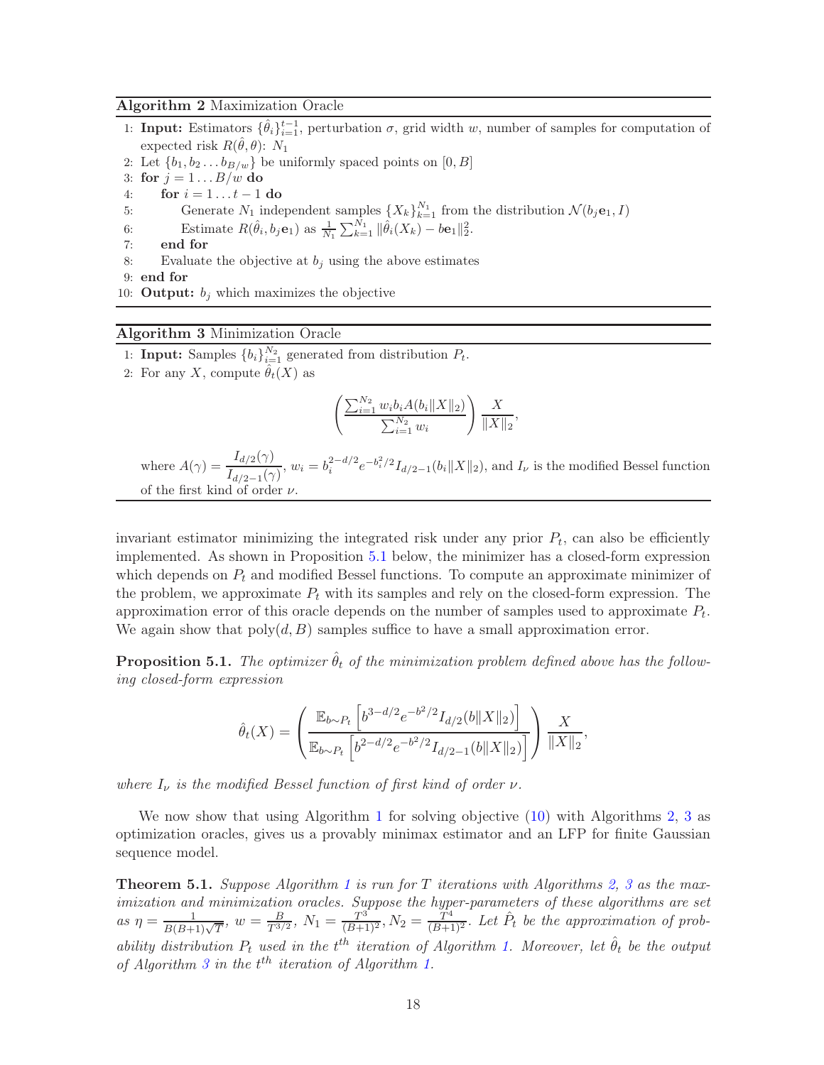**Algorithm 2** Maximization Oracle

1: **Input:** Estimators $\{\hat{\theta}_i\}_{i=1}^{t-1}$, perturbation $\sigma$, grid width $w$, number of samples for computation of expected risk $R(\hat{\theta}, \theta)$: $N_1$
2: Let $\{b_1, b_2 \dots b_{B/w}\}$ be uniformly spaced points on $[0, B]$
3: **for** $j = 1 \dots B/w$ **do**
4: &nbsp;&nbsp;&nbsp;&nbsp;**for** $i = 1 \dots t-1$ **do**
5: &nbsp;&nbsp;&nbsp;&nbsp;&nbsp;&nbsp;&nbsp;&nbsp;Generate $N_1$ independent samples $\{X_k\}_{k=1}^{N_1}$ from the distribution $\mathcal{N}(b_j\mathbf{e}_1, I)$
6: &nbsp;&nbsp;&nbsp;&nbsp;&nbsp;&nbsp;&nbsp;&nbsp;Estimate $R(\hat{\theta}_i, b_j\mathbf{e}_1)$ as $\frac{1}{N_1}\sum_{k=1}^{N_1} \|\hat{\theta}_i(X_k) - b\mathbf{e}_1\|_2^2$.
7: &nbsp;&nbsp;&nbsp;&nbsp;**end for**
8: &nbsp;&nbsp;&nbsp;&nbsp;Evaluate the objective at $b_j$ using the above estimates
9: **end for**
10: **Output:** $b_j$ which maximizes the objective

**Algorithm 3** Minimization Oracle

1: **Input:** Samples $\{b_i\}_{i=1}^{N_2}$ generated from distribution $P_t$.
2: For any $X$, compute $\hat{\theta}_t(X)$ as

$$\left(\frac{\sum_{i=1}^{N_2} w_i b_i A(b_i\|X\|_2)}{\sum_{i=1}^{N_2} w_i}\right)\frac{X}{\|X\|_2},$$

where $A(\gamma) = \dfrac{I_{d/2}(\gamma)}{I_{d/2-1}(\gamma)}$, $w_i = b_i^{2-d/2}e^{-b_i^2/2}I_{d/2-1}(b_i\|X\|_2)$, and $I_\nu$ is the modified Bessel function of the first kind of order $\nu$.

invariant estimator minimizing the integrated risk under any prior $P_t$, can also be efficiently implemented. As shown in Proposition 5.1 below, the minimizer has a closed-form expression which depends on $P_t$ and modified Bessel functions. To compute an approximate minimizer of the problem, we approximate $P_t$ with its samples and rely on the closed-form expression. The approximation error of this oracle depends on the number of samples used to approximate $P_t$. We again show that $\text{poly}(d, B)$ samples suffice to have a small approximation error.

**Proposition 5.1.** *The optimizer $\hat{\theta}_t$ of the minimization problem defined above has the following closed-form expression*

$$\hat{\theta}_t(X) = \left(\frac{\mathbb{E}_{b\sim P_t}\left[b^{3-d/2}e^{-b^2/2}I_{d/2}(b\|X\|_2)\right]}{\mathbb{E}_{b\sim P_t}\left[b^{2-d/2}e^{-b^2/2}I_{d/2-1}(b\|X\|_2)\right]}\right)\frac{X}{\|X\|_2},$$

*where $I_\nu$ is the modified Bessel function of first kind of order $\nu$.*

We now show that using Algorithm 1 for solving objective (10) with Algorithms 2, 3 as optimization oracles, gives us a provably minimax estimator and an LFP for finite Gaussian sequence model.

**Theorem 5.1.** *Suppose Algorithm 1 is run for $T$ iterations with Algorithms 2, 3 as the maximization and minimization oracles. Suppose the hyper-parameters of these algorithms are set as $\eta = \frac{1}{B(B+1)\sqrt{T}}$, $w = \frac{B}{T^{3/2}}$, $N_1 = \frac{T^3}{(B+1)^2}$, $N_2 = \frac{T^4}{(B+1)^2}$. Let $\hat{P}_t$ be the approximation of probability distribution $P_t$ used in the $t^{th}$ iteration of Algorithm 1. Moreover, let $\hat{\theta}_t$ be the output of Algorithm 3 in the $t^{th}$ iteration of Algorithm 1.*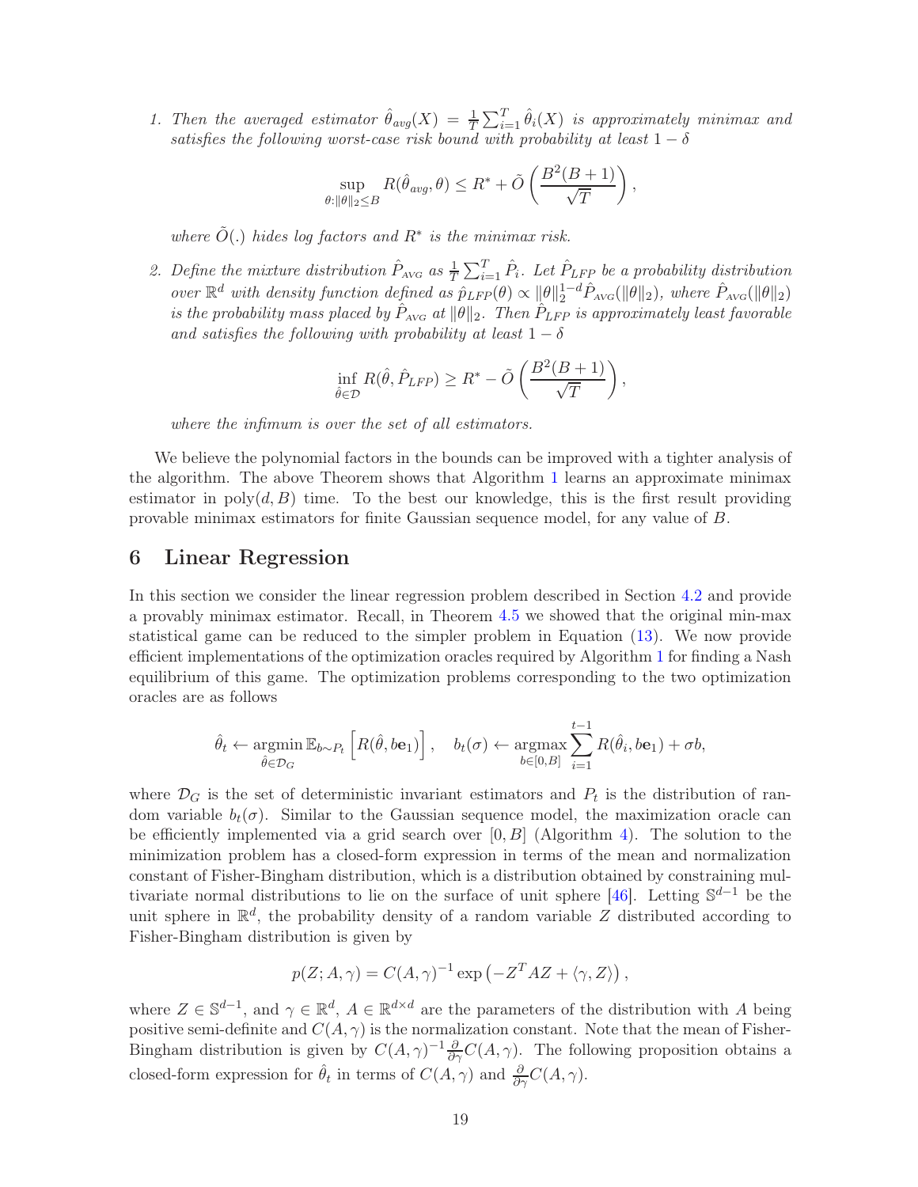1. *Then the averaged estimator $\hat{\theta}_{avg}(X) = \frac{1}{T}\sum_{i=1}^{T}\hat{\theta}_i(X)$ is approximately minimax and satisfies the following worst-case risk bound with probability at least $1-\delta$*

$$\sup_{\theta:\|\theta\|_2\leq B} R(\hat{\theta}_{avg}, \theta) \leq R^* + \tilde{O}\left(\frac{B^2(B+1)}{\sqrt{T}}\right),$$

*where $\tilde{O}(.)$ hides log factors and $R^*$ is the minimax risk.*

2. *Define the mixture distribution $\hat{P}_{\text{AVG}}$ as $\frac{1}{T}\sum_{i=1}^{T}\hat{P}_i$. Let $\hat{P}_{LFP}$ be a probability distribution over $\mathbb{R}^d$ with density function defined as $\hat{p}_{LFP}(\theta) \propto \|\theta\|_2^{1-d}\hat{P}_{\text{AVG}}(\|\theta\|_2)$, where $\hat{P}_{\text{AVG}}(\|\theta\|_2)$ is the probability mass placed by $\hat{P}_{\text{AVG}}$ at $\|\theta\|_2$. Then $\hat{P}_{LFP}$ is approximately least favorable and satisfies the following with probability at least $1-\delta$*

$$\inf_{\hat{\theta}\in\mathcal{D}} R(\hat{\theta}, \hat{P}_{LFP}) \geq R^* - \tilde{O}\left(\frac{B^2(B+1)}{\sqrt{T}}\right),$$

*where the infimum is over the set of all estimators.*

We believe the polynomial factors in the bounds can be improved with a tighter analysis of the algorithm. The above Theorem shows that Algorithm 1 learns an approximate minimax estimator in poly$(d, B)$ time. To the best our knowledge, this is the first result providing provable minimax estimators for finite Gaussian sequence model, for any value of $B$.

## 6 Linear Regression

In this section we consider the linear regression problem described in Section 4.2 and provide a provably minimax estimator. Recall, in Theorem 4.5 we showed that the original min-max statistical game can be reduced to the simpler problem in Equation (13). We now provide efficient implementations of the optimization oracles required by Algorithm 1 for finding a Nash equilibrium of this game. The optimization problems corresponding to the two optimization oracles are as follows

$$\hat{\theta}_t \leftarrow \operatorname*{argmin}_{\hat{\theta}\in\mathcal{D}_G} \mathbb{E}_{b\sim P_t}\left[R(\hat{\theta}, b\mathbf{e}_1)\right], \quad b_t(\sigma) \leftarrow \operatorname*{argmax}_{b\in[0,B]} \sum_{i=1}^{t-1} R(\hat{\theta}_i, b\mathbf{e}_1) + \sigma b,$$

where $\mathcal{D}_G$ is the set of deterministic invariant estimators and $P_t$ is the distribution of random variable $b_t(\sigma)$. Similar to the Gaussian sequence model, the maximization oracle can be efficiently implemented via a grid search over $[0, B]$ (Algorithm 4). The solution to the minimization problem has a closed-form expression in terms of the mean and normalization constant of Fisher-Bingham distribution, which is a distribution obtained by constraining multivariate normal distributions to lie on the surface of unit sphere [46]. Letting $\mathbb{S}^{d-1}$ be the unit sphere in $\mathbb{R}^d$, the probability density of a random variable $Z$ distributed according to Fisher-Bingham distribution is given by

$$p(Z; A, \gamma) = C(A, \gamma)^{-1}\exp\left(-Z^TAZ + \langle\gamma, Z\rangle\right),$$

where $Z \in \mathbb{S}^{d-1}$, and $\gamma \in \mathbb{R}^d$, $A \in \mathbb{R}^{d\times d}$ are the parameters of the distribution with $A$ being positive semi-definite and $C(A, \gamma)$ is the normalization constant. Note that the mean of Fisher-Bingham distribution is given by $C(A, \gamma)^{-1}\frac{\partial}{\partial\gamma}C(A, \gamma)$. The following proposition obtains a closed-form expression for $\hat{\theta}_t$ in terms of $C(A, \gamma)$ and $\frac{\partial}{\partial\gamma}C(A, \gamma)$.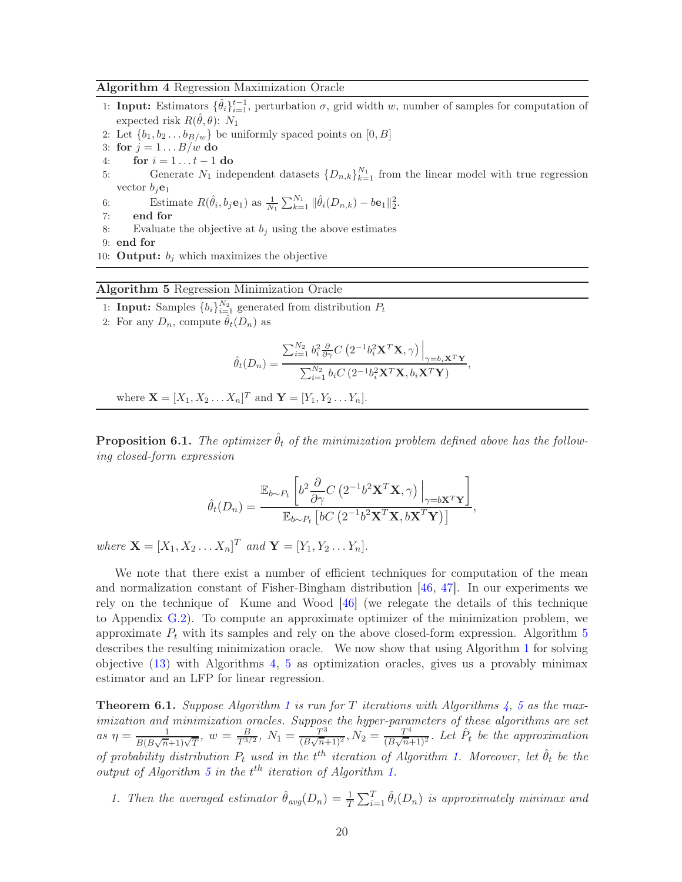**Algorithm 4** Regression Maximization Oracle

1: **Input:** Estimators $\{\hat{\theta}_i\}_{i=1}^{t-1}$, perturbation $\sigma$, grid width $w$, number of samples for computation of expected risk $R(\hat{\theta}, \theta)$: $N_1$
2: Let $\{b_1, b_2 \dots b_{B/w}\}$ be uniformly spaced points on $[0, B]$
3: **for** $j = 1 \dots B/w$ **do**
4: &nbsp;&nbsp;&nbsp;&nbsp;**for** $i = 1 \dots t-1$ **do**
5: &nbsp;&nbsp;&nbsp;&nbsp;&nbsp;&nbsp;&nbsp;&nbsp;Generate $N_1$ independent datasets $\{D_{n,k}\}_{k=1}^{N_1}$ from the linear model with true regression vector $b_j\mathbf{e}_1$
6: &nbsp;&nbsp;&nbsp;&nbsp;&nbsp;&nbsp;&nbsp;&nbsp;Estimate $R(\hat{\theta}_i, b_j\mathbf{e}_1)$ as $\frac{1}{N_1}\sum_{k=1}^{N_1}\|\hat{\theta}_i(D_{n,k}) - b\mathbf{e}_1\|_2^2$.
7: &nbsp;&nbsp;&nbsp;&nbsp;**end for**
8: &nbsp;&nbsp;&nbsp;&nbsp;Evaluate the objective at $b_j$ using the above estimates
9: **end for**
10: **Output:** $b_j$ which maximizes the objective

**Algorithm 5** Regression Minimization Oracle

1: **Input:** Samples $\{b_i\}_{i=1}^{N_2}$ generated from distribution $P_t$
2: For any $D_n$, compute $\hat{\theta}_t(D_n)$ as

$$\hat{\theta}_t(D_n) = \frac{\sum_{i=1}^{N_2} b_i^2 \frac{\partial}{\partial \gamma} C\left(2^{-1}b_i^2\mathbf{X}^T\mathbf{X}, \gamma\right)\Big|_{\gamma = b_i\mathbf{X}^T\mathbf{Y}}}{\sum_{i=1}^{N_2} b_i C\left(2^{-1}b_i^2\mathbf{X}^T\mathbf{X}, b_i\mathbf{X}^T\mathbf{Y}\right)},$$

where $\mathbf{X} = [X_1, X_2 \dots X_n]^T$ and $\mathbf{Y} = [Y_1, Y_2 \dots Y_n]$.

**Proposition 6.1.** *The optimizer $\hat{\theta}_t$ of the minimization problem defined above has the following closed-form expression*

$$\hat{\theta}_t(D_n) = \frac{\mathbb{E}_{b\sim P_t}\left[b^2 \frac{\partial}{\partial \gamma} C\left(2^{-1}b^2\mathbf{X}^T\mathbf{X}, \gamma\right)\Big|_{\gamma = b\mathbf{X}^T\mathbf{Y}}\right]}{\mathbb{E}_{b\sim P_t}\left[bC\left(2^{-1}b^2\mathbf{X}^T\mathbf{X}, b\mathbf{X}^T\mathbf{Y}\right)\right]},$$

*where $\mathbf{X} = [X_1, X_2 \dots X_n]^T$ and $\mathbf{Y} = [Y_1, Y_2 \dots Y_n]$.*

We note that there exist a number of efficient techniques for computation of the mean and normalization constant of Fisher-Bingham distribution [46, 47]. In our experiments we rely on the technique of Kume and Wood [46] (we relegate the details of this technique to Appendix G.2). To compute an approximate optimizer of the minimization problem, we approximate $P_t$ with its samples and rely on the above closed-form expression. Algorithm 5 describes the resulting minimization oracle. We now show that using Algorithm 1 for solving objective (13) with Algorithms 4, 5 as optimization oracles, gives us a provably minimax estimator and an LFP for linear regression.

**Theorem 6.1.** *Suppose Algorithm 1 is run for $T$ iterations with Algorithms 4, 5 as the maximization and minimization oracles. Suppose the hyper-parameters of these algorithms are set as $\eta = \frac{1}{B(B\sqrt{n}+1)\sqrt{T}}$, $w = \frac{B}{T^{3/2}}$, $N_1 = \frac{T^3}{(B\sqrt{n}+1)^2}, N_2 = \frac{T^4}{(B\sqrt{n}+1)^2}$. Let $\hat{P}_t$ be the approximation of probability distribution $P_t$ used in the $t^{th}$ iteration of Algorithm 1. Moreover, let $\hat{\theta}_t$ be the output of Algorithm 5 in the $t^{th}$ iteration of Algorithm 1.*

1. *Then the averaged estimator $\hat{\theta}_{avg}(D_n) = \frac{1}{T}\sum_{i=1}^{T}\hat{\theta}_i(D_n)$ is approximately minimax and*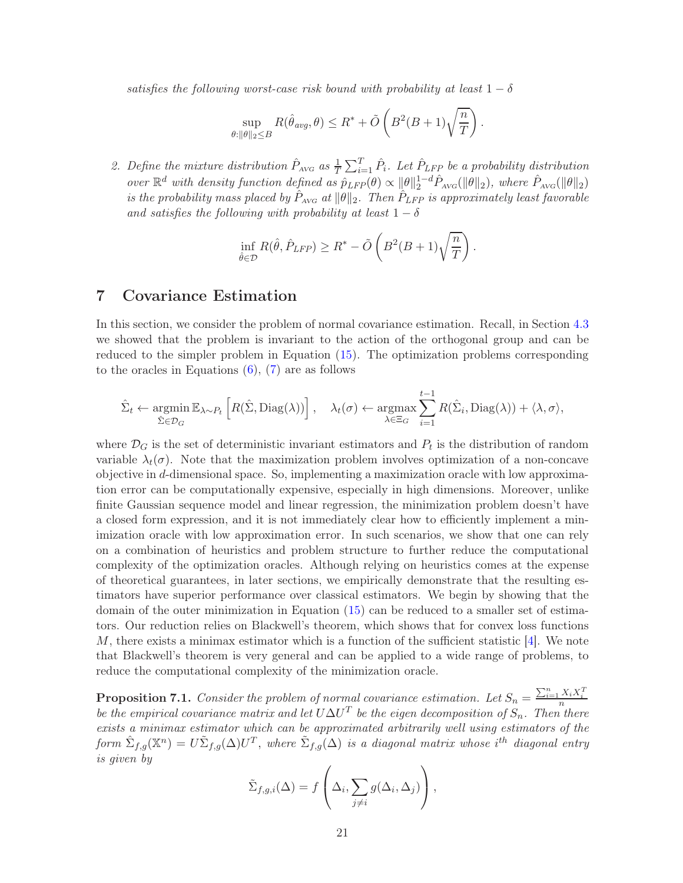*satisfies the following worst-case risk bound with probability at least $1 - \delta$*

$$\sup_{\theta:\|\theta\|_2 \leq B} R(\hat{\theta}_{avg}, \theta) \leq R^* + \tilde{O}\left(B^2(B+1)\sqrt{\frac{n}{T}}\right).$$

2. *Define the mixture distribution $\hat{P}_{\text{AVG}}$ as $\frac{1}{T}\sum_{i=1}^{T} \hat{P}_i$. Let $\hat{P}_{LFP}$ be a probability distribution over $\mathbb{R}^d$ with density function defined as $\hat{p}_{LFP}(\theta) \propto \|\theta\|_2^{1-d} \hat{P}_{\text{AVG}}(\|\theta\|_2)$, where $\hat{P}_{\text{AVG}}(\|\theta\|_2)$ is the probability mass placed by $\hat{P}_{\text{AVG}}$ at $\|\theta\|_2$. Then $\hat{P}_{LFP}$ is approximately least favorable and satisfies the following with probability at least $1 - \delta$*

$$\inf_{\hat{\theta} \in \mathcal{D}} R(\hat{\theta}, \hat{P}_{LFP}) \geq R^* - \tilde{O}\left(B^2(B+1)\sqrt{\frac{n}{T}}\right).$$

## 7 Covariance Estimation

In this section, we consider the problem of normal covariance estimation. Recall, in Section 4.3 we showed that the problem is invariant to the action of the orthogonal group and can be reduced to the simpler problem in Equation (15). The optimization problems corresponding to the oracles in Equations (6), (7) are as follows

$$\hat{\Sigma}_t \leftarrow \operatorname*{argmin}_{\hat{\Sigma} \in \mathcal{D}_G} \mathbb{E}_{\lambda \sim P_t}\left[R(\hat{\Sigma}, \text{Diag}(\lambda))\right], \quad \lambda_t(\sigma) \leftarrow \operatorname*{argmax}_{\lambda \in \Xi_G} \sum_{i=1}^{t-1} R(\hat{\Sigma}_i, \text{Diag}(\lambda)) + \langle \lambda, \sigma \rangle,$$

where $\mathcal{D}_G$ is the set of deterministic invariant estimators and $P_t$ is the distribution of random variable $\lambda_t(\sigma)$. Note that the maximization problem involves optimization of a non-concave objective in $d$-dimensional space. So, implementing a maximization oracle with low approximation error can be computationally expensive, especially in high dimensions. Moreover, unlike finite Gaussian sequence model and linear regression, the minimization problem doesn't have a closed form expression, and it is not immediately clear how to efficiently implement a minimization oracle with low approximation error. In such scenarios, we show that one can rely on a combination of heuristics and problem structure to further reduce the computational complexity of the optimization oracles. Although relying on heuristics comes at the expense of theoretical guarantees, in later sections, we empirically demonstrate that the resulting estimators have superior performance over classical estimators. We begin by showing that the domain of the outer minimization in Equation (15) can be reduced to a smaller set of estimators. Our reduction relies on Blackwell's theorem, which shows that for convex loss functions $M$, there exists a minimax estimator which is a function of the sufficient statistic [4]. We note that Blackwell's theorem is very general and can be applied to a wide range of problems, to reduce the computational complexity of the minimization oracle.

**Proposition 7.1.** *Consider the problem of normal covariance estimation. Let $S_n = \frac{\sum_{i=1}^{n} X_i X_i^T}{n}$ be the empirical covariance matrix and let $U\Delta U^T$ be the eigen decomposition of $S_n$. Then there exists a minimax estimator which can be approximated arbitrarily well using estimators of the form $\hat{\Sigma}_{f,g}(\mathbb{X}^n) = U\tilde{\Sigma}_{f,g}(\Delta)U^T$, where $\tilde{\Sigma}_{f,g}(\Delta)$ is a diagonal matrix whose $i^{th}$ diagonal entry is given by*

$$\tilde{\Sigma}_{f,g,i}(\Delta) = f\left(\Delta_i, \sum_{j \neq i} g(\Delta_i, \Delta_j)\right),$$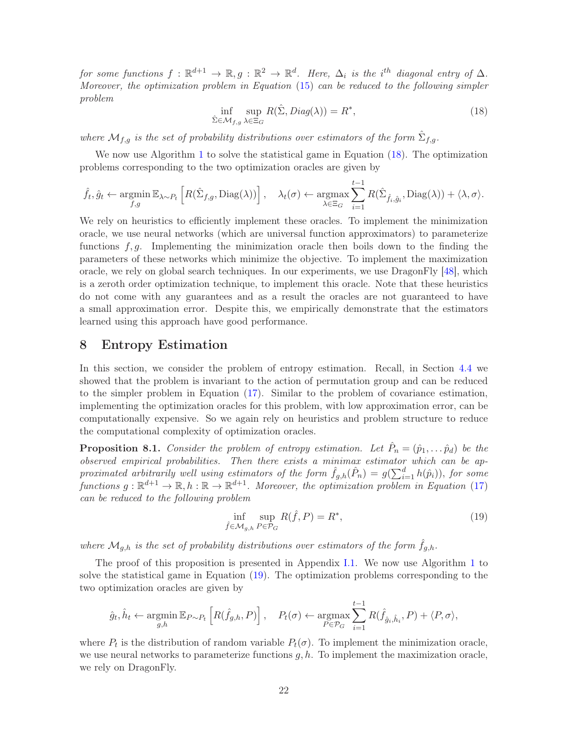*for some functions $f : \mathbb{R}^{d+1} \to \mathbb{R}, g : \mathbb{R}^2 \to \mathbb{R}^d$. Here, $\Delta_i$ is the $i^{th}$ diagonal entry of $\Delta$. Moreover, the optimization problem in Equation (15) can be reduced to the following simpler problem*

$$\inf_{\hat{\Sigma} \in \mathcal{M}_{f,g}} \sup_{\lambda \in \Xi_G} R(\hat{\Sigma}, Diag(\lambda)) = R^*, \tag{18}$$

*where $\mathcal{M}_{f,g}$ is the set of probability distributions over estimators of the form $\hat{\Sigma}_{f,g}$.*

We now use Algorithm 1 to solve the statistical game in Equation (18). The optimization problems corresponding to the two optimization oracles are given by

$$\hat{f}_t, \hat{g}_t \leftarrow \operatorname*{argmin}_{f,g} \mathbb{E}_{\lambda \sim P_t}\left[R(\hat{\Sigma}_{f,g}, \text{Diag}(\lambda))\right], \quad \lambda_t(\sigma) \leftarrow \operatorname*{argmax}_{\lambda \in \Xi_G} \sum_{i=1}^{t-1} R(\hat{\Sigma}_{\hat{f}_i, \hat{g}_i}, \text{Diag}(\lambda)) + \langle \lambda, \sigma \rangle.$$

We rely on heuristics to efficiently implement these oracles. To implement the minimization oracle, we use neural networks (which are universal function approximators) to parameterize functions $f, g$. Implementing the minimization oracle then boils down to the finding the parameters of these networks which minimize the objective. To implement the maximization oracle, we rely on global search techniques. In our experiments, we use DragonFly [48], which is a zeroth order optimization technique, to implement this oracle. Note that these heuristics do not come with any guarantees and as a result the oracles are not guaranteed to have a small approximation error. Despite this, we empirically demonstrate that the estimators learned using this approach have good performance.

# 8 Entropy Estimation

In this section, we consider the problem of entropy estimation. Recall, in Section 4.4 we showed that the problem is invariant to the action of permutation group and can be reduced to the simpler problem in Equation (17). Similar to the problem of covariance estimation, implementing the optimization oracles for this problem, with low approximation error, can be computationally expensive. So we again rely on heuristics and problem structure to reduce the computational complexity of optimization oracles.

**Proposition 8.1.** *Consider the problem of entropy estimation. Let $\hat{P}_n = (\hat{p}_1, \ldots \hat{p}_d)$ be the observed empirical probabilities. Then there exists a minimax estimator which can be approximated arbitrarily well using estimators of the form $\hat{f}_{g,h}(\hat{P}_n) = g(\sum_{i=1}^d h(\hat{p}_i))$, for some functions $g : \mathbb{R}^{d+1} \to \mathbb{R}, h : \mathbb{R} \to \mathbb{R}^{d+1}$. Moreover, the optimization problem in Equation (17) can be reduced to the following problem*

$$\inf_{\hat{f} \in \mathcal{M}_{g,h}} \sup_{P \in \mathcal{P}_G} R(\hat{f}, P) = R^*, \tag{19}$$

*where $\mathcal{M}_{g,h}$ is the set of probability distributions over estimators of the form $\hat{f}_{g,h}$.*

The proof of this proposition is presented in Appendix I.1. We now use Algorithm 1 to solve the statistical game in Equation (19). The optimization problems corresponding to the two optimization oracles are given by

$$\hat{g}_t, \hat{h}_t \leftarrow \operatorname*{argmin}_{g,h} \mathbb{E}_{P \sim P_t}\left[R(\hat{f}_{g,h}, P)\right], \quad P_t(\sigma) \leftarrow \operatorname*{argmax}_{P \in \mathcal{P}_G} \sum_{i=1}^{t-1} R(\hat{f}_{\hat{g}_i, \hat{h}_i}, P) + \langle P, \sigma \rangle,$$

where $P_t$ is the distribution of random variable $P_t(\sigma)$. To implement the minimization oracle, we use neural networks to parameterize functions $g, h$. To implement the maximization oracle, we rely on DragonFly.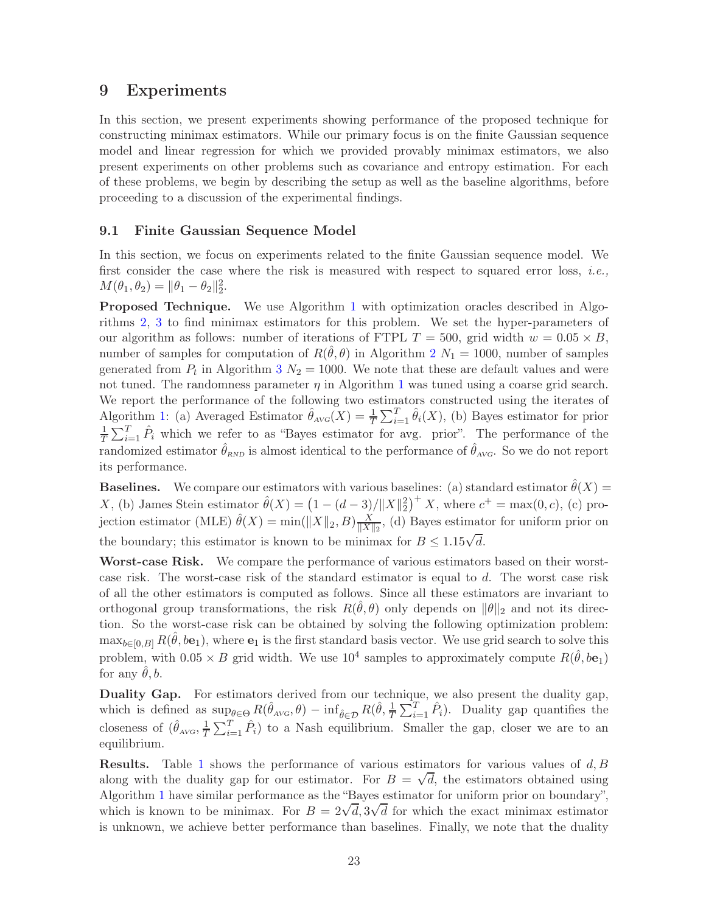# 9 Experiments

In this section, we present experiments showing performance of the proposed technique for constructing minimax estimators. While our primary focus is on the finite Gaussian sequence model and linear regression for which we provided provably minimax estimators, we also present experiments on other problems such as covariance and entropy estimation. For each of these problems, we begin by describing the setup as well as the baseline algorithms, before proceeding to a discussion of the experimental findings.

## 9.1 Finite Gaussian Sequence Model

In this section, we focus on experiments related to the finite Gaussian sequence model. We first consider the case where the risk is measured with respect to squared error loss, *i.e.,* $M(\theta_1, \theta_2) = \|\theta_1 - \theta_2\|_2^2$.

**Proposed Technique.** We use Algorithm 1 with optimization oracles described in Algorithms 2, 3 to find minimax estimators for this problem. We set the hyper-parameters of our algorithm as follows: number of iterations of FTPL $T = 500$, grid width $w = 0.05 \times B$, number of samples for computation of $R(\hat{\theta}, \theta)$ in Algorithm 2 $N_1 = 1000$, number of samples generated from $P_t$ in Algorithm 3 $N_2 = 1000$. We note that these are default values and were not tuned. The randomness parameter $\eta$ in Algorithm 1 was tuned using a coarse grid search. We report the performance of the following two estimators constructed using the iterates of Algorithm 1: (a) Averaged Estimator $\hat{\theta}_{\text{AVG}}(X) = \frac{1}{T}\sum_{i=1}^{T} \hat{\theta}_i(X)$, (b) Bayes estimator for prior $\frac{1}{T}\sum_{i=1}^{T} \hat{P}_i$ which we refer to as "Bayes estimator for avg. prior". The performance of the randomized estimator $\hat{\theta}_{\text{RND}}$ is almost identical to the performance of $\hat{\theta}_{\text{AVG}}$. So we do not report its performance.

**Baselines.** We compare our estimators with various baselines: (a) standard estimator $\hat{\theta}(X) = X$, (b) James Stein estimator $\hat{\theta}(X) = \left(1 - (d-3)/\|X\|_2^2\right)^+ X$, where $c^+ = \max(0, c)$, (c) projection estimator (MLE) $\hat{\theta}(X) = \min(\|X\|_2, B)\frac{X}{\|X\|_2}$, (d) Bayes estimator for uniform prior on the boundary; this estimator is known to be minimax for $B \leq 1.15\sqrt{d}$.

**Worst-case Risk.** We compare the performance of various estimators based on their worst-case risk. The worst-case risk of the standard estimator is equal to $d$. The worst case risk of all the other estimators is computed as follows. Since all these estimators are invariant to orthogonal group transformations, the risk $R(\hat{\theta}, \theta)$ only depends on $\|\theta\|_2$ and not its direction. So the worst-case risk can be obtained by solving the following optimization problem: $\max_{b\in[0,B]} R(\hat{\theta}, b\mathbf{e}_1)$, where $\mathbf{e}_1$ is the first standard basis vector. We use grid search to solve this problem, with $0.05 \times B$ grid width. We use $10^4$ samples to approximately compute $R(\hat{\theta}, b\mathbf{e}_1)$ for any $\hat{\theta}, b$.

**Duality Gap.** For estimators derived from our technique, we also present the duality gap, which is defined as $\sup_{\theta\in\Theta} R(\hat{\theta}_{\text{AVG}}, \theta) - \inf_{\hat{\theta}\in\mathcal{D}} R(\hat{\theta}, \frac{1}{T}\sum_{i=1}^{T}\hat{P}_i)$. Duality gap quantifies the closeness of $(\hat{\theta}_{\text{AVG}}, \frac{1}{T}\sum_{i=1}^{T}\hat{P}_i)$ to a Nash equilibrium. Smaller the gap, closer we are to an equilibrium.

**Results.** Table 1 shows the performance of various estimators for various values of $d, B$ along with the duality gap for our estimator. For $B = \sqrt{d}$, the estimators obtained using Algorithm 1 have similar performance as the "Bayes estimator for uniform prior on boundary", which is known to be minimax. For $B = 2\sqrt{d}, 3\sqrt{d}$ for which the exact minimax estimator is unknown, we achieve better performance than baselines. Finally, we note that the duality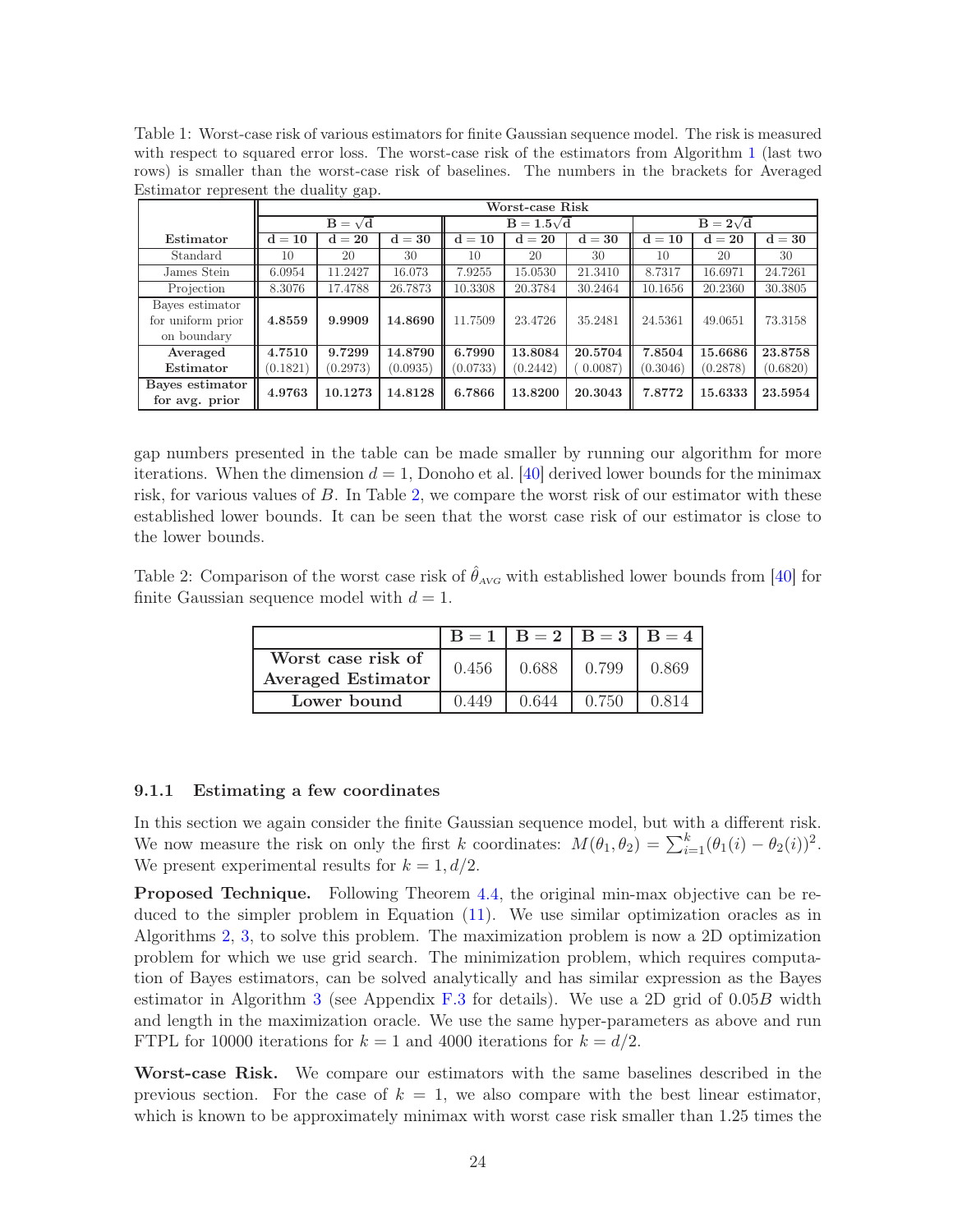Table 1: Worst-case risk of various estimators for finite Gaussian sequence model. The risk is measured with respect to squared error loss. The worst-case risk of the estimators from Algorithm 1 (last two rows) is smaller than the worst-case risk of baselines. The numbers in the brackets for Averaged Estimator represent the duality gap.

| | Worst-case Risk | | | | | | | | |
|---|---|---|---|---|---|---|---|---|---|
| | $\mathbf{B = \sqrt{d}}$ | | | $\mathbf{B = 1.5\sqrt{d}}$ | | | $\mathbf{B = 2\sqrt{d}}$ | | |
| **Estimator** | $\mathbf{d = 10}$ | $\mathbf{d = 20}$ | $\mathbf{d = 30}$ | $\mathbf{d = 10}$ | $\mathbf{d = 20}$ | $\mathbf{d = 30}$ | $\mathbf{d = 10}$ | $\mathbf{d = 20}$ | $\mathbf{d = 30}$ |
| Standard | 10 | 20 | 30 | 10 | 20 | 30 | 10 | 20 | 30 |
| James Stein | 6.0954 | 11.2427 | 16.073 | 7.9255 | 15.0530 | 21.3410 | 8.7317 | 16.6971 | 24.7261 |
| Projection | 8.3076 | 17.4788 | 26.7873 | 10.3308 | 20.3784 | 30.2464 | 10.1656 | 20.2360 | 30.3805 |
| Bayes estimator for uniform prior on boundary | **4.8559** | **9.9909** | **14.8690** | 11.7509 | 23.4726 | 35.2481 | 24.5361 | 49.0651 | 73.3158 |
| **Averaged Estimator** | **4.7510** (0.1821) | **9.7299** (0.2973) | **14.8790** (0.0935) | **6.7990** (0.0733) | **13.8084** (0.2442) | **20.5704** (0.0087) | **7.8504** (0.3046) | **15.6686** (0.2878) | **23.8758** (0.6820) |
| **Bayes estimator for avg. prior** | **4.9763** | **10.1273** | **14.8128** | **6.7866** | **13.8200** | **20.3043** | **7.8772** | **15.6333** | **23.5954** |

gap numbers presented in the table can be made smaller by running our algorithm for more iterations. When the dimension $d = 1$, Donoho et al. [40] derived lower bounds for the minimax risk, for various values of $B$. In Table 2, we compare the worst risk of our estimator with these established lower bounds. It can be seen that the worst case risk of our estimator is close to the lower bounds.

Table 2: Comparison of the worst case risk of $\hat{\theta}_{AVG}$ with established lower bounds from [40] for finite Gaussian sequence model with $d = 1$.

| | $\mathbf{B = 1}$ | $\mathbf{B = 2}$ | $\mathbf{B = 3}$ | $\mathbf{B = 4}$ |
|---|---|---|---|---|
| **Worst case risk of Averaged Estimator** | 0.456 | 0.688 | 0.799 | 0.869 |
| **Lower bound** | 0.449 | 0.644 | 0.750 | 0.814 |

### 9.1.1 Estimating a few coordinates

In this section we again consider the finite Gaussian sequence model, but with a different risk. We now measure the risk on only the first $k$ coordinates: $M(\theta_1, \theta_2) = \sum_{i=1}^{k}(\theta_1(i) - \theta_2(i))^2$. We present experimental results for $k = 1, d/2$.

**Proposed Technique.** Following Theorem 4.4, the original min-max objective can be reduced to the simpler problem in Equation (11). We use similar optimization oracles as in Algorithms 2, 3, to solve this problem. The maximization problem is now a 2D optimization problem for which we use grid search. The minimization problem, which requires computation of Bayes estimators, can be solved analytically and has similar expression as the Bayes estimator in Algorithm 3 (see Appendix F.3 for details). We use a 2D grid of $0.05B$ width and length in the maximization oracle. We use the same hyper-parameters as above and run FTPL for 10000 iterations for $k = 1$ and 4000 iterations for $k = d/2$.

**Worst-case Risk.** We compare our estimators with the same baselines described in the previous section. For the case of $k = 1$, we also compare with the best linear estimator, which is known to be approximately minimax with worst case risk smaller than 1.25 times the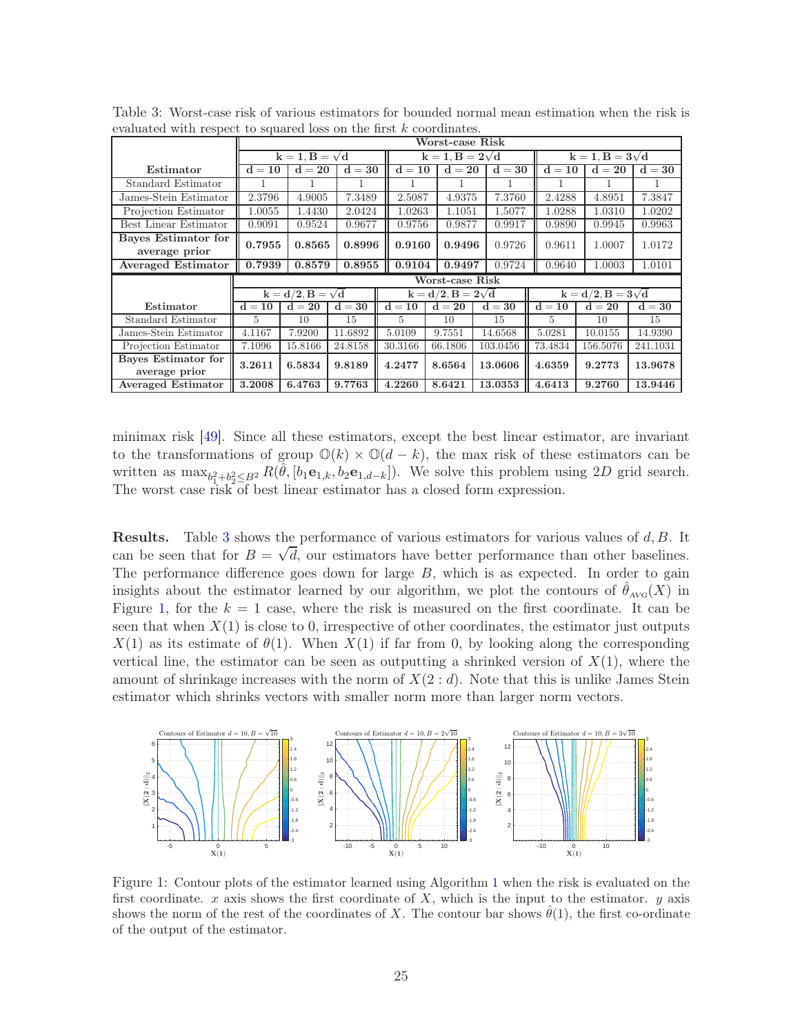Table 3: Worst-case risk of various estimators for bounded normal mean estimation when the risk is evaluated with respect to squared loss on the first $k$ coordinates.

| Estimator | Worst-case Risk | | | | | | | | |
|---|---|---|---|---|---|---|---|---|---|
| | $k=1, B=\sqrt{d}$ | | | $k=1, B=2\sqrt{d}$ | | | $k=1, B=3\sqrt{d}$ | | |
| | $d=10$ | $d=20$ | $d=30$ | $d=10$ | $d=20$ | $d=30$ | $d=10$ | $d=20$ | $d=30$ |
| Standard Estimator | 1 | 1 | 1 | 1 | 1 | 1 | 1 | 1 | 1 |
| James-Stein Estimator | 2.3796 | 4.9005 | 7.3489 | 2.5087 | 4.9375 | 7.3760 | 2.4288 | 4.8951 | 7.3847 |
| Projection Estimator | 1.0055 | 1.4430 | 2.0424 | 1.0263 | 1.1051 | 1.5077 | 1.0288 | 1.0310 | 1.0202 |
| Best Linear Estimator | 0.9091 | 0.9524 | 0.9677 | 0.9756 | 0.9877 | 0.9917 | 0.9890 | 0.9945 | 0.9963 |
| **Bayes Estimator for average prior** | **0.7955** | **0.8565** | **0.8996** | **0.9160** | **0.9496** | 0.9726 | 0.9611 | 1.0007 | 1.0172 |
| **Averaged Estimator** | **0.7939** | **0.8579** | **0.8955** | **0.9104** | **0.9497** | 0.9724 | 0.9640 | 1.0003 | 1.0101 |

| Estimator | Worst-case Risk | | | | | | | | |
|---|---|---|---|---|---|---|---|---|---|
| | $k=d/2, B=\sqrt{d}$ | | | $k=d/2, B=2\sqrt{d}$ | | | $k=d/2, B=3\sqrt{d}$ | | |
| | $d=10$ | $d=20$ | $d=30$ | $d=10$ | $d=20$ | $d=30$ | $d=10$ | $d=20$ | $d=30$ |
| Standard Estimator | 5 | 10 | 15 | 5 | 10 | 15 | 5 | 10 | 15 |
| James-Stein Estimator | 4.1167 | 7.9200 | 11.6892 | 5.0109 | 9.7551 | 14.6568 | 5.0281 | 10.0155 | 14.9390 |
| Projection Estimator | 7.1096 | 15.8166 | 24.8158 | 30.3166 | 66.1806 | 103.0456 | 73.4834 | 156.5076 | 241.1031 |
| **Bayes Estimator for average prior** | **3.2611** | **6.5834** | **9.8189** | **4.2477** | **8.6564** | **13.0606** | **4.6359** | **9.2773** | **13.9678** |
| **Averaged Estimator** | **3.2008** | **6.4763** | **9.7763** | **4.2260** | **8.6421** | **13.0353** | **4.6413** | **9.2760** | **13.9446** |

minimax risk [49]. Since all these estimators, except the best linear estimator, are invariant to the transformations of group $\mathbb{O}(k) \times \mathbb{O}(d-k)$, the max risk of these estimators can be written as $\max_{b_1^2+b_2^2 \leq B^2} R(\hat{\theta}, [b_1\mathbf{e}_{1,k}, b_2\mathbf{e}_{1,d-k}])$. We solve this problem using $2D$ grid search. The worst case risk of best linear estimator has a closed form expression.

**Results.** Table 3 shows the performance of various estimators for various values of $d, B$. It can be seen that for $B = \sqrt{d}$, our estimators have better performance than other baselines. The performance difference goes down for large $B$, which is as expected. In order to gain insights about the estimator learned by our algorithm, we plot the contours of $\hat{\theta}_{\text{AVG}}(X)$ in Figure 1, for the $k = 1$ case, where the risk is measured on the first coordinate. It can be seen that when $X(1)$ is close to 0, irrespective of other coordinates, the estimator just outputs $X(1)$ as its estimate of $\theta(1)$. When $X(1)$ if far from 0, by looking along the corresponding vertical line, the estimator can be seen as outputting a shrinked version of $X(1)$, where the amount of shrinkage increases with the norm of $X(2:d)$. Note that this is unlike James Stein estimator which shrinks vectors with smaller norm more than larger norm vectors.

Figure 1: Contour plots of the estimator learned using Algorithm 1 when the risk is evaluated on the first coordinate. $x$ axis shows the first coordinate of $X$, which is the input to the estimator. $y$ axis shows the norm of the rest of the coordinates of $X$. The contour bar shows $\hat{\theta}(1)$, the first co-ordinate of the output of the estimator.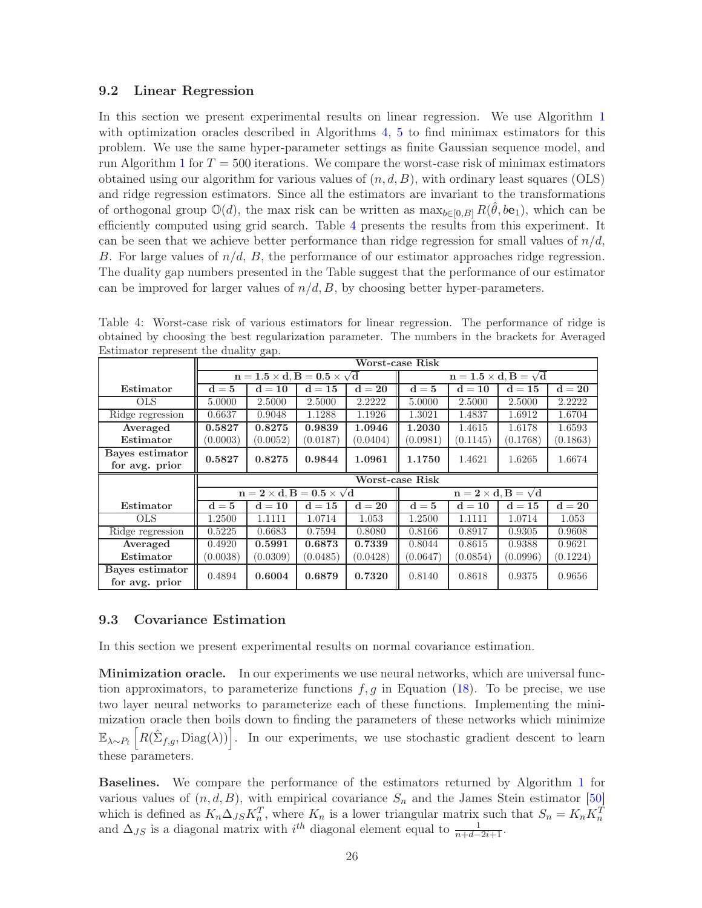### 9.2 Linear Regression

In this section we present experimental results on linear regression. We use Algorithm 1 with optimization oracles described in Algorithms 4, 5 to find minimax estimators for this problem. We use the same hyper-parameter settings as finite Gaussian sequence model, and run Algorithm 1 for $T = 500$ iterations. We compare the worst-case risk of minimax estimators obtained using our algorithm for various values of $(n, d, B)$, with ordinary least squares (OLS) and ridge regression estimators. Since all the estimators are invariant to the transformations of orthogonal group $\mathbb{O}(d)$, the max risk can be written as $\max_{b \in [0,B]} R(\hat{\theta}, b\mathbf{e}_1)$, which can be efficiently computed using grid search. Table 4 presents the results from this experiment. It can be seen that we achieve better performance than ridge regression for small values of $n/d$, $B$. For large values of $n/d$, $B$, the performance of our estimator approaches ridge regression. The duality gap numbers presented in the Table suggest that the performance of our estimator can be improved for larger values of $n/d, B$, by choosing better hyper-parameters.

Table 4: Worst-case risk of various estimators for linear regression. The performance of ridge is obtained by choosing the best regularization parameter. The numbers in the brackets for Averaged Estimator represent the duality gap.

| | **Worst-case Risk** | | | | | | | |
|---|---|---|---|---|---|---|---|---|
| | $\mathbf{n = 1.5 \times d, B = 0.5 \times \sqrt{d}}$ | | | | $\mathbf{n = 1.5 \times d, B = \sqrt{d}}$ | | | |
| **Estimator** | $\mathbf{d = 5}$ | $\mathbf{d = 10}$ | $\mathbf{d = 15}$ | $\mathbf{d = 20}$ | $\mathbf{d = 5}$ | $\mathbf{d = 10}$ | $\mathbf{d = 15}$ | $\mathbf{d = 20}$ |
| OLS | 5.0000 | 2.5000 | 2.5000 | 2.2222 | 5.0000 | 2.5000 | 2.5000 | 2.2222 |
| Ridge regression | 0.6637 | 0.9048 | 1.1288 | 1.1926 | 1.3021 | 1.4837 | 1.6912 | 1.6704 |
| **Averaged Estimator** | **0.5827** (0.0003) | **0.8275** (0.0052) | **0.9839** (0.0187) | **1.0946** (0.0404) | **1.2030** (0.0981) | 1.4615 (0.1145) | 1.6178 (0.1768) | 1.6593 (0.1863) |
| **Bayes estimator for avg. prior** | **0.5827** | **0.8275** | **0.9844** | **1.0961** | **1.1750** | 1.4621 | 1.6265 | 1.6674 |
| | **Worst-case Risk** | | | | | | | |
| | $\mathbf{n = 2 \times d, B = 0.5 \times \sqrt{d}}$ | | | | $\mathbf{n = 2 \times d, B = \sqrt{d}}$ | | | |
| **Estimator** | $\mathbf{d = 5}$ | $\mathbf{d = 10}$ | $\mathbf{d = 15}$ | $\mathbf{d = 20}$ | $\mathbf{d = 5}$ | $\mathbf{d = 10}$ | $\mathbf{d = 15}$ | $\mathbf{d = 20}$ |
| OLS | 1.2500 | 1.1111 | 1.0714 | 1.053 | 1.2500 | 1.1111 | 1.0714 | 1.053 |
| Ridge regression | 0.5225 | 0.6683 | 0.7594 | 0.8080 | 0.8166 | 0.8917 | 0.9305 | 0.9608 |
| **Averaged Estimator** | 0.4920 (0.0038) | **0.5991** (0.0309) | **0.6873** (0.0485) | **0.7339** (0.0428) | 0.8044 (0.0647) | 0.8615 (0.0854) | 0.9388 (0.0996) | 0.9621 (0.1224) |
| **Bayes estimator for avg. prior** | 0.4894 | **0.6004** | **0.6879** | **0.7320** | 0.8140 | 0.8618 | 0.9375 | 0.9656 |

### 9.3 Covariance Estimation

In this section we present experimental results on normal covariance estimation.

**Minimization oracle.** In our experiments we use neural networks, which are universal function approximators, to parameterize functions $f, g$ in Equation (18). To be precise, we use two layer neural networks to parameterize each of these functions. Implementing the minimization oracle then boils down to finding the parameters of these networks which minimize $\mathbb{E}_{\lambda \sim P_t}\left[R(\hat{\Sigma}_{f,g}, \text{Diag}(\lambda))\right]$. In our experiments, we use stochastic gradient descent to learn these parameters.

**Baselines.** We compare the performance of the estimators returned by Algorithm 1 for various values of $(n, d, B)$, with empirical covariance $S_n$ and the James Stein estimator [50] which is defined as $K_n \Delta_{JS} K_n^T$, where $K_n$ is a lower triangular matrix such that $S_n = K_n K_n^T$ and $\Delta_{JS}$ is a diagonal matrix with $i^{th}$ diagonal element equal to $\frac{1}{n+d-2i+1}$.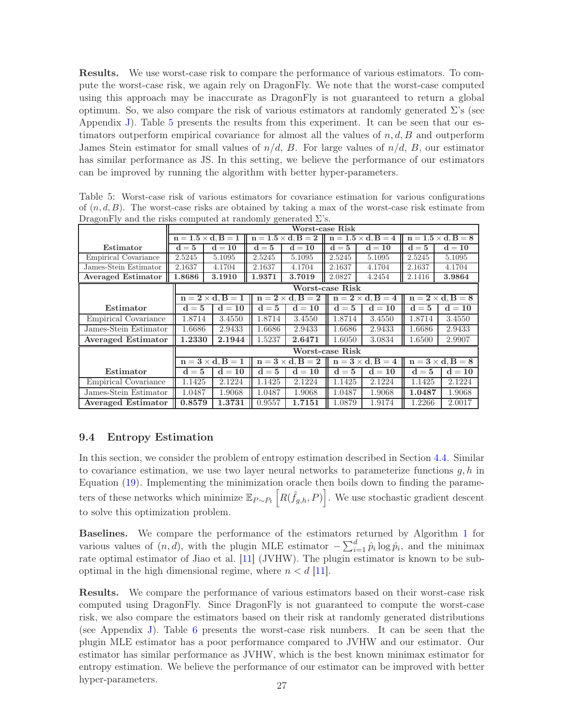**Results.** We use worst-case risk to compare the performance of various estimators. To compute the worst-case risk, we again rely on DragonFly. We note that the worst-case computed using this approach may be inaccurate as DragonFly is not guaranteed to return a global optimum. So, we also compare the risk of various estimators at randomly generated $\Sigma$'s (see Appendix J). Table 5 presents the results from this experiment. It can be seen that our estimators outperform empirical covariance for almost all the values of $n, d, B$ and outperform James Stein estimator for small values of $n/d$, $B$. For large values of $n/d$, $B$, our estimator has similar performance as JS. In this setting, we believe the performance of our estimators can be improved by running the algorithm with better hyper-parameters.

Table 5: Worst-case risk of various estimators for covariance estimation for various configurations of $(n, d, B)$. The worst-case risks are obtained by taking a max of the worst-case risk estimate from DragonFly and the risks computed at randomly generated $\Sigma$'s.

| | **Worst-case Risk** | | | | | | | |
|---|---|---|---|---|---|---|---|---|
| | $\mathbf{n = 1.5 \times d, B = 1}$ | | $\mathbf{n = 1.5 \times d, B = 2}$ | | $\mathbf{n = 1.5 \times d, B = 4}$ | | $\mathbf{n = 1.5 \times d, B = 8}$ | |
| **Estimator** | $\mathbf{d = 5}$ | $\mathbf{d = 10}$ | $\mathbf{d = 5}$ | $\mathbf{d = 10}$ | $\mathbf{d = 5}$ | $\mathbf{d = 10}$ | $\mathbf{d = 5}$ | $\mathbf{d = 10}$ |
| Empirical Covariance | 2.5245 | 5.1095 | 2.5245 | 5.1095 | 2.5245 | 5.1095 | 2.5245 | 5.1095 |
| James-Stein Estimator | 2.1637 | 4.1704 | 2.1637 | 4.1704 | 2.1637 | 4.1704 | 2.1637 | 4.1704 |
| **Averaged Estimator** | **1.8686** | **3.1910** | **1.9371** | **3.7019** | 2.0827 | 4.2454 | 2.1416 | **3.9864** |
| | **Worst-case Risk** | | | | | | | |
| | $\mathbf{n = 2 \times d, B = 1}$ | | $\mathbf{n = 2 \times d, B = 2}$ | | $\mathbf{n = 2 \times d, B = 4}$ | | $\mathbf{n = 2 \times d, B = 8}$ | |
| **Estimator** | $\mathbf{d = 5}$ | $\mathbf{d = 10}$ | $\mathbf{d = 5}$ | $\mathbf{d = 10}$ | $\mathbf{d = 5}$ | $\mathbf{d = 10}$ | $\mathbf{d = 5}$ | $\mathbf{d = 10}$ |
| Empirical Covariance | 1.8714 | 3.4550 | 1.8714 | 3.4550 | 1.8714 | 3.4550 | 1.8714 | 3.4550 |
| James-Stein Estimator | 1.6686 | 2.9433 | 1.6686 | 2.9433 | 1.6686 | 2.9433 | 1.6686 | 2.9433 |
| **Averaged Estimator** | **1.2330** | **2.1944** | 1.5237 | **2.6471** | 1.6050 | 3.0834 | 1.6500 | 2.9907 |
| | **Worst-case Risk** | | | | | | | |
| | $\mathbf{n = 3 \times d, B = 1}$ | | $\mathbf{n = 3 \times d, B = 2}$ | | $\mathbf{n = 3 \times d, B = 4}$ | | $\mathbf{n = 3 \times d, B = 8}$ | |
| **Estimator** | $\mathbf{d = 5}$ | $\mathbf{d = 10}$ | $\mathbf{d = 5}$ | $\mathbf{d = 10}$ | $\mathbf{d = 5}$ | $\mathbf{d = 10}$ | $\mathbf{d = 5}$ | $\mathbf{d = 10}$ |
| Empirical Covariance | 1.1425 | 2.1224 | 1.1425 | 2.1224 | 1.1425 | 2.1224 | 1.1425 | 2.1224 |
| James-Stein Estimator | 1.0487 | 1.9068 | 1.0487 | 1.9068 | 1.0487 | 1.9068 | **1.0487** | 1.9068 |
| **Averaged Estimator** | **0.8579** | **1.3731** | 0.9557 | **1.7151** | 1.0879 | 1.9174 | 1.2266 | 2.0017 |

## 9.4 Entropy Estimation

In this section, we consider the problem of entropy estimation described in Section 4.4. Similar to covariance estimation, we use two layer neural networks to parameterize functions $g, h$ in Equation (19). Implementing the minimization oracle then boils down to finding the parameters of these networks which minimize $\mathbb{E}_{P\sim P_t}\left[R(\hat{f}_{g,h}, P)\right]$. We use stochastic gradient descent to solve this optimization problem.

**Baselines.** We compare the performance of the estimators returned by Algorithm 1 for various values of $(n, d)$, with the plugin MLE estimator $-\sum_{i=1}^{d}\hat{p}_i \log \hat{p}_i$, and the minimax rate optimal estimator of Jiao et al. [11] (JVHW). The plugin estimator is known to be sub-optimal in the high dimensional regime, where $n < d$ [11].

**Results.** We compare the performance of various estimators based on their worst-case risk computed using DragonFly. Since DragonFly is not guaranteed to compute the worst-case risk, we also compare the estimators based on their risk at randomly generated distributions (see Appendix J). Table 6 presents the worst-case risk numbers. It can be seen that the plugin MLE estimator has a poor performance compared to JVHW and our estimator. Our estimator has similar performance as JVHW, which is the best known minimax estimator for entropy estimation. We believe the performance of our estimator can be improved with better hyper-parameters.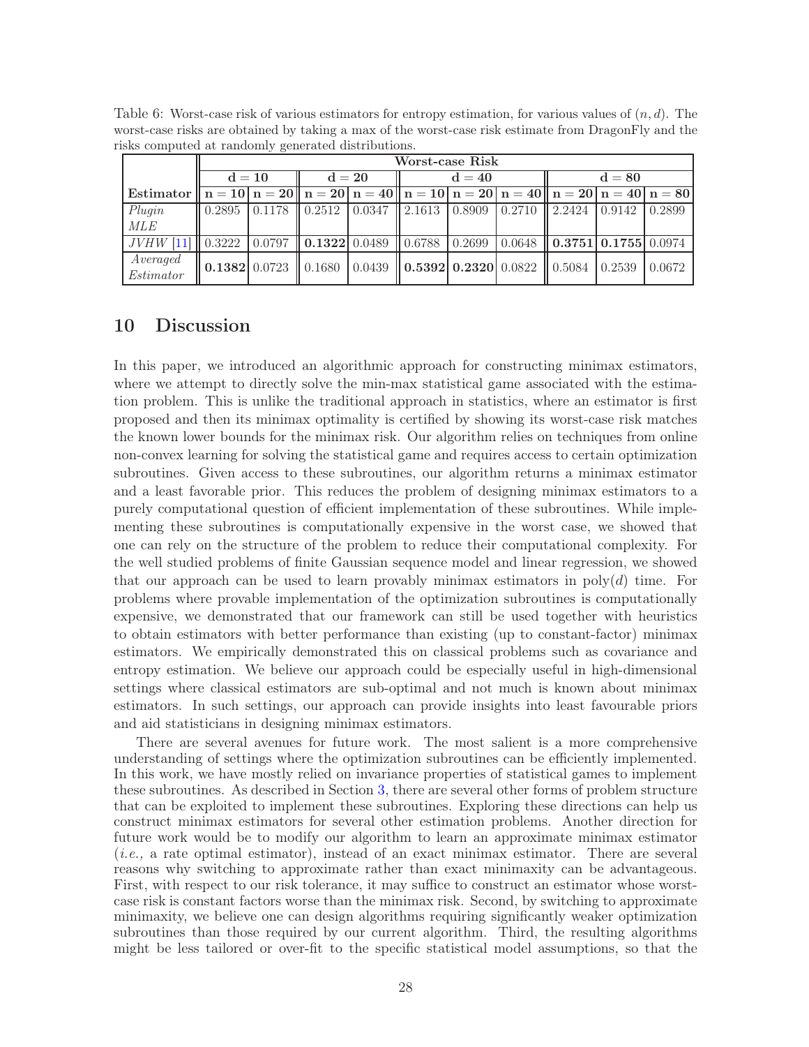Table 6: Worst-case risk of various estimators for entropy estimation, for various values of $(n, d)$. The worst-case risks are obtained by taking a max of the worst-case risk estimate from DragonFly and the risks computed at randomly generated distributions.

| | **Worst-case Risk** | | | | | | | | | |
|---|---|---|---|---|---|---|---|---|---|---|
| | $\mathbf{d = 10}$ | | $\mathbf{d = 20}$ | | $\mathbf{d = 40}$ | | | $\mathbf{d = 80}$ | | |
| **Estimator** | $\mathbf{n = 10}$ | $\mathbf{n = 20}$ | $\mathbf{n = 20}$ | $\mathbf{n = 40}$ | $\mathbf{n = 10}$ | $\mathbf{n = 20}$ | $\mathbf{n = 40}$ | $\mathbf{n = 20}$ | $\mathbf{n = 40}$ | $\mathbf{n = 80}$ |
| *Plugin MLE* | 0.2895 | 0.1178 | 0.2512 | 0.0347 | 2.1613 | 0.8909 | 0.2710 | 2.2424 | 0.9142 | 0.2899 |
| *JVHW* [11] | 0.3222 | 0.0797 | **0.1322** | 0.0489 | 0.6788 | 0.2699 | 0.0648 | **0.3751** | **0.1755** | 0.0974 |
| *Averaged Estimator* | **0.1382** | 0.0723 | 0.1680 | 0.0439 | **0.5392** | **0.2320** | 0.0822 | 0.5084 | 0.2539 | 0.0672 |

## 10 Discussion

In this paper, we introduced an algorithmic approach for constructing minimax estimators, where we attempt to directly solve the min-max statistical game associated with the estimation problem. This is unlike the traditional approach in statistics, where an estimator is first proposed and then its minimax optimality is certified by showing its worst-case risk matches the known lower bounds for the minimax risk. Our algorithm relies on techniques from online non-convex learning for solving the statistical game and requires access to certain optimization subroutines. Given access to these subroutines, our algorithm returns a minimax estimator and a least favorable prior. This reduces the problem of designing minimax estimators to a purely computational question of efficient implementation of these subroutines. While implementing these subroutines is computationally expensive in the worst case, we showed that one can rely on the structure of the problem to reduce their computational complexity. For the well studied problems of finite Gaussian sequence model and linear regression, we showed that our approach can be used to learn provably minimax estimators in poly$(d)$ time. For problems where provable implementation of the optimization subroutines is computationally expensive, we demonstrated that our framework can still be used together with heuristics to obtain estimators with better performance than existing (up to constant-factor) minimax estimators. We empirically demonstrated this on classical problems such as covariance and entropy estimation. We believe our approach could be especially useful in high-dimensional settings where classical estimators are sub-optimal and not much is known about minimax estimators. In such settings, our approach can provide insights into least favourable priors and aid statisticians in designing minimax estimators.

There are several avenues for future work. The most salient is a more comprehensive understanding of settings where the optimization subroutines can be efficiently implemented. In this work, we have mostly relied on invariance properties of statistical games to implement these subroutines. As described in Section 3, there are several other forms of problem structure that can be exploited to implement these subroutines. Exploring these directions can help us construct minimax estimators for several other estimation problems. Another direction for future work would be to modify our algorithm to learn an approximate minimax estimator (*i.e.,* a rate optimal estimator), instead of an exact minimax estimator. There are several reasons why switching to approximate rather than exact minimaxity can be advantageous. First, with respect to our risk tolerance, it may suffice to construct an estimator whose worst-case risk is constant factors worse than the minimax risk. Second, by switching to approximate minimaxity, we believe one can design algorithms requiring significantly weaker optimization subroutines than those required by our current algorithm. Third, the resulting algorithms might be less tailored or over-fit to the specific statistical model assumptions, so that the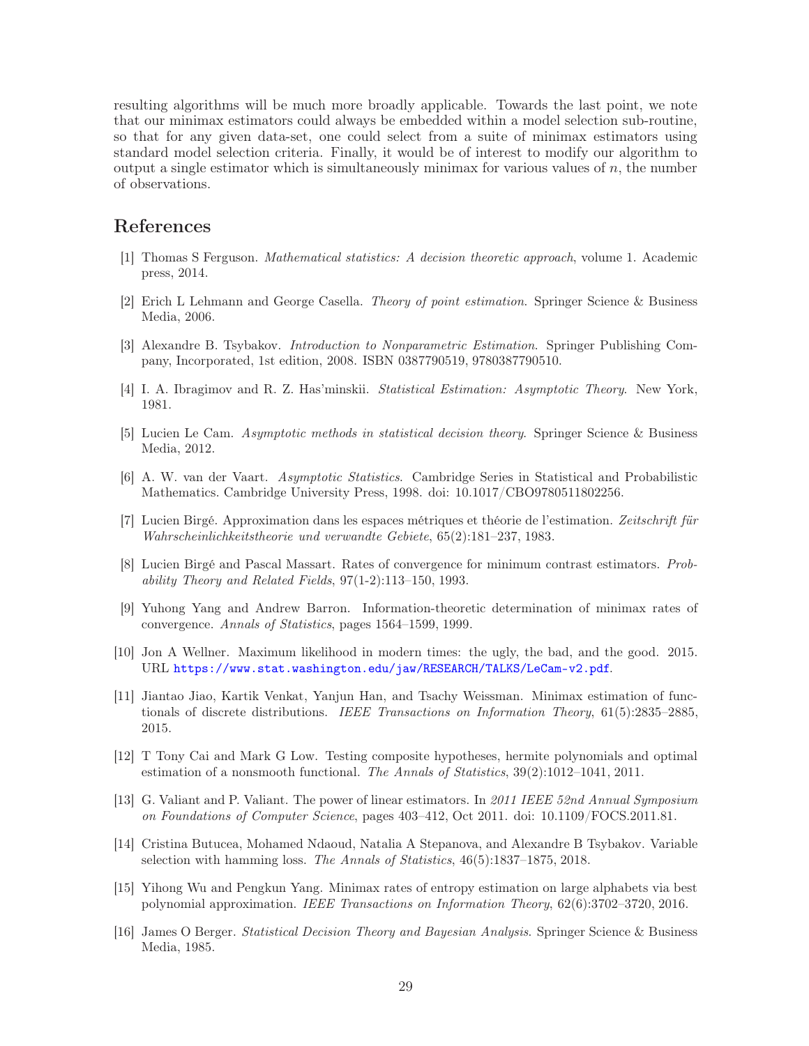resulting algorithms will be much more broadly applicable. Towards the last point, we note that our minimax estimators could always be embedded within a model selection sub-routine, so that for any given data-set, one could select from a suite of minimax estimators using standard model selection criteria. Finally, it would be of interest to modify our algorithm to output a single estimator which is simultaneously minimax for various values of $n$, the number of observations.

# References

[1] Thomas S Ferguson. *Mathematical statistics: A decision theoretic approach*, volume 1. Academic press, 2014.

[2] Erich L Lehmann and George Casella. *Theory of point estimation*. Springer Science & Business Media, 2006.

[3] Alexandre B. Tsybakov. *Introduction to Nonparametric Estimation*. Springer Publishing Company, Incorporated, 1st edition, 2008. ISBN 0387790519, 9780387790510.

[4] I. A. Ibragimov and R. Z. Has'minskii. *Statistical Estimation: Asymptotic Theory*. New York, 1981.

[5] Lucien Le Cam. *Asymptotic methods in statistical decision theory*. Springer Science & Business Media, 2012.

[6] A. W. van der Vaart. *Asymptotic Statistics*. Cambridge Series in Statistical and Probabilistic Mathematics. Cambridge University Press, 1998. doi: 10.1017/CBO9780511802256.

[7] Lucien Birgé. Approximation dans les espaces métriques et théorie de l'estimation. *Zeitschrift für Wahrscheinlichkeitstheorie und verwandte Gebiete*, 65(2):181–237, 1983.

[8] Lucien Birgé and Pascal Massart. Rates of convergence for minimum contrast estimators. *Probability Theory and Related Fields*, 97(1-2):113–150, 1993.

[9] Yuhong Yang and Andrew Barron. Information-theoretic determination of minimax rates of convergence. *Annals of Statistics*, pages 1564–1599, 1999.

[10] Jon A Wellner. Maximum likelihood in modern times: the ugly, the bad, and the good. 2015. URL https://www.stat.washington.edu/jaw/RESEARCH/TALKS/LeCam-v2.pdf.

[11] Jiantao Jiao, Kartik Venkat, Yanjun Han, and Tsachy Weissman. Minimax estimation of functionals of discrete distributions. *IEEE Transactions on Information Theory*, 61(5):2835–2885, 2015.

[12] T Tony Cai and Mark G Low. Testing composite hypotheses, hermite polynomials and optimal estimation of a nonsmooth functional. *The Annals of Statistics*, 39(2):1012–1041, 2011.

[13] G. Valiant and P. Valiant. The power of linear estimators. In *2011 IEEE 52nd Annual Symposium on Foundations of Computer Science*, pages 403–412, Oct 2011. doi: 10.1109/FOCS.2011.81.

[14] Cristina Butucea, Mohamed Ndaoud, Natalia A Stepanova, and Alexandre B Tsybakov. Variable selection with hamming loss. *The Annals of Statistics*, 46(5):1837–1875, 2018.

[15] Yihong Wu and Pengkun Yang. Minimax rates of entropy estimation on large alphabets via best polynomial approximation. *IEEE Transactions on Information Theory*, 62(6):3702–3720, 2016.

[16] James O Berger. *Statistical Decision Theory and Bayesian Analysis*. Springer Science & Business Media, 1985.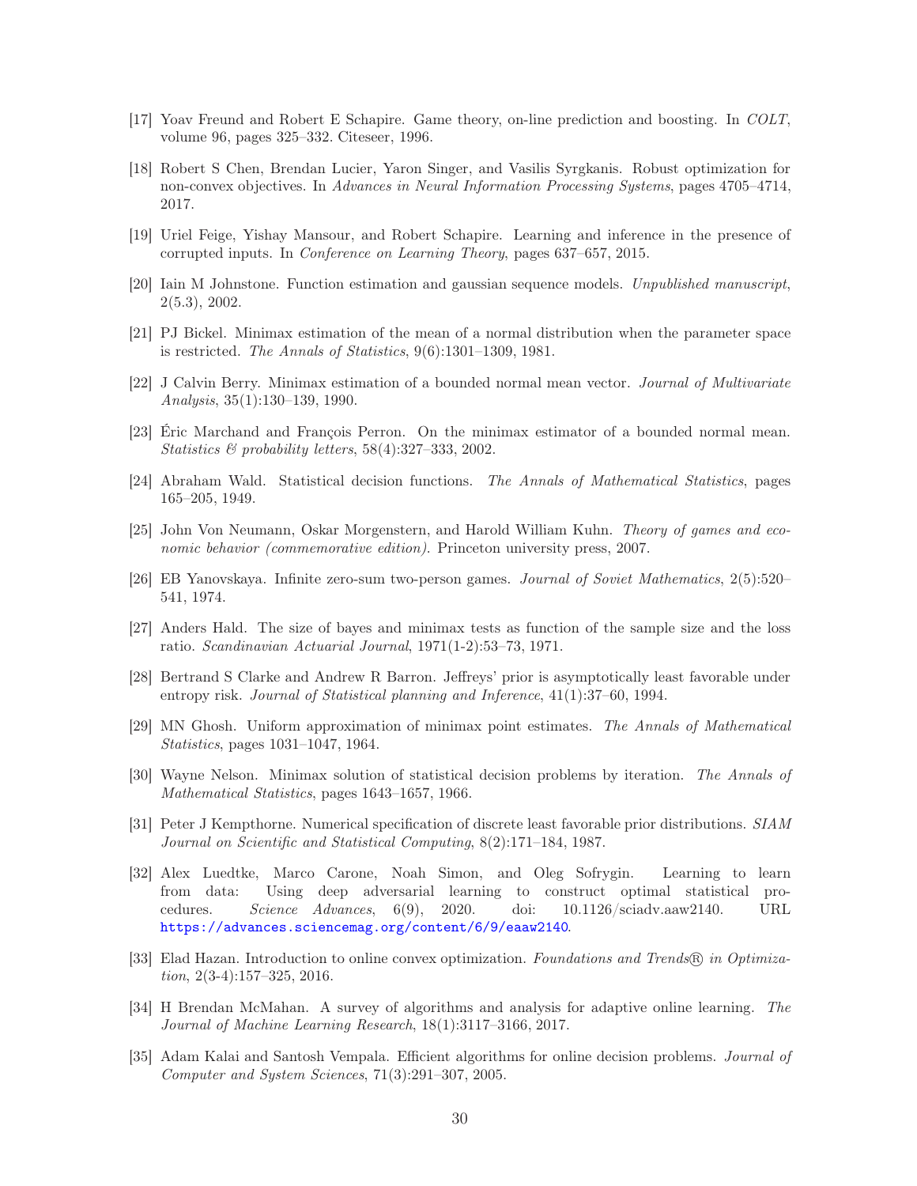[17] Yoav Freund and Robert E Schapire. Game theory, on-line prediction and boosting. In *COLT*, volume 96, pages 325–332. Citeseer, 1996.

[18] Robert S Chen, Brendan Lucier, Yaron Singer, and Vasilis Syrgkanis. Robust optimization for non-convex objectives. In *Advances in Neural Information Processing Systems*, pages 4705–4714, 2017.

[19] Uriel Feige, Yishay Mansour, and Robert Schapire. Learning and inference in the presence of corrupted inputs. In *Conference on Learning Theory*, pages 637–657, 2015.

[20] Iain M Johnstone. Function estimation and gaussian sequence models. *Unpublished manuscript*, 2(5.3), 2002.

[21] PJ Bickel. Minimax estimation of the mean of a normal distribution when the parameter space is restricted. *The Annals of Statistics*, 9(6):1301–1309, 1981.

[22] J Calvin Berry. Minimax estimation of a bounded normal mean vector. *Journal of Multivariate Analysis*, 35(1):130–139, 1990.

[23] Éric Marchand and François Perron. On the minimax estimator of a bounded normal mean. *Statistics & probability letters*, 58(4):327–333, 2002.

[24] Abraham Wald. Statistical decision functions. *The Annals of Mathematical Statistics*, pages 165–205, 1949.

[25] John Von Neumann, Oskar Morgenstern, and Harold William Kuhn. *Theory of games and economic behavior (commemorative edition)*. Princeton university press, 2007.

[26] EB Yanovskaya. Infinite zero-sum two-person games. *Journal of Soviet Mathematics*, 2(5):520–541, 1974.

[27] Anders Hald. The size of bayes and minimax tests as function of the sample size and the loss ratio. *Scandinavian Actuarial Journal*, 1971(1-2):53–73, 1971.

[28] Bertrand S Clarke and Andrew R Barron. Jeffreys' prior is asymptotically least favorable under entropy risk. *Journal of Statistical planning and Inference*, 41(1):37–60, 1994.

[29] MN Ghosh. Uniform approximation of minimax point estimates. *The Annals of Mathematical Statistics*, pages 1031–1047, 1964.

[30] Wayne Nelson. Minimax solution of statistical decision problems by iteration. *The Annals of Mathematical Statistics*, pages 1643–1657, 1966.

[31] Peter J Kempthorne. Numerical specification of discrete least favorable prior distributions. *SIAM Journal on Scientific and Statistical Computing*, 8(2):171–184, 1987.

[32] Alex Luedtke, Marco Carone, Noah Simon, and Oleg Sofrygin. Learning to learn from data: Using deep adversarial learning to construct optimal statistical procedures. *Science Advances*, 6(9), 2020. doi: 10.1126/sciadv.aaw2140. URL https://advances.sciencemag.org/content/6/9/eaaw2140.

[33] Elad Hazan. Introduction to online convex optimization. *Foundations and Trends® in Optimization*, 2(3-4):157–325, 2016.

[34] H Brendan McMahan. A survey of algorithms and analysis for adaptive online learning. *The Journal of Machine Learning Research*, 18(1):3117–3166, 2017.

[35] Adam Kalai and Santosh Vempala. Efficient algorithms for online decision problems. *Journal of Computer and System Sciences*, 71(3):291–307, 2005.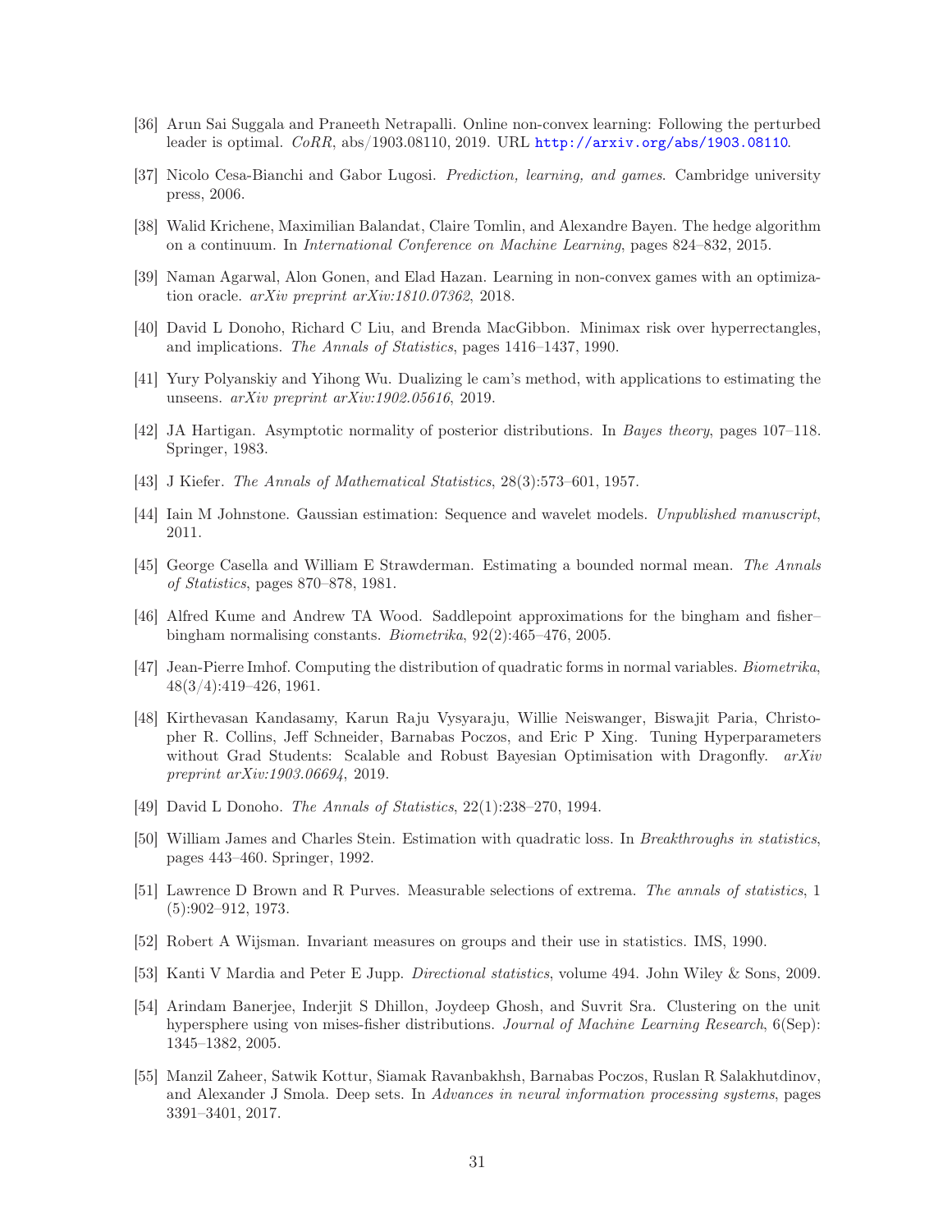[36] Arun Sai Suggala and Praneeth Netrapalli. Online non-convex learning: Following the perturbed leader is optimal. *CoRR*, abs/1903.08110, 2019. URL http://arxiv.org/abs/1903.08110.

[37] Nicolo Cesa-Bianchi and Gabor Lugosi. *Prediction, learning, and games*. Cambridge university press, 2006.

[38] Walid Krichene, Maximilian Balandat, Claire Tomlin, and Alexandre Bayen. The hedge algorithm on a continuum. In *International Conference on Machine Learning*, pages 824–832, 2015.

[39] Naman Agarwal, Alon Gonen, and Elad Hazan. Learning in non-convex games with an optimization oracle. *arXiv preprint arXiv:1810.07362*, 2018.

[40] David L Donoho, Richard C Liu, and Brenda MacGibbon. Minimax risk over hyperrectangles, and implications. *The Annals of Statistics*, pages 1416–1437, 1990.

[41] Yury Polyanskiy and Yihong Wu. Dualizing le cam's method, with applications to estimating the unseens. *arXiv preprint arXiv:1902.05616*, 2019.

[42] JA Hartigan. Asymptotic normality of posterior distributions. In *Bayes theory*, pages 107–118. Springer, 1983.

[43] J Kiefer. *The Annals of Mathematical Statistics*, 28(3):573–601, 1957.

[44] Iain M Johnstone. Gaussian estimation: Sequence and wavelet models. *Unpublished manuscript*, 2011.

[45] George Casella and William E Strawderman. Estimating a bounded normal mean. *The Annals of Statistics*, pages 870–878, 1981.

[46] Alfred Kume and Andrew TA Wood. Saddlepoint approximations for the bingham and fisher–bingham normalising constants. *Biometrika*, 92(2):465–476, 2005.

[47] Jean-Pierre Imhof. Computing the distribution of quadratic forms in normal variables. *Biometrika*, 48(3/4):419–426, 1961.

[48] Kirthevasan Kandasamy, Karun Raju Vysyaraju, Willie Neiswanger, Biswajit Paria, Christopher R. Collins, Jeff Schneider, Barnabas Poczos, and Eric P Xing. Tuning Hyperparameters without Grad Students: Scalable and Robust Bayesian Optimisation with Dragonfly. *arXiv preprint arXiv:1903.06694*, 2019.

[49] David L Donoho. *The Annals of Statistics*, 22(1):238–270, 1994.

[50] William James and Charles Stein. Estimation with quadratic loss. In *Breakthroughs in statistics*, pages 443–460. Springer, 1992.

[51] Lawrence D Brown and R Purves. Measurable selections of extrema. *The annals of statistics*, 1 (5):902–912, 1973.

[52] Robert A Wijsman. Invariant measures on groups and their use in statistics. IMS, 1990.

[53] Kanti V Mardia and Peter E Jupp. *Directional statistics*, volume 494. John Wiley & Sons, 2009.

[54] Arindam Banerjee, Inderjit S Dhillon, Joydeep Ghosh, and Suvrit Sra. Clustering on the unit hypersphere using von mises-fisher distributions. *Journal of Machine Learning Research*, 6(Sep): 1345–1382, 2005.

[55] Manzil Zaheer, Satwik Kottur, Siamak Ravanbakhsh, Barnabas Poczos, Ruslan R Salakhutdinov, and Alexander J Smola. Deep sets. In *Advances in neural information processing systems*, pages 3391–3401, 2017.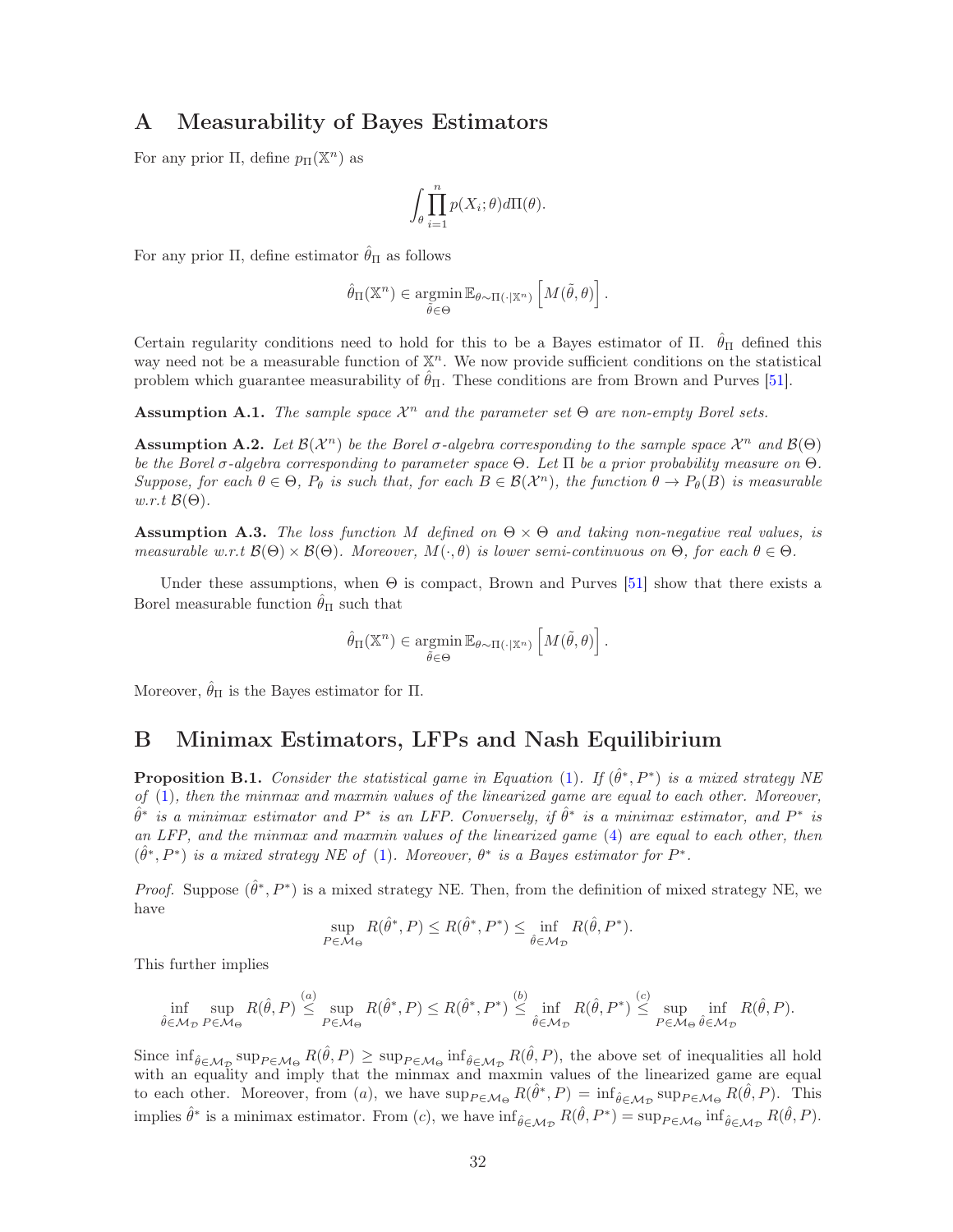# A Measurability of Bayes Estimators

For any prior $\Pi$, define $p_\Pi(\mathbb{X}^n)$ as

$$\int_\theta \prod_{i=1}^n p(X_i;\theta) d\Pi(\theta).$$

For any prior $\Pi$, define estimator $\hat{\theta}_\Pi$ as follows

$$\hat{\theta}_\Pi(\mathbb{X}^n) \in \operatorname*{argmin}_{\tilde{\theta}\in\Theta} \mathbb{E}_{\theta\sim\Pi(\cdot|\mathbb{X}^n)}\left[M(\tilde{\theta},\theta)\right].$$

Certain regularity conditions need to hold for this to be a Bayes estimator of $\Pi$. $\hat{\theta}_\Pi$ defined this way need not be a measurable function of $\mathbb{X}^n$. We now provide sufficient conditions on the statistical problem which guarantee measurability of $\hat{\theta}_\Pi$. These conditions are from Brown and Purves [51].

**Assumption A.1.** *The sample space $\mathcal{X}^n$ and the parameter set $\Theta$ are non-empty Borel sets.*

**Assumption A.2.** *Let $\mathcal{B}(\mathcal{X}^n)$ be the Borel $\sigma$-algebra corresponding to the sample space $\mathcal{X}^n$ and $\mathcal{B}(\Theta)$ be the Borel $\sigma$-algebra corresponding to parameter space $\Theta$. Let $\Pi$ be a prior probability measure on $\Theta$. Suppose, for each $\theta \in \Theta$, $P_\theta$ is such that, for each $B \in \mathcal{B}(\mathcal{X}^n)$, the function $\theta \to P_\theta(B)$ is measurable w.r.t $\mathcal{B}(\Theta)$.*

**Assumption A.3.** *The loss function $M$ defined on $\Theta \times \Theta$ and taking non-negative real values, is measurable w.r.t $\mathcal{B}(\Theta) \times \mathcal{B}(\Theta)$. Moreover, $M(\cdot, \theta)$ is lower semi-continuous on $\Theta$, for each $\theta \in \Theta$.*

Under these assumptions, when $\Theta$ is compact, Brown and Purves [51] show that there exists a Borel measurable function $\hat{\theta}_\Pi$ such that

$$\hat{\theta}_\Pi(\mathbb{X}^n) \in \operatorname*{argmin}_{\tilde{\theta}\in\Theta} \mathbb{E}_{\theta\sim\Pi(\cdot|\mathbb{X}^n)}\left[M(\tilde{\theta},\theta)\right].$$

Moreover, $\hat{\theta}_\Pi$ is the Bayes estimator for $\Pi$.

# B Minimax Estimators, LFPs and Nash Equilibirium

**Proposition B.1.** *Consider the statistical game in Equation (1). If $(\hat{\theta}^*, P^*)$ is a mixed strategy NE of (1), then the minmax and maxmin values of the linearized game are equal to each other. Moreover, $\hat{\theta}^*$ is a minimax estimator and $P^*$ is an LFP. Conversely, if $\hat{\theta}^*$ is a minimax estimator, and $P^*$ is an LFP, and the minmax and maxmin values of the linearized game (4) are equal to each other, then $(\hat{\theta}^*, P^*)$ is a mixed strategy NE of (1). Moreover, $\theta^*$ is a Bayes estimator for $P^*$.*

*Proof.* Suppose $(\hat{\theta}^*, P^*)$ is a mixed strategy NE. Then, from the definition of mixed strategy NE, we have

$$\sup_{P\in\mathcal{M}_\Theta} R(\hat{\theta}^*, P) \leq R(\hat{\theta}^*, P^*) \leq \inf_{\hat{\theta}\in\mathcal{M}_\mathcal{D}} R(\hat{\theta}, P^*).$$

This further implies

$$\inf_{\hat{\theta}\in\mathcal{M}_\mathcal{D}} \sup_{P\in\mathcal{M}_\Theta} R(\hat{\theta}, P) \overset{(a)}{\leq} \sup_{P\in\mathcal{M}_\Theta} R(\hat{\theta}^*, P) \leq R(\hat{\theta}^*, P^*) \overset{(b)}{\leq} \inf_{\hat{\theta}\in\mathcal{M}_\mathcal{D}} R(\hat{\theta}, P^*) \overset{(c)}{\leq} \sup_{P\in\mathcal{M}_\Theta} \inf_{\hat{\theta}\in\mathcal{M}_\mathcal{D}} R(\hat{\theta}, P).$$

Since $\inf_{\hat{\theta}\in\mathcal{M}_\mathcal{D}} \sup_{P\in\mathcal{M}_\Theta} R(\hat{\theta}, P) \geq \sup_{P\in\mathcal{M}_\Theta} \inf_{\hat{\theta}\in\mathcal{M}_\mathcal{D}} R(\hat{\theta}, P)$, the above set of inequalities all hold with an equality and imply that the minmax and maxmin values of the linearized game are equal to each other. Moreover, from $(a)$, we have $\sup_{P\in\mathcal{M}_\Theta} R(\hat{\theta}^*, P) = \inf_{\hat{\theta}\in\mathcal{M}_\mathcal{D}} \sup_{P\in\mathcal{M}_\Theta} R(\hat{\theta}, P)$. This implies $\hat{\theta}^*$ is a minimax estimator. From $(c)$, we have $\inf_{\hat{\theta}\in\mathcal{M}_\mathcal{D}} R(\hat{\theta}, P^*) = \sup_{P\in\mathcal{M}_\Theta} \inf_{\hat{\theta}\in\mathcal{M}_\mathcal{D}} R(\hat{\theta}, P)$.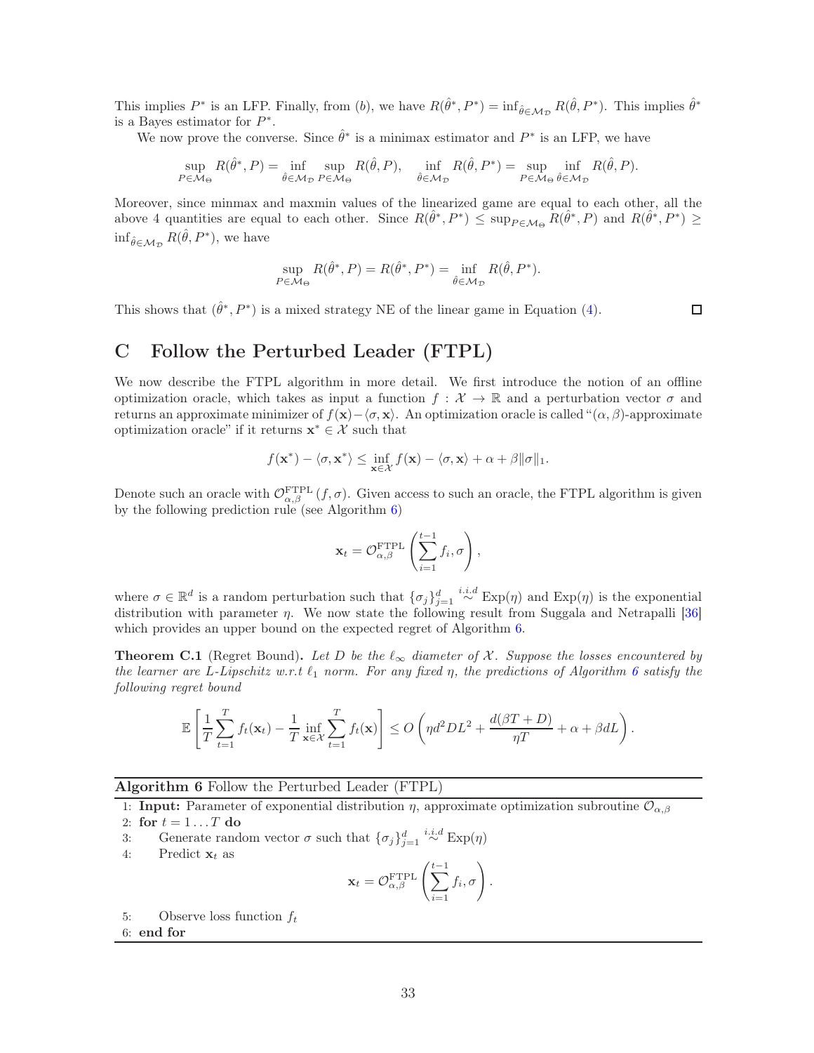This implies $P^*$ is an LFP. Finally, from (b), we have $R(\hat{\theta}^*, P^*) = \inf_{\hat{\theta} \in \mathcal{M}_\mathcal{D}} R(\hat{\theta}, P^*)$. This implies $\hat{\theta}^*$ is a Bayes estimator for $P^*$.

We now prove the converse. Since $\hat{\theta}^*$ is a minimax estimator and $P^*$ is an LFP, we have

$$\sup_{P \in \mathcal{M}_\Theta} R(\hat{\theta}^*, P) = \inf_{\hat{\theta} \in \mathcal{M}_\mathcal{D}} \sup_{P \in \mathcal{M}_\Theta} R(\hat{\theta}, P), \quad \inf_{\hat{\theta} \in \mathcal{M}_\mathcal{D}} R(\hat{\theta}, P^*) = \sup_{P \in \mathcal{M}_\Theta} \inf_{\hat{\theta} \in \mathcal{M}_\mathcal{D}} R(\hat{\theta}, P).$$

Moreover, since minmax and maxmin values of the linearized game are equal to each other, all the above 4 quantities are equal to each other. Since $R(\hat{\theta}^*, P^*) \leq \sup_{P \in \mathcal{M}_\Theta} R(\hat{\theta}^*, P)$ and $R(\hat{\theta}^*, P^*) \geq \inf_{\hat{\theta} \in \mathcal{M}_\mathcal{D}} R(\hat{\theta}, P^*)$, we have

$$\sup_{P \in \mathcal{M}_\Theta} R(\hat{\theta}^*, P) = R(\hat{\theta}^*, P^*) = \inf_{\hat{\theta} \in \mathcal{M}_\mathcal{D}} R(\hat{\theta}, P^*).$$

This shows that $(\hat{\theta}^*, P^*)$ is a mixed strategy NE of the linear game in Equation (4). □

# C Follow the Perturbed Leader (FTPL)

We now describe the FTPL algorithm in more detail. We first introduce the notion of an offline optimization oracle, which takes as input a function $f : \mathcal{X} \to \mathbb{R}$ and a perturbation vector $\sigma$ and returns an approximate minimizer of $f(\mathbf{x}) - \langle \sigma, \mathbf{x} \rangle$. An optimization oracle is called "$(\alpha, \beta)$-approximate optimization oracle" if it returns $\mathbf{x}^* \in \mathcal{X}$ such that

$$f(\mathbf{x}^*) - \langle \sigma, \mathbf{x}^* \rangle \leq \inf_{\mathbf{x} \in \mathcal{X}} f(\mathbf{x}) - \langle \sigma, \mathbf{x} \rangle + \alpha + \beta \|\sigma\|_1.$$

Denote such an oracle with $\mathcal{O}^{\text{FTPL}}_{\alpha,\beta}(f, \sigma)$. Given access to such an oracle, the FTPL algorithm is given by the following prediction rule (see Algorithm 6)

$$\mathbf{x}_t = \mathcal{O}^{\text{FTPL}}_{\alpha,\beta}\left(\sum_{i=1}^{t-1} f_i, \sigma\right),$$

where $\sigma \in \mathbb{R}^d$ is a random perturbation such that $\{\sigma_j\}_{j=1}^d \overset{i.i.d}{\sim} \text{Exp}(\eta)$ and $\text{Exp}(\eta)$ is the exponential distribution with parameter $\eta$. We now state the following result from Suggala and Netrapalli [36] which provides an upper bound on the expected regret of Algorithm 6.

**Theorem C.1** (Regret Bound)**.** *Let $D$ be the $\ell_\infty$ diameter of $\mathcal{X}$. Suppose the losses encountered by the learner are $L$-Lipschitz w.r.t $\ell_1$ norm. For any fixed $\eta$, the predictions of Algorithm 6 satisfy the following regret bound*

$$\mathbb{E}\left[\frac{1}{T}\sum_{t=1}^{T} f_t(\mathbf{x}_t) - \frac{1}{T}\inf_{\mathbf{x} \in \mathcal{X}} \sum_{t=1}^{T} f_t(\mathbf{x})\right] \leq O\left(\eta d^2 D L^2 + \frac{d(\beta T + D)}{\eta T} + \alpha + \beta d L\right).$$

**Algorithm 6** Follow the Perturbed Leader (FTPL)

```
1: Input: Parameter of exponential distribution η, approximate optimization subroutine O_{α,β}
2: for t = 1 ... T do
3:     Generate random vector σ such that {σ_j}_{j=1}^d ~ i.i.d Exp(η)
4:     Predict x_t as
           x_t = O^{FTPL}_{α,β}( Σ_{i=1}^{t-1} f_i, σ ).
5:     Observe loss function f_t
6: end for
```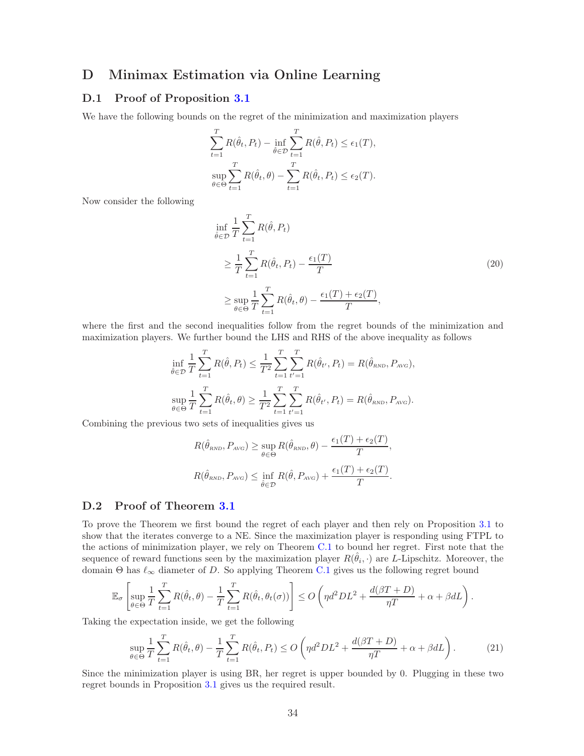# D Minimax Estimation via Online Learning

## D.1 Proof of Proposition 3.1

We have the following bounds on the regret of the minimization and maximization players

$$\sum_{t=1}^{T} R(\hat{\theta}_t, P_t) - \inf_{\hat{\theta}\in\mathcal{D}} \sum_{t=1}^{T} R(\hat{\theta}, P_t) \leq \epsilon_1(T),$$

$$\sup_{\theta\in\Theta} \sum_{t=1}^{T} R(\hat{\theta}_t, \theta) - \sum_{t=1}^{T} R(\hat{\theta}_t, P_t) \leq \epsilon_2(T).$$

Now consider the following

$$\begin{aligned}
&\inf_{\hat{\theta}\in\mathcal{D}} \frac{1}{T}\sum_{t=1}^{T} R(\hat{\theta}, P_t) \\
&\quad \geq \frac{1}{T}\sum_{t=1}^{T} R(\hat{\theta}_t, P_t) - \frac{\epsilon_1(T)}{T} \\
&\quad \geq \sup_{\theta\in\Theta} \frac{1}{T}\sum_{t=1}^{T} R(\hat{\theta}_t, \theta) - \frac{\epsilon_1(T)+\epsilon_2(T)}{T},
\end{aligned} \tag{20}$$

where the first and the second inequalities follow from the regret bounds of the minimization and maximization players. We further bound the LHS and RHS of the above inequality as follows

$$\inf_{\hat{\theta}\in\mathcal{D}} \frac{1}{T}\sum_{t=1}^{T} R(\hat{\theta}, P_t) \leq \frac{1}{T^2}\sum_{t=1}^{T}\sum_{t'=1}^{T} R(\hat{\theta}_{t'}, P_t) = R(\hat{\theta}_{\text{RND}}, P_{\text{AVG}}),$$

$$\sup_{\theta\in\Theta} \frac{1}{T}\sum_{t=1}^{T} R(\hat{\theta}_t, \theta) \geq \frac{1}{T^2}\sum_{t=1}^{T}\sum_{t'=1}^{T} R(\hat{\theta}_{t'}, P_t) = R(\hat{\theta}_{\text{RND}}, P_{\text{AVG}}).$$

Combining the previous two sets of inequalities gives us

$$R(\hat{\theta}_{\text{RND}}, P_{\text{AVG}}) \geq \sup_{\theta\in\Theta} R(\hat{\theta}_{\text{RND}}, \theta) - \frac{\epsilon_1(T)+\epsilon_2(T)}{T},$$

$$R(\hat{\theta}_{\text{RND}}, P_{\text{AVG}}) \leq \inf_{\hat{\theta}\in\mathcal{D}} R(\hat{\theta}, P_{\text{AVG}}) + \frac{\epsilon_1(T)+\epsilon_2(T)}{T}.$$

## D.2 Proof of Theorem 3.1

To prove the Theorem we first bound the regret of each player and then rely on Proposition 3.1 to show that the iterates converge to a NE. Since the maximization player is responding using FTPL to the actions of minimization player, we rely on Theorem C.1 to bound her regret. First note that the sequence of reward functions seen by the maximization player $R(\hat{\theta}_i, \cdot)$ are $L$-Lipschitz. Moreover, the domain $\Theta$ has $\ell_\infty$ diameter of $D$. So applying Theorem C.1 gives us the following regret bound

$$\mathbb{E}_\sigma\left[\sup_{\theta\in\Theta} \frac{1}{T}\sum_{t=1}^{T} R(\hat{\theta}_t, \theta) - \frac{1}{T}\sum_{t=1}^{T} R(\hat{\theta}_t, \theta_t(\sigma))\right] \leq O\left(\eta d^2 D L^2 + \frac{d(\beta T + D)}{\eta T} + \alpha + \beta d L\right).$$

Taking the expectation inside, we get the following

$$\sup_{\theta\in\Theta} \frac{1}{T}\sum_{t=1}^{T} R(\hat{\theta}_t, \theta) - \frac{1}{T}\sum_{t=1}^{T} R(\hat{\theta}_t, P_t) \leq O\left(\eta d^2 D L^2 + \frac{d(\beta T + D)}{\eta T} + \alpha + \beta d L\right). \tag{21}$$

Since the minimization player is using BR, her regret is upper bounded by 0. Plugging in these two regret bounds in Proposition 3.1 gives us the required result.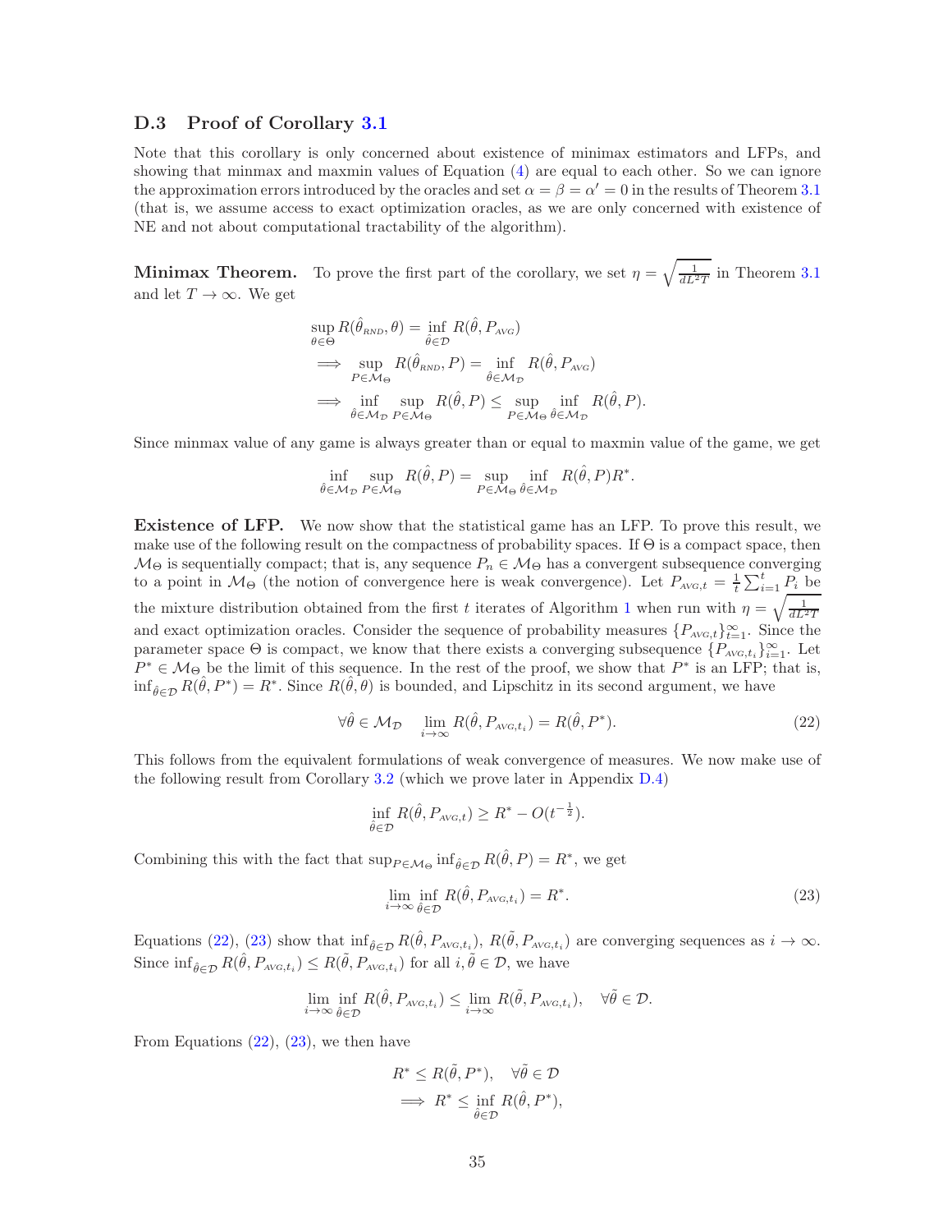### D.3 Proof of Corollary 3.1

Note that this corollary is only concerned about existence of minimax estimators and LFPs, and showing that minmax and maxmin values of Equation (4) are equal to each other. So we can ignore the approximation errors introduced by the oracles and set $\alpha = \beta = \alpha' = 0$ in the results of Theorem 3.1 (that is, we assume access to exact optimization oracles, as we are only concerned with existence of NE and not about computational tractability of the algorithm).

**Minimax Theorem.** To prove the first part of the corollary, we set $\eta = \sqrt{\frac{1}{dL^2T}}$ in Theorem 3.1 and let $T \to \infty$. We get

$$
\begin{aligned}
&\sup_{\theta \in \Theta} R(\hat{\theta}_{\text{RND}}, \theta) = \inf_{\hat{\theta} \in \mathcal{D}} R(\hat{\theta}, P_{\text{AVG}}) \\
&\implies \sup_{P \in \mathcal{M}_\Theta} R(\hat{\theta}_{\text{RND}}, P) = \inf_{\hat{\theta} \in \mathcal{M}_\mathcal{D}} R(\hat{\theta}, P_{\text{AVG}}) \\
&\implies \inf_{\hat{\theta} \in \mathcal{M}_\mathcal{D}} \sup_{P \in \mathcal{M}_\Theta} R(\hat{\theta}, P) \leq \sup_{P \in \mathcal{M}_\Theta} \inf_{\hat{\theta} \in \mathcal{M}_\mathcal{D}} R(\hat{\theta}, P).
\end{aligned}
$$

Since minmax value of any game is always greater than or equal to maxmin value of the game, we get

$$
\inf_{\hat{\theta} \in \mathcal{M}_\mathcal{D}} \sup_{P \in \mathcal{M}_\Theta} R(\hat{\theta}, P) = \sup_{P \in \mathcal{M}_\Theta} \inf_{\hat{\theta} \in \mathcal{M}_\mathcal{D}} R(\hat{\theta}, P) R^*.
$$

**Existence of LFP.** We now show that the statistical game has an LFP. To prove this result, we make use of the following result on the compactness of probability spaces. If $\Theta$ is a compact space, then $\mathcal{M}_\Theta$ is sequentially compact; that is, any sequence $P_n \in \mathcal{M}_\Theta$ has a convergent subsequence converging to a point in $\mathcal{M}_\Theta$ (the notion of convergence here is weak convergence). Let $P_{\text{AVG},t} = \frac{1}{t}\sum_{i=1}^{t} P_i$ be the mixture distribution obtained from the first $t$ iterates of Algorithm 1 when run with $\eta = \sqrt{\frac{1}{dL^2T}}$ and exact optimization oracles. Consider the sequence of probability measures $\{P_{\text{AVG},t}\}_{t=1}^{\infty}$. Since the parameter space $\Theta$ is compact, we know that there exists a converging subsequence $\{P_{\text{AVG},t_i}\}_{i=1}^{\infty}$. Let $P^* \in \mathcal{M}_\Theta$ be the limit of this sequence. In the rest of the proof, we show that $P^*$ is an LFP; that is, $\inf_{\hat{\theta} \in \mathcal{D}} R(\hat{\theta}, P^*) = R^*$. Since $R(\hat{\theta}, \theta)$ is bounded, and Lipschitz in its second argument, we have

$$
\forall \hat{\theta} \in \mathcal{M}_\mathcal{D} \quad \lim_{i \to \infty} R(\hat{\theta}, P_{\text{AVG},t_i}) = R(\hat{\theta}, P^*). \tag{22}
$$

This follows from the equivalent formulations of weak convergence of measures. We now make use of the following result from Corollary 3.2 (which we prove later in Appendix D.4)

$$
\inf_{\hat{\theta} \in \mathcal{D}} R(\hat{\theta}, P_{\text{AVG},t}) \geq R^* - O(t^{-\frac{1}{2}}).
$$

Combining this with the fact that $\sup_{P \in \mathcal{M}_\Theta} \inf_{\hat{\theta} \in \mathcal{D}} R(\hat{\theta}, P) = R^*$, we get

$$
\lim_{i \to \infty} \inf_{\hat{\theta} \in \mathcal{D}} R(\hat{\theta}, P_{\text{AVG},t_i}) = R^*. \tag{23}
$$

Equations (22), (23) show that $\inf_{\hat{\theta} \in \mathcal{D}} R(\hat{\theta}, P_{\text{AVG},t_i})$, $R(\tilde{\theta}, P_{\text{AVG},t_i})$ are converging sequences as $i \to \infty$. Since $\inf_{\hat{\theta} \in \mathcal{D}} R(\hat{\theta}, P_{\text{AVG},t_i}) \leq R(\tilde{\theta}, P_{\text{AVG},t_i})$ for all $i, \tilde{\theta} \in \mathcal{D}$, we have

$$
\lim_{i \to \infty} \inf_{\hat{\theta} \in \mathcal{D}} R(\hat{\theta}, P_{\text{AVG},t_i}) \leq \lim_{i \to \infty} R(\tilde{\theta}, P_{\text{AVG},t_i}), \quad \forall \tilde{\theta} \in \mathcal{D}.
$$

From Equations (22), (23), we then have

$$
\begin{aligned}
&R^* \leq R(\tilde{\theta}, P^*), \quad \forall \tilde{\theta} \in \mathcal{D} \\
&\implies R^* \leq \inf_{\hat{\theta} \in \mathcal{D}} R(\hat{\theta}, P^*),
\end{aligned}
$$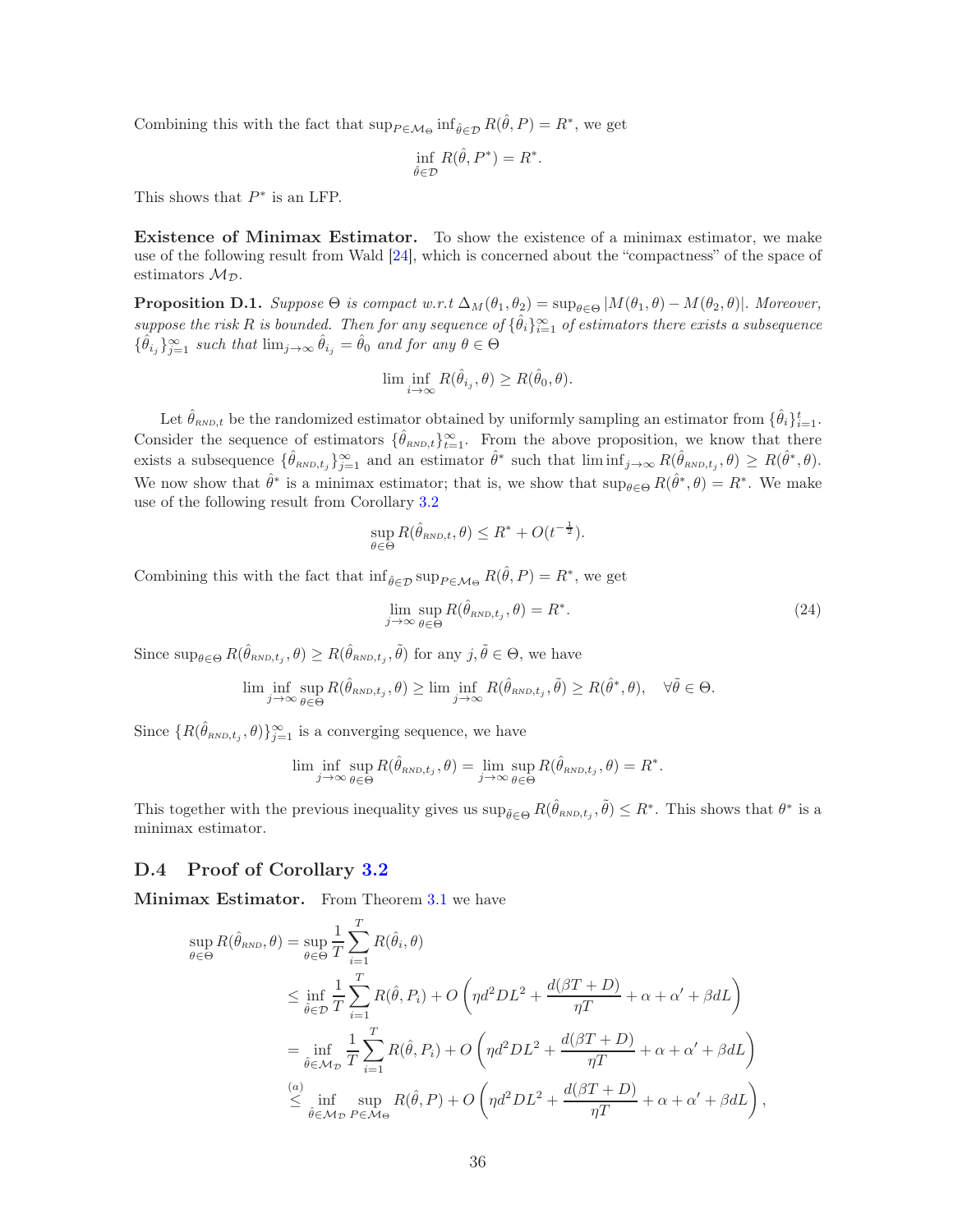Combining this with the fact that $\sup_{P \in \mathcal{M}_\Theta} \inf_{\hat{\theta} \in \mathcal{D}} R(\hat{\theta}, P) = R^*$, we get

$$\inf_{\hat{\theta} \in \mathcal{D}} R(\hat{\theta}, P^*) = R^*.$$

This shows that $P^*$ is an LFP.

**Existence of Minimax Estimator.** To show the existence of a minimax estimator, we make use of the following result from Wald [24], which is concerned about the "compactness" of the space of estimators $\mathcal{M}_\mathcal{D}$.

**Proposition D.1.** *Suppose $\Theta$ is compact w.r.t $\Delta_M(\theta_1, \theta_2) = \sup_{\theta \in \Theta} |M(\theta_1, \theta) - M(\theta_2, \theta)|$. Moreover, suppose the risk $R$ is bounded. Then for any sequence of $\{\hat{\theta}_i\}_{i=1}^\infty$ of estimators there exists a subsequence $\{\hat{\theta}_{i_j}\}_{j=1}^\infty$ such that $\lim_{j\to\infty} \hat{\theta}_{i_j} = \hat{\theta}_0$ and for any $\theta \in \Theta$*

$$\liminf_{i\to\infty} R(\hat{\theta}_{i_j}, \theta) \geq R(\hat{\theta}_0, \theta).$$

Let $\hat{\theta}_{\textsc{rnd},t}$ be the randomized estimator obtained by uniformly sampling an estimator from $\{\hat{\theta}_i\}_{i=1}^t$. Consider the sequence of estimators $\{\hat{\theta}_{\textsc{rnd},t}\}_{t=1}^\infty$. From the above proposition, we know that there exists a subsequence $\{\hat{\theta}_{\textsc{rnd},t_j}\}_{j=1}^\infty$ and an estimator $\hat{\theta}^*$ such that $\liminf_{j\to\infty} R(\hat{\theta}_{\textsc{rnd},t_j}, \theta) \geq R(\hat{\theta}^*, \theta)$. We now show that $\hat{\theta}^*$ is a minimax estimator; that is, we show that $\sup_{\theta\in\Theta} R(\hat{\theta}^*, \theta) = R^*$. We make use of the following result from Corollary 3.2

$$\sup_{\theta\in\Theta} R(\hat{\theta}_{\textsc{rnd},t}, \theta) \leq R^* + O(t^{-\frac{1}{2}}).$$

Combining this with the fact that $\inf_{\hat{\theta} \in \mathcal{D}} \sup_{P \in \mathcal{M}_\Theta} R(\hat{\theta}, P) = R^*$, we get

$$\lim_{j\to\infty} \sup_{\theta\in\Theta} R(\hat{\theta}_{\textsc{rnd},t_j}, \theta) = R^*. \tag{24}$$

Since $\sup_{\theta\in\Theta} R(\hat{\theta}_{\textsc{rnd},t_j}, \theta) \geq R(\hat{\theta}_{\textsc{rnd},t_j}, \tilde{\theta})$ for any $j, \tilde{\theta} \in \Theta$, we have

$$\liminf_{j\to\infty} \sup_{\theta\in\Theta} R(\hat{\theta}_{\textsc{rnd},t_j}, \theta) \geq \liminf_{j\to\infty} R(\hat{\theta}_{\textsc{rnd},t_j}, \tilde{\theta}) \geq R(\hat{\theta}^*, \theta), \quad \forall \tilde{\theta} \in \Theta.$$

Since $\{R(\hat{\theta}_{\textsc{rnd},t_j}, \theta)\}_{j=1}^\infty$ is a converging sequence, we have

$$\liminf_{j\to\infty} \sup_{\theta\in\Theta} R(\hat{\theta}_{\textsc{rnd},t_j}, \theta) = \lim_{j\to\infty} \sup_{\theta\in\Theta} R(\hat{\theta}_{\textsc{rnd},t_j}, \theta) = R^*.$$

This together with the previous inequality gives us $\sup_{\tilde{\theta}\in\Theta} R(\hat{\theta}_{\textsc{rnd},t_j}, \tilde{\theta}) \leq R^*$. This shows that $\theta^*$ is a minimax estimator.

## D.4 Proof of Corollary 3.2

**Minimax Estimator.** From Theorem 3.1 we have

$$\begin{aligned}
\sup_{\theta\in\Theta} R(\hat{\theta}_{\textsc{rnd}}, \theta) &= \sup_{\theta\in\Theta} \frac{1}{T} \sum_{i=1}^T R(\hat{\theta}_i, \theta) \\
&\leq \inf_{\hat{\theta}\in\mathcal{D}} \frac{1}{T} \sum_{i=1}^T R(\hat{\theta}, P_i) + O\left(\eta d^2 D L^2 + \frac{d(\beta T + D)}{\eta T} + \alpha + \alpha' + \beta d L\right) \\
&= \inf_{\hat{\theta}\in\mathcal{M}_\mathcal{D}} \frac{1}{T} \sum_{i=1}^T R(\hat{\theta}, P_i) + O\left(\eta d^2 D L^2 + \frac{d(\beta T + D)}{\eta T} + \alpha + \alpha' + \beta d L\right) \\
&\overset{(a)}{\leq} \inf_{\hat{\theta}\in\mathcal{M}_\mathcal{D}} \sup_{P\in\mathcal{M}_\Theta} R(\hat{\theta}, P) + O\left(\eta d^2 D L^2 + \frac{d(\beta T + D)}{\eta T} + \alpha + \alpha' + \beta d L\right),
\end{aligned}$$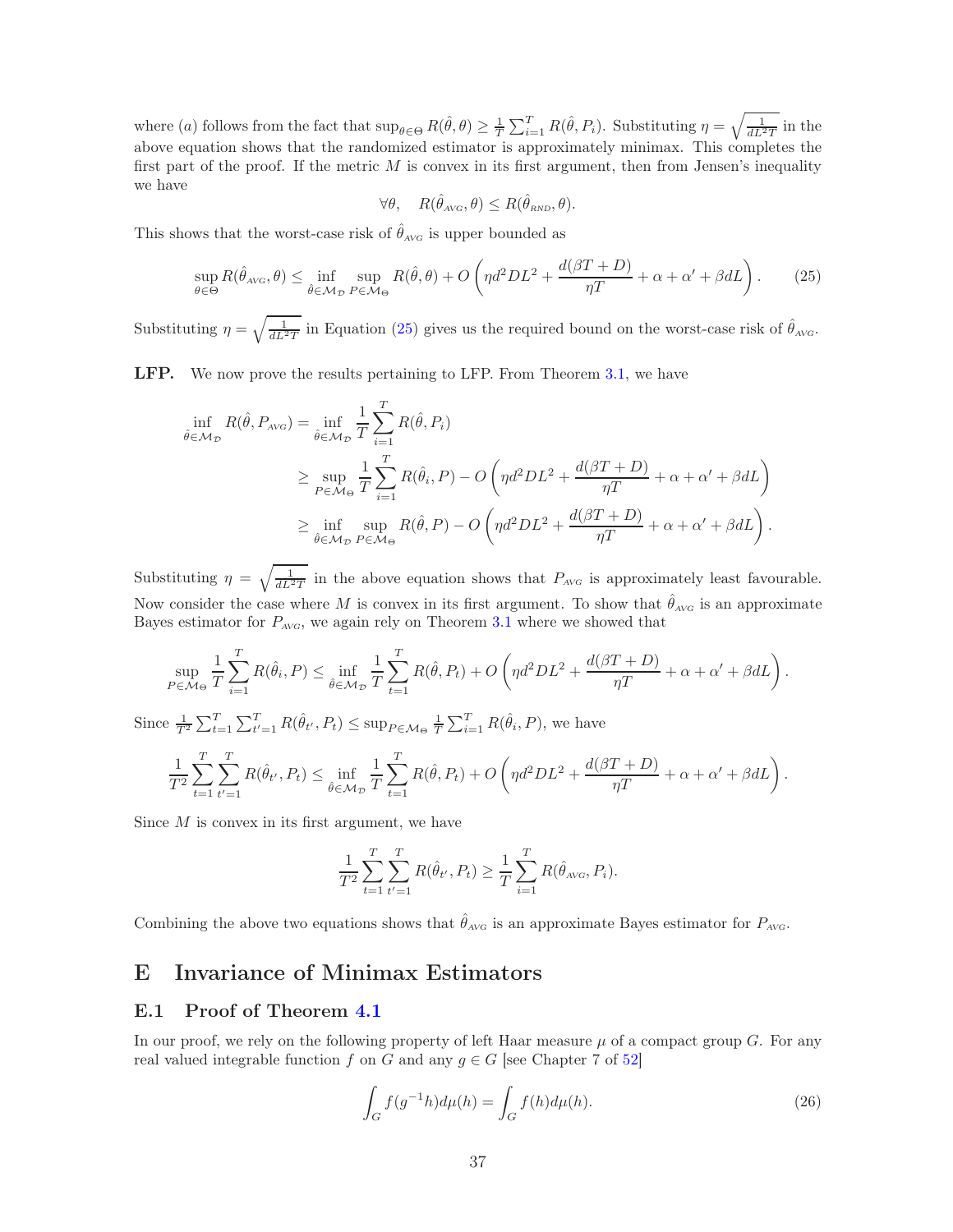where (a) follows from the fact that $\sup_{\theta\in\Theta} R(\hat{\theta}, \theta) \geq \frac{1}{T}\sum_{i=1}^{T} R(\hat{\theta}, P_i)$. Substituting $\eta = \sqrt{\frac{1}{dL^2T}}$ in the above equation shows that the randomized estimator is approximately minimax. This completes the first part of the proof. If the metric $M$ is convex in its first argument, then from Jensen's inequality we have

$$\forall \theta, \quad R(\hat{\theta}_{\text{AVG}}, \theta) \leq R(\hat{\theta}_{\text{RND}}, \theta).$$

This shows that the worst-case risk of $\hat{\theta}_{\text{AVG}}$ is upper bounded as

$$\sup_{\theta\in\Theta} R(\hat{\theta}_{\text{AVG}}, \theta) \leq \inf_{\hat{\theta}\in\mathcal{M}_{\mathcal{D}}} \sup_{P\in\mathcal{M}_\Theta} R(\hat{\theta}, \theta) + O\left(\eta d^2 DL^2 + \frac{d(\beta T + D)}{\eta T} + \alpha + \alpha' + \beta dL\right). \tag{25}$$

Substituting $\eta = \sqrt{\frac{1}{dL^2T}}$ in Equation (25) gives us the required bound on the worst-case risk of $\hat{\theta}_{\text{AVG}}$.

**LFP.** We now prove the results pertaining to LFP. From Theorem 3.1, we have

$$\begin{aligned}
\inf_{\hat{\theta}\in\mathcal{M}_{\mathcal{D}}} R(\hat{\theta}, P_{\text{AVG}}) &= \inf_{\hat{\theta}\in\mathcal{M}_{\mathcal{D}}} \frac{1}{T}\sum_{i=1}^{T} R(\hat{\theta}, P_i) \\
&\geq \sup_{P\in\mathcal{M}_\Theta} \frac{1}{T}\sum_{i=1}^{T} R(\hat{\theta}_i, P) - O\left(\eta d^2 DL^2 + \frac{d(\beta T + D)}{\eta T} + \alpha + \alpha' + \beta dL\right) \\
&\geq \inf_{\hat{\theta}\in\mathcal{M}_{\mathcal{D}}} \sup_{P\in\mathcal{M}_\Theta} R(\hat{\theta}, P) - O\left(\eta d^2 DL^2 + \frac{d(\beta T + D)}{\eta T} + \alpha + \alpha' + \beta dL\right).
\end{aligned}$$

Substituting $\eta = \sqrt{\frac{1}{dL^2T}}$ in the above equation shows that $P_{\text{AVG}}$ is approximately least favourable. Now consider the case where $M$ is convex in its first argument. To show that $\hat{\theta}_{\text{AVG}}$ is an approximate Bayes estimator for $P_{\text{AVG}}$, we again rely on Theorem 3.1 where we showed that

$$\sup_{P\in\mathcal{M}_\Theta} \frac{1}{T}\sum_{i=1}^{T} R(\hat{\theta}_i, P) \leq \inf_{\hat{\theta}\in\mathcal{M}_{\mathcal{D}}} \frac{1}{T}\sum_{t=1}^{T} R(\hat{\theta}, P_t) + O\left(\eta d^2 DL^2 + \frac{d(\beta T + D)}{\eta T} + \alpha + \alpha' + \beta dL\right).$$

Since $\frac{1}{T^2}\sum_{t=1}^{T}\sum_{t'=1}^{T} R(\hat{\theta}_{t'}, P_t) \leq \sup_{P\in\mathcal{M}_\Theta} \frac{1}{T}\sum_{i=1}^{T} R(\hat{\theta}_i, P)$, we have

$$\frac{1}{T^2}\sum_{t=1}^{T}\sum_{t'=1}^{T} R(\hat{\theta}_{t'}, P_t) \leq \inf_{\hat{\theta}\in\mathcal{M}_{\mathcal{D}}} \frac{1}{T}\sum_{t=1}^{T} R(\hat{\theta}, P_t) + O\left(\eta d^2 DL^2 + \frac{d(\beta T + D)}{\eta T} + \alpha + \alpha' + \beta dL\right).$$

Since $M$ is convex in its first argument, we have

$$\frac{1}{T^2}\sum_{t=1}^{T}\sum_{t'=1}^{T} R(\hat{\theta}_{t'}, P_t) \geq \frac{1}{T}\sum_{i=1}^{T} R(\hat{\theta}_{\text{AVG}}, P_i).$$

Combining the above two equations shows that $\hat{\theta}_{\text{AVG}}$ is an approximate Bayes estimator for $P_{\text{AVG}}$.

# E Invariance of Minimax Estimators

## E.1 Proof of Theorem 4.1

In our proof, we rely on the following property of left Haar measure $\mu$ of a compact group $G$. For any real valued integrable function $f$ on $G$ and any $g \in G$ [see Chapter 7 of 52]

$$\int_G f(g^{-1}h)d\mu(h) = \int_G f(h)d\mu(h). \tag{26}$$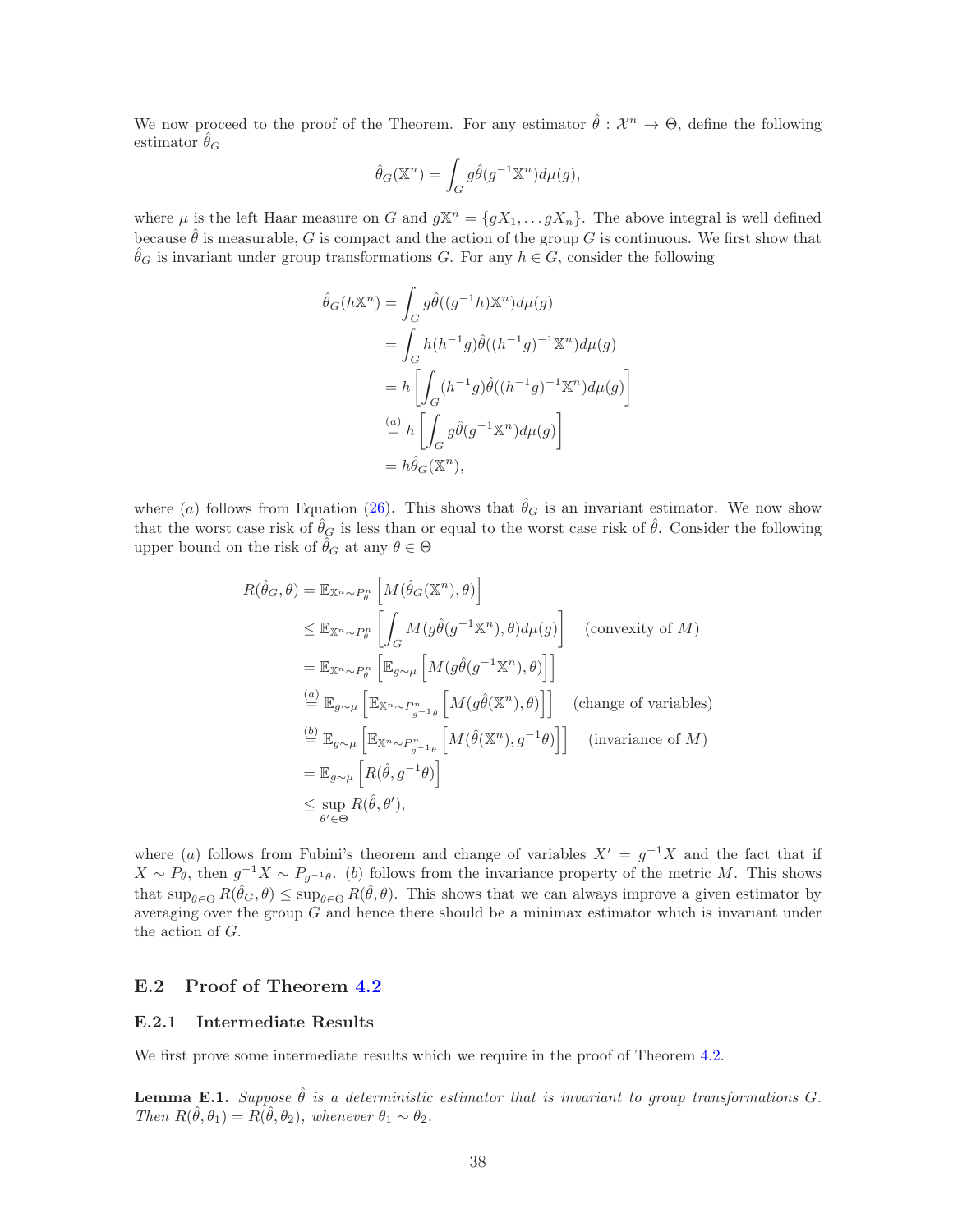We now proceed to the proof of the Theorem. For any estimator $\hat{\theta} : \mathcal{X}^n \to \Theta$, define the following estimator $\hat{\theta}_G$

$$\hat{\theta}_G(\mathbb{X}^n) = \int_G g\hat{\theta}(g^{-1}\mathbb{X}^n)d\mu(g),$$

where $\mu$ is the left Haar measure on $G$ and $g\mathbb{X}^n = \{gX_1, \dots gX_n\}$. The above integral is well defined because $\hat{\theta}$ is measurable, $G$ is compact and the action of the group $G$ is continuous. We first show that $\hat{\theta}_G$ is invariant under group transformations $G$. For any $h \in G$, consider the following

$$\begin{aligned}
\hat{\theta}_G(h\mathbb{X}^n) &= \int_G g\hat{\theta}((g^{-1}h)\mathbb{X}^n)d\mu(g) \\
&= \int_G h(h^{-1}g)\hat{\theta}((h^{-1}g)^{-1}\mathbb{X}^n)d\mu(g) \\
&= h\left[\int_G (h^{-1}g)\hat{\theta}((h^{-1}g)^{-1}\mathbb{X}^n)d\mu(g)\right] \\
&\overset{(a)}{=} h\left[\int_G g\hat{\theta}(g^{-1}\mathbb{X}^n)d\mu(g)\right] \\
&= h\hat{\theta}_G(\mathbb{X}^n),
\end{aligned}$$

where $(a)$ follows from Equation (26). This shows that $\hat{\theta}_G$ is an invariant estimator. We now show that the worst case risk of $\hat{\theta}_G$ is less than or equal to the worst case risk of $\hat{\theta}$. Consider the following upper bound on the risk of $\hat{\theta}_G$ at any $\theta \in \Theta$

$$\begin{aligned}
R(\hat{\theta}_G, \theta) &= \mathbb{E}_{\mathbb{X}^n \sim P_\theta^n}\left[M(\hat{\theta}_G(\mathbb{X}^n), \theta)\right] \\
&\leq \mathbb{E}_{\mathbb{X}^n \sim P_\theta^n}\left[\int_G M(g\hat{\theta}(g^{-1}\mathbb{X}^n), \theta)d\mu(g)\right] \quad \text{(convexity of } M\text{)} \\
&= \mathbb{E}_{\mathbb{X}^n \sim P_\theta^n}\left[\mathbb{E}_{g\sim\mu}\left[M(g\hat{\theta}(g^{-1}\mathbb{X}^n), \theta)\right]\right] \\
&\overset{(a)}{=} \mathbb{E}_{g\sim\mu}\left[\mathbb{E}_{\mathbb{X}^n \sim P_{g^{-1}\theta}^n}\left[M(g\hat{\theta}(\mathbb{X}^n), \theta)\right]\right] \quad \text{(change of variables)} \\
&\overset{(b)}{=} \mathbb{E}_{g\sim\mu}\left[\mathbb{E}_{\mathbb{X}^n \sim P_{g^{-1}\theta}^n}\left[M(\hat{\theta}(\mathbb{X}^n), g^{-1}\theta)\right]\right] \quad \text{(invariance of } M\text{)} \\
&= \mathbb{E}_{g\sim\mu}\left[R(\hat{\theta}, g^{-1}\theta)\right] \\
&\leq \sup_{\theta' \in \Theta} R(\hat{\theta}, \theta'),
\end{aligned}$$

where $(a)$ follows from Fubini's theorem and change of variables $X' = g^{-1}X$ and the fact that if $X \sim P_\theta$, then $g^{-1}X \sim P_{g^{-1}\theta}$. $(b)$ follows from the invariance property of the metric $M$. This shows that $\sup_{\theta\in\Theta} R(\hat{\theta}_G, \theta) \leq \sup_{\theta\in\Theta} R(\hat{\theta}, \theta)$. This shows that we can always improve a given estimator by averaging over the group $G$ and hence there should be a minimax estimator which is invariant under the action of $G$.

## E.2 Proof of Theorem 4.2

### E.2.1 Intermediate Results

We first prove some intermediate results which we require in the proof of Theorem 4.2.

**Lemma E.1.** *Suppose $\hat{\theta}$ is a deterministic estimator that is invariant to group transformations $G$. Then $R(\hat{\theta}, \theta_1) = R(\hat{\theta}, \theta_2)$, whenever $\theta_1 \sim \theta_2$.*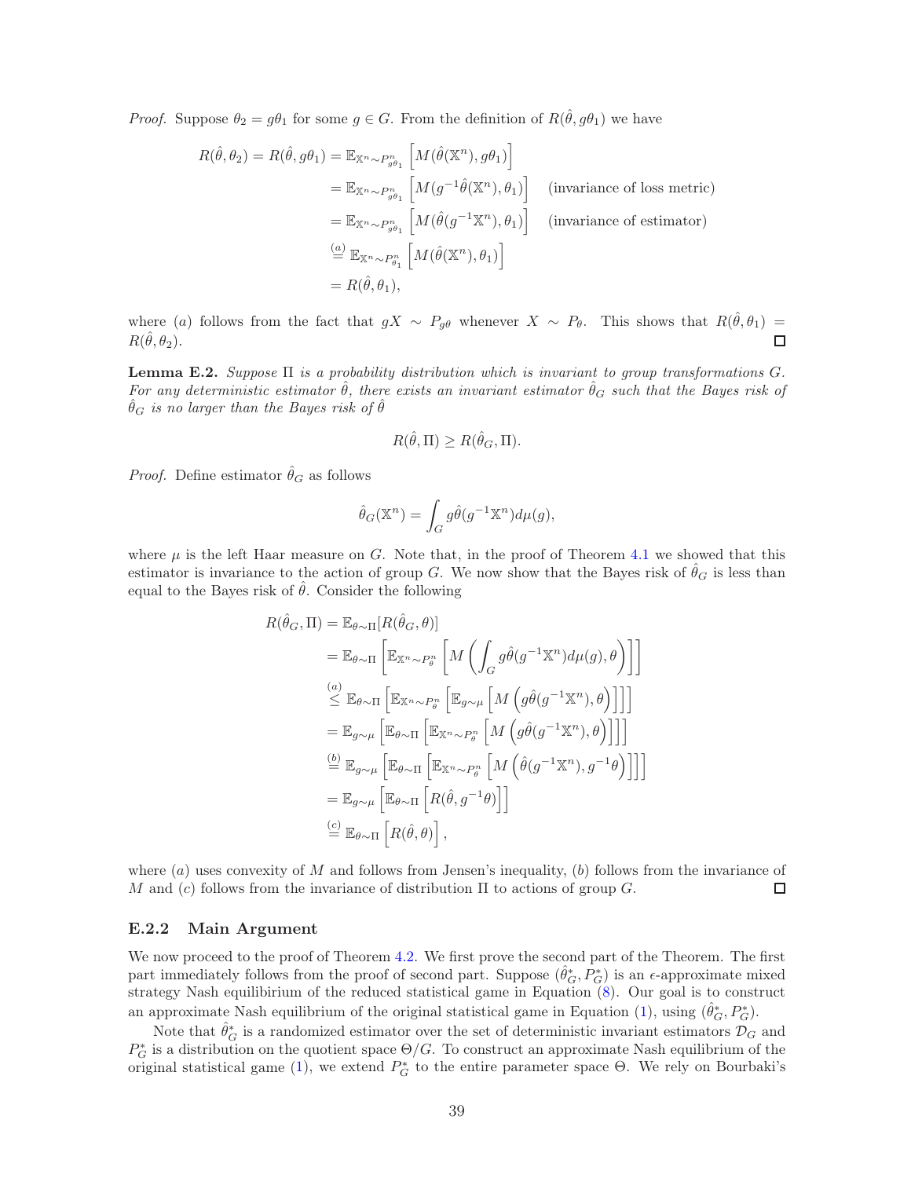*Proof.* Suppose $\theta_2 = g\theta_1$ for some $g \in G$. From the definition of $R(\hat{\theta}, g\theta_1)$ we have

$$
\begin{aligned}
R(\hat{\theta}, \theta_2) = R(\hat{\theta}, g\theta_1) &= \mathbb{E}_{\mathbb{X}^n \sim P^n_{g\theta_1}} \left[ M(\hat{\theta}(\mathbb{X}^n), g\theta_1) \right] \\
&= \mathbb{E}_{\mathbb{X}^n \sim P^n_{g\theta_1}} \left[ M(g^{-1}\hat{\theta}(\mathbb{X}^n), \theta_1) \right] \quad \text{(invariance of loss metric)} \\
&= \mathbb{E}_{\mathbb{X}^n \sim P^n_{g\theta_1}} \left[ M(\hat{\theta}(g^{-1}\mathbb{X}^n), \theta_1) \right] \quad \text{(invariance of estimator)} \\
&\overset{(a)}{=} \mathbb{E}_{\mathbb{X}^n \sim P^n_{\theta_1}} \left[ M(\hat{\theta}(\mathbb{X}^n), \theta_1) \right] \\
&= R(\hat{\theta}, \theta_1),
\end{aligned}
$$

where $(a)$ follows from the fact that $gX \sim P_{g\theta}$ whenever $X \sim P_\theta$. This shows that $R(\hat{\theta}, \theta_1) = R(\hat{\theta}, \theta_2)$. ◻

**Lemma E.2.** *Suppose $\Pi$ is a probability distribution which is invariant to group transformations $G$. For any deterministic estimator $\hat{\theta}$, there exists an invariant estimator $\hat{\theta}_G$ such that the Bayes risk of $\hat{\theta}_G$ is no larger than the Bayes risk of $\hat{\theta}$*

$$
R(\hat{\theta}, \Pi) \geq R(\hat{\theta}_G, \Pi).
$$

*Proof.* Define estimator $\hat{\theta}_G$ as follows

$$
\hat{\theta}_G(\mathbb{X}^n) = \int_G g\hat{\theta}(g^{-1}\mathbb{X}^n) d\mu(g),
$$

where $\mu$ is the left Haar measure on $G$. Note that, in the proof of Theorem 4.1 we showed that this estimator is invariance to the action of group $G$. We now show that the Bayes risk of $\hat{\theta}_G$ is less than equal to the Bayes risk of $\hat{\theta}$. Consider the following

$$
\begin{aligned}
R(\hat{\theta}_G, \Pi) &= \mathbb{E}_{\theta \sim \Pi}[R(\hat{\theta}_G, \theta)] \\
&= \mathbb{E}_{\theta \sim \Pi} \left[ \mathbb{E}_{\mathbb{X}^n \sim P^n_\theta} \left[ M\left( \int_G g\hat{\theta}(g^{-1}\mathbb{X}^n) d\mu(g), \theta \right) \right] \right] \\
&\overset{(a)}{\leq} \mathbb{E}_{\theta \sim \Pi} \left[ \mathbb{E}_{\mathbb{X}^n \sim P^n_\theta} \left[ \mathbb{E}_{g \sim \mu} \left[ M\left( g\hat{\theta}(g^{-1}\mathbb{X}^n), \theta \right) \right] \right] \right] \\
&= \mathbb{E}_{g \sim \mu} \left[ \mathbb{E}_{\theta \sim \Pi} \left[ \mathbb{E}_{\mathbb{X}^n \sim P^n_\theta} \left[ M\left( g\hat{\theta}(g^{-1}\mathbb{X}^n), \theta \right) \right] \right] \right] \\
&\overset{(b)}{=} \mathbb{E}_{g \sim \mu} \left[ \mathbb{E}_{\theta \sim \Pi} \left[ \mathbb{E}_{\mathbb{X}^n \sim P^n_\theta} \left[ M\left( \hat{\theta}(g^{-1}\mathbb{X}^n), g^{-1}\theta \right) \right] \right] \right] \\
&= \mathbb{E}_{g \sim \mu} \left[ \mathbb{E}_{\theta \sim \Pi} \left[ R(\hat{\theta}, g^{-1}\theta) \right] \right] \\
&\overset{(c)}{=} \mathbb{E}_{\theta \sim \Pi} \left[ R(\hat{\theta}, \theta) \right],
\end{aligned}
$$

where $(a)$ uses convexity of $M$ and follows from Jensen's inequality, $(b)$ follows from the invariance of $M$ and $(c)$ follows from the invariance of distribution $\Pi$ to actions of group $G$. ◻

#### E.2.2 Main Argument

We now proceed to the proof of Theorem 4.2. We first prove the second part of the Theorem. The first part immediately follows from the proof of second part. Suppose $(\hat{\theta}^*_G, P^*_G)$ is an $\epsilon$-approximate mixed strategy Nash equilibirium of the reduced statistical game in Equation (8). Our goal is to construct an approximate Nash equilibrium of the original statistical game in Equation (1), using $(\hat{\theta}^*_G, P^*_G)$.

Note that $\hat{\theta}^*_G$ is a randomized estimator over the set of deterministic invariant estimators $\mathcal{D}_G$ and $P^*_G$ is a distribution on the quotient space $\Theta/G$. To construct an approximate Nash equilibrium of the original statistical game (1), we extend $P^*_G$ to the entire parameter space $\Theta$. We rely on Bourbaki's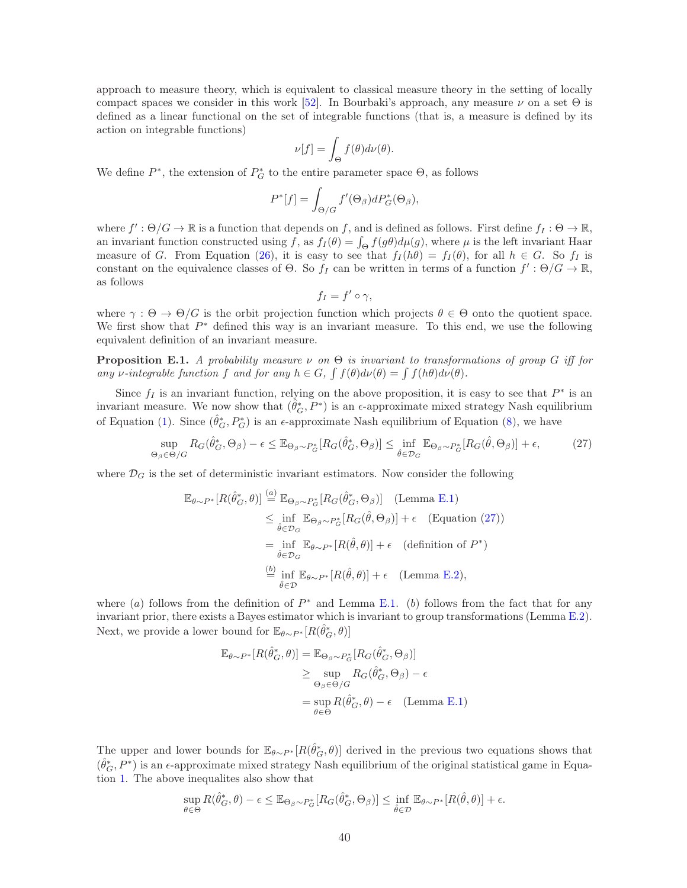approach to measure theory, which is equivalent to classical measure theory in the setting of locally compact spaces we consider in this work [52]. In Bourbaki's approach, any measure $\nu$ on a set $\Theta$ is defined as a linear functional on the set of integrable functions (that is, a measure is defined by its action on integrable functions)

$$\nu[f] = \int_{\Theta} f(\theta) d\nu(\theta).$$

We define $P^*$, the extension of $P_G^*$ to the entire parameter space $\Theta$, as follows

$$P^*[f] = \int_{\Theta/G} f'(\Theta_\beta) dP_G^*(\Theta_\beta),$$

where $f' : \Theta/G \to \mathbb{R}$ is a function that depends on $f$, and is defined as follows. First define $f_I : \Theta \to \mathbb{R}$, an invariant function constructed using $f$, as $f_I(\theta) = \int_{\Theta} f(g\theta) d\mu(g)$, where $\mu$ is the left invariant Haar measure of $G$. From Equation (26), it is easy to see that $f_I(h\theta) = f_I(\theta)$, for all $h \in G$. So $f_I$ is constant on the equivalence classes of $\Theta$. So $f_I$ can be written in terms of a function $f' : \Theta/G \to \mathbb{R}$, as follows

$$f_I = f' \circ \gamma,$$

where $\gamma : \Theta \to \Theta/G$ is the orbit projection function which projects $\theta \in \Theta$ onto the quotient space. We first show that $P^*$ defined this way is an invariant measure. To this end, we use the following equivalent definition of an invariant measure.

**Proposition E.1.** *A probability measure $\nu$ on $\Theta$ is invariant to transformations of group $G$ iff for any $\nu$-integrable function $f$ and for any $h \in G$, $\int f(\theta) d\nu(\theta) = \int f(h\theta) d\nu(\theta)$.*

Since $f_I$ is an invariant function, relying on the above proposition, it is easy to see that $P^*$ is an invariant measure. We now show that $(\hat{\theta}_G^*, P^*)$ is an $\epsilon$-approximate mixed strategy Nash equilibrium of Equation (1). Since $(\hat{\theta}_G^*, P_G^*)$ is an $\epsilon$-approximate Nash equilibrium of Equation (8), we have

$$\sup_{\Theta_\beta \in \Theta/G} R_G(\hat{\theta}_G^*, \Theta_\beta) - \epsilon \leq \mathbb{E}_{\Theta_\beta \sim P_G^*}[R_G(\hat{\theta}_G^*, \Theta_\beta)] \leq \inf_{\hat{\theta} \in \mathcal{D}_G} \mathbb{E}_{\Theta_\beta \sim P_G^*}[R_G(\hat{\theta}, \Theta_\beta)] + \epsilon, \tag{27}$$

where $\mathcal{D}_G$ is the set of deterministic invariant estimators. Now consider the following

$$\begin{aligned}
\mathbb{E}_{\theta \sim P^*}[R(\hat{\theta}_G^*, \theta)] &\overset{(a)}{=} \mathbb{E}_{\Theta_\beta \sim P_G^*}[R_G(\hat{\theta}_G^*, \Theta_\beta)] \quad \text{(Lemma E.1)} \\
&\leq \inf_{\hat{\theta} \in \mathcal{D}_G} \mathbb{E}_{\Theta_\beta \sim P_G^*}[R_G(\hat{\theta}, \Theta_\beta)] + \epsilon \quad \text{(Equation (27))} \\
&= \inf_{\hat{\theta} \in \mathcal{D}_G} \mathbb{E}_{\theta \sim P^*}[R(\hat{\theta}, \theta)] + \epsilon \quad \text{(definition of } P^*\text{)} \\
&\overset{(b)}{=} \inf_{\hat{\theta} \in \mathcal{D}} \mathbb{E}_{\theta \sim P^*}[R(\hat{\theta}, \theta)] + \epsilon \quad \text{(Lemma E.2)},
\end{aligned}$$

where $(a)$ follows from the definition of $P^*$ and Lemma E.1. $(b)$ follows from the fact that for any invariant prior, there exists a Bayes estimator which is invariant to group transformations (Lemma E.2). Next, we provide a lower bound for $\mathbb{E}_{\theta \sim P^*}[R(\hat{\theta}_G^*, \theta)]$

$$\begin{aligned}
\mathbb{E}_{\theta \sim P^*}[R(\hat{\theta}_G^*, \theta)] &= \mathbb{E}_{\Theta_\beta \sim P_G^*}[R_G(\hat{\theta}_G^*, \Theta_\beta)] \\
&\geq \sup_{\Theta_\beta \in \Theta/G} R_G(\hat{\theta}_G^*, \Theta_\beta) - \epsilon \\
&= \sup_{\theta \in \Theta} R(\hat{\theta}_G^*, \theta) - \epsilon \quad \text{(Lemma E.1)}
\end{aligned}$$

The upper and lower bounds for $\mathbb{E}_{\theta \sim P^*}[R(\hat{\theta}_G^*, \theta)]$ derived in the previous two equations shows that $(\hat{\theta}_G^*, P^*)$ is an $\epsilon$-approximate mixed strategy Nash equilibrium of the original statistical game in Equation 1. The above inequalites also show that

$$\sup_{\theta \in \Theta} R(\hat{\theta}_G^*, \theta) - \epsilon \leq \mathbb{E}_{\Theta_\beta \sim P_G^*}[R_G(\hat{\theta}_G^*, \Theta_\beta)] \leq \inf_{\hat{\theta} \in \mathcal{D}} \mathbb{E}_{\theta \sim P^*}[R(\hat{\theta}, \theta)] + \epsilon.$$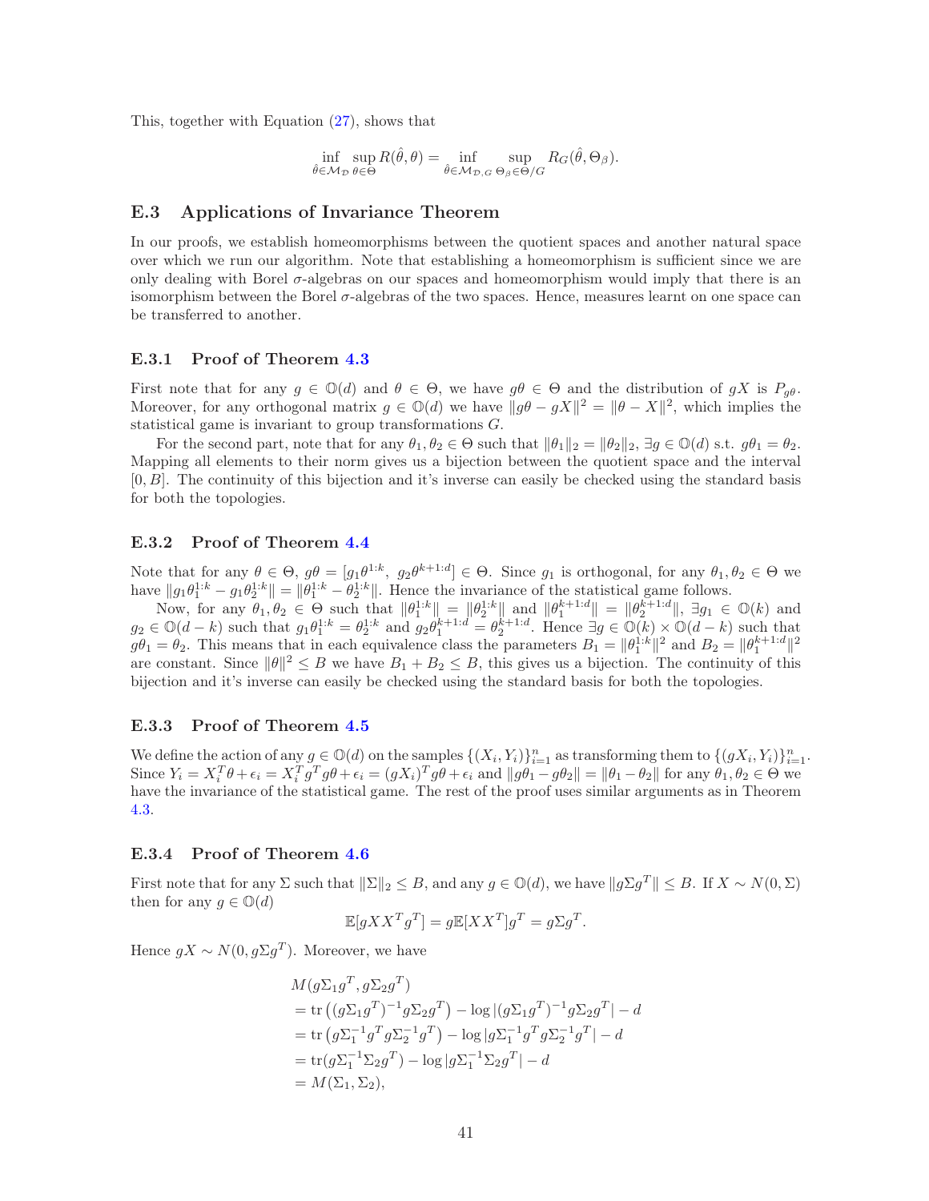This, together with Equation (27), shows that

$$\inf_{\hat{\theta}\in\mathcal{M}_{\mathcal{D}}}\sup_{\theta\in\Theta} R(\hat{\theta},\theta) = \inf_{\hat{\theta}\in\mathcal{M}_{\mathcal{D},G}}\sup_{\Theta_\beta\in\Theta/G} R_G(\hat{\theta},\Theta_\beta).$$

### E.3 Applications of Invariance Theorem

In our proofs, we establish homeomorphisms between the quotient spaces and another natural space over which we run our algorithm. Note that establishing a homeomorphism is sufficient since we are only dealing with Borel $\sigma$-algebras on our spaces and homeomorphism would imply that there is an isomorphism between the Borel $\sigma$-algebras of the two spaces. Hence, measures learnt on one space can be transferred to another.

#### E.3.1 Proof of Theorem 4.3

First note that for any $g \in \mathbb{O}(d)$ and $\theta \in \Theta$, we have $g\theta \in \Theta$ and the distribution of $gX$ is $P_{g\theta}$. Moreover, for any orthogonal matrix $g \in \mathbb{O}(d)$ we have $\|g\theta - gX\|^2 = \|\theta - X\|^2$, which implies the statistical game is invariant to group transformations $G$.

For the second part, note that for any $\theta_1, \theta_2 \in \Theta$ such that $\|\theta_1\|_2 = \|\theta_2\|_2$, $\exists g \in \mathbb{O}(d)$ s.t. $g\theta_1 = \theta_2$. Mapping all elements to their norm gives us a bijection between the quotient space and the interval $[0, B]$. The continuity of this bijection and it's inverse can easily be checked using the standard basis for both the topologies.

#### E.3.2 Proof of Theorem 4.4

Note that for any $\theta \in \Theta$, $g\theta = [g_1\theta^{1:k},\ g_2\theta^{k+1:d}] \in \Theta$. Since $g_1$ is orthogonal, for any $\theta_1, \theta_2 \in \Theta$ we have $\|g_1\theta_1^{1:k} - g_1\theta_2^{1:k}\| = \|\theta_1^{1:k} - \theta_2^{1:k}\|$. Hence the invariance of the statistical game follows.

Now, for any $\theta_1, \theta_2 \in \Theta$ such that $\|\theta_1^{1:k}\| = \|\theta_2^{1:k}\|$ and $\|\theta_1^{k+1:d}\| = \|\theta_2^{k+1:d}\|$, $\exists g_1 \in \mathbb{O}(k)$ and $g_2 \in \mathbb{O}(d-k)$ such that $g_1\theta_1^{1:k} = \theta_2^{1:k}$ and $g_2\theta_1^{k+1:d} = \theta_2^{k+1:d}$. Hence $\exists g \in \mathbb{O}(k) \times \mathbb{O}(d-k)$ such that $g\theta_1 = \theta_2$. This means that in each equivalence class the parameters $B_1 = \|\theta_1^{1:k}\|^2$ and $B_2 = \|\theta_1^{k+1:d}\|^2$ are constant. Since $\|\theta\|^2 \le B$ we have $B_1 + B_2 \le B$, this gives us a bijection. The continuity of this bijection and it's inverse can easily be checked using the standard basis for both the topologies.

#### E.3.3 Proof of Theorem 4.5

We define the action of any $g \in \mathbb{O}(d)$ on the samples $\{(X_i, Y_i)\}_{i=1}^n$ as transforming them to $\{(gX_i, Y_i)\}_{i=1}^n$. Since $Y_i = X_i^T\theta + \epsilon_i = X_i^T g^T g\theta + \epsilon_i = (gX_i)^T g\theta + \epsilon_i$ and $\|g\theta_1 - g\theta_2\| = \|\theta_1 - \theta_2\|$ for any $\theta_1, \theta_2 \in \Theta$ we have the invariance of the statistical game. The rest of the proof uses similar arguments as in Theorem 4.3.

#### E.3.4 Proof of Theorem 4.6

First note that for any $\Sigma$ such that $\|\Sigma\|_2 \le B$, and any $g \in \mathbb{O}(d)$, we have $\|g\Sigma g^T\| \le B$. If $X \sim N(0, \Sigma)$ then for any $g \in \mathbb{O}(d)$

$$\mathbb{E}[gXX^Tg^T] = g\mathbb{E}[XX^T]g^T = g\Sigma g^T.$$

Hence $gX \sim N(0, g\Sigma g^T)$. Moreover, we have

$$\begin{aligned}
&M(g\Sigma_1 g^T, g\Sigma_2 g^T)\\
&= \operatorname{tr}\left((g\Sigma_1 g^T)^{-1} g\Sigma_2 g^T\right) - \log|(g\Sigma_1 g^T)^{-1} g\Sigma_2 g^T| - d\\
&= \operatorname{tr}\left(g\Sigma_1^{-1} g^T g\Sigma_2^{-1} g^T\right) - \log|g\Sigma_1^{-1} g^T g\Sigma_2^{-1} g^T| - d\\
&= \operatorname{tr}(g\Sigma_1^{-1}\Sigma_2 g^T) - \log|g\Sigma_1^{-1}\Sigma_2 g^T| - d\\
&= M(\Sigma_1, \Sigma_2),
\end{aligned}$$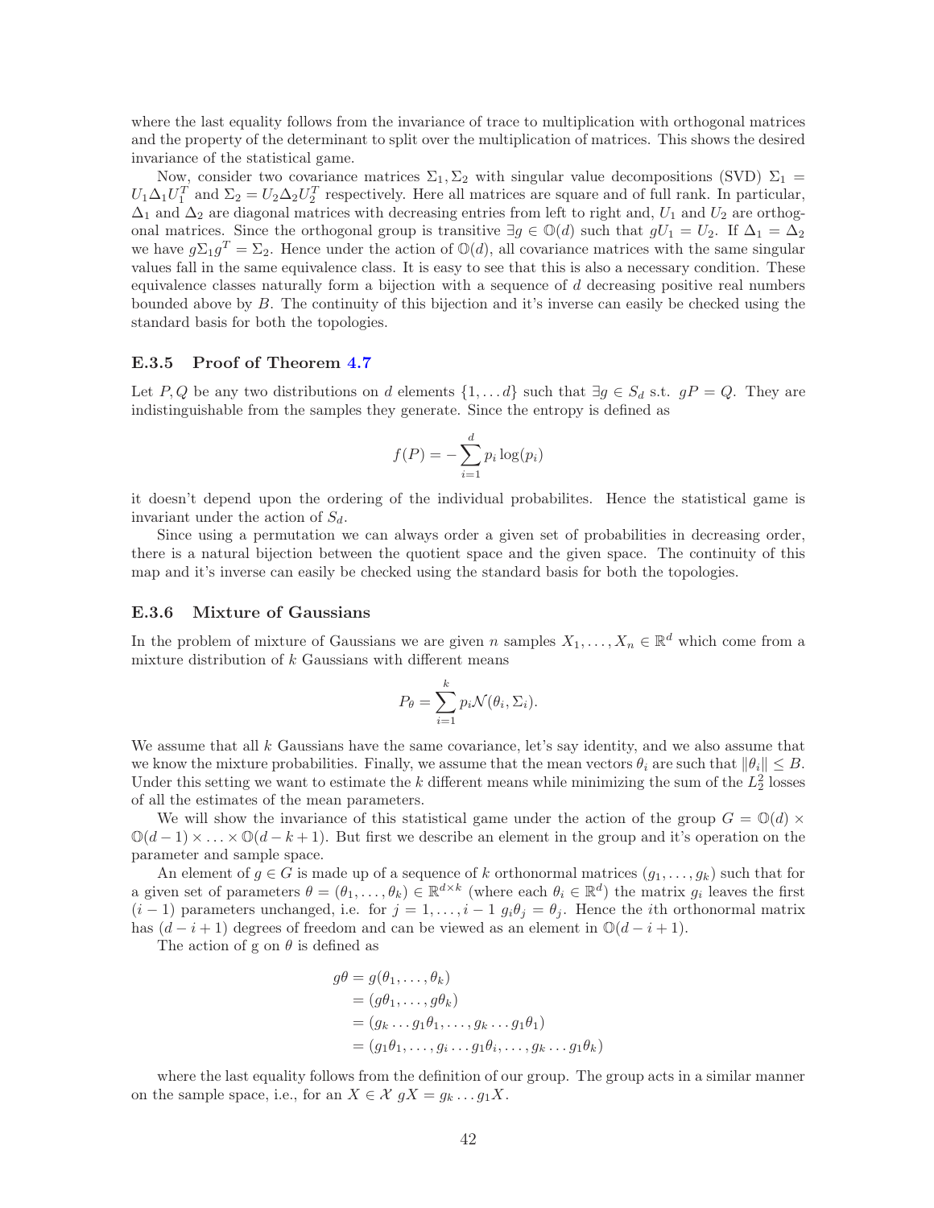where the last equality follows from the invariance of trace to multiplication with orthogonal matrices and the property of the determinant to split over the multiplication of matrices. This shows the desired invariance of the statistical game.

Now, consider two covariance matrices $\Sigma_1, \Sigma_2$ with singular value decompositions (SVD) $\Sigma_1 = U_1 \Delta_1 U_1^T$ and $\Sigma_2 = U_2 \Delta_2 U_2^T$ respectively. Here all matrices are square and of full rank. In particular, $\Delta_1$ and $\Delta_2$ are diagonal matrices with decreasing entries from left to right and, $U_1$ and $U_2$ are orthogonal matrices. Since the orthogonal group is transitive $\exists g \in \mathbb{O}(d)$ such that $gU_1 = U_2$. If $\Delta_1 = \Delta_2$ we have $g\Sigma_1 g^T = \Sigma_2$. Hence under the action of $\mathbb{O}(d)$, all covariance matrices with the same singular values fall in the same equivalence class. It is easy to see that this is also a necessary condition. These equivalence classes naturally form a bijection with a sequence of $d$ decreasing positive real numbers bounded above by $B$. The continuity of this bijection and it's inverse can easily be checked using the standard basis for both the topologies.

### E.3.5 Proof of Theorem 4.7

Let $P, Q$ be any two distributions on $d$ elements $\{1, \dots d\}$ such that $\exists g \in S_d$ s.t. $gP = Q$. They are indistinguishable from the samples they generate. Since the entropy is defined as

$$f(P) = -\sum_{i=1}^{d} p_i \log(p_i)$$

it doesn't depend upon the ordering of the individual probabilites. Hence the statistical game is invariant under the action of $S_d$.

Since using a permutation we can always order a given set of probabilities in decreasing order, there is a natural bijection between the quotient space and the given space. The continuity of this map and it's inverse can easily be checked using the standard basis for both the topologies.

### E.3.6 Mixture of Gaussians

In the problem of mixture of Gaussians we are given $n$ samples $X_1, \dots, X_n \in \mathbb{R}^d$ which come from a mixture distribution of $k$ Gaussians with different means

$$P_\theta = \sum_{i=1}^{k} p_i \mathcal{N}(\theta_i, \Sigma_i).$$

We assume that all $k$ Gaussians have the same covariance, let's say identity, and we also assume that we know the mixture probabilities. Finally, we assume that the mean vectors $\theta_i$ are such that $\|\theta_i\| \leq B$. Under this setting we want to estimate the $k$ different means while minimizing the sum of the $L_2^2$ losses of all the estimates of the mean parameters.

We will show the invariance of this statistical game under the action of the group $G = \mathbb{O}(d) \times \mathbb{O}(d-1) \times \dots \times \mathbb{O}(d-k+1)$. But first we describe an element in the group and it's operation on the parameter and sample space.

An element of $g \in G$ is made up of a sequence of $k$ orthonormal matrices $(g_1, \dots, g_k)$ such that for a given set of parameters $\theta = (\theta_1, \dots, \theta_k) \in \mathbb{R}^{d \times k}$ (where each $\theta_i \in \mathbb{R}^d$) the matrix $g_i$ leaves the first $(i-1)$ parameters unchanged, i.e. for $j = 1, \dots, i-1$ $g_i \theta_j = \theta_j$. Hence the $i$th orthonormal matrix has $(d-i+1)$ degrees of freedom and can be viewed as an element in $\mathbb{O}(d-i+1)$.

The action of g on $\theta$ is defined as

$$\begin{aligned}
g\theta &= g(\theta_1, \dots, \theta_k) \\
&= (g\theta_1, \dots, g\theta_k) \\
&= (g_k \dots g_1 \theta_1, \dots, g_k \dots g_1 \theta_1) \\
&= (g_1 \theta_1, \dots, g_i \dots g_1 \theta_i, \dots, g_k \dots g_1 \theta_k)
\end{aligned}$$

where the last equality follows from the definition of our group. The group acts in a similar manner on the sample space, i.e., for an $X \in \mathcal{X}$ $gX = g_k \dots g_1 X$.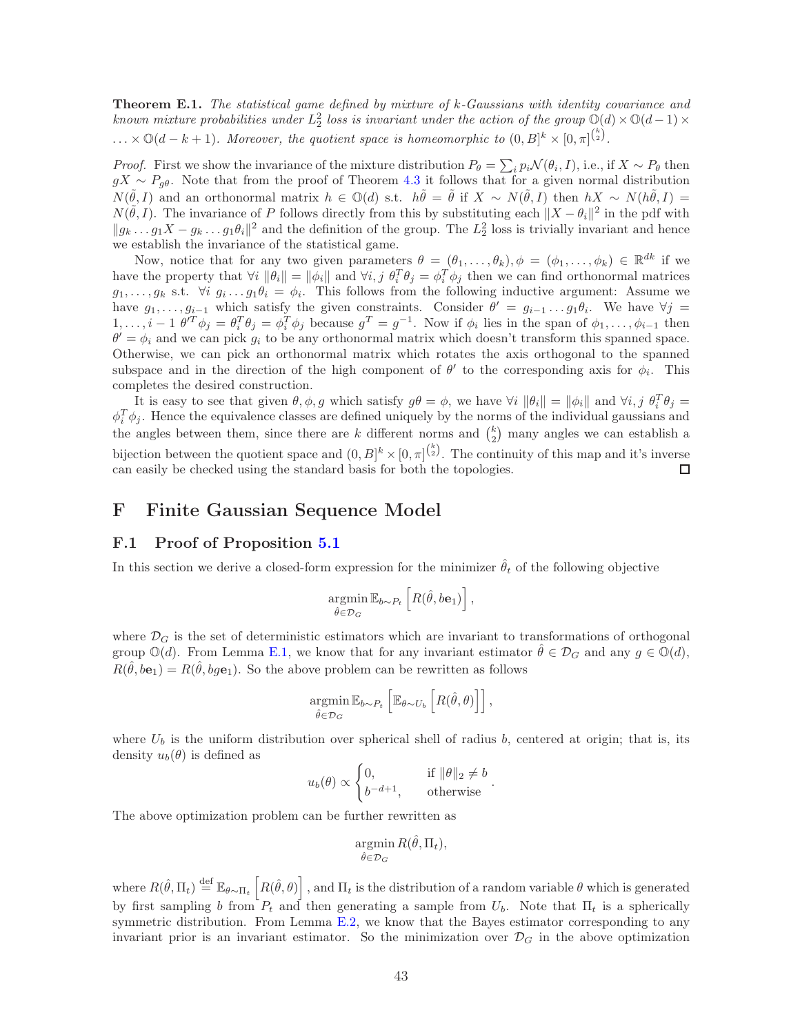**Theorem E.1.** *The statistical game defined by mixture of k-Gaussians with identity covariance and known mixture probabilities under $L_2^2$ loss is invariant under the action of the group $\mathbb{O}(d) \times \mathbb{O}(d-1) \times \ldots \times \mathbb{O}(d-k+1)$. Moreover, the quotient space is homeomorphic to $(0, B]^k \times [0, \pi]^{\binom{k}{2}}$.*

*Proof.* First we show the invariance of the mixture distribution $P_\theta = \sum_i p_i \mathcal{N}(\theta_i, I)$, i.e., if $X \sim P_\theta$ then $gX \sim P_{g\theta}$. Note that from the proof of Theorem 4.3 it follows that for a given normal distribution $N(\tilde{\theta}, I)$ and an orthonormal matrix $h \in \mathbb{O}(d)$ s.t. $h\tilde{\theta} = \tilde{\theta}$ if $X \sim N(\tilde{\theta}, I)$ then $hX \sim N(h\tilde{\theta}, I) = N(\tilde{\theta}, I)$. The invariance of $P$ follows directly from this by substituting each $\|X - \theta_i\|^2$ in the pdf with $\|g_k \ldots g_1 X - g_k \ldots g_1 \theta_i\|^2$ and the definition of the group. The $L_2^2$ loss is trivially invariant and hence we establish the invariance of the statistical game.

Now, notice that for any two given parameters $\theta = (\theta_1, \ldots, \theta_k), \phi = (\phi_1, \ldots, \phi_k) \in \mathbb{R}^{dk}$ if we have the property that $\forall i$ $\|\theta_i\| = \|\phi_i\|$ and $\forall i, j$ $\theta_i^T \theta_j = \phi_i^T \phi_j$ then we can find orthonormal matrices $g_1, \ldots, g_k$ s.t. $\forall i$ $g_i \ldots g_1 \theta_i = \phi_i$. This follows from the following inductive argument: Assume we have $g_1, \ldots, g_{i-1}$ which satisfy the given constraints. Consider $\theta' = g_{i-1} \ldots g_1 \theta_i$. We have $\forall j = 1, \ldots, i-1$ $\theta'^T \phi_j = \theta_i^T \theta_j = \phi_i^T \phi_j$ because $g^T = g^{-1}$. Now if $\phi_i$ lies in the span of $\phi_1, \ldots, \phi_{i-1}$ then $\theta' = \phi_i$ and we can pick $g_i$ to be any orthonormal matrix which doesn't transform this spanned space. Otherwise, we can pick an orthonormal matrix which rotates the axis orthogonal to the spanned subspace and in the direction of the high component of $\theta'$ to the corresponding axis for $\phi_i$. This completes the desired construction.

It is easy to see that given $\theta, \phi, g$ which satisfy $g\theta = \phi$, we have $\forall i$ $\|\theta_i\| = \|\phi_i\|$ and $\forall i, j$ $\theta_i^T \theta_j = \phi_i^T \phi_j$. Hence the equivalence classes are defined uniquely by the norms of the individual gaussians and the angles between them, since there are $k$ different norms and $\binom{k}{2}$ many angles we can establish a bijection between the quotient space and $(0, B]^k \times [0, \pi]^{\binom{k}{2}}$. The continuity of this map and it's inverse can easily be checked using the standard basis for both the topologies. ∎

# F Finite Gaussian Sequence Model

## F.1 Proof of Proposition 5.1

In this section we derive a closed-form expression for the minimizer $\hat{\theta}_t$ of the following objective

$$\operatorname*{argmin}_{\hat{\theta} \in \mathcal{D}_G} \mathbb{E}_{b \sim P_t} \left[ R(\hat{\theta}, b\mathbf{e}_1) \right],$$

where $\mathcal{D}_G$ is the set of deterministic estimators which are invariant to transformations of orthogonal group $\mathbb{O}(d)$. From Lemma E.1, we know that for any invariant estimator $\hat{\theta} \in \mathcal{D}_G$ and any $g \in \mathbb{O}(d)$, $R(\hat{\theta}, b\mathbf{e}_1) = R(\hat{\theta}, bg\mathbf{e}_1)$. So the above problem can be rewritten as follows

$$\operatorname*{argmin}_{\hat{\theta} \in \mathcal{D}_G} \mathbb{E}_{b \sim P_t} \left[ \mathbb{E}_{\theta \sim U_b} \left[ R(\hat{\theta}, \theta) \right] \right],$$

where $U_b$ is the uniform distribution over spherical shell of radius $b$, centered at origin; that is, its density $u_b(\theta)$ is defined as

$$u_b(\theta) \propto \begin{cases} 0, & \text{if } \|\theta\|_2 \neq b \\ b^{-d+1}, & \text{otherwise} \end{cases}.$$

The above optimization problem can be further rewritten as

$$\operatorname*{argmin}_{\hat{\theta} \in \mathcal{D}_G} R(\hat{\theta}, \Pi_t),$$

where $R(\hat{\theta}, \Pi_t) \stackrel{\text{def}}{=} \mathbb{E}_{\theta \sim \Pi_t} \left[ R(\hat{\theta}, \theta) \right]$, and $\Pi_t$ is the distribution of a random variable $\theta$ which is generated by first sampling $b$ from $P_t$ and then generating a sample from $U_b$. Note that $\Pi_t$ is a spherically symmetric distribution. From Lemma E.2, we know that the Bayes estimator corresponding to any invariant prior is an invariant estimator. So the minimization over $\mathcal{D}_G$ in the above optimization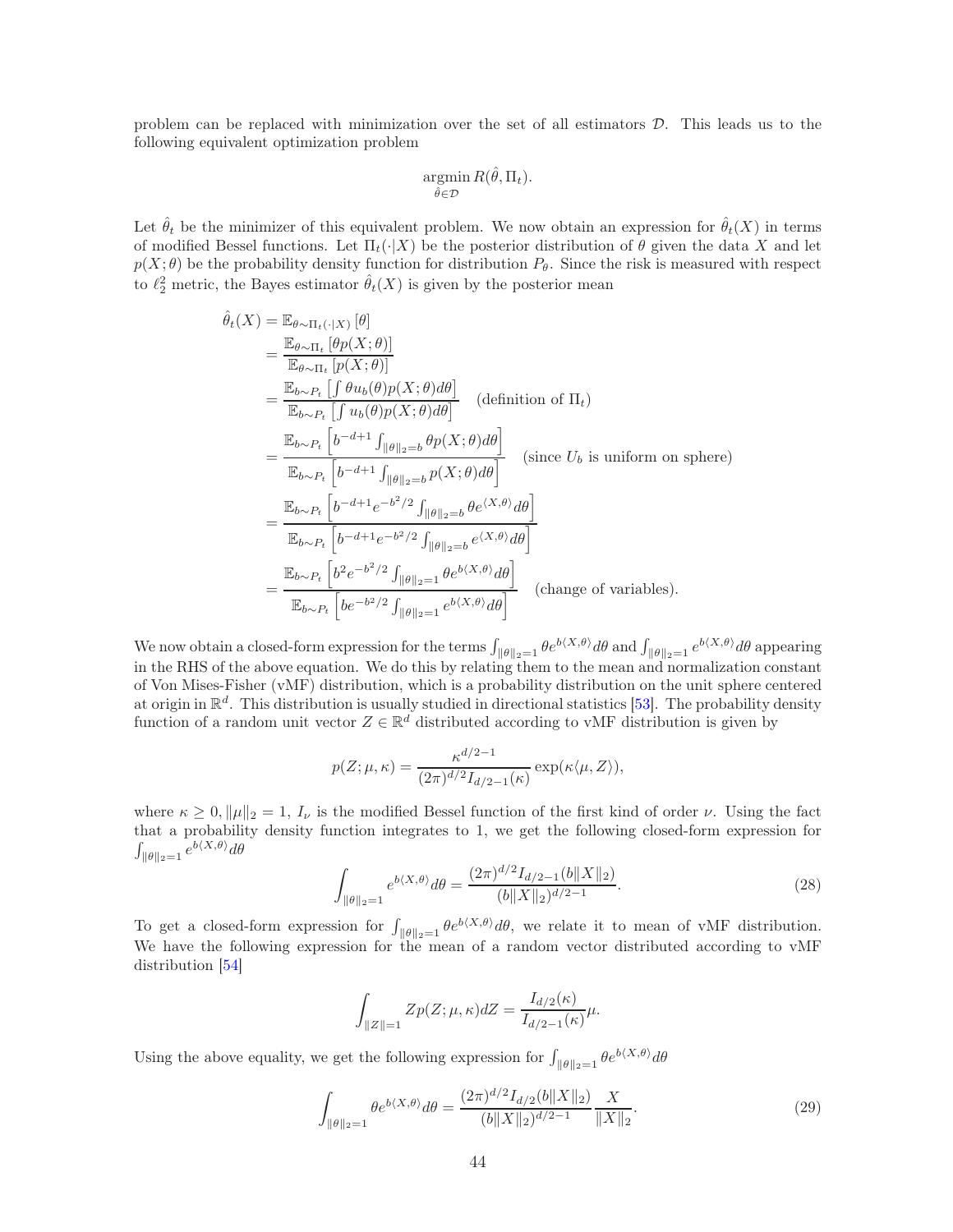problem can be replaced with minimization over the set of all estimators $\mathcal{D}$. This leads us to the following equivalent optimization problem

$$\underset{\hat{\theta}\in\mathcal{D}}{\operatorname{argmin}}\, R(\hat{\theta}, \Pi_t).$$

Let $\hat{\theta}_t$ be the minimizer of this equivalent problem. We now obtain an expression for $\hat{\theta}_t(X)$ in terms of modified Bessel functions. Let $\Pi_t(\cdot|X)$ be the posterior distribution of $\theta$ given the data $X$ and let $p(X;\theta)$ be the probability density function for distribution $P_\theta$. Since the risk is measured with respect to $\ell_2^2$ metric, the Bayes estimator $\hat{\theta}_t(X)$ is given by the posterior mean

$$\begin{aligned}
\hat{\theta}_t(X) &= \mathbb{E}_{\theta\sim\Pi_t(\cdot|X)}\left[\theta\right]\\
&= \frac{\mathbb{E}_{\theta\sim\Pi_t}\left[\theta p(X;\theta)\right]}{\mathbb{E}_{\theta\sim\Pi_t}\left[p(X;\theta)\right]}\\
&= \frac{\mathbb{E}_{b\sim P_t}\left[\int \theta u_b(\theta) p(X;\theta)d\theta\right]}{\mathbb{E}_{b\sim P_t}\left[\int u_b(\theta)p(X;\theta)d\theta\right]} \quad \text{(definition of } \Pi_t\text{)}\\
&= \frac{\mathbb{E}_{b\sim P_t}\left[b^{-d+1}\int_{\|\theta\|_2=b} \theta p(X;\theta)d\theta\right]}{\mathbb{E}_{b\sim P_t}\left[b^{-d+1}\int_{\|\theta\|_2=b} p(X;\theta)d\theta\right]} \quad \text{(since } U_b \text{ is uniform on sphere)}\\
&= \frac{\mathbb{E}_{b\sim P_t}\left[b^{-d+1}e^{-b^2/2}\int_{\|\theta\|_2=b} \theta e^{\langle X,\theta\rangle}d\theta\right]}{\mathbb{E}_{b\sim P_t}\left[b^{-d+1}e^{-b^2/2}\int_{\|\theta\|_2=b} e^{\langle X,\theta\rangle}d\theta\right]}\\
&= \frac{\mathbb{E}_{b\sim P_t}\left[b^{2}e^{-b^2/2}\int_{\|\theta\|_2=1} \theta e^{b\langle X,\theta\rangle}d\theta\right]}{\mathbb{E}_{b\sim P_t}\left[b e^{-b^2/2}\int_{\|\theta\|_2=1} e^{b\langle X,\theta\rangle}d\theta\right]} \quad \text{(change of variables).}
\end{aligned}$$

We now obtain a closed-form expression for the terms $\int_{\|\theta\|_2=1}\theta e^{b\langle X,\theta\rangle}d\theta$ and $\int_{\|\theta\|_2=1} e^{b\langle X,\theta\rangle}d\theta$ appearing in the RHS of the above equation. We do this by relating them to the mean and normalization constant of Von Mises-Fisher (vMF) distribution, which is a probability distribution on the unit sphere centered at origin in $\mathbb{R}^d$. This distribution is usually studied in directional statistics [53]. The probability density function of a random unit vector $Z\in\mathbb{R}^d$ distributed according to vMF distribution is given by

$$p(Z;\mu,\kappa) = \frac{\kappa^{d/2-1}}{(2\pi)^{d/2}I_{d/2-1}(\kappa)}\exp(\kappa\langle\mu, Z\rangle),$$

where $\kappa \geq 0, \|\mu\|_2 = 1$, $I_\nu$ is the modified Bessel function of the first kind of order $\nu$. Using the fact that a probability density function integrates to 1, we get the following closed-form expression for $\int_{\|\theta\|_2=1} e^{b\langle X,\theta\rangle}d\theta$

$$\int_{\|\theta\|_2=1} e^{b\langle X,\theta\rangle}d\theta = \frac{(2\pi)^{d/2}I_{d/2-1}(b\|X\|_2)}{(b\|X\|_2)^{d/2-1}}. \tag{28}$$

To get a closed-form expression for $\int_{\|\theta\|_2=1}\theta e^{b\langle X,\theta\rangle}d\theta$, we relate it to mean of vMF distribution. We have the following expression for the mean of a random vector distributed according to vMF distribution [54]

$$\int_{\|Z\|=1} Zp(Z;\mu,\kappa)dZ = \frac{I_{d/2}(\kappa)}{I_{d/2-1}(\kappa)}\mu.$$

Using the above equality, we get the following expression for $\int_{\|\theta\|_2=1}\theta e^{b\langle X,\theta\rangle}d\theta$

$$\int_{\|\theta\|_2=1}\theta e^{b\langle X,\theta\rangle}d\theta = \frac{(2\pi)^{d/2}I_{d/2}(b\|X\|_2)}{(b\|X\|_2)^{d/2-1}}\frac{X}{\|X\|_2}. \tag{29}$$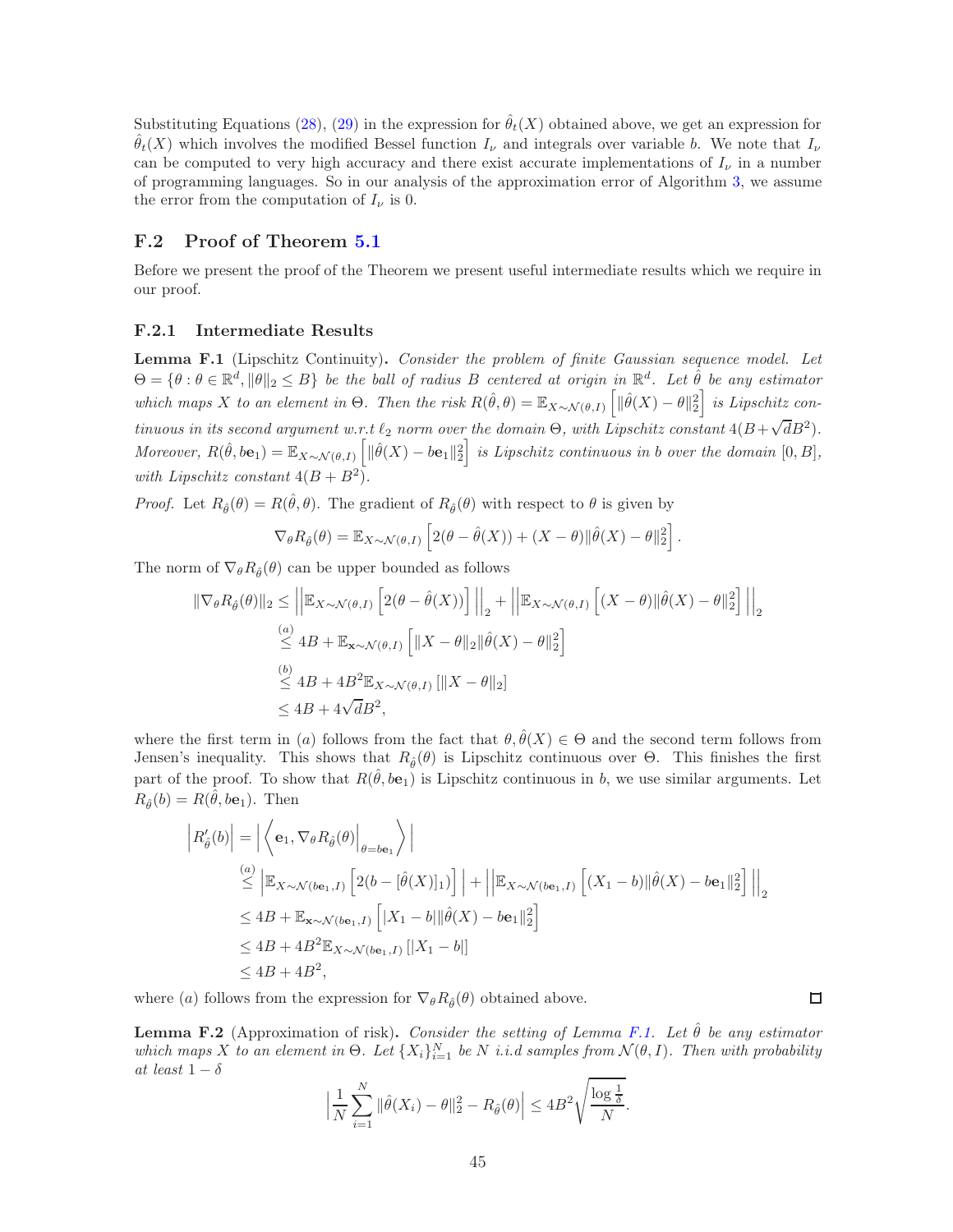Substituting Equations (28), (29) in the expression for $\hat{\theta}_t(X)$ obtained above, we get an expression for $\hat{\theta}_t(X)$ which involves the modified Bessel function $I_\nu$ and integrals over variable $b$. We note that $I_\nu$ can be computed to very high accuracy and there exist accurate implementations of $I_\nu$ in a number of programming languages. So in our analysis of the approximation error of Algorithm 3, we assume the error from the computation of $I_\nu$ is 0.

## F.2 Proof of Theorem 5.1

Before we present the proof of the Theorem we present useful intermediate results which we require in our proof.

### F.2.1 Intermediate Results

**Lemma F.1** (Lipschitz Continuity). *Consider the problem of finite Gaussian sequence model. Let $\Theta = \{\theta : \theta \in \mathbb{R}^d, \|\theta\|_2 \le B\}$ be the ball of radius $B$ centered at origin in $\mathbb{R}^d$. Let $\hat{\theta}$ be any estimator which maps $X$ to an element in $\Theta$. Then the risk $R(\hat{\theta}, \theta) = \mathbb{E}_{X\sim\mathcal{N}(\theta,I)}\left[\|\hat{\theta}(X) - \theta\|_2^2\right]$ is Lipschitz continuous in its second argument w.r.t $\ell_2$ norm over the domain $\Theta$, with Lipschitz constant $4(B+\sqrt{d}B^2)$. Moreover, $R(\hat{\theta}, b\mathbf{e}_1) = \mathbb{E}_{X\sim\mathcal{N}(\theta,I)}\left[\|\hat{\theta}(X) - b\mathbf{e}_1\|_2^2\right]$ is Lipschitz continuous in $b$ over the domain $[0, B]$, with Lipschitz constant $4(B + B^2)$.*

*Proof.* Let $R_{\hat{\theta}}(\theta) = R(\hat{\theta}, \theta)$. The gradient of $R_{\hat{\theta}}(\theta)$ with respect to $\theta$ is given by

$$\nabla_\theta R_{\hat{\theta}}(\theta) = \mathbb{E}_{X\sim\mathcal{N}(\theta,I)}\left[2(\theta - \hat{\theta}(X)) + (X-\theta)\|\hat{\theta}(X) - \theta\|_2^2\right].$$

The norm of $\nabla_\theta R_{\hat{\theta}}(\theta)$ can be upper bounded as follows

$$\begin{aligned}
\|\nabla_\theta R_{\hat{\theta}}(\theta)\|_2 &\le \left\|\mathbb{E}_{X\sim\mathcal{N}(\theta,I)}\left[2(\theta - \hat{\theta}(X))\right]\right\|_2 + \left\|\mathbb{E}_{X\sim\mathcal{N}(\theta,I)}\left[(X-\theta)\|\hat{\theta}(X) - \theta\|_2^2\right]\right\|_2 \\
&\overset{(a)}{\le} 4B + \mathbb{E}_{\mathbf{x}\sim\mathcal{N}(\theta,I)}\left[\|X-\theta\|_2\|\hat{\theta}(X) - \theta\|_2^2\right] \\
&\overset{(b)}{\le} 4B + 4B^2\mathbb{E}_{X\sim\mathcal{N}(\theta,I)}\left[\|X-\theta\|_2\right] \\
&\le 4B + 4\sqrt{d}B^2,
\end{aligned}$$

where the first term in $(a)$ follows from the fact that $\theta, \hat{\theta}(X) \in \Theta$ and the second term follows from Jensen's inequality. This shows that $R_{\hat{\theta}}(\theta)$ is Lipschitz continuous over $\Theta$. This finishes the first part of the proof. To show that $R(\hat{\theta}, b\mathbf{e}_1)$ is Lipschitz continuous in $b$, we use similar arguments. Let $R_{\hat{\theta}}(b) = R(\hat{\theta}, b\mathbf{e}_1)$. Then

$$\begin{aligned}
\left|R'_{\hat{\theta}}(b)\right| &= \left|\left\langle \mathbf{e}_1, \nabla_\theta R_{\hat{\theta}}(\theta)\Big|_{\theta=b\mathbf{e}_1}\right\rangle\right| \\
&\overset{(a)}{\le} \left|\mathbb{E}_{X\sim\mathcal{N}(b\mathbf{e}_1,I)}\left[2(b - [\hat{\theta}(X)]_1)\right]\right| + \left|\mathbb{E}_{X\sim\mathcal{N}(b\mathbf{e}_1,I)}\left[(X_1 - b)\|\hat{\theta}(X) - b\mathbf{e}_1\|_2^2\right]\right|_2 \\
&\le 4B + \mathbb{E}_{\mathbf{x}\sim\mathcal{N}(b\mathbf{e}_1,I)}\left[|X_1 - b|\|\hat{\theta}(X) - b\mathbf{e}_1\|_2^2\right] \\
&\le 4B + 4B^2\mathbb{E}_{X\sim\mathcal{N}(b\mathbf{e}_1,I)}\left[|X_1 - b|\right] \\
&\le 4B + 4B^2,
\end{aligned}$$

where $(a)$ follows from the expression for $\nabla_\theta R_{\hat{\theta}}(\theta)$ obtained above. ◻

**Lemma F.2** (Approximation of risk). *Consider the setting of Lemma F.1. Let $\hat{\theta}$ be any estimator which maps $X$ to an element in $\Theta$. Let $\{X_i\}_{i=1}^N$ be $N$ i.i.d samples from $\mathcal{N}(\theta, I)$. Then with probability at least $1-\delta$*

$$\left|\frac{1}{N}\sum_{i=1}^N \|\hat{\theta}(X_i) - \theta\|_2^2 - R_{\hat{\theta}}(\theta)\right| \le 4B^2\sqrt{\frac{\log\frac{1}{\delta}}{N}}.$$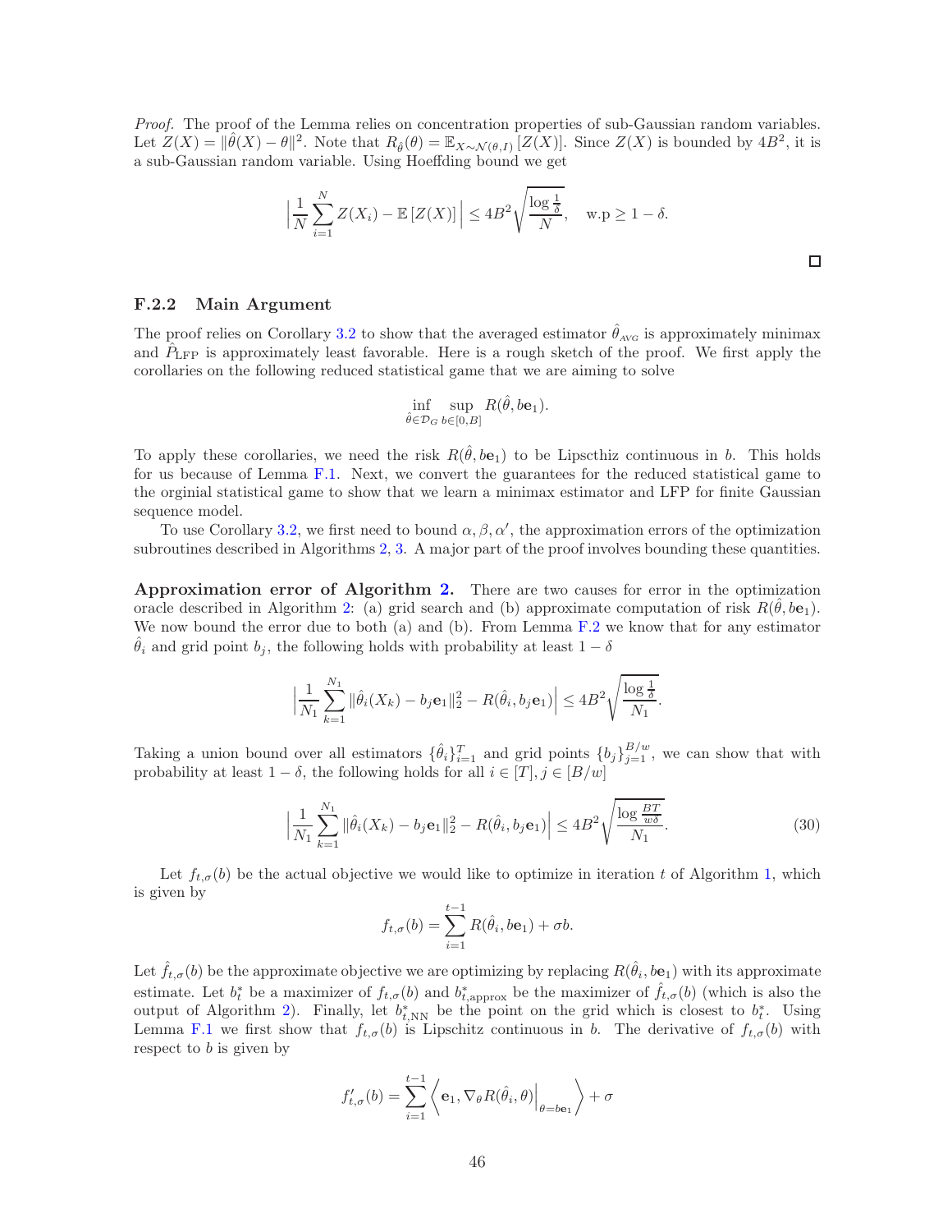*Proof.* The proof of the Lemma relies on concentration properties of sub-Gaussian random variables. Let $Z(X) = \|\hat{\theta}(X) - \theta\|^2$. Note that $R_{\hat{\theta}}(\theta) = \mathbb{E}_{X\sim\mathcal{N}(\theta,I)}[Z(X)]$. Since $Z(X)$ is bounded by $4B^2$, it is a sub-Gaussian random variable. Using Hoeffding bound we get

$$\Big|\frac{1}{N}\sum_{i=1}^{N} Z(X_i) - \mathbb{E}\left[Z(X)\right]\Big| \leq 4B^2\sqrt{\frac{\log\frac{1}{\delta}}{N}}, \quad \text{w.p} \geq 1-\delta.$$

□

### F.2.2 Main Argument

The proof relies on Corollary 3.2 to show that the averaged estimator $\hat{\theta}_{\text{AVG}}$ is approximately minimax and $\hat{P}_{\text{LFP}}$ is approximately least favorable. Here is a rough sketch of the proof. We first apply the corollaries on the following reduced statistical game that we are aiming to solve

$$\inf_{\hat{\theta}\in\mathcal{D}_G}\sup_{b\in[0,B]} R(\hat{\theta}, b\mathbf{e}_1).$$

To apply these corollaries, we need the risk $R(\hat{\theta}, b\mathbf{e}_1)$ to be Lipscthiz continuous in $b$. This holds for us because of Lemma F.1. Next, we convert the guarantees for the reduced statistical game to the orginial statistical game to show that we learn a minimax estimator and LFP for finite Gaussian sequence model.

To use Corollary 3.2, we first need to bound $\alpha, \beta, \alpha'$, the approximation errors of the optimization subroutines described in Algorithms 2, 3. A major part of the proof involves bounding these quantities.

**Approximation error of Algorithm 2.** There are two causes for error in the optimization oracle described in Algorithm 2: (a) grid search and (b) approximate computation of risk $R(\hat{\theta}, b\mathbf{e}_1)$. We now bound the error due to both (a) and (b). From Lemma F.2 we know that for any estimator $\hat{\theta}_i$ and grid point $b_j$, the following holds with probability at least $1-\delta$

$$\Big|\frac{1}{N_1}\sum_{k=1}^{N_1}\|\hat{\theta}_i(X_k) - b_j\mathbf{e}_1\|_2^2 - R(\hat{\theta}_i, b_j\mathbf{e}_1)\Big| \leq 4B^2\sqrt{\frac{\log\frac{1}{\delta}}{N_1}}.$$

Taking a union bound over all estimators $\{\hat{\theta}_i\}_{i=1}^{T}$ and grid points $\{b_j\}_{j=1}^{B/w}$, we can show that with probability at least $1-\delta$, the following holds for all $i\in[T], j\in[B/w]$

$$\Big|\frac{1}{N_1}\sum_{k=1}^{N_1}\|\hat{\theta}_i(X_k) - b_j\mathbf{e}_1\|_2^2 - R(\hat{\theta}_i, b_j\mathbf{e}_1)\Big| \leq 4B^2\sqrt{\frac{\log\frac{BT}{w\delta}}{N_1}}. \tag{30}$$

Let $f_{t,\sigma}(b)$ be the actual objective we would like to optimize in iteration $t$ of Algorithm 1, which is given by

$$f_{t,\sigma}(b) = \sum_{i=1}^{t-1} R(\hat{\theta}_i, b\mathbf{e}_1) + \sigma b.$$

Let $\hat{f}_{t,\sigma}(b)$ be the approximate objective we are optimizing by replacing $R(\hat{\theta}_i, b\mathbf{e}_1)$ with its approximate estimate. Let $b_t^*$ be a maximizer of $f_{t,\sigma}(b)$ and $b_{t,\text{approx}}^*$ be the maximizer of $\hat{f}_{t,\sigma}(b)$ (which is also the output of Algorithm 2). Finally, let $b_{t,\text{NN}}^*$ be the point on the grid which is closest to $b_t^*$. Using Lemma F.1 we first show that $f_{t,\sigma}(b)$ is Lipschitz continuous in $b$. The derivative of $f_{t,\sigma}(b)$ with respect to $b$ is given by

$$f'_{t,\sigma}(b) = \sum_{i=1}^{t-1}\left\langle \mathbf{e}_1, \nabla_\theta R(\hat{\theta}_i, \theta)\Big|_{\theta=b\mathbf{e}_1}\right\rangle + \sigma$$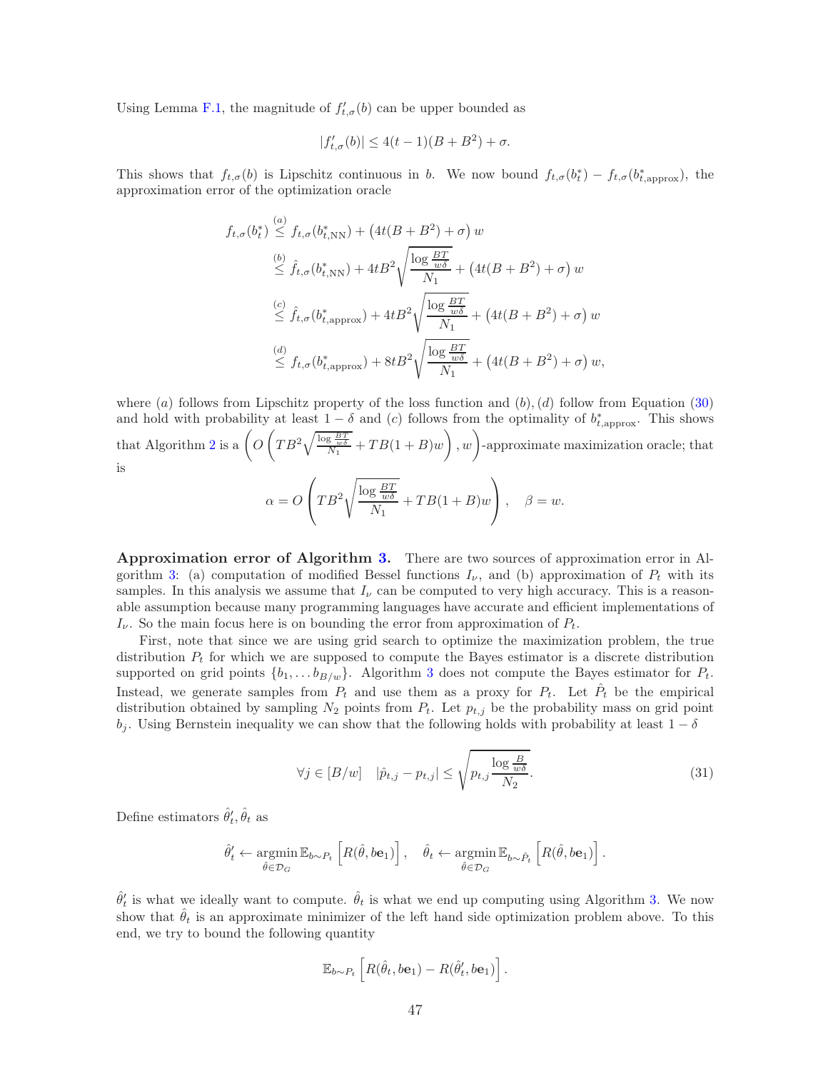Using Lemma F.1, the magnitude of $f'_{t,\sigma}(b)$ can be upper bounded as

$$|f'_{t,\sigma}(b)| \leq 4(t-1)(B+B^2) + \sigma.$$

This shows that $f_{t,\sigma}(b)$ is Lipschitz continuous in $b$. We now bound $f_{t,\sigma}(b^*_t) - f_{t,\sigma}(b^*_{t,\text{approx}})$, the approximation error of the optimization oracle

$$\begin{aligned}
f_{t,\sigma}(b^*_t) &\overset{(a)}{\leq} f_{t,\sigma}(b^*_{t,\text{NN}}) + \left(4t(B+B^2)+\sigma\right) w \\
&\overset{(b)}{\leq} \hat{f}_{t,\sigma}(b^*_{t,\text{NN}}) + 4tB^2\sqrt{\frac{\log\frac{BT}{w\delta}}{N_1}} + \left(4t(B+B^2)+\sigma\right) w \\
&\overset{(c)}{\leq} \hat{f}_{t,\sigma}(b^*_{t,\text{approx}}) + 4tB^2\sqrt{\frac{\log\frac{BT}{w\delta}}{N_1}} + \left(4t(B+B^2)+\sigma\right) w \\
&\overset{(d)}{\leq} f_{t,\sigma}(b^*_{t,\text{approx}}) + 8tB^2\sqrt{\frac{\log\frac{BT}{w\delta}}{N_1}} + \left(4t(B+B^2)+\sigma\right) w,
\end{aligned}$$

where $(a)$ follows from Lipschitz property of the loss function and $(b), (d)$ follow from Equation (30) and hold with probability at least $1-\delta$ and $(c)$ follows from the optimality of $b^*_{t,\text{approx}}$. This shows that Algorithm 2 is a $\left(O\left(TB^2\sqrt{\frac{\log\frac{BT}{w\delta}}{N_1}} + TB(1+B)w\right), w\right)$-approximate maximization oracle; that is

$$\alpha = O\left(TB^2\sqrt{\frac{\log\frac{BT}{w\delta}}{N_1}} + TB(1+B)w\right), \quad \beta = w.$$

**Approximation error of Algorithm 3.** There are two sources of approximation error in Algorithm 3: (a) computation of modified Bessel functions $I_\nu$, and (b) approximation of $P_t$ with its samples. In this analysis we assume that $I_\nu$ can be computed to very high accuracy. This is a reasonable assumption because many programming languages have accurate and efficient implementations of $I_\nu$. So the main focus here is on bounding the error from approximation of $P_t$.

First, note that since we are using grid search to optimize the maximization problem, the true distribution $P_t$ for which we are supposed to compute the Bayes estimator is a discrete distribution supported on grid points $\{b_1, \dots b_{B/w}\}$. Algorithm 3 does not compute the Bayes estimator for $P_t$. Instead, we generate samples from $P_t$ and use them as a proxy for $P_t$. Let $\hat{P}_t$ be the empirical distribution obtained by sampling $N_2$ points from $P_t$. Let $p_{t,j}$ be the probability mass on grid point $b_j$. Using Bernstein inequality we can show that the following holds with probability at least $1-\delta$

$$\forall j \in [B/w] \quad |\hat{p}_{t,j} - p_{t,j}| \leq \sqrt{p_{t,j}\frac{\log\frac{B}{w\delta}}{N_2}}. \tag{31}$$

Define estimators $\hat{\theta}'_t, \hat{\theta}_t$ as

$$\hat{\theta}'_t \leftarrow \operatorname*{argmin}_{\hat{\theta}\in\mathcal{D}_G} \mathbb{E}_{b\sim P_t}\left[R(\hat{\theta}, b\mathbf{e}_1)\right], \quad \hat{\theta}_t \leftarrow \operatorname*{argmin}_{\hat{\theta}\in\mathcal{D}_G} \mathbb{E}_{b\sim \hat{P}_t}\left[R(\hat{\theta}, b\mathbf{e}_1)\right].$$

$\hat{\theta}'_t$ is what we ideally want to compute. $\hat{\theta}_t$ is what we end up computing using Algorithm 3. We now show that $\hat{\theta}_t$ is an approximate minimizer of the left hand side optimization problem above. To this end, we try to bound the following quantity

$$\mathbb{E}_{b\sim P_t}\left[R(\hat{\theta}_t, b\mathbf{e}_1) - R(\hat{\theta}'_t, b\mathbf{e}_1)\right].$$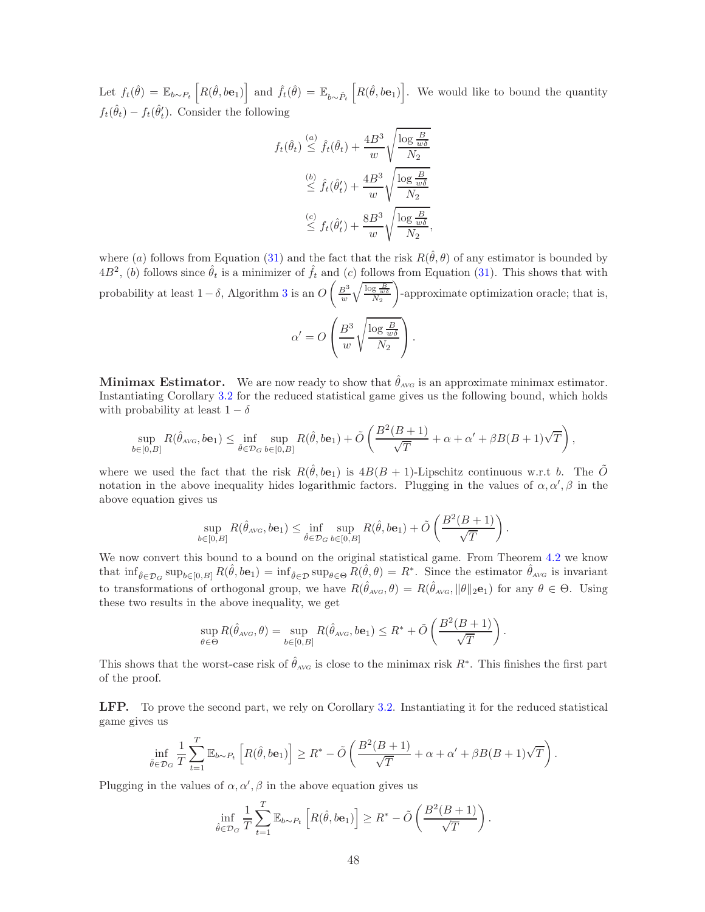Let $f_t(\hat{\theta}) = \mathbb{E}_{b\sim P_t}\left[R(\hat{\theta}, b\mathbf{e}_1)\right]$ and $\hat{f}_t(\hat{\theta}) = \mathbb{E}_{b\sim \hat{P}_t}\left[R(\hat{\theta}, b\mathbf{e}_1)\right]$. We would like to bound the quantity $f_t(\hat{\theta}_t) - f_t(\hat{\theta}'_t)$. Consider the following

$$
\begin{aligned}
f_t(\hat{\theta}_t) &\overset{(a)}{\leq} \hat{f}_t(\hat{\theta}_t) + \frac{4B^3}{w}\sqrt{\frac{\log\frac{B}{w\delta}}{N_2}} \\
&\overset{(b)}{\leq} \hat{f}_t(\hat{\theta}'_t) + \frac{4B^3}{w}\sqrt{\frac{\log\frac{B}{w\delta}}{N_2}} \\
&\overset{(c)}{\leq} f_t(\hat{\theta}'_t) + \frac{8B^3}{w}\sqrt{\frac{\log\frac{B}{w\delta}}{N_2}},
\end{aligned}
$$

where $(a)$ follows from Equation (31) and the fact that the risk $R(\hat{\theta}, \theta)$ of any estimator is bounded by $4B^2$, $(b)$ follows since $\hat{\theta}_t$ is a minimizer of $\hat{f}_t$ and $(c)$ follows from Equation (31). This shows that with probability at least $1-\delta$, Algorithm 3 is an $O\left(\frac{B^3}{w}\sqrt{\frac{\log\frac{B}{w\delta}}{N_2}}\right)$-approximate optimization oracle; that is,

$$
\alpha' = O\left(\frac{B^3}{w}\sqrt{\frac{\log\frac{B}{w\delta}}{N_2}}\right).
$$

**Minimax Estimator.** We are now ready to show that $\hat{\theta}_{\text{AVG}}$ is an approximate minimax estimator. Instantiating Corollary 3.2 for the reduced statistical game gives us the following bound, which holds with probability at least $1-\delta$

$$
\sup_{b\in[0,B]} R(\hat{\theta}_{\text{AVG}}, b\mathbf{e}_1) \leq \inf_{\hat{\theta}\in\mathcal{D}_G}\sup_{b\in[0,B]} R(\hat{\theta}, b\mathbf{e}_1) + \tilde{O}\left(\frac{B^2(B+1)}{\sqrt{T}} + \alpha + \alpha' + \beta B(B+1)\sqrt{T}\right),
$$

where we used the fact that the risk $R(\hat{\theta}, b\mathbf{e}_1)$ is $4B(B+1)$-Lipschitz continuous w.r.t $b$. The $\tilde{O}$ notation in the above inequality hides logarithmic factors. Plugging in the values of $\alpha, \alpha', \beta$ in the above equation gives us

$$
\sup_{b\in[0,B]} R(\hat{\theta}_{\text{AVG}}, b\mathbf{e}_1) \leq \inf_{\hat{\theta}\in\mathcal{D}_G}\sup_{b\in[0,B]} R(\hat{\theta}, b\mathbf{e}_1) + \tilde{O}\left(\frac{B^2(B+1)}{\sqrt{T}}\right).
$$

We now convert this bound to a bound on the original statistical game. From Theorem 4.2 we know that $\inf_{\hat{\theta}\in\mathcal{D}_G}\sup_{b\in[0,B]} R(\hat{\theta}, b\mathbf{e}_1) = \inf_{\hat{\theta}\in\mathcal{D}}\sup_{\theta\in\Theta} R(\hat{\theta}, \theta) = R^*$. Since the estimator $\hat{\theta}_{\text{AVG}}$ is invariant to transformations of orthogonal group, we have $R(\hat{\theta}_{\text{AVG}}, \theta) = R(\hat{\theta}_{\text{AVG}}, \|\theta\|_2\mathbf{e}_1)$ for any $\theta \in \Theta$. Using these two results in the above inequality, we get

$$
\sup_{\theta\in\Theta} R(\hat{\theta}_{\text{AVG}}, \theta) = \sup_{b\in[0,B]} R(\hat{\theta}_{\text{AVG}}, b\mathbf{e}_1) \leq R^* + \tilde{O}\left(\frac{B^2(B+1)}{\sqrt{T}}\right).
$$

This shows that the worst-case risk of $\hat{\theta}_{\text{AVG}}$ is close to the minimax risk $R^*$. This finishes the first part of the proof.

**LFP.** To prove the second part, we rely on Corollary 3.2. Instantiating it for the reduced statistical game gives us

$$
\inf_{\hat{\theta}\in\mathcal{D}_G}\frac{1}{T}\sum_{t=1}^{T}\mathbb{E}_{b\sim P_t}\left[R(\hat{\theta}, b\mathbf{e}_1)\right] \geq R^* - \tilde{O}\left(\frac{B^2(B+1)}{\sqrt{T}} + \alpha + \alpha' + \beta B(B+1)\sqrt{T}\right).
$$

Plugging in the values of $\alpha, \alpha', \beta$ in the above equation gives us

$$
\inf_{\hat{\theta}\in\mathcal{D}_G}\frac{1}{T}\sum_{t=1}^{T}\mathbb{E}_{b\sim P_t}\left[R(\hat{\theta}, b\mathbf{e}_1)\right] \geq R^* - \tilde{O}\left(\frac{B^2(B+1)}{\sqrt{T}}\right).
$$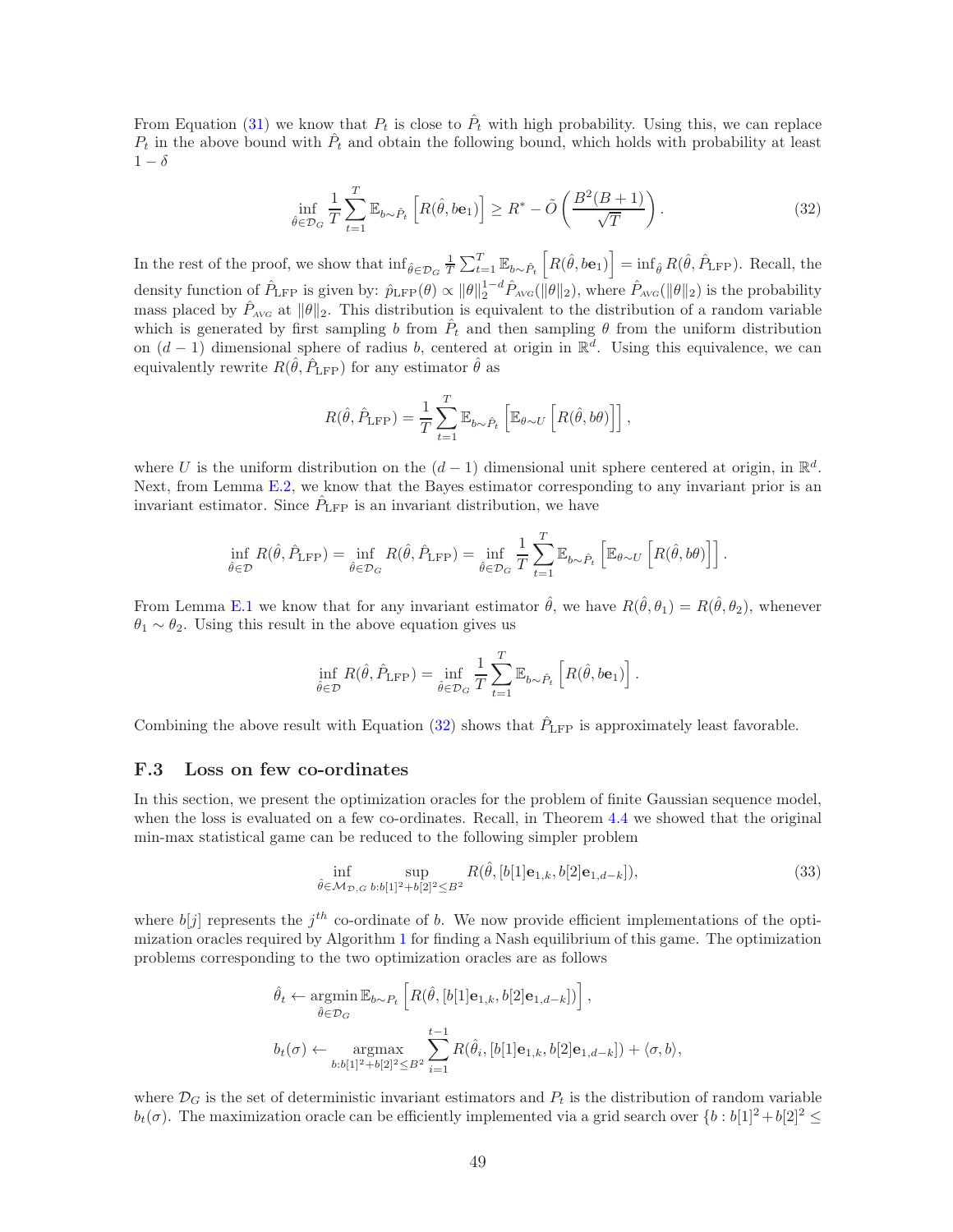From Equation (31) we know that $P_t$ is close to $\hat{P}_t$ with high probability. Using this, we can replace $P_t$ in the above bound with $\hat{P}_t$ and obtain the following bound, which holds with probability at least $1-\delta$

$$\inf_{\hat{\theta}\in\mathcal{D}_G} \frac{1}{T}\sum_{t=1}^{T} \mathbb{E}_{b\sim\hat{P}_t}\left[R(\hat{\theta}, b\mathbf{e}_1)\right] \geq R^* - \tilde{O}\left(\frac{B^2(B+1)}{\sqrt{T}}\right). \tag{32}$$

In the rest of the proof, we show that $\inf_{\hat{\theta}\in\mathcal{D}_G}\frac{1}{T}\sum_{t=1}^{T}\mathbb{E}_{b\sim\hat{P}_t}\left[R(\hat{\theta}, b\mathbf{e}_1)\right] = \inf_{\hat{\theta}} R(\hat{\theta}, \hat{P}_{\text{LFP}})$. Recall, the density function of $\hat{P}_{\text{LFP}}$ is given by: $\hat{p}_{\text{LFP}}(\theta) \propto \|\theta\|_2^{1-d}\hat{P}_{\text{AVG}}(\|\theta\|_2)$, where $\hat{P}_{\text{AVG}}(\|\theta\|_2)$ is the probability mass placed by $\hat{P}_{\text{AVG}}$ at $\|\theta\|_2$. This distribution is equivalent to the distribution of a random variable which is generated by first sampling $b$ from $\hat{P}_t$ and then sampling $\theta$ from the uniform distribution on $(d-1)$ dimensional sphere of radius $b$, centered at origin in $\mathbb{R}^d$. Using this equivalence, we can equivalently rewrite $R(\hat{\theta}, \hat{P}_{\text{LFP}})$ for any estimator $\hat{\theta}$ as

$$R(\hat{\theta}, \hat{P}_{\text{LFP}}) = \frac{1}{T}\sum_{t=1}^{T}\mathbb{E}_{b\sim\hat{P}_t}\left[\mathbb{E}_{\theta\sim U}\left[R(\hat{\theta}, b\theta)\right]\right],$$

where $U$ is the uniform distribution on the $(d-1)$ dimensional unit sphere centered at origin, in $\mathbb{R}^d$. Next, from Lemma E.2, we know that the Bayes estimator corresponding to any invariant prior is an invariant estimator. Since $\hat{P}_{\text{LFP}}$ is an invariant distribution, we have

$$\inf_{\hat{\theta}\in\mathcal{D}} R(\hat{\theta}, \hat{P}_{\text{LFP}}) = \inf_{\hat{\theta}\in\mathcal{D}_G} R(\hat{\theta}, \hat{P}_{\text{LFP}}) = \inf_{\hat{\theta}\in\mathcal{D}_G}\frac{1}{T}\sum_{t=1}^{T}\mathbb{E}_{b\sim\hat{P}_t}\left[\mathbb{E}_{\theta\sim U}\left[R(\hat{\theta}, b\theta)\right]\right].$$

From Lemma E.1 we know that for any invariant estimator $\hat{\theta}$, we have $R(\hat{\theta}, \theta_1) = R(\hat{\theta}, \theta_2)$, whenever $\theta_1 \sim \theta_2$. Using this result in the above equation gives us

$$\inf_{\hat{\theta}\in\mathcal{D}} R(\hat{\theta}, \hat{P}_{\text{LFP}}) = \inf_{\hat{\theta}\in\mathcal{D}_G}\frac{1}{T}\sum_{t=1}^{T}\mathbb{E}_{b\sim\hat{P}_t}\left[R(\hat{\theta}, b\mathbf{e}_1)\right].$$

Combining the above result with Equation (32) shows that $\hat{P}_{\text{LFP}}$ is approximately least favorable.

### F.3 Loss on few co-ordinates

In this section, we present the optimization oracles for the problem of finite Gaussian sequence model, when the loss is evaluated on a few co-ordinates. Recall, in Theorem 4.4 we showed that the original min-max statistical game can be reduced to the following simpler problem

$$\inf_{\hat{\theta}\in\mathcal{M}_{\mathcal{D},G}} \sup_{b:b[1]^2+b[2]^2\leq B^2} R(\hat{\theta}, [b[1]\mathbf{e}_{1,k}, b[2]\mathbf{e}_{1,d-k}]), \tag{33}$$

where $b[j]$ represents the $j^{th}$ co-ordinate of $b$. We now provide efficient implementations of the optimization oracles required by Algorithm 1 for finding a Nash equilibrium of this game. The optimization problems corresponding to the two optimization oracles are as follows

$$\hat{\theta}_t \leftarrow \operatorname*{argmin}_{\hat{\theta}\in\mathcal{D}_G} \mathbb{E}_{b\sim P_t}\left[R(\hat{\theta}, [b[1]\mathbf{e}_{1,k}, b[2]\mathbf{e}_{1,d-k}])\right],$$

$$b_t(\sigma) \leftarrow \operatorname*{argmax}_{b:b[1]^2+b[2]^2\leq B^2} \sum_{i=1}^{t-1} R(\hat{\theta}_i, [b[1]\mathbf{e}_{1,k}, b[2]\mathbf{e}_{1,d-k}]) + \langle\sigma, b\rangle,$$

where $\mathcal{D}_G$ is the set of deterministic invariant estimators and $P_t$ is the distribution of random variable $b_t(\sigma)$. The maximization oracle can be efficiently implemented via a grid search over $\{b : b[1]^2+b[2]^2 \leq$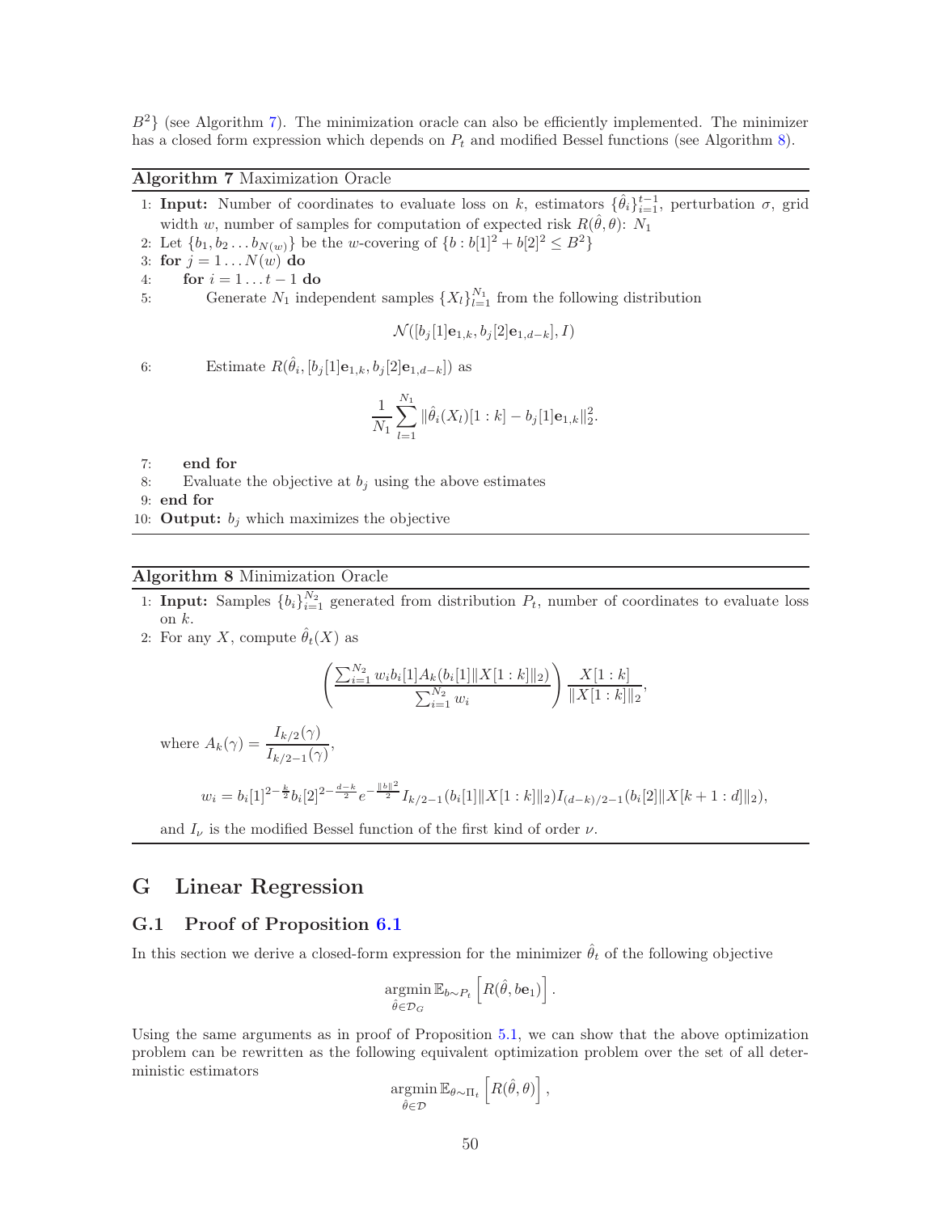$B^2\}$ (see Algorithm 7). The minimization oracle can also be efficiently implemented. The minimizer has a closed form expression which depends on $P_t$ and modified Bessel functions (see Algorithm 8).

---

**Algorithm 7** Maximization Oracle

---

1: **Input:** Number of coordinates to evaluate loss on $k$, estimators $\{\hat{\theta}_i\}_{i=1}^{t-1}$, perturbation $\sigma$, grid width $w$, number of samples for computation of expected risk $R(\hat{\theta}, \theta)$: $N_1$

2: Let $\{b_1, b_2 \dots b_{N(w)}\}$ be the $w$-covering of $\{b : b[1]^2 + b[2]^2 \leq B^2\}$

3: **for** $j = 1 \dots N(w)$ **do**

4: &nbsp;&nbsp;&nbsp;&nbsp;**for** $i = 1 \dots t-1$ **do**

5: &nbsp;&nbsp;&nbsp;&nbsp;&nbsp;&nbsp;&nbsp;&nbsp;Generate $N_1$ independent samples $\{X_l\}_{l=1}^{N_1}$ from the following distribution

$$\mathcal{N}([b_j[1]\mathbf{e}_{1,k}, b_j[2]\mathbf{e}_{1,d-k}], I)$$

6: &nbsp;&nbsp;&nbsp;&nbsp;&nbsp;&nbsp;&nbsp;&nbsp;Estimate $R(\hat{\theta}_i, [b_j[1]\mathbf{e}_{1,k}, b_j[2]\mathbf{e}_{1,d-k}])$ as

$$\frac{1}{N_1}\sum_{l=1}^{N_1} \|\hat{\theta}_i(X_l)[1:k] - b_j[1]\mathbf{e}_{1,k}\|_2^2.$$

7: &nbsp;&nbsp;&nbsp;&nbsp;**end for**

8: &nbsp;&nbsp;&nbsp;&nbsp;Evaluate the objective at $b_j$ using the above estimates

9: **end for**

10: **Output:** $b_j$ which maximizes the objective

---

---

**Algorithm 8** Minimization Oracle

---

1: **Input:** Samples $\{b_i\}_{i=1}^{N_2}$ generated from distribution $P_t$, number of coordinates to evaluate loss on $k$.

2: For any $X$, compute $\hat{\theta}_t(X)$ as

$$\left(\frac{\sum_{i=1}^{N_2} w_i b_i[1] A_k(b_i[1]\|X[1:k]\|_2)}{\sum_{i=1}^{N_2} w_i}\right)\frac{X[1:k]}{\|X[1:k]\|_2},$$

where $A_k(\gamma) = \dfrac{I_{k/2}(\gamma)}{I_{k/2-1}(\gamma)}$,

$$w_i = b_i[1]^{2-\frac{k}{2}} b_i[2]^{2-\frac{d-k}{2}} e^{-\frac{\|b\|^2}{2}} I_{k/2-1}(b_i[1]\|X[1:k]\|_2) I_{(d-k)/2-1}(b_i[2]\|X[k+1:d]\|_2),$$

and $I_\nu$ is the modified Bessel function of the first kind of order $\nu$.

---

# G Linear Regression

## G.1 Proof of Proposition 6.1

In this section we derive a closed-form expression for the minimizer $\hat{\theta}_t$ of the following objective

$$\operatorname*{argmin}_{\hat{\theta} \in \mathcal{D}_G} \mathbb{E}_{b \sim P_t}\left[R(\hat{\theta}, b\mathbf{e}_1)\right].$$

Using the same arguments as in proof of Proposition 5.1, we can show that the above optimization problem can be rewritten as the following equivalent optimization problem over the set of all deterministic estimators

$$\operatorname*{argmin}_{\hat{\theta} \in \mathcal{D}} \mathbb{E}_{\theta \sim \Pi_t}\left[R(\hat{\theta}, \theta)\right],$$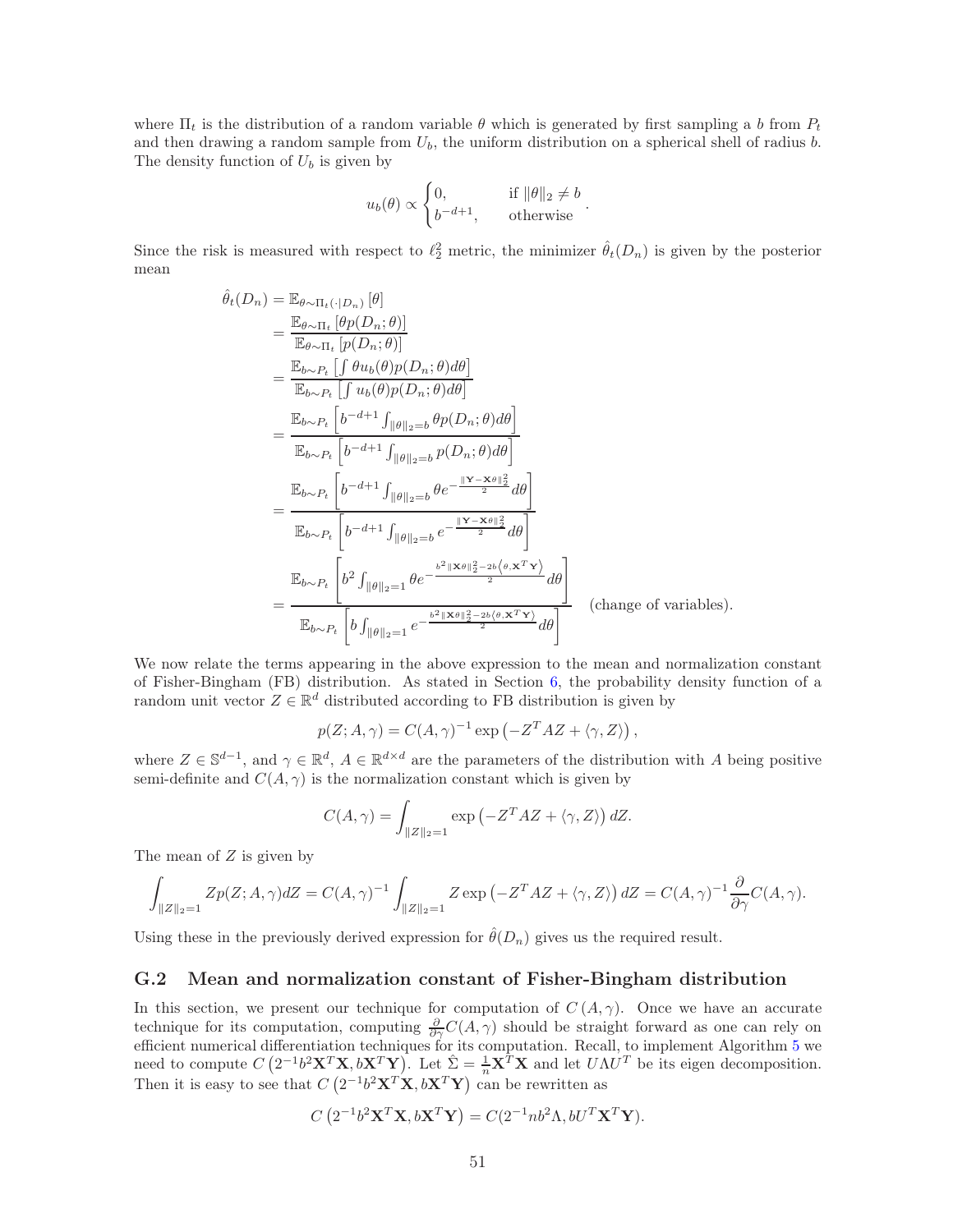where $\Pi_t$ is the distribution of a random variable $\theta$ which is generated by first sampling a $b$ from $P_t$ and then drawing a random sample from $U_b$, the uniform distribution on a spherical shell of radius $b$. The density function of $U_b$ is given by

$$u_b(\theta) \propto \begin{cases} 0, & \text{if } \|\theta\|_2 \neq b \\ b^{-d+1}, & \text{otherwise} \end{cases}.$$

Since the risk is measured with respect to $\ell_2^2$ metric, the minimizer $\hat{\theta}_t(D_n)$ is given by the posterior mean

$$\begin{aligned}
\hat{\theta}_t(D_n) &= \mathbb{E}_{\theta \sim \Pi_t(\cdot|D_n)}\left[\theta\right] \\
&= \frac{\mathbb{E}_{\theta\sim\Pi_t}\left[\theta p(D_n;\theta)\right]}{\mathbb{E}_{\theta\sim\Pi_t}\left[p(D_n;\theta)\right]} \\
&= \frac{\mathbb{E}_{b\sim P_t}\left[\int \theta u_b(\theta) p(D_n;\theta) d\theta\right]}{\mathbb{E}_{b\sim P_t}\left[\int u_b(\theta) p(D_n;\theta) d\theta\right]} \\
&= \frac{\mathbb{E}_{b\sim P_t}\left[b^{-d+1}\int_{\|\theta\|_2=b} \theta p(D_n;\theta) d\theta\right]}{\mathbb{E}_{b\sim P_t}\left[b^{-d+1}\int_{\|\theta\|_2=b} p(D_n;\theta) d\theta\right]} \\
&= \frac{\mathbb{E}_{b\sim P_t}\left[b^{-d+1}\int_{\|\theta\|_2=b} \theta e^{-\frac{\|\mathbf{Y}-\mathbf{X}\theta\|_2^2}{2}} d\theta\right]}{\mathbb{E}_{b\sim P_t}\left[b^{-d+1}\int_{\|\theta\|_2=b} e^{-\frac{\|\mathbf{Y}-\mathbf{X}\theta\|_2^2}{2}} d\theta\right]} \\
&= \frac{\mathbb{E}_{b\sim P_t}\left[b^{2}\int_{\|\theta\|_2=1} \theta e^{-\frac{b^2\|\mathbf{X}\theta\|_2^2 - 2b\left\langle \theta, \mathbf{X}^T\mathbf{Y}\right\rangle}{2}} d\theta\right]}{\mathbb{E}_{b\sim P_t}\left[b\int_{\|\theta\|_2=1} e^{-\frac{b^2\|\mathbf{X}\theta\|_2^2 - 2b\left\langle \theta, \mathbf{X}^T\mathbf{Y}\right\rangle}{2}} d\theta\right]} \quad \text{(change of variables).}
\end{aligned}$$

We now relate the terms appearing in the above expression to the mean and normalization constant of Fisher-Bingham (FB) distribution. As stated in Section 6, the probability density function of a random unit vector $Z \in \mathbb{R}^d$ distributed according to FB distribution is given by

$$p(Z; A, \gamma) = C(A,\gamma)^{-1} \exp\left(-Z^T A Z + \langle \gamma, Z\rangle\right),$$

where $Z \in \mathbb{S}^{d-1}$, and $\gamma \in \mathbb{R}^d$, $A \in \mathbb{R}^{d\times d}$ are the parameters of the distribution with $A$ being positive semi-definite and $C(A,\gamma)$ is the normalization constant which is given by

$$C(A,\gamma) = \int_{\|Z\|_2=1} \exp\left(-Z^T A Z + \langle \gamma, Z\rangle\right) dZ.$$

The mean of $Z$ is given by

$$\int_{\|Z\|_2=1} Z p(Z; A,\gamma) dZ = C(A,\gamma)^{-1}\int_{\|Z\|_2=1} Z \exp\left(-Z^T A Z + \langle\gamma, Z\rangle\right) dZ = C(A,\gamma)^{-1}\frac{\partial}{\partial\gamma}C(A,\gamma).$$

Using these in the previously derived expression for $\hat{\theta}(D_n)$ gives us the required result.

## G.2 Mean and normalization constant of Fisher-Bingham distribution

In this section, we present our technique for computation of $C(A,\gamma)$. Once we have an accurate technique for its computation, computing $\frac{\partial}{\partial\gamma}C(A,\gamma)$ should be straight forward as one can rely on efficient numerical differentiation techniques for its computation. Recall, to implement Algorithm 5 we need to compute $C\left(2^{-1}b^2\mathbf{X}^T\mathbf{X}, b\mathbf{X}^T\mathbf{Y}\right)$. Let $\hat{\Sigma} = \frac{1}{n}\mathbf{X}^T\mathbf{X}$ and let $U\Lambda U^T$ be its eigen decomposition. Then it is easy to see that $C\left(2^{-1}b^2\mathbf{X}^T\mathbf{X}, b\mathbf{X}^T\mathbf{Y}\right)$ can be rewritten as

$$C\left(2^{-1}b^2\mathbf{X}^T\mathbf{X}, b\mathbf{X}^T\mathbf{Y}\right) = C(2^{-1}nb^2\Lambda, bU^T\mathbf{X}^T\mathbf{Y}).$$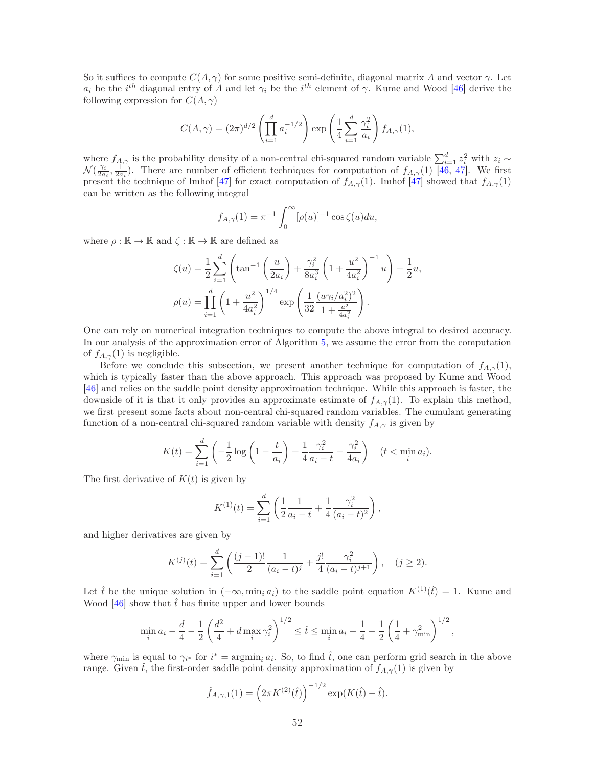So it suffices to compute $C(A, \gamma)$ for some positive semi-definite, diagonal matrix $A$ and vector $\gamma$. Let $a_i$ be the $i^{th}$ diagonal entry of $A$ and let $\gamma_i$ be the $i^{th}$ element of $\gamma$. Kume and Wood [46] derive the following expression for $C(A, \gamma)$

$$C(A, \gamma) = (2\pi)^{d/2} \left( \prod_{i=1}^{d} a_i^{-1/2} \right) \exp\left( \frac{1}{4} \sum_{i=1}^{d} \frac{\gamma_i^2}{a_i} \right) f_{A,\gamma}(1),$$

where $f_{A,\gamma}$ is the probability density of a non-central chi-squared random variable $\sum_{i=1}^{d} z_i^2$ with $z_i \sim \mathcal{N}(\frac{\gamma_i}{2a_i}, \frac{1}{2a_i})$. There are number of efficient techniques for computation of $f_{A,\gamma}(1)$ [46, 47]. We first present the technique of Imhof [47] for exact computation of $f_{A,\gamma}(1)$. Imhof [47] showed that $f_{A,\gamma}(1)$ can be written as the following integral

$$f_{A,\gamma}(1) = \pi^{-1} \int_0^{\infty} [\rho(u)]^{-1} \cos \zeta(u) du,$$

where $\rho : \mathbb{R} \to \mathbb{R}$ and $\zeta : \mathbb{R} \to \mathbb{R}$ are defined as

$$\zeta(u) = \frac{1}{2} \sum_{i=1}^{d} \left( \tan^{-1}\left( \frac{u}{2a_i} \right) + \frac{\gamma_i^2}{8a_i^3} \left( 1 + \frac{u^2}{4a_i^2} \right)^{-1} u \right) - \frac{1}{2} u,$$

$$\rho(u) = \prod_{i=1}^{d} \left( 1 + \frac{u^2}{4a_i^2} \right)^{1/4} \exp\left( \frac{1}{32} \frac{(u\gamma_i/a_i^2)^2}{1 + \frac{u^2}{4a_i^2}} \right).$$

One can rely on numerical integration techniques to compute the above integral to desired accuracy. In our analysis of the approximation error of Algorithm 5, we assume the error from the computation of $f_{A,\gamma}(1)$ is negligible.

Before we conclude this subsection, we present another technique for computation of $f_{A,\gamma}(1)$, which is typically faster than the above approach. This approach was proposed by Kume and Wood [46] and relies on the saddle point density approximation technique. While this approach is faster, the downside of it is that it only provides an approximate estimate of $f_{A,\gamma}(1)$. To explain this method, we first present some facts about non-central chi-squared random variables. The cumulant generating function of a non-central chi-squared random variable with density $f_{A,\gamma}$ is given by

$$K(t) = \sum_{i=1}^{d} \left( -\frac{1}{2} \log\left( 1 - \frac{t}{a_i} \right) + \frac{1}{4} \frac{\gamma_i^2}{a_i - t} - \frac{\gamma_i^2}{4a_i} \right) \quad (t < \min_i a_i).$$

The first derivative of $K(t)$ is given by

$$K^{(1)}(t) = \sum_{i=1}^{d} \left( \frac{1}{2} \frac{1}{a_i - t} + \frac{1}{4} \frac{\gamma_i^2}{(a_i - t)^2} \right),$$

and higher derivatives are given by

$$K^{(j)}(t) = \sum_{i=1}^{d} \left( \frac{(j-1)!}{2} \frac{1}{(a_i - t)^j} + \frac{j!}{4} \frac{\gamma_i^2}{(a_i - t)^{j+1}} \right), \quad (j \geq 2).$$

Let $\hat{t}$ be the unique solution in $(-\infty, \min_i a_i)$ to the saddle point equation $K^{(1)}(\hat{t}) = 1$. Kume and Wood [46] show that $\hat{t}$ has finite upper and lower bounds

$$\min_i a_i - \frac{d}{4} - \frac{1}{2} \left( \frac{d^2}{4} + d \max_i \gamma_i^2 \right)^{1/2} \leq \hat{t} \leq \min_i a_i - \frac{1}{4} - \frac{1}{2} \left( \frac{1}{4} + \gamma_{\min}^2 \right)^{1/2},$$

where $\gamma_{\min}$ is equal to $\gamma_{i^*}$ for $i^* = \operatorname{argmin}_i a_i$. So, to find $\hat{t}$, one can perform grid search in the above range. Given $\hat{t}$, the first-order saddle point density approximation of $f_{A,\gamma}(1)$ is given by

$$\hat{f}_{A,\gamma,1}(1) = \left( 2\pi K^{(2)}(\hat{t}) \right)^{-1/2} \exp(K(\hat{t}) - \hat{t}).$$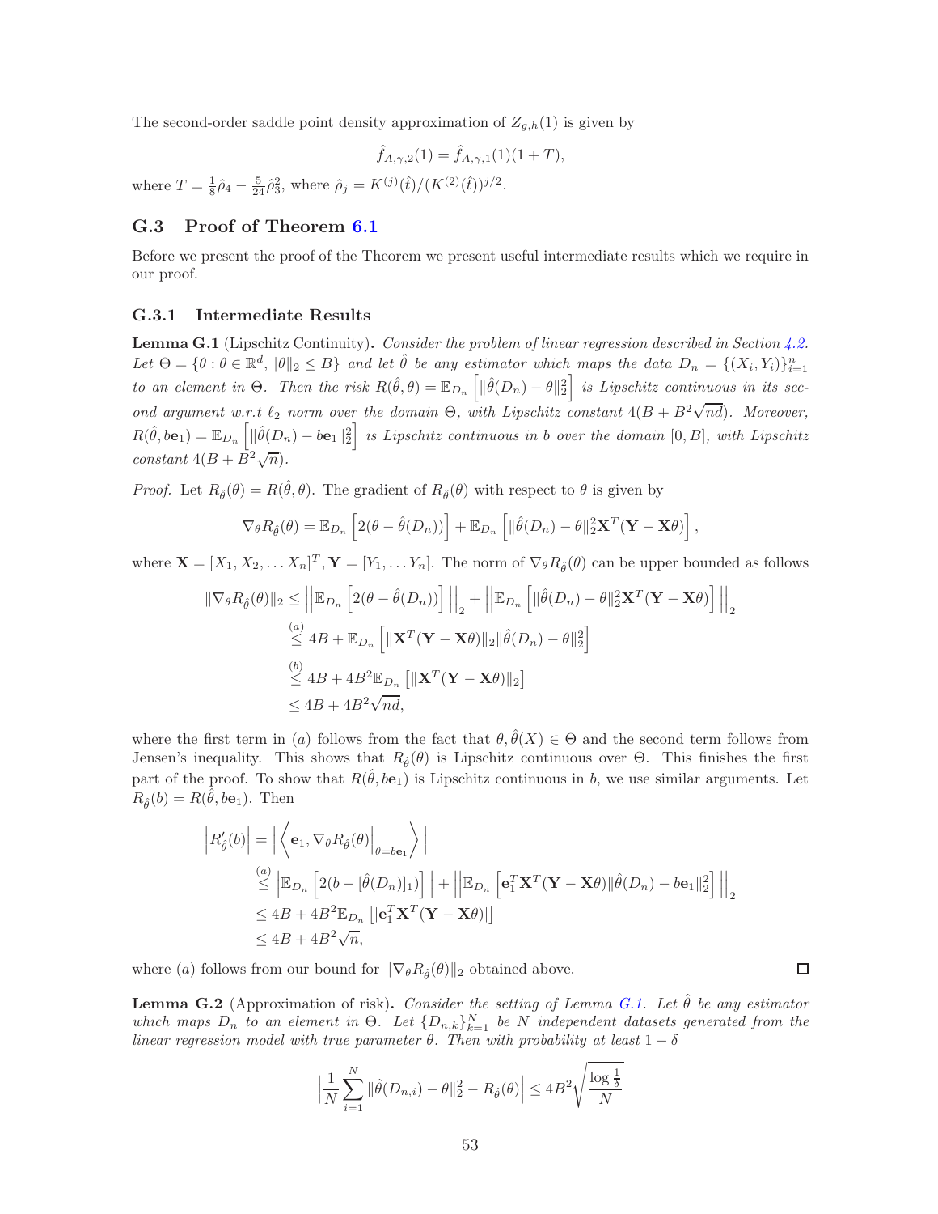The second-order saddle point density approximation of $Z_{g,h}(1)$ is given by

$$\hat{f}_{A,\gamma,2}(1) = \hat{f}_{A,\gamma,1}(1)(1+T),$$

where $T = \frac{1}{8}\hat{\rho}_4 - \frac{5}{24}\hat{\rho}_3^2$, where $\hat{\rho}_j = K^{(j)}(\hat{t})/(K^{(2)}(\hat{t}))^{j/2}$.

## G.3 Proof of Theorem 6.1

Before we present the proof of the Theorem we present useful intermediate results which we require in our proof.

### G.3.1 Intermediate Results

**Lemma G.1** (Lipschitz Continuity)**.** *Consider the problem of linear regression described in Section 4.2. Let $\Theta = \{\theta : \theta \in \mathbb{R}^d, \|\theta\|_2 \leq B\}$ and let $\hat{\theta}$ be any estimator which maps the data $D_n = \{(X_i, Y_i)\}_{i=1}^n$ to an element in $\Theta$. Then the risk $R(\hat{\theta}, \theta) = \mathbb{E}_{D_n}\left[\|\hat{\theta}(D_n) - \theta\|_2^2\right]$ is Lipschitz continuous in its second argument w.r.t $\ell_2$ norm over the domain $\Theta$, with Lipschitz constant $4(B + B^2\sqrt{nd})$. Moreover, $R(\hat{\theta}, b\mathbf{e}_1) = \mathbb{E}_{D_n}\left[\|\hat{\theta}(D_n) - b\mathbf{e}_1\|_2^2\right]$ is Lipschitz continuous in $b$ over the domain $[0, B]$, with Lipschitz constant $4(B + B^2\sqrt{n})$.*

*Proof.* Let $R_{\hat{\theta}}(\theta) = R(\hat{\theta}, \theta)$. The gradient of $R_{\hat{\theta}}(\theta)$ with respect to $\theta$ is given by

$$\nabla_\theta R_{\hat{\theta}}(\theta) = \mathbb{E}_{D_n}\left[2(\theta - \hat{\theta}(D_n))\right] + \mathbb{E}_{D_n}\left[\|\hat{\theta}(D_n) - \theta\|_2^2 \mathbf{X}^T(\mathbf{Y} - \mathbf{X}\theta)\right],$$

where $\mathbf{X} = [X_1, X_2, \dots X_n]^T, \mathbf{Y} = [Y_1, \dots Y_n]$. The norm of $\nabla_\theta R_{\hat{\theta}}(\theta)$ can be upper bounded as follows

$$\begin{aligned}
\|\nabla_\theta R_{\hat{\theta}}(\theta)\|_2 &\leq \left|\left|\mathbb{E}_{D_n}\left[2(\theta - \hat{\theta}(D_n))\right]\right|\right|_2 + \left|\left|\mathbb{E}_{D_n}\left[\|\hat{\theta}(D_n) - \theta\|_2^2 \mathbf{X}^T(\mathbf{Y} - \mathbf{X}\theta)\right]\right|\right|_2 \\
&\overset{(a)}{\leq} 4B + \mathbb{E}_{D_n}\left[\|\mathbf{X}^T(\mathbf{Y} - \mathbf{X}\theta)\|_2 \|\hat{\theta}(D_n) - \theta\|_2^2\right] \\
&\overset{(b)}{\leq} 4B + 4B^2\mathbb{E}_{D_n}\left[\|\mathbf{X}^T(\mathbf{Y} - \mathbf{X}\theta)\|_2\right] \\
&\leq 4B + 4B^2\sqrt{nd},
\end{aligned}$$

where the first term in $(a)$ follows from the fact that $\theta, \hat{\theta}(X) \in \Theta$ and the second term follows from Jensen's inequality. This shows that $R_{\hat{\theta}}(\theta)$ is Lipschitz continuous over $\Theta$. This finishes the first part of the proof. To show that $R(\hat{\theta}, b\mathbf{e}_1)$ is Lipschitz continuous in $b$, we use similar arguments. Let $R_{\hat{\theta}}(b) = R(\hat{\theta}, b\mathbf{e}_1)$. Then

$$\begin{aligned}
\left|R'_{\hat{\theta}}(b)\right| &= \left|\left\langle \mathbf{e}_1, \nabla_\theta R_{\hat{\theta}}(\theta)\Big|_{\theta = b\mathbf{e}_1}\right\rangle\right| \\
&\overset{(a)}{\leq} \left|\mathbb{E}_{D_n}\left[2(b - [\hat{\theta}(D_n)]_1)\right]\right| + \left|\left|\mathbb{E}_{D_n}\left[\mathbf{e}_1^T\mathbf{X}^T(\mathbf{Y} - \mathbf{X}\theta)\|\hat{\theta}(D_n) - b\mathbf{e}_1\|_2^2\right]\right|\right|_2 \\
&\leq 4B + 4B^2\mathbb{E}_{D_n}\left[|\mathbf{e}_1^T\mathbf{X}^T(\mathbf{Y} - \mathbf{X}\theta)|\right] \\
&\leq 4B + 4B^2\sqrt{n},
\end{aligned}$$

where $(a)$ follows from our bound for $\|\nabla_\theta R_{\hat{\theta}}(\theta)\|_2$ obtained above. $\square$

**Lemma G.2** (Approximation of risk)**.** *Consider the setting of Lemma G.1. Let $\hat{\theta}$ be any estimator which maps $D_n$ to an element in $\Theta$. Let $\{D_{n,k}\}_{k=1}^N$ be $N$ independent datasets generated from the linear regression model with true parameter $\theta$. Then with probability at least $1 - \delta$*

$$\Big|\frac{1}{N}\sum_{i=1}^N \|\hat{\theta}(D_{n,i}) - \theta\|_2^2 - R_{\hat{\theta}}(\theta)\Big| \leq 4B^2\sqrt{\frac{\log\frac{1}{\delta}}{N}}$$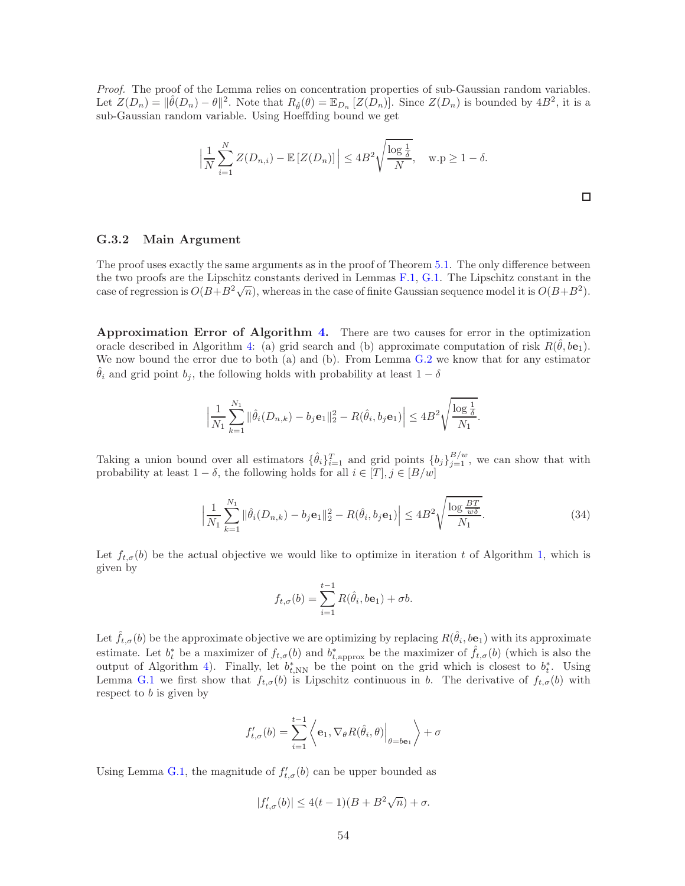*Proof.* The proof of the Lemma relies on concentration properties of sub-Gaussian random variables. Let $Z(D_n) = \|\hat{\theta}(D_n) - \theta\|^2$. Note that $R_{\hat{\theta}}(\theta) = \mathbb{E}_{D_n}[Z(D_n)]$. Since $Z(D_n)$ is bounded by $4B^2$, it is a sub-Gaussian random variable. Using Hoeffding bound we get

$$\Big|\frac{1}{N}\sum_{i=1}^{N} Z(D_{n,i}) - \mathbb{E}[Z(D_n)]\Big| \leq 4B^2\sqrt{\frac{\log\frac{1}{\delta}}{N}}, \quad \text{w.p} \geq 1-\delta.$$

□

### G.3.2 Main Argument

The proof uses exactly the same arguments as in the proof of Theorem 5.1. The only difference between the two proofs are the Lipschitz constants derived in Lemmas F.1, G.1. The Lipschitz constant in the case of regression is $O(B+B^2\sqrt{n})$, whereas in the case of finite Gaussian sequence model it is $O(B+B^2)$.

**Approximation Error of Algorithm 4.** There are two causes for error in the optimization oracle described in Algorithm 4: (a) grid search and (b) approximate computation of risk $R(\hat{\theta}, b\mathbf{e}_1)$. We now bound the error due to both (a) and (b). From Lemma G.2 we know that for any estimator $\hat{\theta}_i$ and grid point $b_j$, the following holds with probability at least $1-\delta$

$$\Big|\frac{1}{N_1}\sum_{k=1}^{N_1} \|\hat{\theta}_i(D_{n,k}) - b_j\mathbf{e}_1\|_2^2 - R(\hat{\theta}_i, b_j\mathbf{e}_1)\Big| \leq 4B^2\sqrt{\frac{\log\frac{1}{\delta}}{N_1}}.$$

Taking a union bound over all estimators $\{\hat{\theta}_i\}_{i=1}^T$ and grid points $\{b_j\}_{j=1}^{B/w}$, we can show that with probability at least $1-\delta$, the following holds for all $i \in [T], j \in [B/w]$

$$\Big|\frac{1}{N_1}\sum_{k=1}^{N_1} \|\hat{\theta}_i(D_{n,k}) - b_j\mathbf{e}_1\|_2^2 - R(\hat{\theta}_i, b_j\mathbf{e}_1)\Big| \leq 4B^2\sqrt{\frac{\log\frac{BT}{w\delta}}{N_1}}. \tag{34}$$

Let $f_{t,\sigma}(b)$ be the actual objective we would like to optimize in iteration $t$ of Algorithm 1, which is given by

$$f_{t,\sigma}(b) = \sum_{i=1}^{t-1} R(\hat{\theta}_i, b\mathbf{e}_1) + \sigma b.$$

Let $\hat{f}_{t,\sigma}(b)$ be the approximate objective we are optimizing by replacing $R(\hat{\theta}_i, b\mathbf{e}_1)$ with its approximate estimate. Let $b_t^*$ be a maximizer of $f_{t,\sigma}(b)$ and $b_{t,\text{approx}}^*$ be the maximizer of $\hat{f}_{t,\sigma}(b)$ (which is also the output of Algorithm 4). Finally, let $b_{t,\text{NN}}^*$ be the point on the grid which is closest to $b_t^*$. Using Lemma G.1 we first show that $f_{t,\sigma}(b)$ is Lipschitz continuous in $b$. The derivative of $f_{t,\sigma}(b)$ with respect to $b$ is given by

$$f'_{t,\sigma}(b) = \sum_{i=1}^{t-1}\left\langle \mathbf{e}_1, \nabla_\theta R(\hat{\theta}_i, \theta)\Big|_{\theta=b\mathbf{e}_1}\right\rangle + \sigma$$

Using Lemma G.1, the magnitude of $f'_{t,\sigma}(b)$ can be upper bounded as

$$|f'_{t,\sigma}(b)| \leq 4(t-1)(B+B^2\sqrt{n}) + \sigma.$$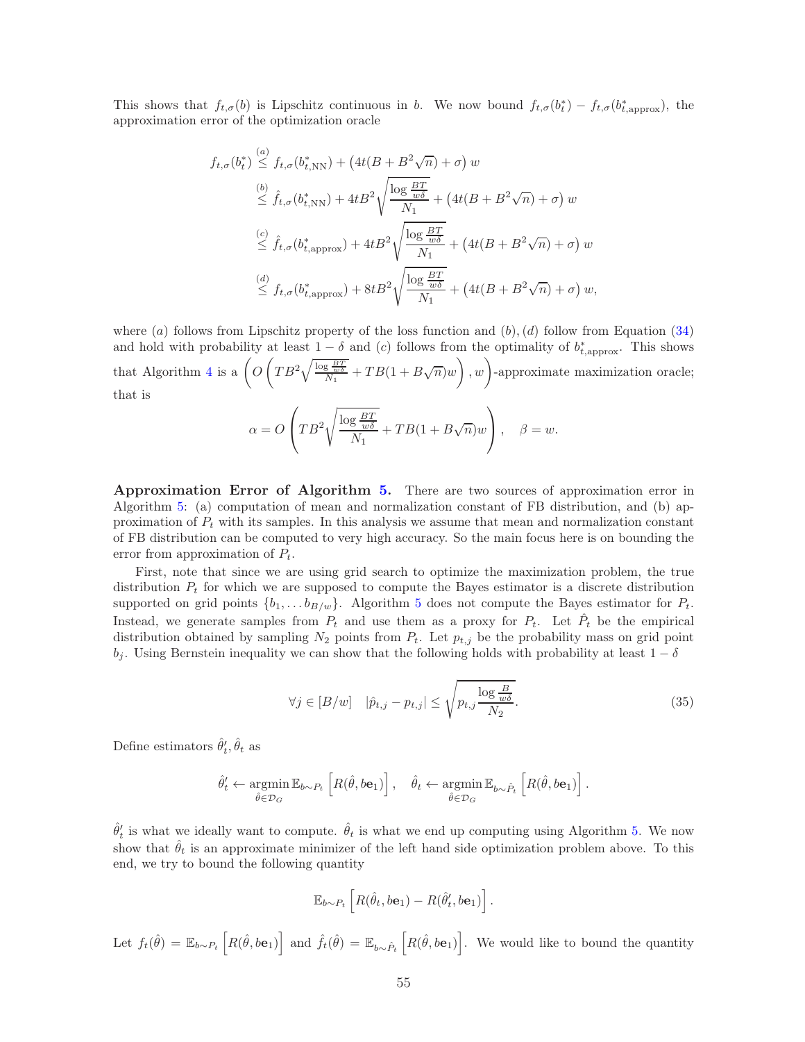This shows that $f_{t,\sigma}(b)$ is Lipschitz continuous in $b$. We now bound $f_{t,\sigma}(b_t^*) - f_{t,\sigma}(b_{t,\text{approx}}^*)$, the approximation error of the optimization oracle

$$
\begin{aligned}
f_{t,\sigma}(b_t^*) &\overset{(a)}{\leq} f_{t,\sigma}(b_{t,\text{NN}}^*) + \left(4t(B + B^2\sqrt{n}) + \sigma\right) w \\
&\overset{(b)}{\leq} \hat{f}_{t,\sigma}(b_{t,\text{NN}}^*) + 4tB^2\sqrt{\frac{\log \frac{BT}{w\delta}}{N_1}} + \left(4t(B + B^2\sqrt{n}) + \sigma\right) w \\
&\overset{(c)}{\leq} \hat{f}_{t,\sigma}(b_{t,\text{approx}}^*) + 4tB^2\sqrt{\frac{\log \frac{BT}{w\delta}}{N_1}} + \left(4t(B + B^2\sqrt{n}) + \sigma\right) w \\
&\overset{(d)}{\leq} f_{t,\sigma}(b_{t,\text{approx}}^*) + 8tB^2\sqrt{\frac{\log \frac{BT}{w\delta}}{N_1}} + \left(4t(B + B^2\sqrt{n}) + \sigma\right) w,
\end{aligned}
$$

where $(a)$ follows from Lipschitz property of the loss function and $(b), (d)$ follow from Equation (34) and hold with probability at least $1-\delta$ and $(c)$ follows from the optimality of $b_{t,\text{approx}}^*$. This shows that Algorithm 4 is a $\left(O\left(TB^2\sqrt{\frac{\log \frac{BT}{w\delta}}{N_1}} + TB(1 + B\sqrt{n})w\right), w\right)$-approximate maximization oracle; that is

$$
\alpha = O\left(TB^2\sqrt{\frac{\log \frac{BT}{w\delta}}{N_1}} + TB(1 + B\sqrt{n})w\right), \quad \beta = w.
$$

**Approximation Error of Algorithm 5.** There are two sources of approximation error in Algorithm 5: (a) computation of mean and normalization constant of FB distribution, and (b) approximation of $P_t$ with its samples. In this analysis we assume that mean and normalization constant of FB distribution can be computed to very high accuracy. So the main focus here is on bounding the error from approximation of $P_t$.

First, note that since we are using grid search to optimize the maximization problem, the true distribution $P_t$ for which we are supposed to compute the Bayes estimator is a discrete distribution supported on grid points $\{b_1, \dots b_{B/w}\}$. Algorithm 5 does not compute the Bayes estimator for $P_t$. Instead, we generate samples from $P_t$ and use them as a proxy for $P_t$. Let $\hat{P}_t$ be the empirical distribution obtained by sampling $N_2$ points from $P_t$. Let $p_{t,j}$ be the probability mass on grid point $b_j$. Using Bernstein inequality we can show that the following holds with probability at least $1-\delta$

$$
\forall j \in [B/w] \quad |\hat{p}_{t,j} - p_{t,j}| \leq \sqrt{p_{t,j}\frac{\log \frac{B}{w\delta}}{N_2}}. \tag{35}
$$

Define estimators $\hat{\theta}_t', \hat{\theta}_t$ as

$$
\hat{\theta}_t' \leftarrow \underset{\hat{\theta} \in \mathcal{D}_G}{\operatorname{argmin}}\, \mathbb{E}_{b \sim P_t}\left[R(\hat{\theta}, b\mathbf{e}_1)\right], \quad \hat{\theta}_t \leftarrow \underset{\hat{\theta} \in \mathcal{D}_G}{\operatorname{argmin}}\, \mathbb{E}_{b \sim \hat{P}_t}\left[R(\hat{\theta}, b\mathbf{e}_1)\right].
$$

$\hat{\theta}_t'$ is what we ideally want to compute. $\hat{\theta}_t$ is what we end up computing using Algorithm 5. We now show that $\hat{\theta}_t$ is an approximate minimizer of the left hand side optimization problem above. To this end, we try to bound the following quantity

$$
\mathbb{E}_{b \sim P_t}\left[R(\hat{\theta}_t, b\mathbf{e}_1) - R(\hat{\theta}_t', b\mathbf{e}_1)\right].
$$

Let $f_t(\hat{\theta}) = \mathbb{E}_{b \sim P_t}\left[R(\hat{\theta}, b\mathbf{e}_1)\right]$ and $\hat{f}_t(\hat{\theta}) = \mathbb{E}_{b \sim \hat{P}_t}\left[R(\hat{\theta}, b\mathbf{e}_1)\right]$. We would like to bound the quantity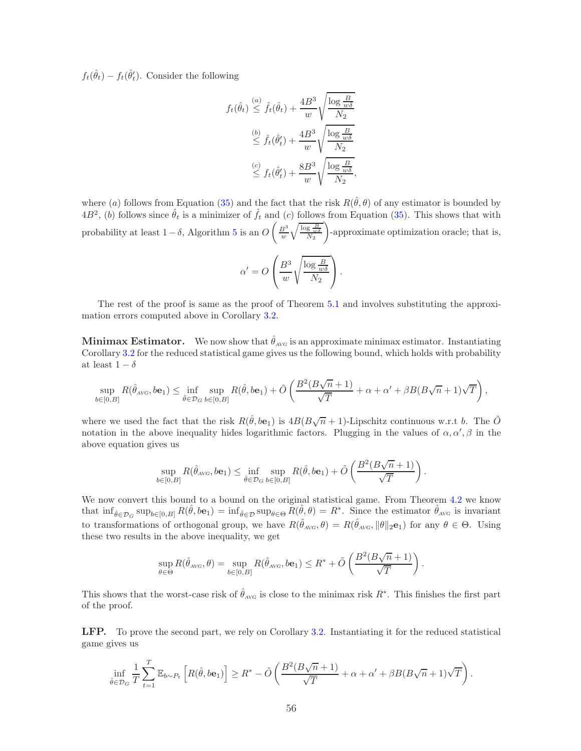$f_t(\hat{\theta}_t) - f_t(\hat{\theta}'_t)$. Consider the following

$$
\begin{aligned}
f_t(\hat{\theta}_t) &\overset{(a)}{\leq} \hat{f}_t(\hat{\theta}_t) + \frac{4B^3}{w}\sqrt{\frac{\log \frac{B}{w\delta}}{N_2}} \\
&\overset{(b)}{\leq} \hat{f}_t(\hat{\theta}'_t) + \frac{4B^3}{w}\sqrt{\frac{\log \frac{B}{w\delta}}{N_2}} \\
&\overset{(c)}{\leq} f_t(\hat{\theta}'_t) + \frac{8B^3}{w}\sqrt{\frac{\log \frac{B}{w\delta}}{N_2}},
\end{aligned}
$$

where $(a)$ follows from Equation (35) and the fact that the risk $R(\hat{\theta}, \theta)$ of any estimator is bounded by $4B^2$, $(b)$ follows since $\hat{\theta}_t$ is a minimizer of $\hat{f}_t$ and $(c)$ follows from Equation (35). This shows that with probability at least $1-\delta$, Algorithm 5 is an $O\left(\frac{B^3}{w}\sqrt{\frac{\log \frac{B}{w\delta}}{N_2}}\right)$-approximate optimization oracle; that is,

$$
\alpha' = O\left(\frac{B^3}{w}\sqrt{\frac{\log \frac{B}{w\delta}}{N_2}}\right).
$$

The rest of the proof is same as the proof of Theorem 5.1 and involves substituting the approximation errors computed above in Corollary 3.2.

**Minimax Estimator.** We now show that $\hat{\theta}_{\text{AVG}}$ is an approximate minimax estimator. Instantiating Corollary 3.2 for the reduced statistical game gives us the following bound, which holds with probability at least $1-\delta$

$$
\sup_{b\in[0,B]} R(\hat{\theta}_{\text{AVG}}, b\mathbf{e}_1) \leq \inf_{\hat{\theta}\in\mathcal{D}_G}\sup_{b\in[0,B]} R(\hat{\theta}, b\mathbf{e}_1) + \tilde{O}\left(\frac{B^2(B\sqrt{n}+1)}{\sqrt{T}} + \alpha + \alpha' + \beta B(B\sqrt{n}+1)\sqrt{T}\right),
$$

where we used the fact that the risk $R(\hat{\theta}, b\mathbf{e}_1)$ is $4B(B\sqrt{n}+1)$-Lipschitz continuous w.r.t $b$. The $\tilde{O}$ notation in the above inequality hides logarithmic factors. Plugging in the values of $\alpha, \alpha', \beta$ in the above equation gives us

$$
\sup_{b\in[0,B]} R(\hat{\theta}_{\text{AVG}}, b\mathbf{e}_1) \leq \inf_{\hat{\theta}\in\mathcal{D}_G}\sup_{b\in[0,B]} R(\hat{\theta}, b\mathbf{e}_1) + \tilde{O}\left(\frac{B^2(B\sqrt{n}+1)}{\sqrt{T}}\right).
$$

We now convert this bound to a bound on the original statistical game. From Theorem 4.2 we know that $\inf_{\hat{\theta}\in\mathcal{D}_G}\sup_{b\in[0,B]} R(\hat{\theta}, b\mathbf{e}_1) = \inf_{\hat{\theta}\in\mathcal{D}}\sup_{\theta\in\Theta} R(\hat{\theta}, \theta) = R^*$. Since the estimator $\hat{\theta}_{\text{AVG}}$ is invariant to transformations of orthogonal group, we have $R(\hat{\theta}_{\text{AVG}}, \theta) = R(\hat{\theta}_{\text{AVG}}, \|\theta\|_2\mathbf{e}_1)$ for any $\theta \in \Theta$. Using these two results in the above inequality, we get

$$
\sup_{\theta\in\Theta} R(\hat{\theta}_{\text{AVG}}, \theta) = \sup_{b\in[0,B]} R(\hat{\theta}_{\text{AVG}}, b\mathbf{e}_1) \leq R^* + \tilde{O}\left(\frac{B^2(B\sqrt{n}+1)}{\sqrt{T}}\right).
$$

This shows that the worst-case risk of $\hat{\theta}_{\text{AVG}}$ is close to the minimax risk $R^*$. This finishes the first part of the proof.

**LFP.** To prove the second part, we rely on Corollary 3.2. Instantiating it for the reduced statistical game gives us

$$
\inf_{\hat{\theta}\in\mathcal{D}_G} \frac{1}{T}\sum_{t=1}^{T} \mathbb{E}_{b\sim P_t}\left[R(\hat{\theta}, b\mathbf{e}_1)\right] \geq R^* - \tilde{O}\left(\frac{B^2(B\sqrt{n}+1)}{\sqrt{T}} + \alpha + \alpha' + \beta B(B\sqrt{n}+1)\sqrt{T}\right).
$$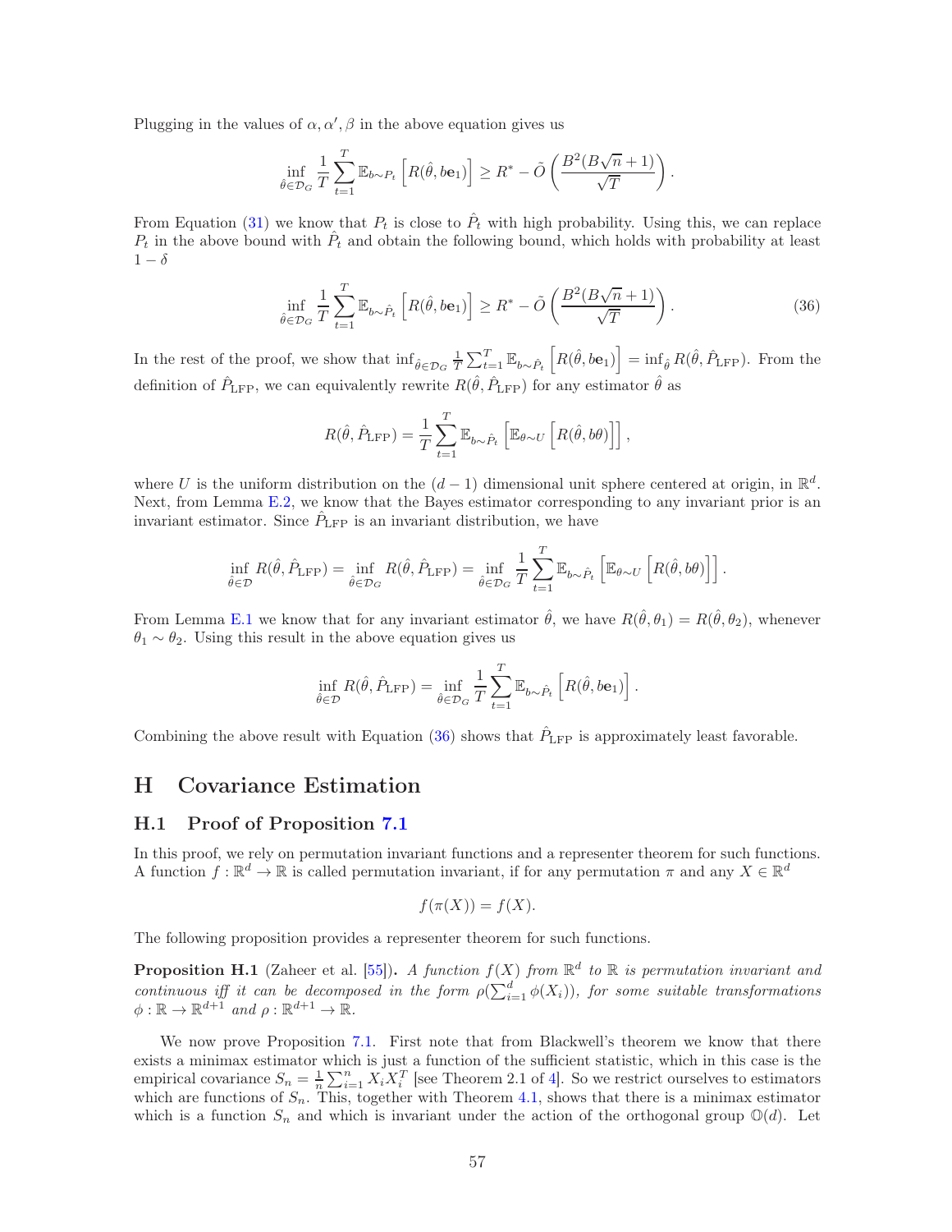Plugging in the values of $\alpha, \alpha', \beta$ in the above equation gives us

$$\inf_{\hat{\theta} \in \mathcal{D}_G} \frac{1}{T} \sum_{t=1}^{T} \mathbb{E}_{b \sim P_t} \left[ R(\hat{\theta}, b\mathbf{e}_1) \right] \geq R^* - \tilde{O}\left( \frac{B^2(B\sqrt{n}+1)}{\sqrt{T}} \right).$$

From Equation (31) we know that $P_t$ is close to $\hat{P}_t$ with high probability. Using this, we can replace $P_t$ in the above bound with $\hat{P}_t$ and obtain the following bound, which holds with probability at least $1 - \delta$

$$\inf_{\hat{\theta} \in \mathcal{D}_G} \frac{1}{T} \sum_{t=1}^{T} \mathbb{E}_{b \sim \hat{P}_t} \left[ R(\hat{\theta}, b\mathbf{e}_1) \right] \geq R^* - \tilde{O}\left( \frac{B^2(B\sqrt{n}+1)}{\sqrt{T}} \right). \tag{36}$$

In the rest of the proof, we show that $\inf_{\hat{\theta} \in \mathcal{D}_G} \frac{1}{T} \sum_{t=1}^{T} \mathbb{E}_{b \sim \hat{P}_t} \left[ R(\hat{\theta}, b\mathbf{e}_1) \right] = \inf_{\hat{\theta}} R(\hat{\theta}, \hat{P}_{\text{LFP}})$. From the definition of $\hat{P}_{\text{LFP}}$, we can equivalently rewrite $R(\hat{\theta}, \hat{P}_{\text{LFP}})$ for any estimator $\hat{\theta}$ as

$$R(\hat{\theta}, \hat{P}_{\text{LFP}}) = \frac{1}{T} \sum_{t=1}^{T} \mathbb{E}_{b \sim \hat{P}_t} \left[ \mathbb{E}_{\theta \sim U} \left[ R(\hat{\theta}, b\theta) \right] \right],$$

where $U$ is the uniform distribution on the $(d-1)$ dimensional unit sphere centered at origin, in $\mathbb{R}^d$. Next, from Lemma E.2, we know that the Bayes estimator corresponding to any invariant prior is an invariant estimator. Since $\hat{P}_{\text{LFP}}$ is an invariant distribution, we have

$$\inf_{\hat{\theta} \in \mathcal{D}} R(\hat{\theta}, \hat{P}_{\text{LFP}}) = \inf_{\hat{\theta} \in \mathcal{D}_G} R(\hat{\theta}, \hat{P}_{\text{LFP}}) = \inf_{\hat{\theta} \in \mathcal{D}_G} \frac{1}{T} \sum_{t=1}^{T} \mathbb{E}_{b \sim \hat{P}_t} \left[ \mathbb{E}_{\theta \sim U} \left[ R(\hat{\theta}, b\theta) \right] \right].$$

From Lemma E.1 we know that for any invariant estimator $\hat{\theta}$, we have $R(\hat{\theta}, \theta_1) = R(\hat{\theta}, \theta_2)$, whenever $\theta_1 \sim \theta_2$. Using this result in the above equation gives us

$$\inf_{\hat{\theta} \in \mathcal{D}} R(\hat{\theta}, \hat{P}_{\text{LFP}}) = \inf_{\hat{\theta} \in \mathcal{D}_G} \frac{1}{T} \sum_{t=1}^{T} \mathbb{E}_{b \sim \hat{P}_t} \left[ R(\hat{\theta}, b\mathbf{e}_1) \right].$$

Combining the above result with Equation (36) shows that $\hat{P}_{\text{LFP}}$ is approximately least favorable.

# H Covariance Estimation

## H.1 Proof of Proposition 7.1

In this proof, we rely on permutation invariant functions and a representer theorem for such functions. A function $f : \mathbb{R}^d \to \mathbb{R}$ is called permutation invariant, if for any permutation $\pi$ and any $X \in \mathbb{R}^d$

$$f(\pi(X)) = f(X).$$

The following proposition provides a representer theorem for such functions.

**Proposition H.1** (Zaheer et al. [55])**.** *A function $f(X)$ from $\mathbb{R}^d$ to $\mathbb{R}$ is permutation invariant and continuous iff it can be decomposed in the form $\rho(\sum_{i=1}^d \phi(X_i))$, for some suitable transformations $\phi : \mathbb{R} \to \mathbb{R}^{d+1}$ and $\rho : \mathbb{R}^{d+1} \to \mathbb{R}$.*

We now prove Proposition 7.1. First note that from Blackwell's theorem we know that there exists a minimax estimator which is just a function of the sufficient statistic, which in this case is the empirical covariance $S_n = \frac{1}{n} \sum_{i=1}^n X_i X_i^T$ [see Theorem 2.1 of 4]. So we restrict ourselves to estimators which are functions of $S_n$. This, together with Theorem 4.1, shows that there is a minimax estimator which is a function $S_n$ and which is invariant under the action of the orthogonal group $\mathbb{O}(d)$. Let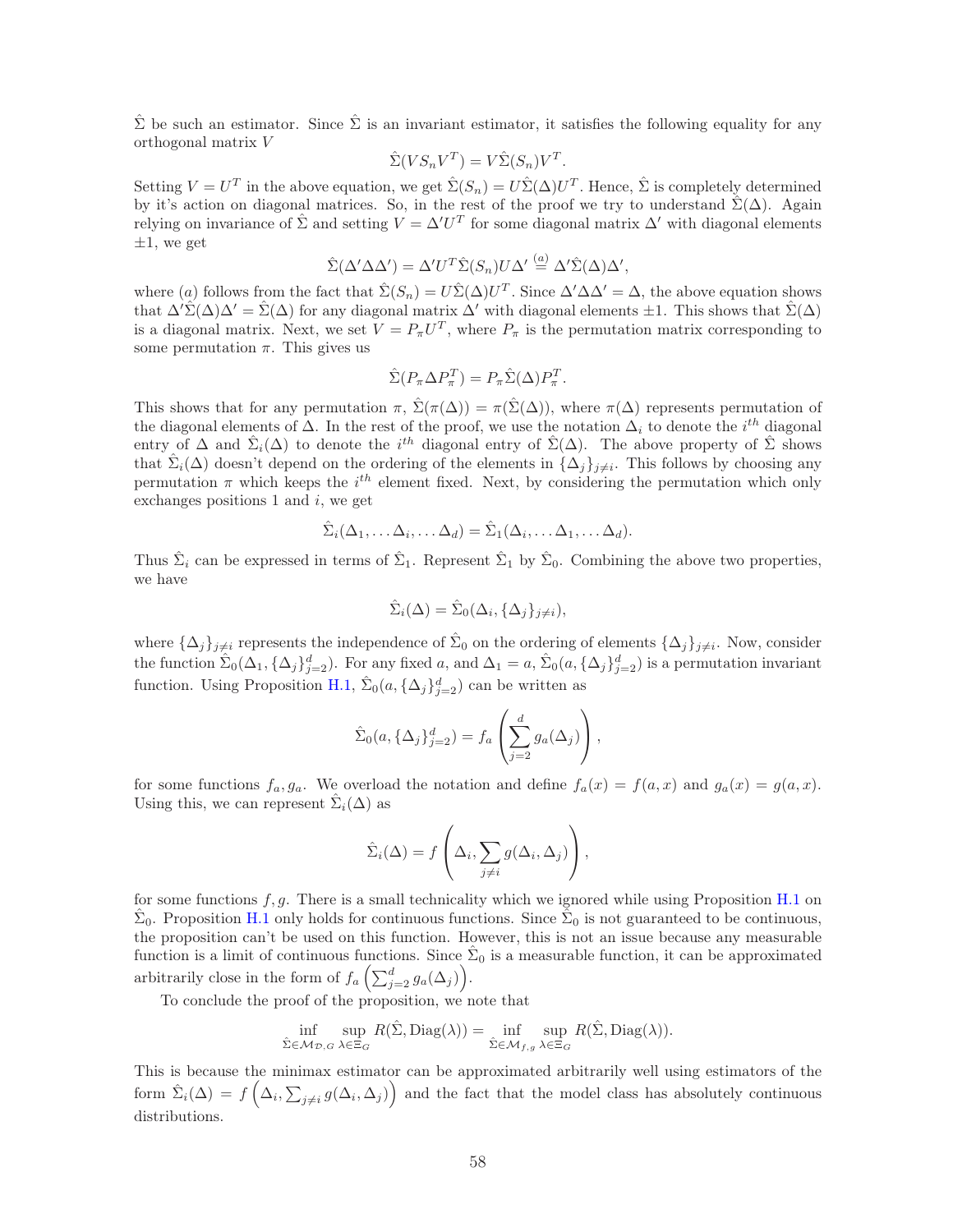$\hat{\Sigma}$ be such an estimator. Since $\hat{\Sigma}$ is an invariant estimator, it satisfies the following equality for any orthogonal matrix $V$

$$\hat{\Sigma}(VS_nV^T) = V\hat{\Sigma}(S_n)V^T.$$

Setting $V = U^T$ in the above equation, we get $\hat{\Sigma}(S_n) = U\hat{\Sigma}(\Delta)U^T$. Hence, $\hat{\Sigma}$ is completely determined by it's action on diagonal matrices. So, in the rest of the proof we try to understand $\hat{\Sigma}(\Delta)$. Again relying on invariance of $\hat{\Sigma}$ and setting $V = \Delta' U^T$ for some diagonal matrix $\Delta'$ with diagonal elements $\pm 1$, we get

$$\hat{\Sigma}(\Delta'\Delta\Delta') = \Delta' U^T \hat{\Sigma}(S_n) U \Delta' \overset{(a)}{=} \Delta' \hat{\Sigma}(\Delta)\Delta',$$

where $(a)$ follows from the fact that $\hat{\Sigma}(S_n) = U\hat{\Sigma}(\Delta)U^T$. Since $\Delta'\Delta\Delta' = \Delta$, the above equation shows that $\Delta'\hat{\Sigma}(\Delta)\Delta' = \hat{\Sigma}(\Delta)$ for any diagonal matrix $\Delta'$ with diagonal elements $\pm 1$. This shows that $\hat{\Sigma}(\Delta)$ is a diagonal matrix. Next, we set $V = P_\pi U^T$, where $P_\pi$ is the permutation matrix corresponding to some permutation $\pi$. This gives us

$$\hat{\Sigma}(P_\pi \Delta P_\pi^T) = P_\pi \hat{\Sigma}(\Delta) P_\pi^T.$$

This shows that for any permutation $\pi$, $\hat{\Sigma}(\pi(\Delta)) = \pi(\hat{\Sigma}(\Delta))$, where $\pi(\Delta)$ represents permutation of the diagonal elements of $\Delta$. In the rest of the proof, we use the notation $\Delta_i$ to denote the $i^{th}$ diagonal entry of $\Delta$ and $\hat{\Sigma}_i(\Delta)$ to denote the $i^{th}$ diagonal entry of $\hat{\Sigma}(\Delta)$. The above property of $\hat{\Sigma}$ shows that $\hat{\Sigma}_i(\Delta)$ doesn't depend on the ordering of the elements in $\{\Delta_j\}_{j\neq i}$. This follows by choosing any permutation $\pi$ which keeps the $i^{th}$ element fixed. Next, by considering the permutation which only exchanges positions 1 and $i$, we get

$$\hat{\Sigma}_i(\Delta_1, \dots \Delta_i, \dots \Delta_d) = \hat{\Sigma}_1(\Delta_i, \dots \Delta_1, \dots \Delta_d).$$

Thus $\hat{\Sigma}_i$ can be expressed in terms of $\hat{\Sigma}_1$. Represent $\hat{\Sigma}_1$ by $\hat{\Sigma}_0$. Combining the above two properties, we have

$$\hat{\Sigma}_i(\Delta) = \hat{\Sigma}_0(\Delta_i, \{\Delta_j\}_{j\neq i}),$$

where $\{\Delta_j\}_{j\neq i}$ represents the independence of $\hat{\Sigma}_0$ on the ordering of elements $\{\Delta_j\}_{j\neq i}$. Now, consider the function $\hat{\Sigma}_0(\Delta_1, \{\Delta_j\}_{j=2}^d)$. For any fixed $a$, and $\Delta_1 = a$, $\hat{\Sigma}_0(a, \{\Delta_j\}_{j=2}^d)$ is a permutation invariant function. Using Proposition H.1, $\hat{\Sigma}_0(a, \{\Delta_j\}_{j=2}^d)$ can be written as

$$\hat{\Sigma}_0(a, \{\Delta_j\}_{j=2}^d) = f_a\left(\sum_{j=2}^d g_a(\Delta_j)\right),$$

for some functions $f_a, g_a$. We overload the notation and define $f_a(x) = f(a, x)$ and $g_a(x) = g(a, x)$. Using this, we can represent $\hat{\Sigma}_i(\Delta)$ as

$$\hat{\Sigma}_i(\Delta) = f\left(\Delta_i, \sum_{j\neq i} g(\Delta_i, \Delta_j)\right),$$

for some functions $f, g$. There is a small technicality which we ignored while using Proposition H.1 on $\hat{\Sigma}_0$. Proposition H.1 only holds for continuous functions. Since $\hat{\Sigma}_0$ is not guaranteed to be continuous, the proposition can't be used on this function. However, this is not an issue because any measurable function is a limit of continuous functions. Since $\hat{\Sigma}_0$ is a measurable function, it can be approximated arbitrarily close in the form of $f_a\left(\sum_{j=2}^d g_a(\Delta_j)\right)$.

To conclude the proof of the proposition, we note that

$$\inf_{\hat{\Sigma}\in\mathcal{M}_{\mathcal{D},G}} \sup_{\lambda\in\Xi_G} R(\hat{\Sigma}, \mathrm{Diag}(\lambda)) = \inf_{\hat{\Sigma}\in\mathcal{M}_{f,g}} \sup_{\lambda\in\Xi_G} R(\hat{\Sigma}, \mathrm{Diag}(\lambda)).$$

This is because the minimax estimator can be approximated arbitrarily well using estimators of the form $\hat{\Sigma}_i(\Delta) = f\left(\Delta_i, \sum_{j\neq i} g(\Delta_i, \Delta_j)\right)$ and the fact that the model class has absolutely continuous distributions.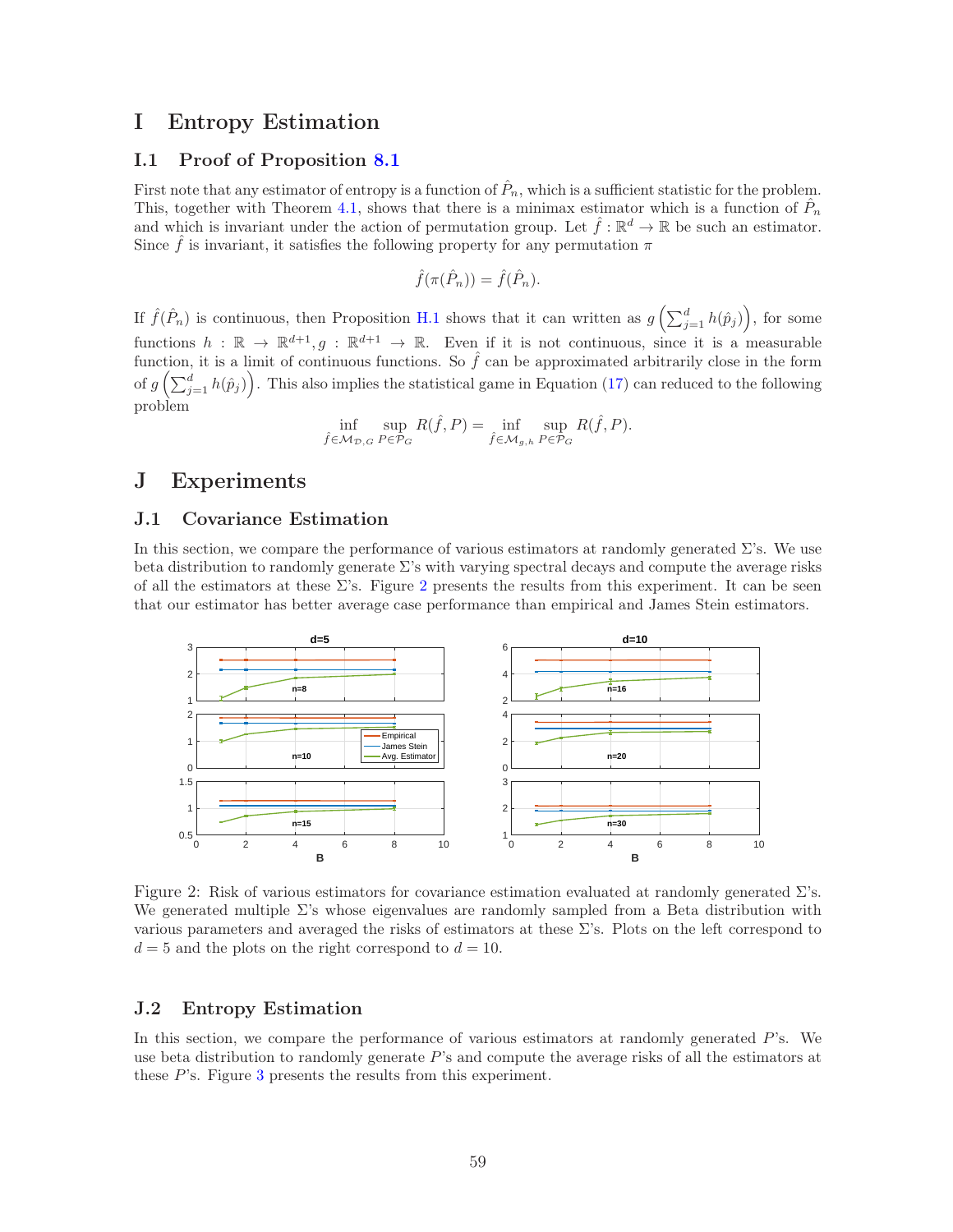# I Entropy Estimation

## I.1 Proof of Proposition 8.1

First note that any estimator of entropy is a function of $\hat{P}_n$, which is a sufficient statistic for the problem. This, together with Theorem 4.1, shows that there is a minimax estimator which is a function of $\hat{P}_n$ and which is invariant under the action of permutation group. Let $\hat{f} : \mathbb{R}^d \to \mathbb{R}$ be such an estimator. Since $\hat{f}$ is invariant, it satisfies the following property for any permutation $\pi$

$$\hat{f}(\pi(\hat{P}_n)) = \hat{f}(\hat{P}_n).$$

If $\hat{f}(\hat{P}_n)$ is continuous, then Proposition H.1 shows that it can written as $g\left(\sum_{j=1}^d h(\hat{p}_j)\right)$, for some functions $h : \mathbb{R} \to \mathbb{R}^{d+1}, g : \mathbb{R}^{d+1} \to \mathbb{R}$. Even if it is not continuous, since it is a measurable function, it is a limit of continuous functions. So $\hat{f}$ can be approximated arbitrarily close in the form of $g\left(\sum_{j=1}^d h(\hat{p}_j)\right)$. This also implies the statistical game in Equation (17) can reduced to the following problem

$$\inf_{\hat{f} \in \mathcal{M}_{\mathcal{D},G}} \sup_{P \in \mathcal{P}_G} R(\hat{f}, P) = \inf_{\hat{f} \in \mathcal{M}_{g,h}} \sup_{P \in \mathcal{P}_G} R(\hat{f}, P).$$

# J Experiments

## J.1 Covariance Estimation

In this section, we compare the performance of various estimators at randomly generated $\Sigma$'s. We use beta distribution to randomly generate $\Sigma$'s with varying spectral decays and compute the average risks of all the estimators at these $\Sigma$'s. Figure 2 presents the results from this experiment. It can be seen that our estimator has better average case performance than empirical and James Stein estimators.

Figure 2: Risk of various estimators for covariance estimation evaluated at randomly generated $\Sigma$'s. We generated multiple $\Sigma$'s whose eigenvalues are randomly sampled from a Beta distribution with various parameters and averaged the risks of estimators at these $\Sigma$'s. Plots on the left correspond to $d = 5$ and the plots on the right correspond to $d = 10$.

## J.2 Entropy Estimation

In this section, we compare the performance of various estimators at randomly generated $P$'s. We use beta distribution to randomly generate $P$'s and compute the average risks of all the estimators at these $P$'s. Figure 3 presents the results from this experiment.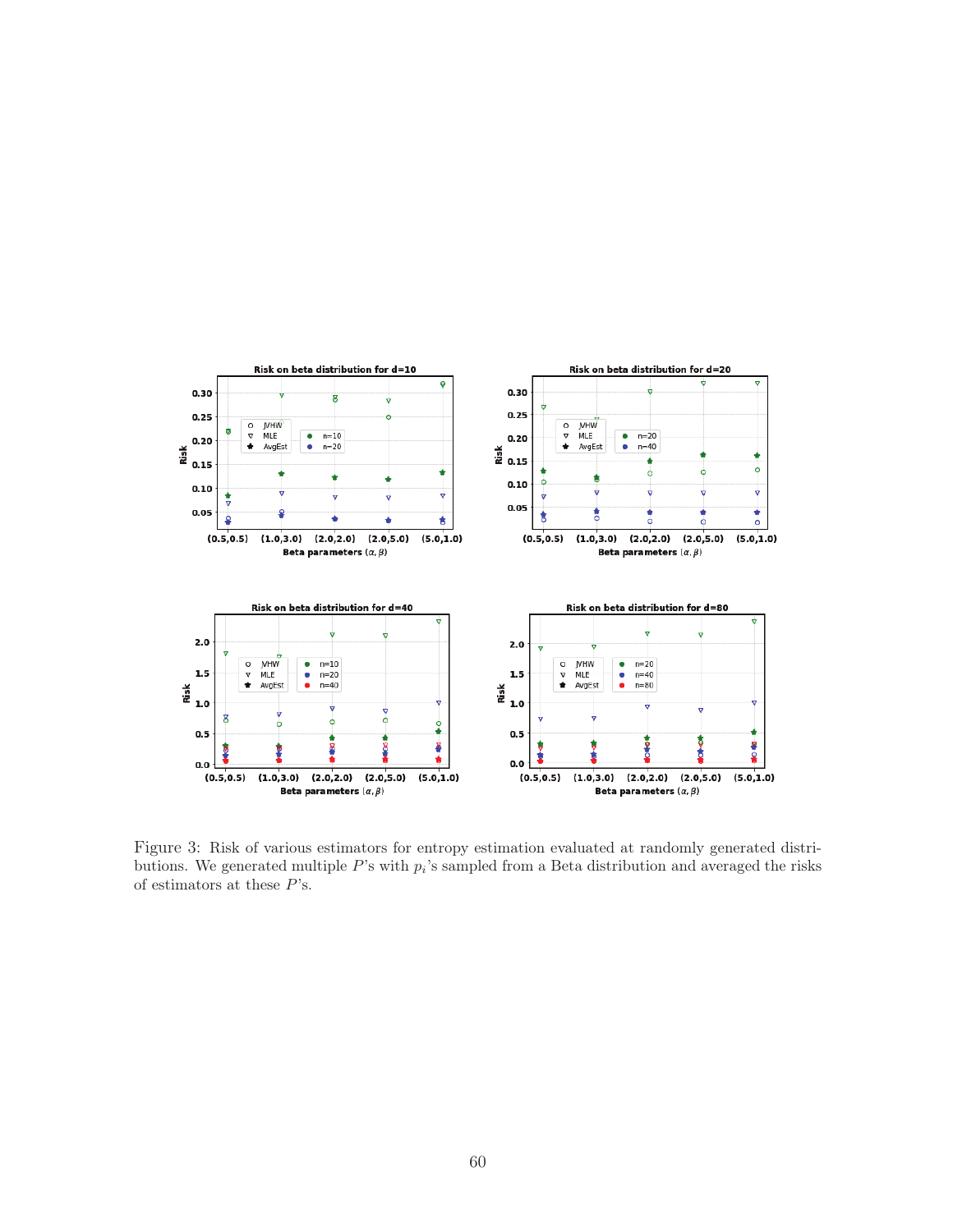Risk on beta distribution for d=10

0.30
0.25
0.20
0.15
0.10
0.05

Risk

JVHW
MLE
AvgEst

n=10
n=20

(0.5,0.5) (1.0,3.0) (2.0,2.0) (2.0,5.0) (5.0,1.0)

Beta parameters $(\alpha, \beta)$

Risk on beta distribution for d=20

0.30
0.25
0.20
0.15
0.10
0.05

Risk

JVHW
MLE
AvgEst

n=20
n=40

(0.5,0.5) (1.0,3.0) (2.0,2.0) (2.0,5.0) (5.0,1.0)

Beta parameters $(\alpha, \beta)$

Risk on beta distribution for d=40

2.0
1.5
1.0
0.5
0.0

Risk

JVHW
MLE
AvgEst

n=10
n=20
n=40

(0.5,0.5) (1.0,3.0) (2.0,2.0) (2.0,5.0) (5.0,1.0)

Beta parameters $(\alpha, \beta)$

Risk on beta distribution for d=80

2.0
1.5
1.0
0.5
0.0

Risk

JVHW
MLE
AvgEst

n=20
n=40
n=80

(0.5,0.5) (1.0,3.0) (2.0,2.0) (2.0,5.0) (5.0,1.0)

Beta parameters $(\alpha, \beta)$

Figure 3: Risk of various estimators for entropy estimation evaluated at randomly generated distributions. We generated multiple $P$'s with $p_i$'s sampled from a Beta distribution and averaged the risks of estimators at these $P$'s.